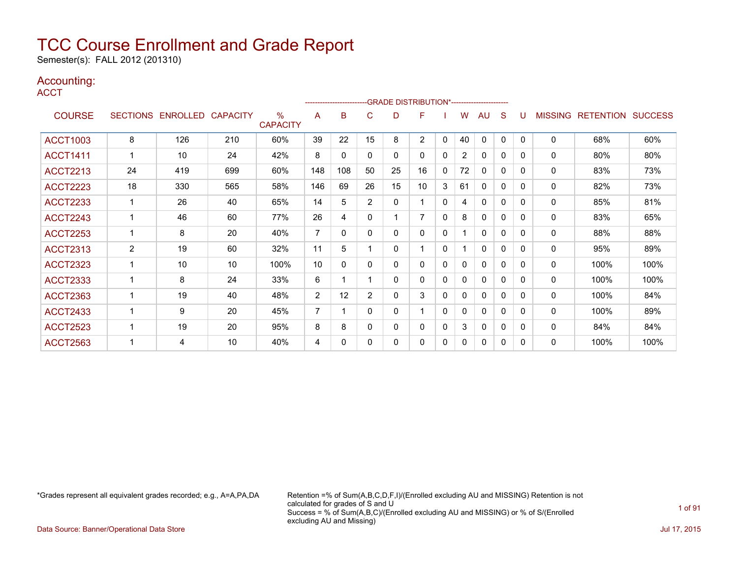# TCC Course Enrollment and Grade Report

Semester(s): FALL 2012 (201310)

## Accounting:

ACCT

| COURSE | SECTIONS | ENROLLED | CAPACITY | % CAPACITY | A | B | C | D | F | I | W | AU | S | U | MISSING | RETENTION | SUCCESS |
|---|---|---|---|---|---|---|---|---|---|---|---|---|---|---|---|---|---|
| | | | | | GRADE DISTRIBUTION* | | | | | | | | | | | | |
| ACCT1003 | 8 | 126 | 210 | 60% | 39 | 22 | 15 | 8 | 2 | 0 | 40 | 0 | 0 | 0 | 0 | 68% | 60% |
| ACCT1411 | 1 | 10 | 24 | 42% | 8 | 0 | 0 | 0 | 0 | 0 | 2 | 0 | 0 | 0 | 0 | 80% | 80% |
| ACCT2213 | 24 | 419 | 699 | 60% | 148 | 108 | 50 | 25 | 16 | 0 | 72 | 0 | 0 | 0 | 0 | 83% | 73% |
| ACCT2223 | 18 | 330 | 565 | 58% | 146 | 69 | 26 | 15 | 10 | 3 | 61 | 0 | 0 | 0 | 0 | 82% | 73% |
| ACCT2233 | 1 | 26 | 40 | 65% | 14 | 5 | 2 | 0 | 1 | 0 | 4 | 0 | 0 | 0 | 0 | 85% | 81% |
| ACCT2243 | 1 | 46 | 60 | 77% | 26 | 4 | 0 | 1 | 7 | 0 | 8 | 0 | 0 | 0 | 0 | 83% | 65% |
| ACCT2253 | 1 | 8 | 20 | 40% | 7 | 0 | 0 | 0 | 0 | 0 | 1 | 0 | 0 | 0 | 0 | 88% | 88% |
| ACCT2313 | 2 | 19 | 60 | 32% | 11 | 5 | 1 | 0 | 1 | 0 | 1 | 0 | 0 | 0 | 0 | 95% | 89% |
| ACCT2323 | 1 | 10 | 10 | 100% | 10 | 0 | 0 | 0 | 0 | 0 | 0 | 0 | 0 | 0 | 0 | 100% | 100% |
| ACCT2333 | 1 | 8 | 24 | 33% | 6 | 1 | 1 | 0 | 0 | 0 | 0 | 0 | 0 | 0 | 0 | 100% | 100% |
| ACCT2363 | 1 | 19 | 40 | 48% | 2 | 12 | 2 | 0 | 3 | 0 | 0 | 0 | 0 | 0 | 0 | 100% | 84% |
| ACCT2433 | 1 | 9 | 20 | 45% | 7 | 1 | 0 | 0 | 1 | 0 | 0 | 0 | 0 | 0 | 0 | 100% | 89% |
| ACCT2523 | 1 | 19 | 20 | 95% | 8 | 8 | 0 | 0 | 0 | 0 | 3 | 0 | 0 | 0 | 0 | 84% | 84% |
| ACCT2563 | 1 | 4 | 10 | 40% | 4 | 0 | 0 | 0 | 0 | 0 | 0 | 0 | 0 | 0 | 0 | 100% | 100% |

*Grades represent all equivalent grades recorded; e.g., A=A,PA,DA

Retention =% of Sum(A,B,C,D,F,I)/(Enrolled excluding AU and MISSING) Retention is not calculated for grades of S and U
Success = % of Sum(A,B,C)/(Enrolled excluding AU and MISSING) or % of S/(Enrolled excluding AU and Missing)

Data Source: Banner/Operational Data Store

Jul 17, 2015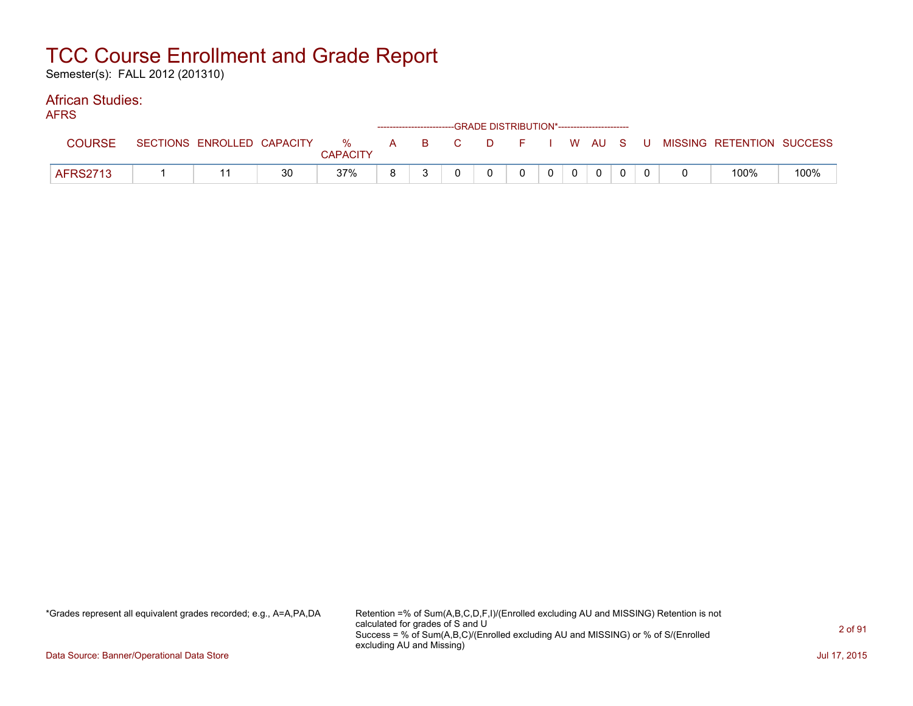# TCC Course Enrollment and Grade Report

Semester(s): FALL 2012 (201310)

## African Studies:

AFRS

| COURSE | SECTIONS | ENROLLED | CAPACITY | % CAPACITY | A | B | C | D | F | I | W | AU | S | U | MISSING | RETENTION | SUCCESS |
|---|---|---|---|---|---|---|---|---|---|---|---|---|---|---|---|---|---|
| | | | | | GRADE DISTRIBUTION* | | | | | | | | | | | | |
| AFRS2713 | 1 | 11 | 30 | 37% | 8 | 3 | 0 | 0 | 0 | 0 | 0 | 0 | 0 | 0 | 0 | 100% | 100% |

*Grades represent all equivalent grades recorded; e.g., A=A,PA,DA

Retention =% of Sum(A,B,C,D,F,I)/(Enrolled excluding AU and MISSING) Retention is not calculated for grades of S and U
Success = % of Sum(A,B,C)/(Enrolled excluding AU and MISSING) or % of S/(Enrolled excluding AU and Missing)

Data Source: Banner/Operational Data Store

Jul 17, 2015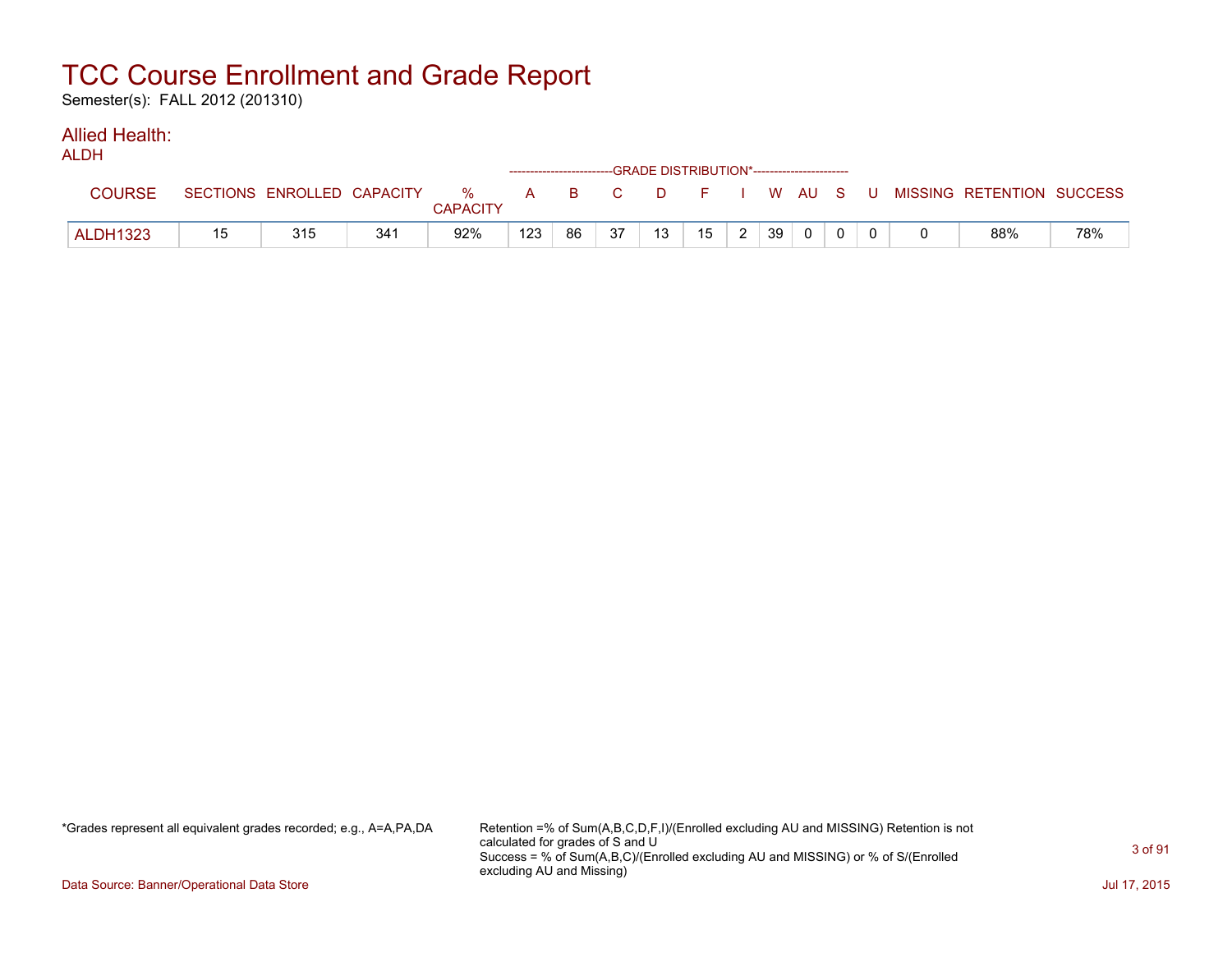# TCC Course Enrollment and Grade Report

Semester(s): FALL 2012 (201310)

## Allied Health:

ALDH

| COURSE | SECTIONS | ENROLLED | CAPACITY | % CAPACITY | A | B | C | D | F | I | W | AU | S | U | MISSING | RETENTION | SUCCESS |
|---|---|---|---|---|---|---|---|---|---|---|---|---|---|---|---|---|---|
| | | | | | GRADE DISTRIBUTION* | | | | | | | | | | | | |
| ALDH1323 | 15 | 315 | 341 | 92% | 123 | 86 | 37 | 13 | 15 | 2 | 39 | 0 | 0 | 0 | 0 | 88% | 78% |

*Grades represent all equivalent grades recorded; e.g., A=A,PA,DA

Retention =% of Sum(A,B,C,D,F,I)/(Enrolled excluding AU and MISSING) Retention is not calculated for grades of S and U
Success = % of Sum(A,B,C)/(Enrolled excluding AU and MISSING) or % of S/(Enrolled excluding AU and Missing)

Data Source: Banner/Operational Data Store

Jul 17, 2015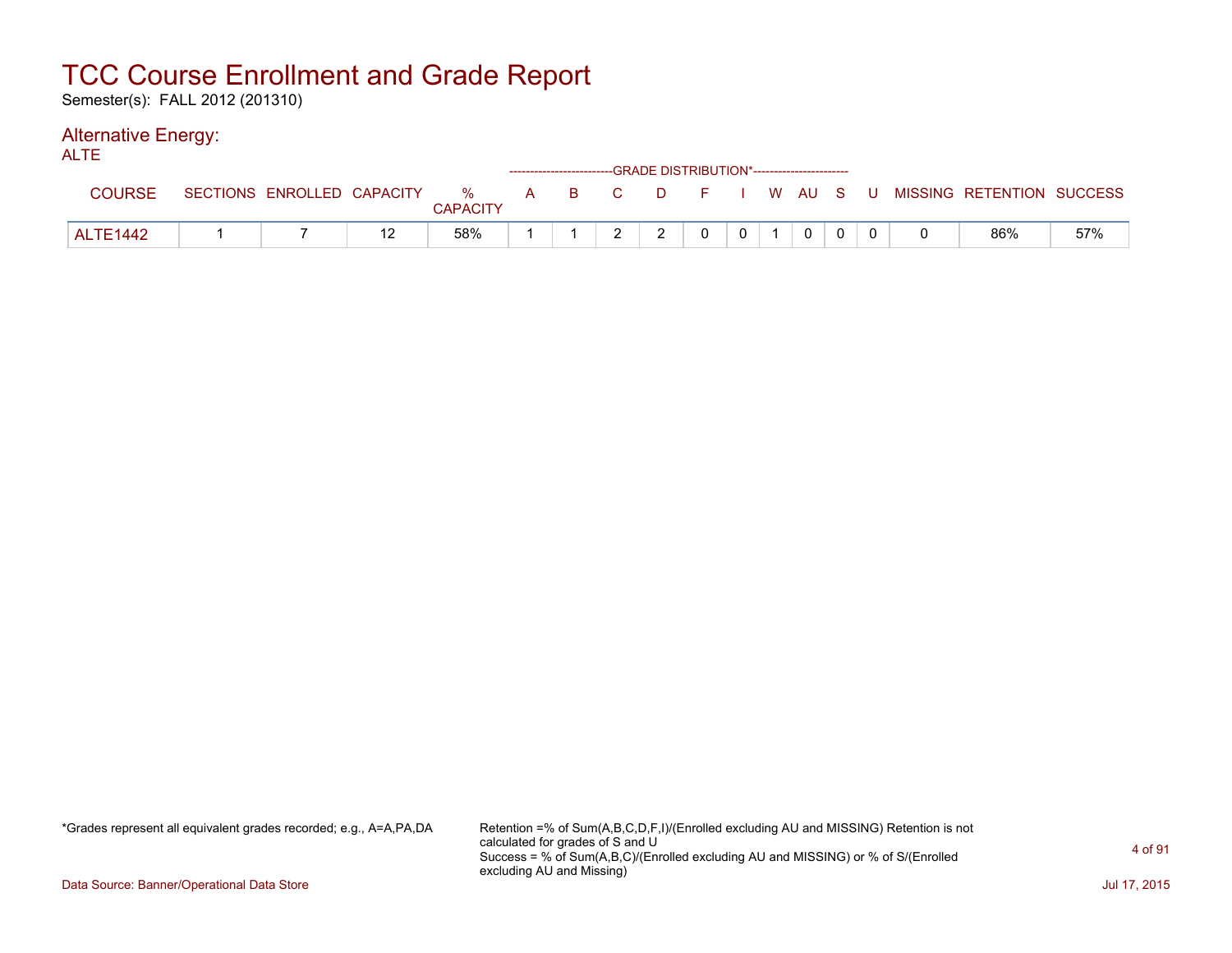# TCC Course Enrollment and Grade Report

Semester(s): FALL 2012 (201310)

## Alternative Energy:

ALTE

| COURSE | SECTIONS | ENROLLED | CAPACITY | % CAPACITY | GRADE DISTRIBUTION* A | B | C | D | F | I | W | AU | S | U | MISSING | RETENTION | SUCCESS |
|---|---|---|---|---|---|---|---|---|---|---|---|---|---|---|---|---|---|
| ALTE1442 | 1 | 7 | 12 | 58% | 1 | 1 | 2 | 2 | 0 | 0 | 1 | 0 | 0 | 0 | 0 | 86% | 57% |

*Grades represent all equivalent grades recorded; e.g., A=A,PA,DA

Retention =% of Sum(A,B,C,D,F,I)/(Enrolled excluding AU and MISSING) Retention is not calculated for grades of S and U
Success = % of Sum(A,B,C)/(Enrolled excluding AU and MISSING) or % of S/(Enrolled excluding AU and Missing)

Data Source: Banner/Operational Data Store

Jul 17, 2015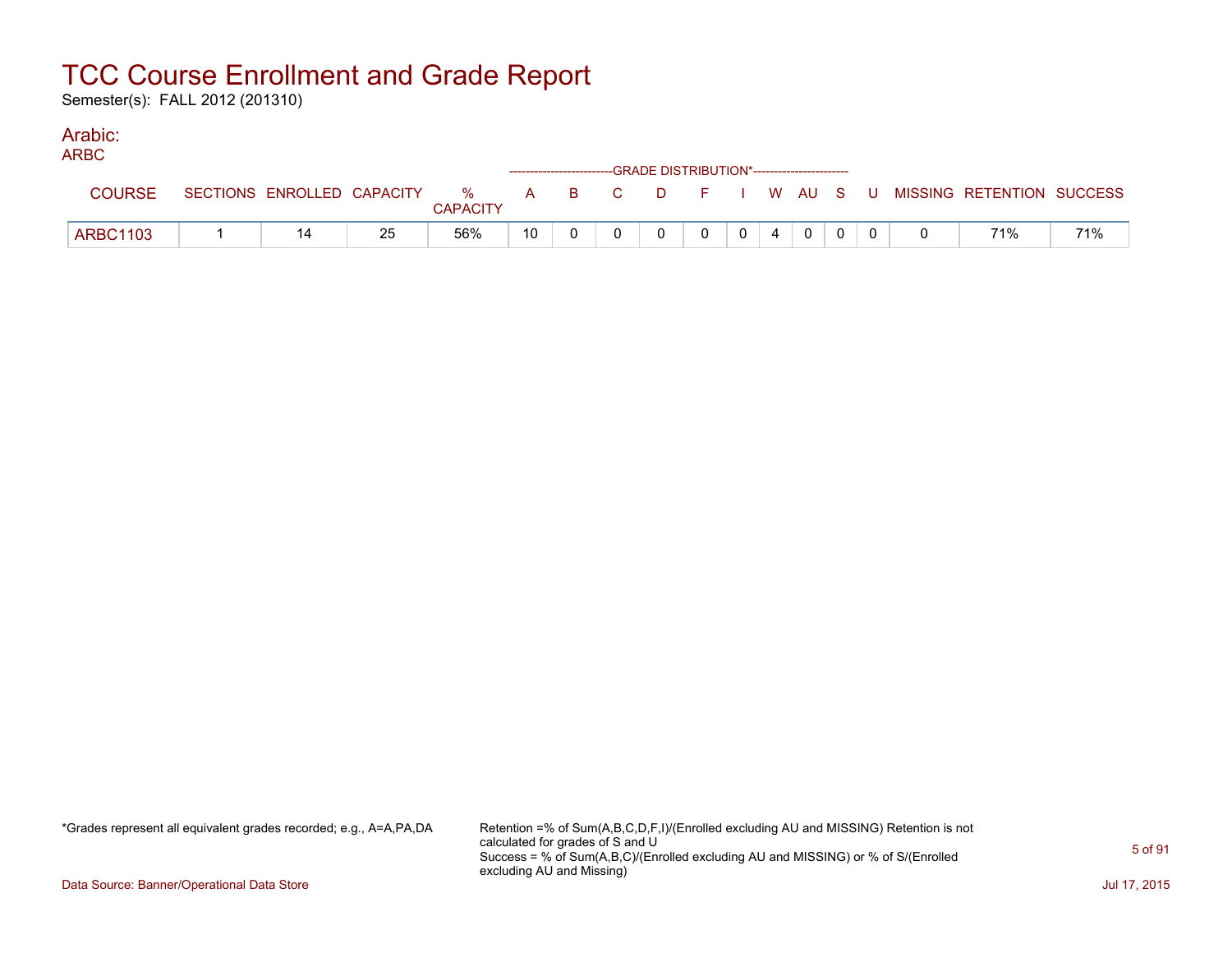# TCC Course Enrollment and Grade Report

Semester(s): FALL 2012 (201310)

## Arabic:

### ARBC

| COURSE | SECTIONS | ENROLLED | CAPACITY | % CAPACITY | A | B | C | D | F | I | W | AU | S | U | MISSING | RETENTION | SUCCESS |
|---|---|---|---|---|---|---|---|---|---|---|---|---|---|---|---|---|---|
| | | | | | GRADE DISTRIBUTION* | | | | | | | | | | | | |
| ARBC1103 | 1 | 14 | 25 | 56% | 10 | 0 | 0 | 0 | 0 | 0 | 4 | 0 | 0 | 0 | 0 | 71% | 71% |

*Grades represent all equivalent grades recorded; e.g., A=A,PA,DA

Retention =% of Sum(A,B,C,D,F,I)/(Enrolled excluding AU and MISSING) Retention is not calculated for grades of S and U
Success = % of Sum(A,B,C)/(Enrolled excluding AU and MISSING) or % of S/(Enrolled excluding AU and Missing)

Data Source: Banner/Operational Data Store

Jul 17, 2015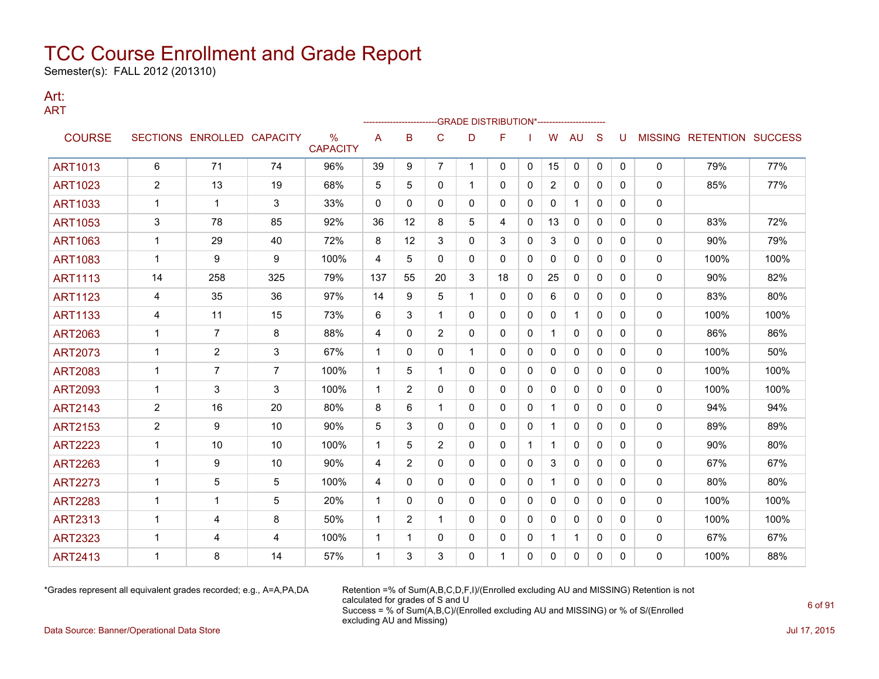# TCC Course Enrollment and Grade Report

Semester(s): FALL 2012 (201310)

## Art:

### ART

| COURSE | SECTIONS | ENROLLED | CAPACITY | % CAPACITY | A | B | C | D | F | I | W | AU | S | U | MISSING | RETENTION | SUCCESS |
|---|---|---|---|---|---|---|---|---|---|---|---|---|---|---|---|---|---|
| | | | | | GRADE DISTRIBUTION* | | | | | | | | | | | | |
| ART1013 | 6 | 71 | 74 | 96% | 39 | 9 | 7 | 1 | 0 | 0 | 15 | 0 | 0 | 0 | 0 | 79% | 77% |
| ART1023 | 2 | 13 | 19 | 68% | 5 | 5 | 0 | 1 | 0 | 0 | 2 | 0 | 0 | 0 | 0 | 85% | 77% |
| ART1033 | 1 | 1 | 3 | 33% | 0 | 0 | 0 | 0 | 0 | 0 | 0 | 1 | 0 | 0 | 0 | | |
| ART1053 | 3 | 78 | 85 | 92% | 36 | 12 | 8 | 5 | 4 | 0 | 13 | 0 | 0 | 0 | 0 | 83% | 72% |
| ART1063 | 1 | 29 | 40 | 72% | 8 | 12 | 3 | 0 | 3 | 0 | 3 | 0 | 0 | 0 | 0 | 90% | 79% |
| ART1083 | 1 | 9 | 9 | 100% | 4 | 5 | 0 | 0 | 0 | 0 | 0 | 0 | 0 | 0 | 0 | 100% | 100% |
| ART1113 | 14 | 258 | 325 | 79% | 137 | 55 | 20 | 3 | 18 | 0 | 25 | 0 | 0 | 0 | 0 | 90% | 82% |
| ART1123 | 4 | 35 | 36 | 97% | 14 | 9 | 5 | 1 | 0 | 0 | 6 | 0 | 0 | 0 | 0 | 83% | 80% |
| ART1133 | 4 | 11 | 15 | 73% | 6 | 3 | 1 | 0 | 0 | 0 | 0 | 1 | 0 | 0 | 0 | 100% | 100% |
| ART2063 | 1 | 7 | 8 | 88% | 4 | 0 | 2 | 0 | 0 | 0 | 1 | 0 | 0 | 0 | 0 | 86% | 86% |
| ART2073 | 1 | 2 | 3 | 67% | 1 | 0 | 0 | 1 | 0 | 0 | 0 | 0 | 0 | 0 | 0 | 100% | 50% |
| ART2083 | 1 | 7 | 7 | 100% | 1 | 5 | 1 | 0 | 0 | 0 | 0 | 0 | 0 | 0 | 0 | 100% | 100% |
| ART2093 | 1 | 3 | 3 | 100% | 1 | 2 | 0 | 0 | 0 | 0 | 0 | 0 | 0 | 0 | 0 | 100% | 100% |
| ART2143 | 2 | 16 | 20 | 80% | 8 | 6 | 1 | 0 | 0 | 0 | 1 | 0 | 0 | 0 | 0 | 94% | 94% |
| ART2153 | 2 | 9 | 10 | 90% | 5 | 3 | 0 | 0 | 0 | 0 | 1 | 0 | 0 | 0 | 0 | 89% | 89% |
| ART2223 | 1 | 10 | 10 | 100% | 1 | 5 | 2 | 0 | 0 | 1 | 1 | 0 | 0 | 0 | 0 | 90% | 80% |
| ART2263 | 1 | 9 | 10 | 90% | 4 | 2 | 0 | 0 | 0 | 0 | 3 | 0 | 0 | 0 | 0 | 67% | 67% |
| ART2273 | 1 | 5 | 5 | 100% | 4 | 0 | 0 | 0 | 0 | 0 | 1 | 0 | 0 | 0 | 0 | 80% | 80% |
| ART2283 | 1 | 1 | 5 | 20% | 1 | 0 | 0 | 0 | 0 | 0 | 0 | 0 | 0 | 0 | 0 | 100% | 100% |
| ART2313 | 1 | 4 | 8 | 50% | 1 | 2 | 1 | 0 | 0 | 0 | 0 | 0 | 0 | 0 | 0 | 100% | 100% |
| ART2323 | 1 | 4 | 4 | 100% | 1 | 1 | 0 | 0 | 0 | 0 | 1 | 1 | 0 | 0 | 0 | 67% | 67% |
| ART2413 | 1 | 8 | 14 | 57% | 1 | 3 | 3 | 0 | 1 | 0 | 0 | 0 | 0 | 0 | 0 | 100% | 88% |

*Grades represent all equivalent grades recorded; e.g., A=A,PA,DA

Retention =% of Sum(A,B,C,D,F,I)/(Enrolled excluding AU and MISSING) Retention is not calculated for grades of S and U
Success = % of Sum(A,B,C)/(Enrolled excluding AU and MISSING) or % of S/(Enrolled excluding AU and Missing)

Data Source: Banner/Operational Data Store

Jul 17, 2015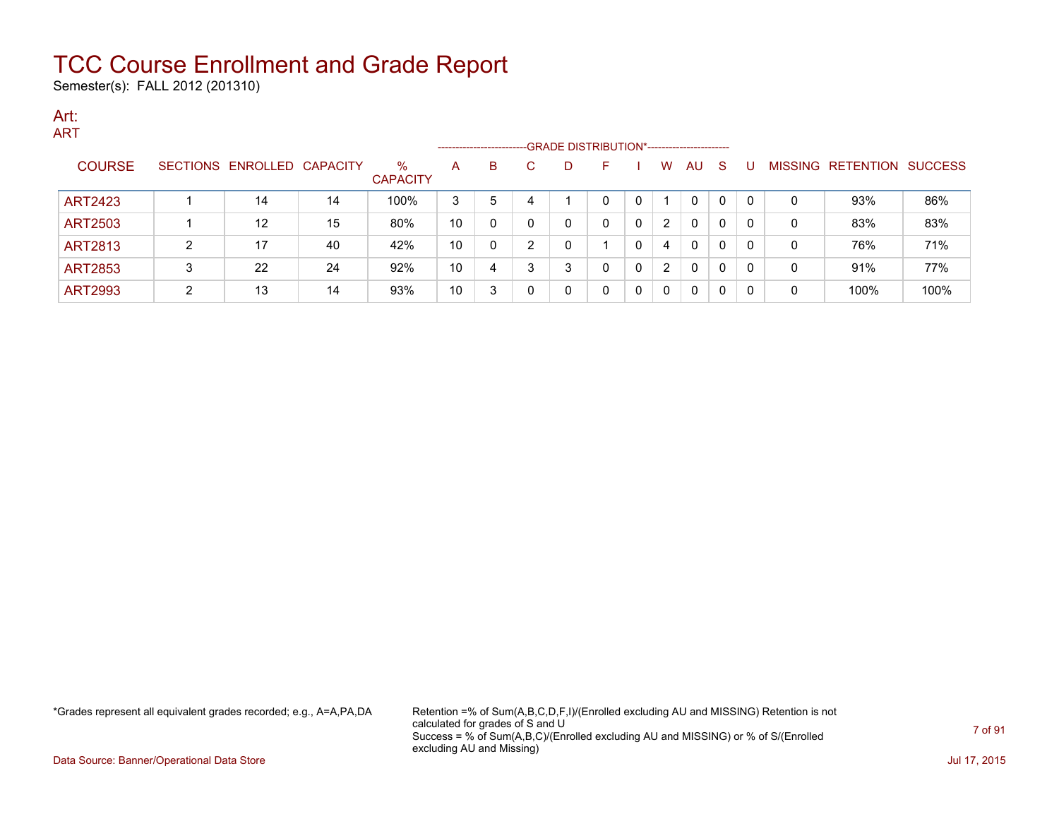# TCC Course Enrollment and Grade Report

Semester(s): FALL 2012 (201310)

## Art:

### ART

| COURSE | SECTIONS | ENROLLED | CAPACITY | % CAPACITY | A | B | C | D | F | I | W | AU | S | U | MISSING | RETENTION | SUCCESS |
|---|---|---|---|---|---|---|---|---|---|---|---|---|---|---|---|---|---|
| | | | | | GRADE DISTRIBUTION* | | | | | | | | | | | | |
| ART2423 | 1 | 14 | 14 | 100% | 3 | 5 | 4 | 1 | 0 | 0 | 1 | 0 | 0 | 0 | 0 | 93% | 86% |
| ART2503 | 1 | 12 | 15 | 80% | 10 | 0 | 0 | 0 | 0 | 0 | 2 | 0 | 0 | 0 | 0 | 83% | 83% |
| ART2813 | 2 | 17 | 40 | 42% | 10 | 0 | 2 | 0 | 1 | 0 | 4 | 0 | 0 | 0 | 0 | 76% | 71% |
| ART2853 | 3 | 22 | 24 | 92% | 10 | 4 | 3 | 3 | 0 | 0 | 2 | 0 | 0 | 0 | 0 | 91% | 77% |
| ART2993 | 2 | 13 | 14 | 93% | 10 | 3 | 0 | 0 | 0 | 0 | 0 | 0 | 0 | 0 | 0 | 100% | 100% |

*Grades represent all equivalent grades recorded; e.g., A=A,PA,DA

Retention =% of Sum(A,B,C,D,F,I)/(Enrolled excluding AU and MISSING) Retention is not calculated for grades of S and U
Success = % of Sum(A,B,C)/(Enrolled excluding AU and MISSING) or % of S/(Enrolled excluding AU and Missing)

Data Source: Banner/Operational Data Store

Jul 17, 2015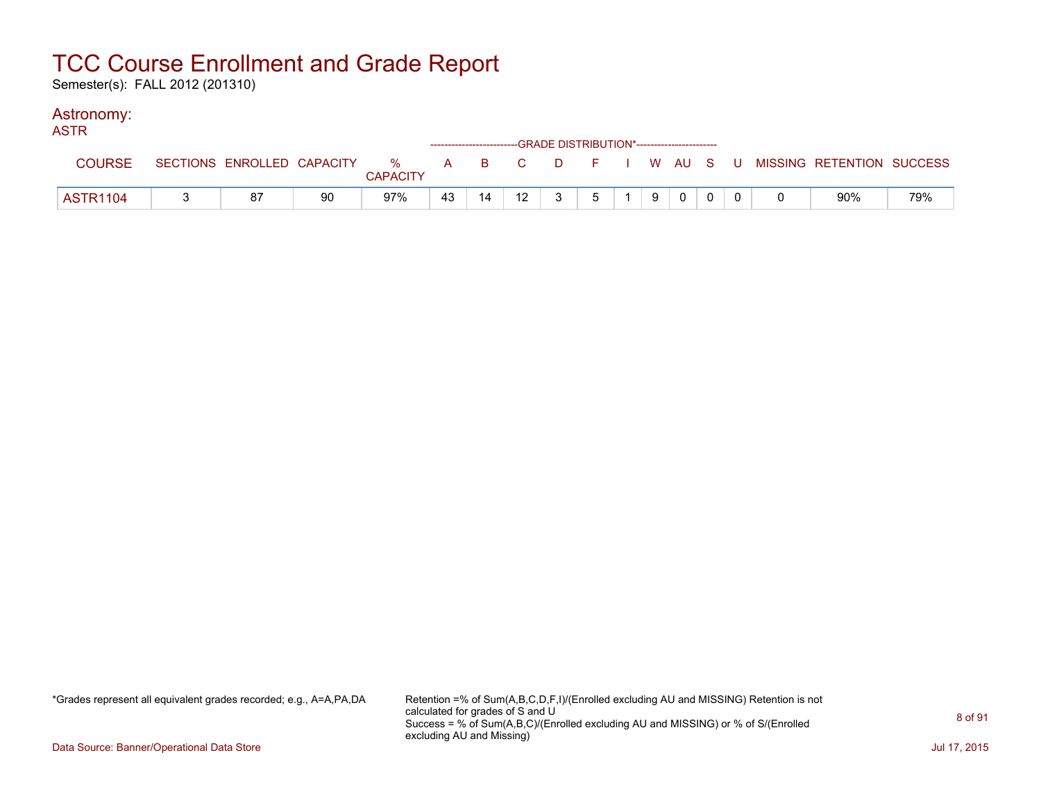# TCC Course Enrollment and Grade Report

Semester(s): FALL 2012 (201310)

## Astronomy:

### ASTR

| COURSE | SECTIONS | ENROLLED | CAPACITY | % CAPACITY | GRADE DISTRIBUTION* A | B | C | D | F | I | W | AU | S | U | MISSING | RETENTION | SUCCESS |
|---|---|---|---|---|---|---|---|---|---|---|---|---|---|---|---|---|---|
| ASTR1104 | 3 | 87 | 90 | 97% | 43 | 14 | 12 | 3 | 5 | 1 | 9 | 0 | 0 | 0 | 0 | 90% | 79% |

*Grades represent all equivalent grades recorded; e.g., A=A,PA,DA

Retention =% of Sum(A,B,C,D,F,I)/(Enrolled excluding AU and MISSING) Retention is not calculated for grades of S and U
Success = % of Sum(A,B,C)/(Enrolled excluding AU and MISSING) or % of S/(Enrolled excluding AU and Missing)

Data Source: Banner/Operational Data Store

Jul 17, 2015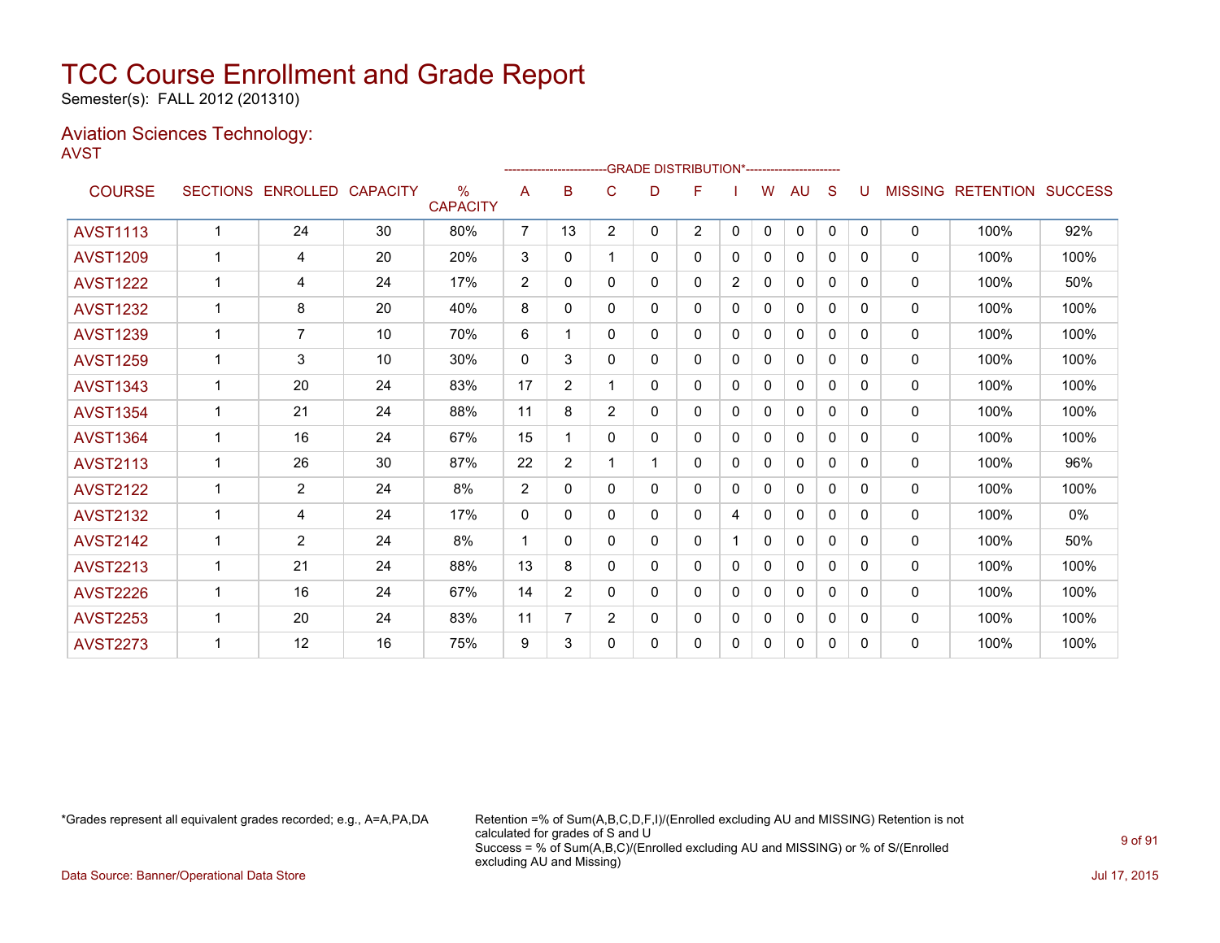# TCC Course Enrollment and Grade Report

Semester(s): FALL 2012 (201310)

## Aviation Sciences Technology:

AVST

| COURSE | SECTIONS | ENROLLED | CAPACITY | % CAPACITY | A | B | C | D | F | I | W | AU | S | U | MISSING | RETENTION | SUCCESS |
|---|---|---|---|---|---|---|---|---|---|---|---|---|---|---|---|---|---|
| | | | | | GRADE DISTRIBUTION* | | | | | | | | | | | | |
| AVST1113 | 1 | 24 | 30 | 80% | 7 | 13 | 2 | 0 | 2 | 0 | 0 | 0 | 0 | 0 | 0 | 100% | 92% |
| AVST1209 | 1 | 4 | 20 | 20% | 3 | 0 | 1 | 0 | 0 | 0 | 0 | 0 | 0 | 0 | 0 | 100% | 100% |
| AVST1222 | 1 | 4 | 24 | 17% | 2 | 0 | 0 | 0 | 0 | 2 | 0 | 0 | 0 | 0 | 0 | 100% | 50% |
| AVST1232 | 1 | 8 | 20 | 40% | 8 | 0 | 0 | 0 | 0 | 0 | 0 | 0 | 0 | 0 | 0 | 100% | 100% |
| AVST1239 | 1 | 7 | 10 | 70% | 6 | 1 | 0 | 0 | 0 | 0 | 0 | 0 | 0 | 0 | 0 | 100% | 100% |
| AVST1259 | 1 | 3 | 10 | 30% | 0 | 3 | 0 | 0 | 0 | 0 | 0 | 0 | 0 | 0 | 0 | 100% | 100% |
| AVST1343 | 1 | 20 | 24 | 83% | 17 | 2 | 1 | 0 | 0 | 0 | 0 | 0 | 0 | 0 | 0 | 100% | 100% |
| AVST1354 | 1 | 21 | 24 | 88% | 11 | 8 | 2 | 0 | 0 | 0 | 0 | 0 | 0 | 0 | 0 | 100% | 100% |
| AVST1364 | 1 | 16 | 24 | 67% | 15 | 1 | 0 | 0 | 0 | 0 | 0 | 0 | 0 | 0 | 0 | 100% | 100% |
| AVST2113 | 1 | 26 | 30 | 87% | 22 | 2 | 1 | 1 | 0 | 0 | 0 | 0 | 0 | 0 | 0 | 100% | 96% |
| AVST2122 | 1 | 2 | 24 | 8% | 2 | 0 | 0 | 0 | 0 | 0 | 0 | 0 | 0 | 0 | 0 | 100% | 100% |
| AVST2132 | 1 | 4 | 24 | 17% | 0 | 0 | 0 | 0 | 0 | 4 | 0 | 0 | 0 | 0 | 0 | 100% | 0% |
| AVST2142 | 1 | 2 | 24 | 8% | 1 | 0 | 0 | 0 | 0 | 1 | 0 | 0 | 0 | 0 | 0 | 100% | 50% |
| AVST2213 | 1 | 21 | 24 | 88% | 13 | 8 | 0 | 0 | 0 | 0 | 0 | 0 | 0 | 0 | 0 | 100% | 100% |
| AVST2226 | 1 | 16 | 24 | 67% | 14 | 2 | 0 | 0 | 0 | 0 | 0 | 0 | 0 | 0 | 0 | 100% | 100% |
| AVST2253 | 1 | 20 | 24 | 83% | 11 | 7 | 2 | 0 | 0 | 0 | 0 | 0 | 0 | 0 | 0 | 100% | 100% |
| AVST2273 | 1 | 12 | 16 | 75% | 9 | 3 | 0 | 0 | 0 | 0 | 0 | 0 | 0 | 0 | 0 | 100% | 100% |

*Grades represent all equivalent grades recorded; e.g., A=A,PA,DA

Retention =% of Sum(A,B,C,D,F,I)/(Enrolled excluding AU and MISSING) Retention is not calculated for grades of S and U
Success = % of Sum(A,B,C)/(Enrolled excluding AU and MISSING) or % of S/(Enrolled excluding AU and Missing)

Data Source: Banner/Operational Data Store

Jul 17, 2015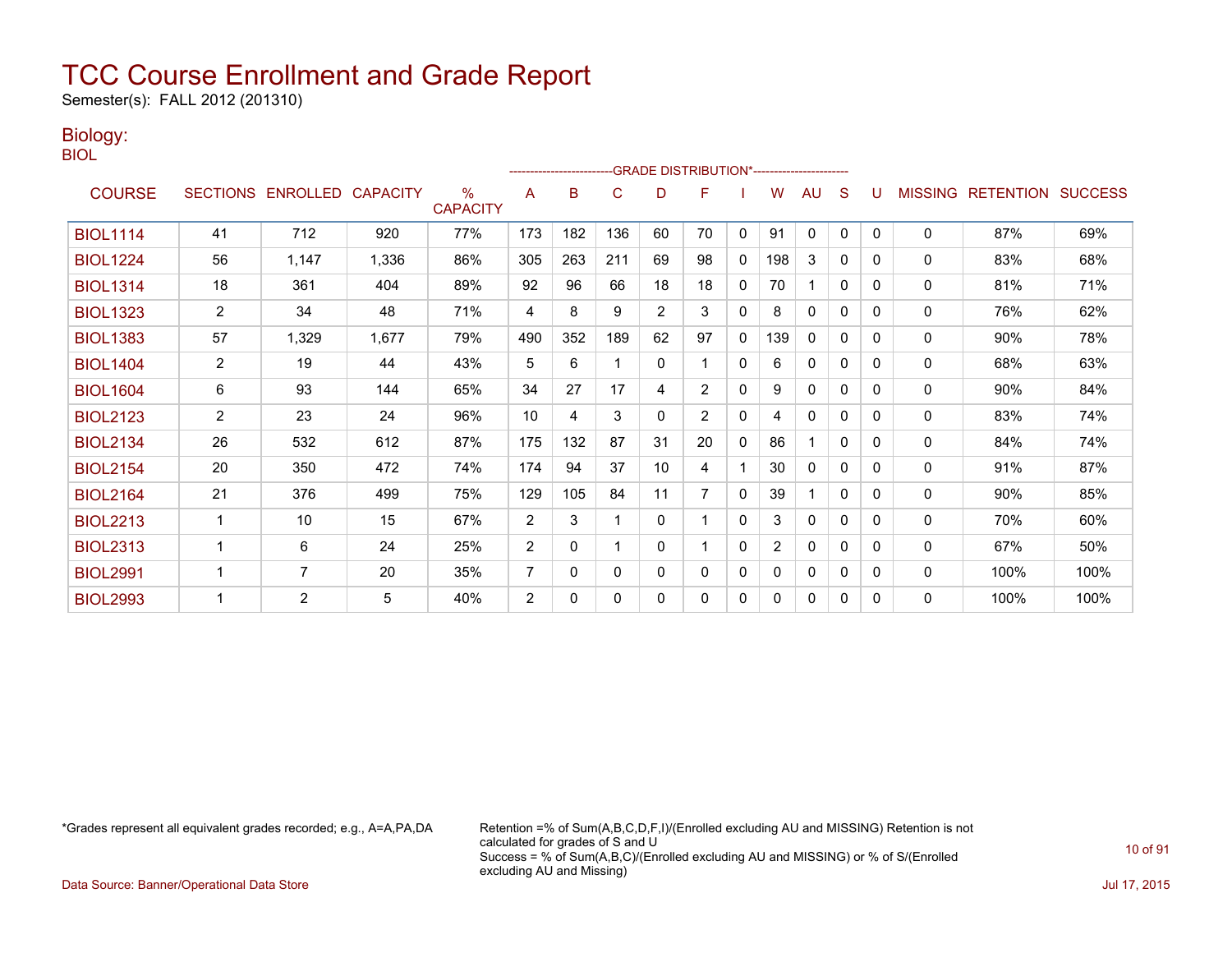# TCC Course Enrollment and Grade Report

Semester(s): FALL 2012 (201310)

## Biology:

BIOL

| COURSE | SECTIONS | ENROLLED | CAPACITY | % CAPACITY | A | B | C | D | F | I | W | AU | S | U | MISSING | RETENTION | SUCCESS |
|---|---|---|---|---|---|---|---|---|---|---|---|---|---|---|---|---|---|
| | | | | | GRADE DISTRIBUTION* | | | | | | | | | | | | |
| BIOL1114 | 41 | 712 | 920 | 77% | 173 | 182 | 136 | 60 | 70 | 0 | 91 | 0 | 0 | 0 | 0 | 87% | 69% |
| BIOL1224 | 56 | 1,147 | 1,336 | 86% | 305 | 263 | 211 | 69 | 98 | 0 | 198 | 3 | 0 | 0 | 0 | 83% | 68% |
| BIOL1314 | 18 | 361 | 404 | 89% | 92 | 96 | 66 | 18 | 18 | 0 | 70 | 1 | 0 | 0 | 0 | 81% | 71% |
| BIOL1323 | 2 | 34 | 48 | 71% | 4 | 8 | 9 | 2 | 3 | 0 | 8 | 0 | 0 | 0 | 0 | 76% | 62% |
| BIOL1383 | 57 | 1,329 | 1,677 | 79% | 490 | 352 | 189 | 62 | 97 | 0 | 139 | 0 | 0 | 0 | 0 | 90% | 78% |
| BIOL1404 | 2 | 19 | 44 | 43% | 5 | 6 | 1 | 0 | 1 | 0 | 6 | 0 | 0 | 0 | 0 | 68% | 63% |
| BIOL1604 | 6 | 93 | 144 | 65% | 34 | 27 | 17 | 4 | 2 | 0 | 9 | 0 | 0 | 0 | 0 | 90% | 84% |
| BIOL2123 | 2 | 23 | 24 | 96% | 10 | 4 | 3 | 0 | 2 | 0 | 4 | 0 | 0 | 0 | 0 | 83% | 74% |
| BIOL2134 | 26 | 532 | 612 | 87% | 175 | 132 | 87 | 31 | 20 | 0 | 86 | 1 | 0 | 0 | 0 | 84% | 74% |
| BIOL2154 | 20 | 350 | 472 | 74% | 174 | 94 | 37 | 10 | 4 | 1 | 30 | 0 | 0 | 0 | 0 | 91% | 87% |
| BIOL2164 | 21 | 376 | 499 | 75% | 129 | 105 | 84 | 11 | 7 | 0 | 39 | 1 | 0 | 0 | 0 | 90% | 85% |
| BIOL2213 | 1 | 10 | 15 | 67% | 2 | 3 | 1 | 0 | 1 | 0 | 3 | 0 | 0 | 0 | 0 | 70% | 60% |
| BIOL2313 | 1 | 6 | 24 | 25% | 2 | 0 | 1 | 0 | 1 | 0 | 2 | 0 | 0 | 0 | 0 | 67% | 50% |
| BIOL2991 | 1 | 7 | 20 | 35% | 7 | 0 | 0 | 0 | 0 | 0 | 0 | 0 | 0 | 0 | 0 | 100% | 100% |
| BIOL2993 | 1 | 2 | 5 | 40% | 2 | 0 | 0 | 0 | 0 | 0 | 0 | 0 | 0 | 0 | 0 | 100% | 100% |

*Grades represent all equivalent grades recorded; e.g., A=A,PA,DA

Retention =% of Sum(A,B,C,D,F,I)/(Enrolled excluding AU and MISSING) Retention is not calculated for grades of S and U
Success = % of Sum(A,B,C)/(Enrolled excluding AU and MISSING) or % of S/(Enrolled excluding AU and Missing)

Data Source: Banner/Operational Data Store

Jul 17, 2015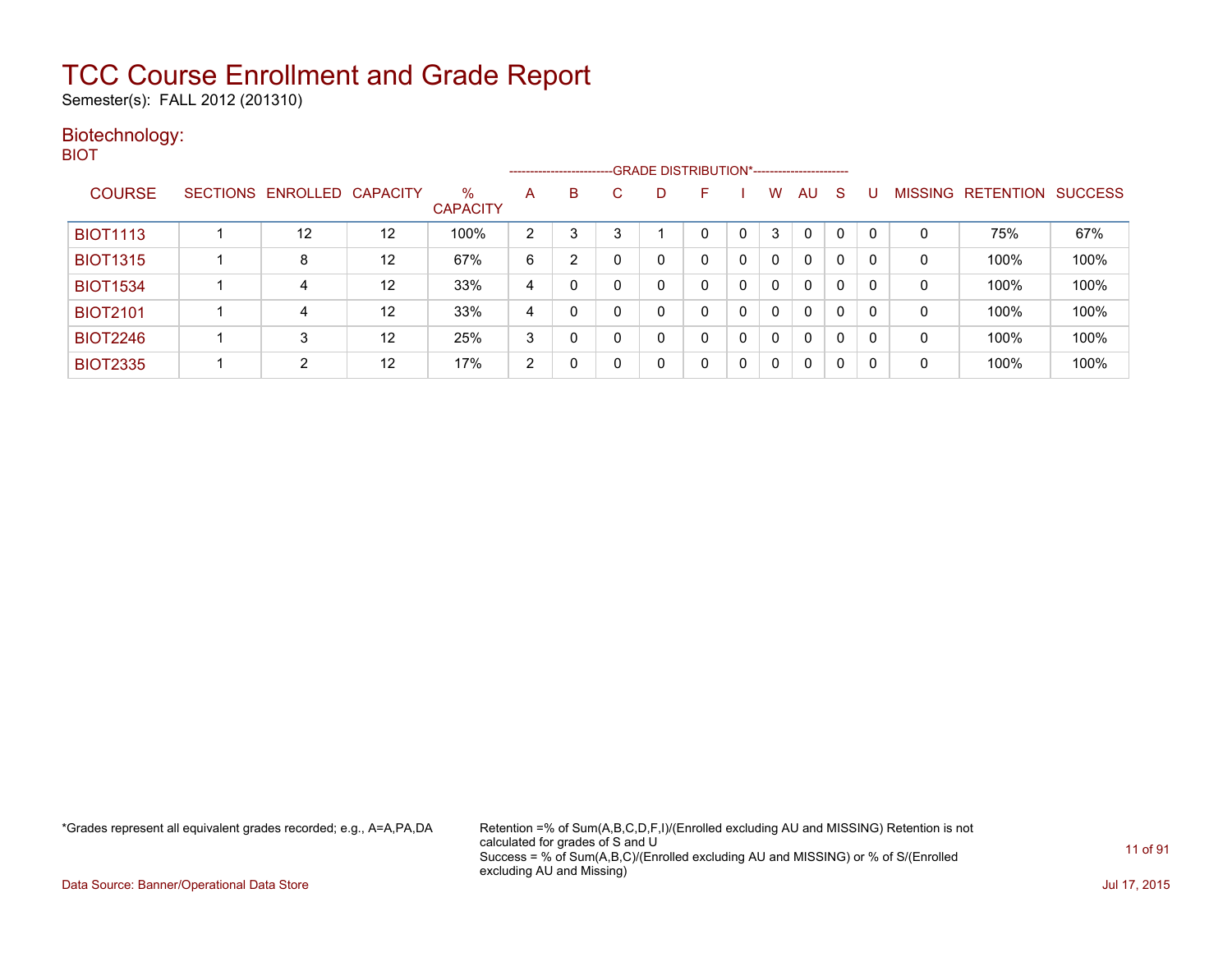# TCC Course Enrollment and Grade Report

Semester(s): FALL 2012 (201310)

## Biotechnology:

### BIOT

| COURSE | SECTIONS | ENROLLED | CAPACITY | % CAPACITY | A | B | C | D | F | I | W | AU | S | U | MISSING | RETENTION | SUCCESS |
|---|---|---|---|---|---|---|---|---|---|---|---|---|---|---|---|---|---|
| | | | | | GRADE DISTRIBUTION* | | | | | | | | | | | | |
| BIOT1113 | 1 | 12 | 12 | 100% | 2 | 3 | 3 | 1 | 0 | 0 | 3 | 0 | 0 | 0 | 0 | 75% | 67% |
| BIOT1315 | 1 | 8 | 12 | 67% | 6 | 2 | 0 | 0 | 0 | 0 | 0 | 0 | 0 | 0 | 0 | 100% | 100% |
| BIOT1534 | 1 | 4 | 12 | 33% | 4 | 0 | 0 | 0 | 0 | 0 | 0 | 0 | 0 | 0 | 0 | 100% | 100% |
| BIOT2101 | 1 | 4 | 12 | 33% | 4 | 0 | 0 | 0 | 0 | 0 | 0 | 0 | 0 | 0 | 0 | 100% | 100% |
| BIOT2246 | 1 | 3 | 12 | 25% | 3 | 0 | 0 | 0 | 0 | 0 | 0 | 0 | 0 | 0 | 0 | 100% | 100% |
| BIOT2335 | 1 | 2 | 12 | 17% | 2 | 0 | 0 | 0 | 0 | 0 | 0 | 0 | 0 | 0 | 0 | 100% | 100% |

*Grades represent all equivalent grades recorded; e.g., A=A,PA,DA

Retention =% of Sum(A,B,C,D,F,I)/(Enrolled excluding AU and MISSING) Retention is not calculated for grades of S and U
Success = % of Sum(A,B,C)/(Enrolled excluding AU and MISSING) or % of S/(Enrolled excluding AU and Missing)

Data Source: Banner/Operational Data Store

Jul 17, 2015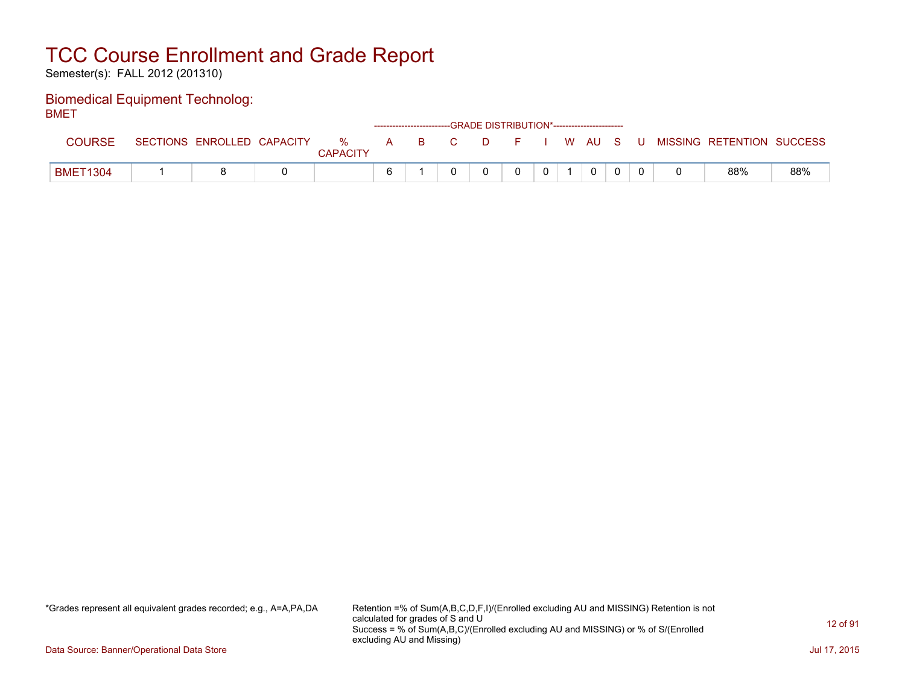# TCC Course Enrollment and Grade Report

Semester(s): FALL 2012 (201310)

## Biomedical Equipment Technolog:

BMET

| COURSE | SECTIONS | ENROLLED | CAPACITY | % CAPACITY | A | B | C | D | F | I | W | AU | S | U | MISSING | RETENTION | SUCCESS |
|---|---|---|---|---|---|---|---|---|---|---|---|---|---|---|---|---|---|
| | | | | | -------------------------GRADE DISTRIBUTION*----------------------- | | | | | | | | | | | | |
| BMET1304 | 1 | 8 | 0 | | 6 | 1 | 0 | 0 | 0 | 0 | 1 | 0 | 0 | 0 | 0 | 88% | 88% |

*Grades represent all equivalent grades recorded; e.g., A=A,PA,DA

Retention =% of Sum(A,B,C,D,F,I)/(Enrolled excluding AU and MISSING) Retention is not calculated for grades of S and U
Success = % of Sum(A,B,C)/(Enrolled excluding AU and MISSING) or % of S/(Enrolled excluding AU and Missing)

Data Source: Banner/Operational Data Store

Jul 17, 2015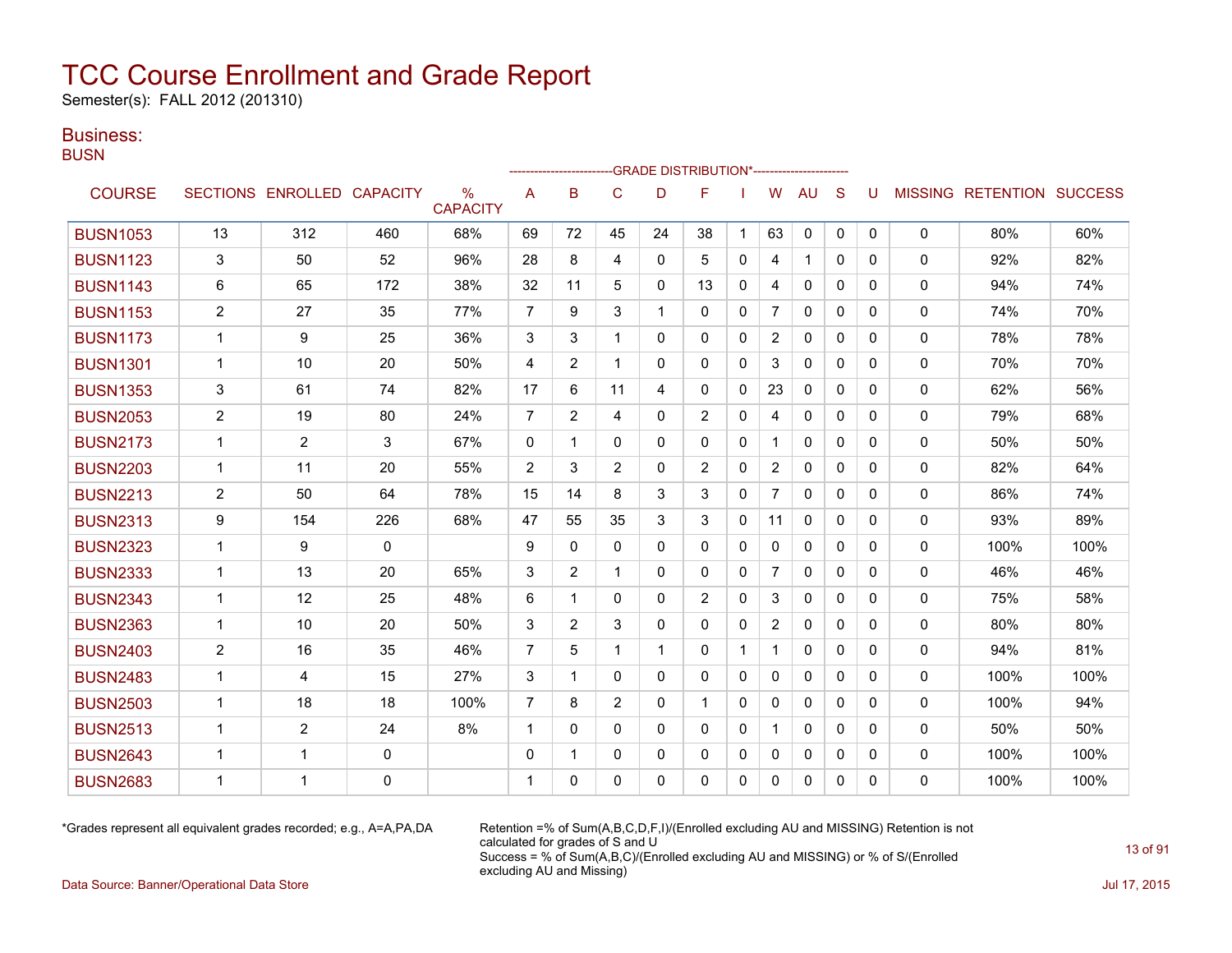# TCC Course Enrollment and Grade Report

Semester(s): FALL 2012 (201310)

## Business:

### BUSN

| COURSE | SECTIONS | ENROLLED | CAPACITY | % CAPACITY | A | B | C | D | F | I | W | AU | S | U | MISSING | RETENTION | SUCCESS |
|---|---|---|---|---|---|---|---|---|---|---|---|---|---|---|---|---|---|
| | | | | | GRADE DISTRIBUTION* | | | | | | | | | | | | |
| BUSN1053 | 13 | 312 | 460 | 68% | 69 | 72 | 45 | 24 | 38 | 1 | 63 | 0 | 0 | 0 | 0 | 80% | 60% |
| BUSN1123 | 3 | 50 | 52 | 96% | 28 | 8 | 4 | 0 | 5 | 0 | 4 | 1 | 0 | 0 | 0 | 92% | 82% |
| BUSN1143 | 6 | 65 | 172 | 38% | 32 | 11 | 5 | 0 | 13 | 0 | 4 | 0 | 0 | 0 | 0 | 94% | 74% |
| BUSN1153 | 2 | 27 | 35 | 77% | 7 | 9 | 3 | 1 | 0 | 0 | 7 | 0 | 0 | 0 | 0 | 74% | 70% |
| BUSN1173 | 1 | 9 | 25 | 36% | 3 | 3 | 1 | 0 | 0 | 0 | 2 | 0 | 0 | 0 | 0 | 78% | 78% |
| BUSN1301 | 1 | 10 | 20 | 50% | 4 | 2 | 1 | 0 | 0 | 0 | 3 | 0 | 0 | 0 | 0 | 70% | 70% |
| BUSN1353 | 3 | 61 | 74 | 82% | 17 | 6 | 11 | 4 | 0 | 0 | 23 | 0 | 0 | 0 | 0 | 62% | 56% |
| BUSN2053 | 2 | 19 | 80 | 24% | 7 | 2 | 4 | 0 | 2 | 0 | 4 | 0 | 0 | 0 | 0 | 79% | 68% |
| BUSN2173 | 1 | 2 | 3 | 67% | 0 | 1 | 0 | 0 | 0 | 0 | 1 | 0 | 0 | 0 | 0 | 50% | 50% |
| BUSN2203 | 1 | 11 | 20 | 55% | 2 | 3 | 2 | 0 | 2 | 0 | 2 | 0 | 0 | 0 | 0 | 82% | 64% |
| BUSN2213 | 2 | 50 | 64 | 78% | 15 | 14 | 8 | 3 | 3 | 0 | 7 | 0 | 0 | 0 | 0 | 86% | 74% |
| BUSN2313 | 9 | 154 | 226 | 68% | 47 | 55 | 35 | 3 | 3 | 0 | 11 | 0 | 0 | 0 | 0 | 93% | 89% |
| BUSN2323 | 1 | 9 | 0 | | 9 | 0 | 0 | 0 | 0 | 0 | 0 | 0 | 0 | 0 | 0 | 100% | 100% |
| BUSN2333 | 1 | 13 | 20 | 65% | 3 | 2 | 1 | 0 | 0 | 0 | 7 | 0 | 0 | 0 | 0 | 46% | 46% |
| BUSN2343 | 1 | 12 | 25 | 48% | 6 | 1 | 0 | 0 | 2 | 0 | 3 | 0 | 0 | 0 | 0 | 75% | 58% |
| BUSN2363 | 1 | 10 | 20 | 50% | 3 | 2 | 3 | 0 | 0 | 0 | 2 | 0 | 0 | 0 | 0 | 80% | 80% |
| BUSN2403 | 2 | 16 | 35 | 46% | 7 | 5 | 1 | 1 | 0 | 1 | 1 | 0 | 0 | 0 | 0 | 94% | 81% |
| BUSN2483 | 1 | 4 | 15 | 27% | 3 | 1 | 0 | 0 | 0 | 0 | 0 | 0 | 0 | 0 | 0 | 100% | 100% |
| BUSN2503 | 1 | 18 | 18 | 100% | 7 | 8 | 2 | 0 | 1 | 0 | 0 | 0 | 0 | 0 | 0 | 100% | 94% |
| BUSN2513 | 1 | 2 | 24 | 8% | 1 | 0 | 0 | 0 | 0 | 0 | 1 | 0 | 0 | 0 | 0 | 50% | 50% |
| BUSN2643 | 1 | 1 | 0 | | 0 | 1 | 0 | 0 | 0 | 0 | 0 | 0 | 0 | 0 | 0 | 100% | 100% |
| BUSN2683 | 1 | 1 | 0 | | 1 | 0 | 0 | 0 | 0 | 0 | 0 | 0 | 0 | 0 | 0 | 100% | 100% |

*Grades represent all equivalent grades recorded; e.g., A=A,PA,DA

Retention =% of Sum(A,B,C,D,F,I)/(Enrolled excluding AU and MISSING) Retention is not calculated for grades of S and U
Success = % of Sum(A,B,C)/(Enrolled excluding AU and MISSING) or % of S/(Enrolled excluding AU and Missing)

Data Source: Banner/Operational Data Store

Jul 17, 2015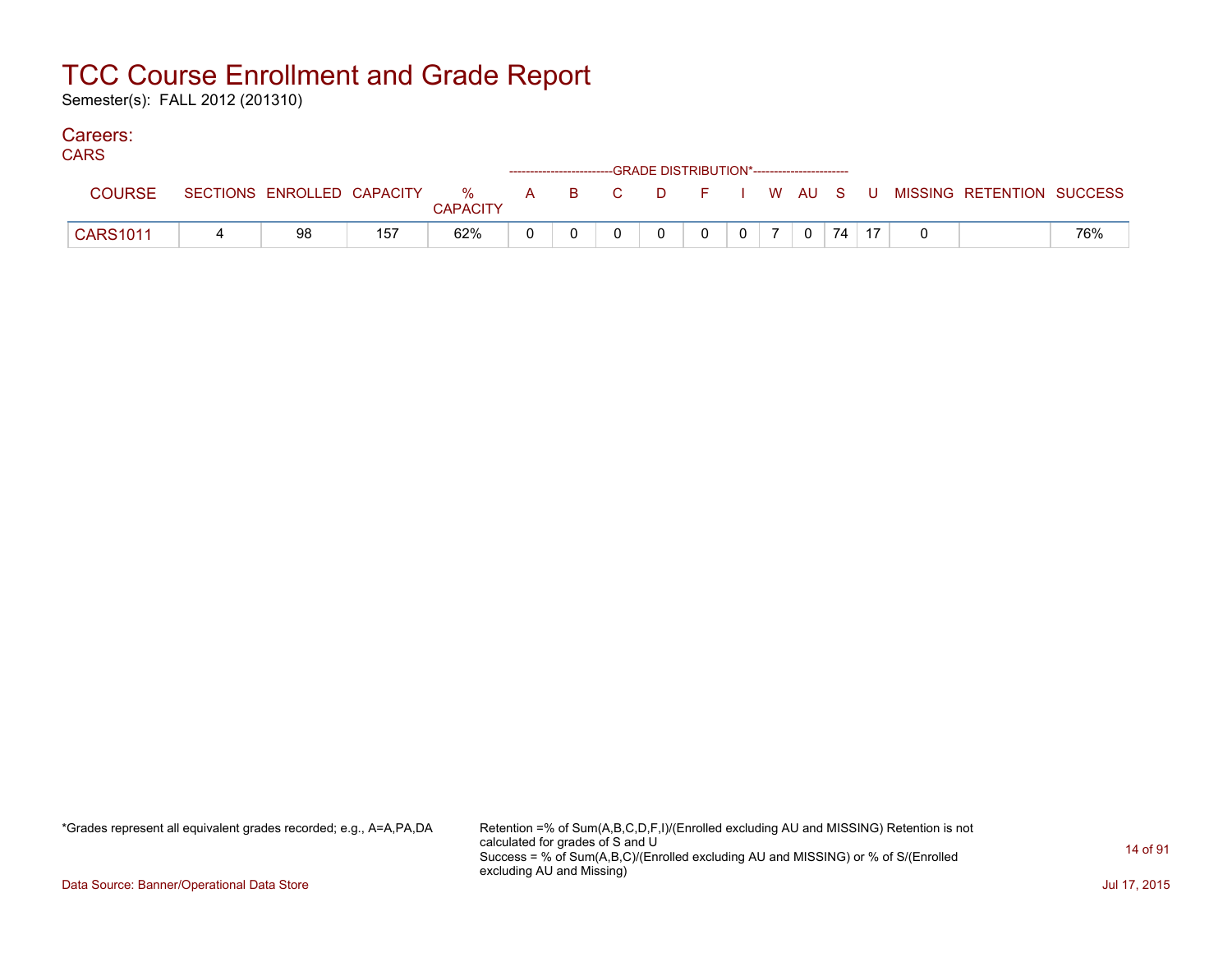# TCC Course Enrollment and Grade Report

Semester(s): FALL 2012 (201310)

## Careers:

### CARS

| COURSE | SECTIONS | ENROLLED | CAPACITY | % CAPACITY | A | B | C | D | F | I | W | AU | S | U | MISSING | RETENTION | SUCCESS |
|---|---|---|---|---|---|---|---|---|---|---|---|---|---|---|---|---|---|
| | | | | | GRADE DISTRIBUTION* | | | | | | | | | | | | |
| CARS1011 | 4 | 98 | 157 | 62% | 0 | 0 | 0 | 0 | 0 | 0 | 7 | 0 | 74 | 17 | 0 | | 76% |

*Grades represent all equivalent grades recorded; e.g., A=A,PA,DA

Retention =% of Sum(A,B,C,D,F,I)/(Enrolled excluding AU and MISSING) Retention is not calculated for grades of S and U

Success = % of Sum(A,B,C)/(Enrolled excluding AU and MISSING) or % of S/(Enrolled excluding AU and Missing)

Data Source: Banner/Operational Data Store

Jul 17, 2015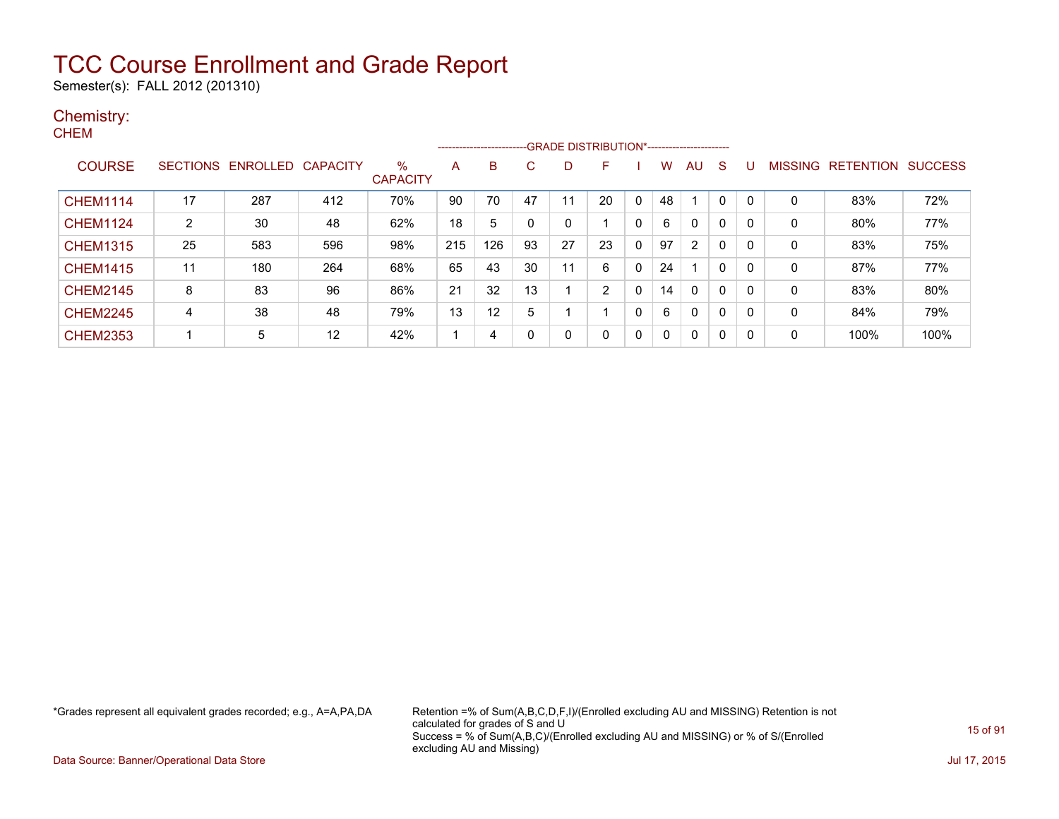# TCC Course Enrollment and Grade Report

Semester(s): FALL 2012 (201310)

## Chemistry:

### CHEM

| COURSE | SECTIONS | ENROLLED | CAPACITY | % CAPACITY | A | B | C | D | F | I | W | AU | S | U | MISSING | RETENTION | SUCCESS |
|---|---|---|---|---|---|---|---|---|---|---|---|---|---|---|---|---|---|
| CHEM1114 | 17 | 287 | 412 | 70% | 90 | 70 | 47 | 11 | 20 | 0 | 48 | 1 | 0 | 0 | 0 | 83% | 72% |
| CHEM1124 | 2 | 30 | 48 | 62% | 18 | 5 | 0 | 0 | 1 | 0 | 6 | 0 | 0 | 0 | 0 | 80% | 77% |
| CHEM1315 | 25 | 583 | 596 | 98% | 215 | 126 | 93 | 27 | 23 | 0 | 97 | 2 | 0 | 0 | 0 | 83% | 75% |
| CHEM1415 | 11 | 180 | 264 | 68% | 65 | 43 | 30 | 11 | 6 | 0 | 24 | 1 | 0 | 0 | 0 | 87% | 77% |
| CHEM2145 | 8 | 83 | 96 | 86% | 21 | 32 | 13 | 1 | 2 | 0 | 14 | 0 | 0 | 0 | 0 | 83% | 80% |
| CHEM2245 | 4 | 38 | 48 | 79% | 13 | 12 | 5 | 1 | 1 | 0 | 6 | 0 | 0 | 0 | 0 | 84% | 79% |
| CHEM2353 | 1 | 5 | 12 | 42% | 1 | 4 | 0 | 0 | 0 | 0 | 0 | 0 | 0 | 0 | 0 | 100% | 100% |

*Grades represent all equivalent grades recorded; e.g., A=A,PA,DA

Retention =% of Sum(A,B,C,D,F,I)/(Enrolled excluding AU and MISSING) Retention is not calculated for grades of S and U
Success = % of Sum(A,B,C)/(Enrolled excluding AU and MISSING) or % of S/(Enrolled excluding AU and Missing)

Data Source: Banner/Operational Data Store

Jul 17, 2015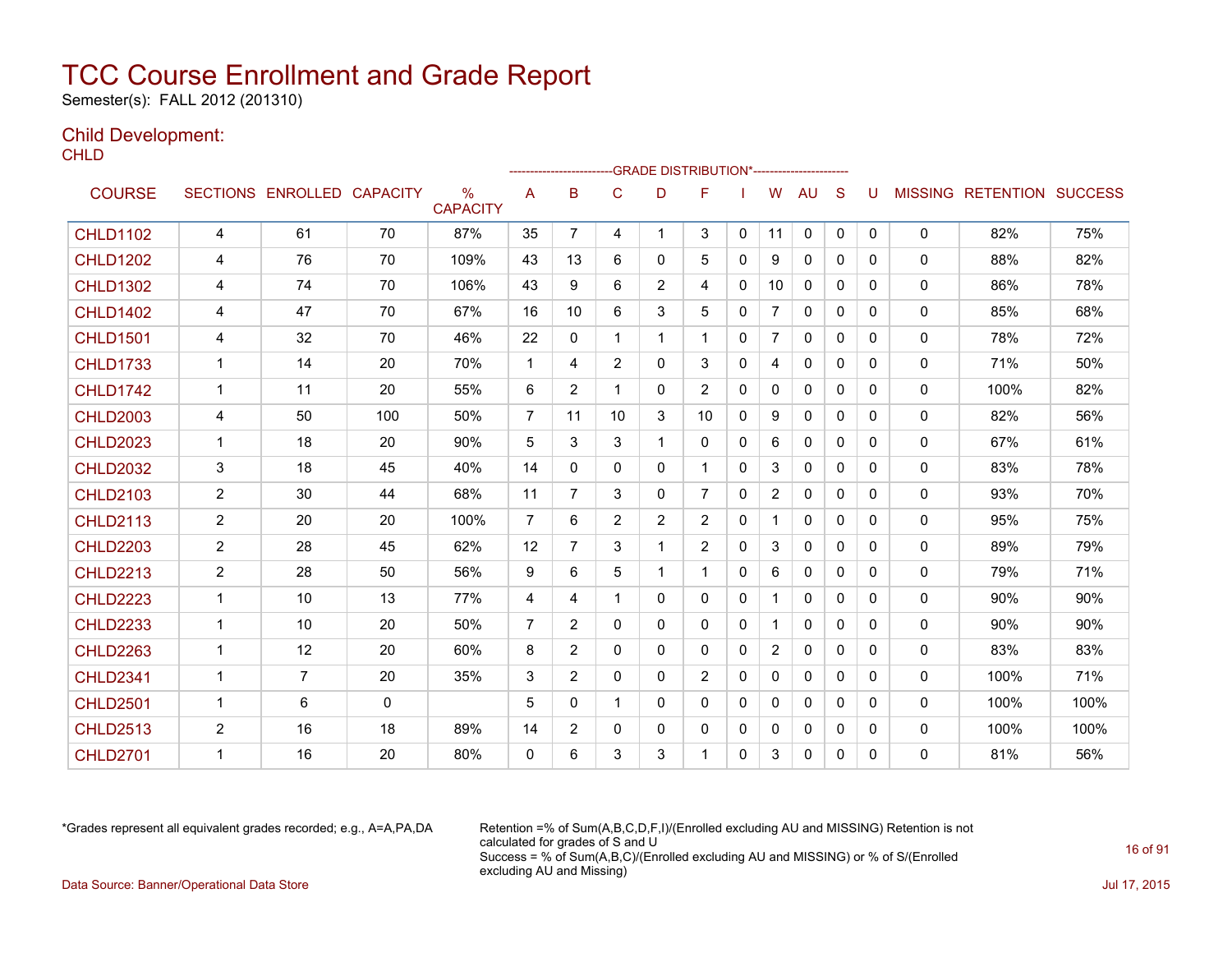# TCC Course Enrollment and Grade Report

Semester(s): FALL 2012 (201310)

## Child Development:

CHLD

| COURSE | SECTIONS | ENROLLED | CAPACITY | % CAPACITY | A | B | C | D | F | I | W | AU | S | U | MISSING | RETENTION | SUCCESS |
|---|---|---|---|---|---|---|---|---|---|---|---|---|---|---|---|---|---|
| | | | | | GRADE DISTRIBUTION* | | | | | | | | | | | | |
| CHLD1102 | 4 | 61 | 70 | 87% | 35 | 7 | 4 | 1 | 3 | 0 | 11 | 0 | 0 | 0 | 0 | 82% | 75% |
| CHLD1202 | 4 | 76 | 70 | 109% | 43 | 13 | 6 | 0 | 5 | 0 | 9 | 0 | 0 | 0 | 0 | 88% | 82% |
| CHLD1302 | 4 | 74 | 70 | 106% | 43 | 9 | 6 | 2 | 4 | 0 | 10 | 0 | 0 | 0 | 0 | 86% | 78% |
| CHLD1402 | 4 | 47 | 70 | 67% | 16 | 10 | 6 | 3 | 5 | 0 | 7 | 0 | 0 | 0 | 0 | 85% | 68% |
| CHLD1501 | 4 | 32 | 70 | 46% | 22 | 0 | 1 | 1 | 1 | 0 | 7 | 0 | 0 | 0 | 0 | 78% | 72% |
| CHLD1733 | 1 | 14 | 20 | 70% | 1 | 4 | 2 | 0 | 3 | 0 | 4 | 0 | 0 | 0 | 0 | 71% | 50% |
| CHLD1742 | 1 | 11 | 20 | 55% | 6 | 2 | 1 | 0 | 2 | 0 | 0 | 0 | 0 | 0 | 0 | 100% | 82% |
| CHLD2003 | 4 | 50 | 100 | 50% | 7 | 11 | 10 | 3 | 10 | 0 | 9 | 0 | 0 | 0 | 0 | 82% | 56% |
| CHLD2023 | 1 | 18 | 20 | 90% | 5 | 3 | 3 | 1 | 0 | 0 | 6 | 0 | 0 | 0 | 0 | 67% | 61% |
| CHLD2032 | 3 | 18 | 45 | 40% | 14 | 0 | 0 | 0 | 1 | 0 | 3 | 0 | 0 | 0 | 0 | 83% | 78% |
| CHLD2103 | 2 | 30 | 44 | 68% | 11 | 7 | 3 | 0 | 7 | 0 | 2 | 0 | 0 | 0 | 0 | 93% | 70% |
| CHLD2113 | 2 | 20 | 20 | 100% | 7 | 6 | 2 | 2 | 2 | 0 | 1 | 0 | 0 | 0 | 0 | 95% | 75% |
| CHLD2203 | 2 | 28 | 45 | 62% | 12 | 7 | 3 | 1 | 2 | 0 | 3 | 0 | 0 | 0 | 0 | 89% | 79% |
| CHLD2213 | 2 | 28 | 50 | 56% | 9 | 6 | 5 | 1 | 1 | 0 | 6 | 0 | 0 | 0 | 0 | 79% | 71% |
| CHLD2223 | 1 | 10 | 13 | 77% | 4 | 4 | 1 | 0 | 0 | 0 | 1 | 0 | 0 | 0 | 0 | 90% | 90% |
| CHLD2233 | 1 | 10 | 20 | 50% | 7 | 2 | 0 | 0 | 0 | 0 | 1 | 0 | 0 | 0 | 0 | 90% | 90% |
| CHLD2263 | 1 | 12 | 20 | 60% | 8 | 2 | 0 | 0 | 0 | 0 | 2 | 0 | 0 | 0 | 0 | 83% | 83% |
| CHLD2341 | 1 | 7 | 20 | 35% | 3 | 2 | 0 | 0 | 2 | 0 | 0 | 0 | 0 | 0 | 0 | 100% | 71% |
| CHLD2501 | 1 | 6 | 0 | | 5 | 0 | 1 | 0 | 0 | 0 | 0 | 0 | 0 | 0 | 0 | 100% | 100% |
| CHLD2513 | 2 | 16 | 18 | 89% | 14 | 2 | 0 | 0 | 0 | 0 | 0 | 0 | 0 | 0 | 0 | 100% | 100% |
| CHLD2701 | 1 | 16 | 20 | 80% | 0 | 6 | 3 | 3 | 1 | 0 | 3 | 0 | 0 | 0 | 0 | 81% | 56% |

*Grades represent all equivalent grades recorded; e.g., A=A,PA,DA

Retention =% of Sum(A,B,C,D,F,I)/(Enrolled excluding AU and MISSING) Retention is not calculated for grades of S and U
Success = % of Sum(A,B,C)/(Enrolled excluding AU and MISSING) or % of S/(Enrolled excluding AU and Missing)

Data Source: Banner/Operational Data Store

Jul 17, 2015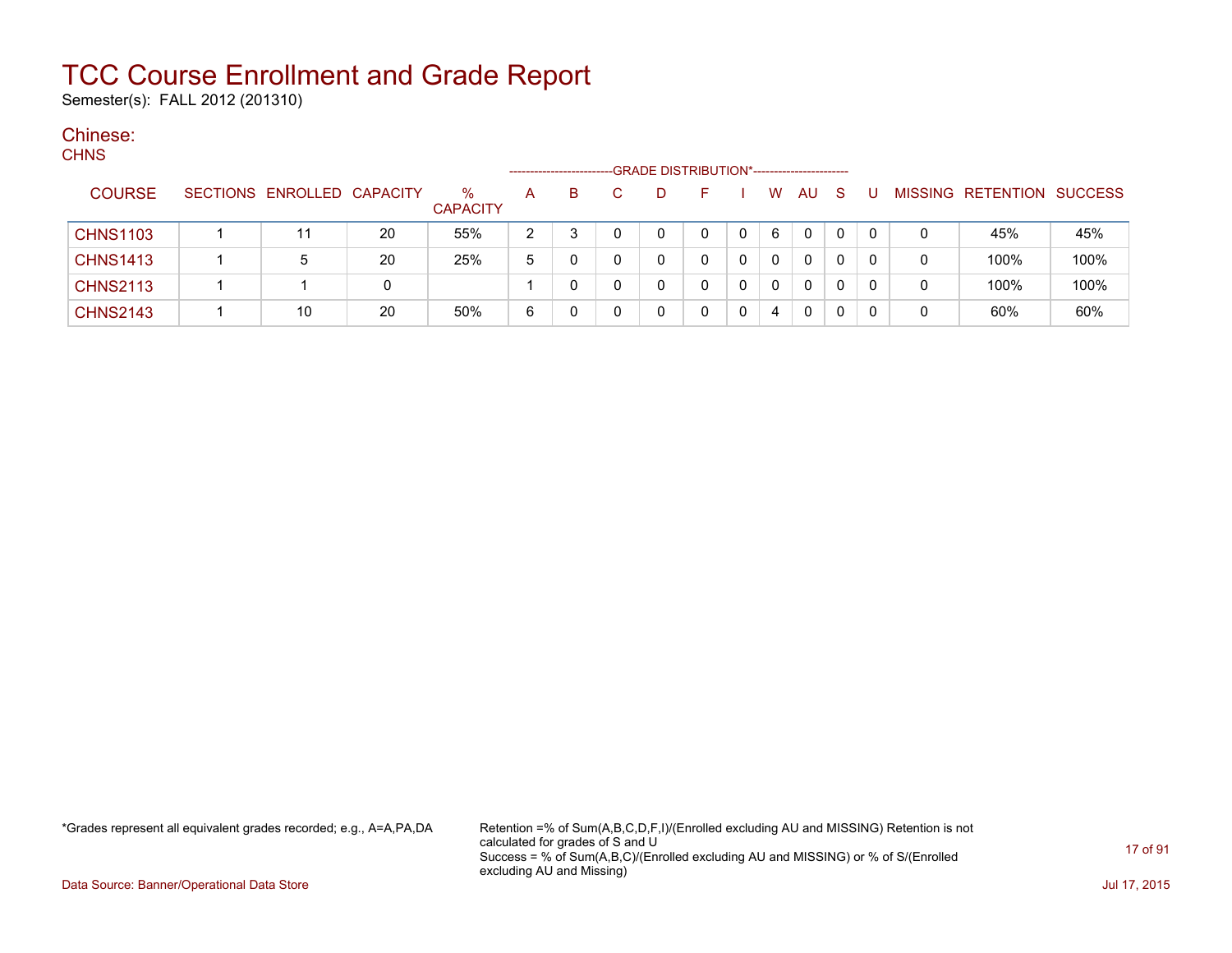# TCC Course Enrollment and Grade Report

Semester(s): FALL 2012 (201310)

## Chinese:

CHNS

| COURSE | SECTIONS | ENROLLED | CAPACITY | % CAPACITY | A | B | C | D | F | I | W | AU | S | U | MISSING | RETENTION | SUCCESS |
|---|---|---|---|---|---|---|---|---|---|---|---|---|---|---|---|---|---|
| CHNS1103 | 1 | 11 | 20 | 55% | 2 | 3 | 0 | 0 | 0 | 0 | 6 | 0 | 0 | 0 | 0 | 45% | 45% |
| CHNS1413 | 1 | 5 | 20 | 25% | 5 | 0 | 0 | 0 | 0 | 0 | 0 | 0 | 0 | 0 | 0 | 100% | 100% |
| CHNS2113 | 1 | 1 | 0 | | 1 | 0 | 0 | 0 | 0 | 0 | 0 | 0 | 0 | 0 | 0 | 100% | 100% |
| CHNS2143 | 1 | 10 | 20 | 50% | 6 | 0 | 0 | 0 | 0 | 0 | 4 | 0 | 0 | 0 | 0 | 60% | 60% |

Columns A through U make up the GRADE DISTRIBUTION*.

*Grades represent all equivalent grades recorded; e.g., A=A,PA,DA

Retention =% of Sum(A,B,C,D,F,I)/(Enrolled excluding AU and MISSING) Retention is not calculated for grades of S and U
Success = % of Sum(A,B,C)/(Enrolled excluding AU and MISSING) or % of S/(Enrolled excluding AU and Missing)

Data Source: Banner/Operational Data Store

Jul 17, 2015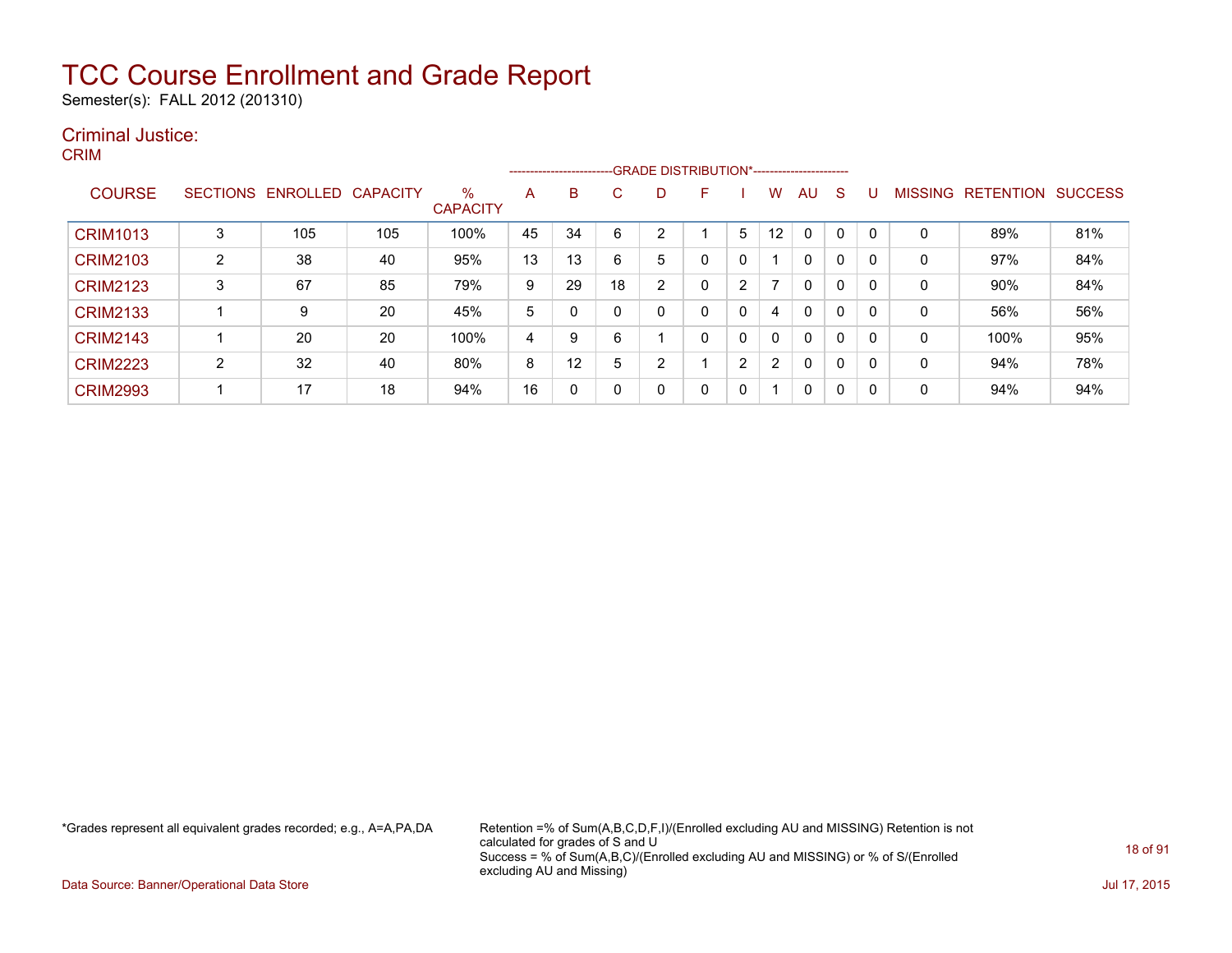# TCC Course Enrollment and Grade Report

Semester(s): FALL 2012 (201310)

## Criminal Justice:

### CRIM

| COURSE | SECTIONS | ENROLLED | CAPACITY | % CAPACITY | A | B | C | D | F | I | W | AU | S | U | MISSING | RETENTION | SUCCESS |
|---|---|---|---|---|---|---|---|---|---|---|---|---|---|---|---|---|---|
| | | | | | GRADE DISTRIBUTION* | | | | | | | | | | | | |
| CRIM1013 | 3 | 105 | 105 | 100% | 45 | 34 | 6 | 2 | 1 | 5 | 12 | 0 | 0 | 0 | 0 | 89% | 81% |
| CRIM2103 | 2 | 38 | 40 | 95% | 13 | 13 | 6 | 5 | 0 | 0 | 1 | 0 | 0 | 0 | 0 | 97% | 84% |
| CRIM2123 | 3 | 67 | 85 | 79% | 9 | 29 | 18 | 2 | 0 | 2 | 7 | 0 | 0 | 0 | 0 | 90% | 84% |
| CRIM2133 | 1 | 9 | 20 | 45% | 5 | 0 | 0 | 0 | 0 | 0 | 4 | 0 | 0 | 0 | 0 | 56% | 56% |
| CRIM2143 | 1 | 20 | 20 | 100% | 4 | 9 | 6 | 1 | 0 | 0 | 0 | 0 | 0 | 0 | 0 | 100% | 95% |
| CRIM2223 | 2 | 32 | 40 | 80% | 8 | 12 | 5 | 2 | 1 | 2 | 2 | 0 | 0 | 0 | 0 | 94% | 78% |
| CRIM2993 | 1 | 17 | 18 | 94% | 16 | 0 | 0 | 0 | 0 | 0 | 1 | 0 | 0 | 0 | 0 | 94% | 94% |

*Grades represent all equivalent grades recorded; e.g., A=A,PA,DA

Retention =% of Sum(A,B,C,D,F,I)/(Enrolled excluding AU and MISSING) Retention is not calculated for grades of S and U
Success = % of Sum(A,B,C)/(Enrolled excluding AU and MISSING) or % of S/(Enrolled excluding AU and Missing)

Data Source: Banner/Operational Data Store

Jul 17, 2015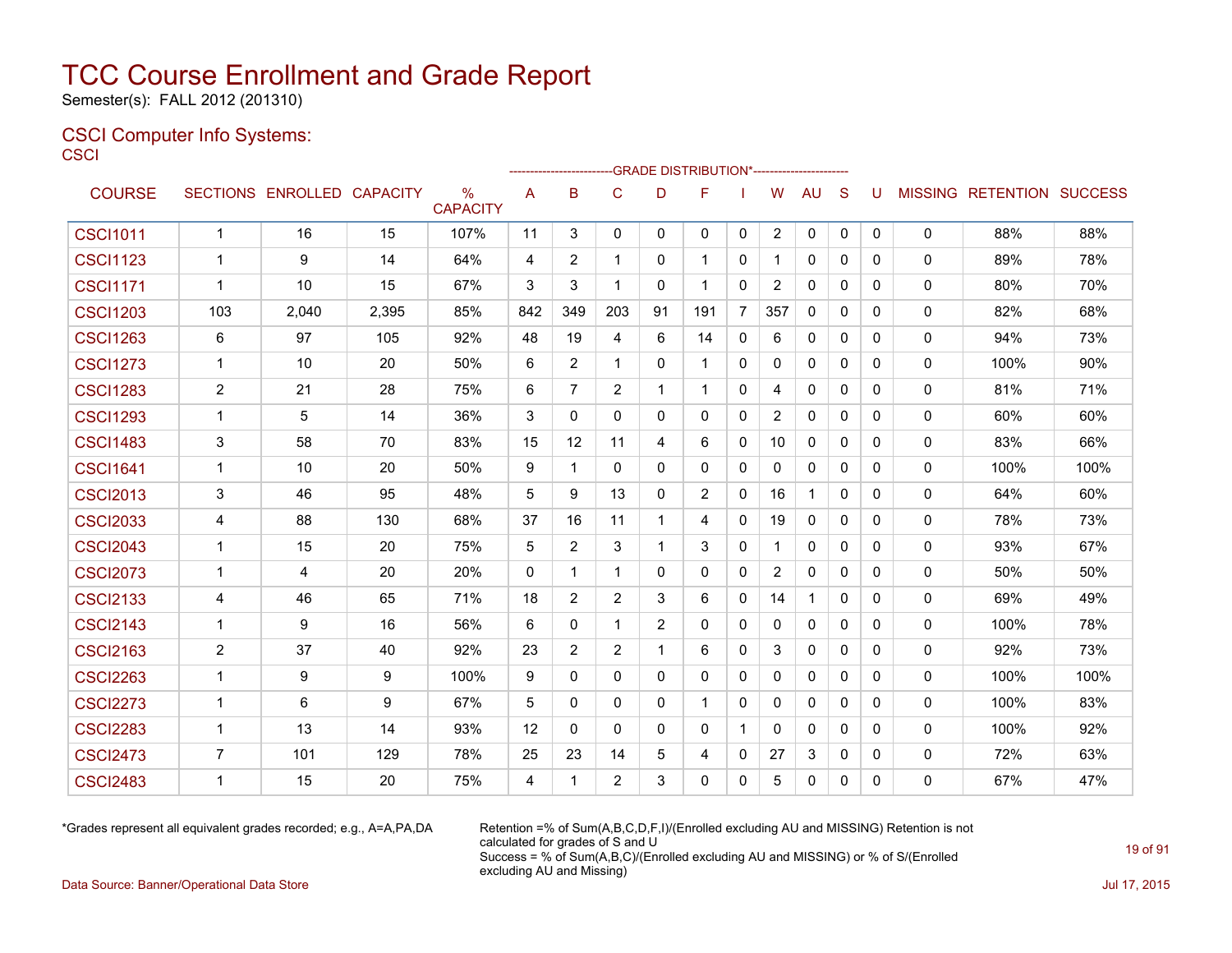# TCC Course Enrollment and Grade Report

Semester(s): FALL 2012 (201310)

## CSCI Computer Info Systems:

### CSCI

| COURSE | SECTIONS | ENROLLED | CAPACITY | % CAPACITY | A | B | C | D | F | I | W | AU | S | U | MISSING | RETENTION | SUCCESS |
|---|---|---|---|---|---|---|---|---|---|---|---|---|---|---|---|---|---|
| | | | | | -------------------------GRADE DISTRIBUTION*---------------------- | | | | | | | | | | | | |
| CSCI1011 | 1 | 16 | 15 | 107% | 11 | 3 | 0 | 0 | 0 | 0 | 2 | 0 | 0 | 0 | 0 | 88% | 88% |
| CSCI1123 | 1 | 9 | 14 | 64% | 4 | 2 | 1 | 0 | 1 | 0 | 1 | 0 | 0 | 0 | 0 | 89% | 78% |
| CSCI1171 | 1 | 10 | 15 | 67% | 3 | 3 | 1 | 0 | 1 | 0 | 2 | 0 | 0 | 0 | 0 | 80% | 70% |
| CSCI1203 | 103 | 2,040 | 2,395 | 85% | 842 | 349 | 203 | 91 | 191 | 7 | 357 | 0 | 0 | 0 | 0 | 82% | 68% |
| CSCI1263 | 6 | 97 | 105 | 92% | 48 | 19 | 4 | 6 | 14 | 0 | 6 | 0 | 0 | 0 | 0 | 94% | 73% |
| CSCI1273 | 1 | 10 | 20 | 50% | 6 | 2 | 1 | 0 | 1 | 0 | 0 | 0 | 0 | 0 | 0 | 100% | 90% |
| CSCI1283 | 2 | 21 | 28 | 75% | 6 | 7 | 2 | 1 | 1 | 0 | 4 | 0 | 0 | 0 | 0 | 81% | 71% |
| CSCI1293 | 1 | 5 | 14 | 36% | 3 | 0 | 0 | 0 | 0 | 0 | 2 | 0 | 0 | 0 | 0 | 60% | 60% |
| CSCI1483 | 3 | 58 | 70 | 83% | 15 | 12 | 11 | 4 | 6 | 0 | 10 | 0 | 0 | 0 | 0 | 83% | 66% |
| CSCI1641 | 1 | 10 | 20 | 50% | 9 | 1 | 0 | 0 | 0 | 0 | 0 | 0 | 0 | 0 | 0 | 100% | 100% |
| CSCI2013 | 3 | 46 | 95 | 48% | 5 | 9 | 13 | 0 | 2 | 0 | 16 | 1 | 0 | 0 | 0 | 64% | 60% |
| CSCI2033 | 4 | 88 | 130 | 68% | 37 | 16 | 11 | 1 | 4 | 0 | 19 | 0 | 0 | 0 | 0 | 78% | 73% |
| CSCI2043 | 1 | 15 | 20 | 75% | 5 | 2 | 3 | 1 | 3 | 0 | 1 | 0 | 0 | 0 | 0 | 93% | 67% |
| CSCI2073 | 1 | 4 | 20 | 20% | 0 | 1 | 1 | 0 | 0 | 0 | 2 | 0 | 0 | 0 | 0 | 50% | 50% |
| CSCI2133 | 4 | 46 | 65 | 71% | 18 | 2 | 2 | 3 | 6 | 0 | 14 | 1 | 0 | 0 | 0 | 69% | 49% |
| CSCI2143 | 1 | 9 | 16 | 56% | 6 | 0 | 1 | 2 | 0 | 0 | 0 | 0 | 0 | 0 | 0 | 100% | 78% |
| CSCI2163 | 2 | 37 | 40 | 92% | 23 | 2 | 2 | 1 | 6 | 0 | 3 | 0 | 0 | 0 | 0 | 92% | 73% |
| CSCI2263 | 1 | 9 | 9 | 100% | 9 | 0 | 0 | 0 | 0 | 0 | 0 | 0 | 0 | 0 | 0 | 100% | 100% |
| CSCI2273 | 1 | 6 | 9 | 67% | 5 | 0 | 0 | 0 | 1 | 0 | 0 | 0 | 0 | 0 | 0 | 100% | 83% |
| CSCI2283 | 1 | 13 | 14 | 93% | 12 | 0 | 0 | 0 | 0 | 1 | 0 | 0 | 0 | 0 | 0 | 100% | 92% |
| CSCI2473 | 7 | 101 | 129 | 78% | 25 | 23 | 14 | 5 | 4 | 0 | 27 | 3 | 0 | 0 | 0 | 72% | 63% |
| CSCI2483 | 1 | 15 | 20 | 75% | 4 | 1 | 2 | 3 | 0 | 0 | 5 | 0 | 0 | 0 | 0 | 67% | 47% |

*Grades represent all equivalent grades recorded; e.g., A=A,PA,DA

Retention =% of Sum(A,B,C,D,F,I)/(Enrolled excluding AU and MISSING) Retention is not calculated for grades of S and U

Success = % of Sum(A,B,C)/(Enrolled excluding AU and MISSING) or % of S/(Enrolled excluding AU and Missing)

Data Source: Banner/Operational Data Store

Jul 17, 2015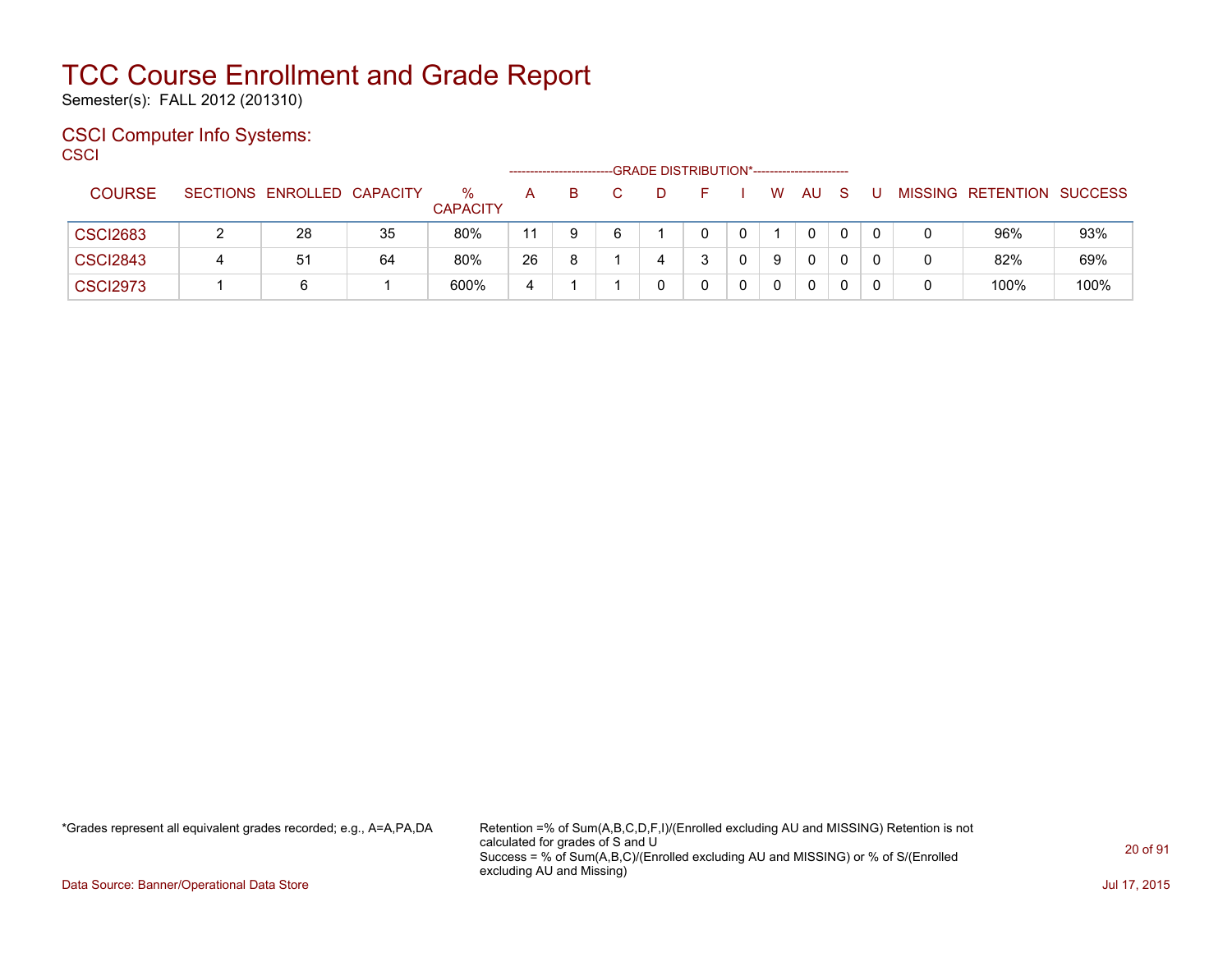# TCC Course Enrollment and Grade Report

Semester(s): FALL 2012 (201310)

## CSCI Computer Info Systems:

CSCI

| COURSE | SECTIONS | ENROLLED | CAPACITY | % CAPACITY | A | B | C | D | F | I | W | AU | S | U | MISSING | RETENTION | SUCCESS |
|---|---|---|---|---|---|---|---|---|---|---|---|---|---|---|---|---|---|
| | | | | | GRADE DISTRIBUTION* | | | | | | | | | | | | |
| CSCI2683 | 2 | 28 | 35 | 80% | 11 | 9 | 6 | 1 | 0 | 0 | 1 | 0 | 0 | 0 | 0 | 96% | 93% |
| CSCI2843 | 4 | 51 | 64 | 80% | 26 | 8 | 1 | 4 | 3 | 0 | 9 | 0 | 0 | 0 | 0 | 82% | 69% |
| CSCI2973 | 1 | 6 | 1 | 600% | 4 | 1 | 1 | 0 | 0 | 0 | 0 | 0 | 0 | 0 | 0 | 100% | 100% |

*Grades represent all equivalent grades recorded; e.g., A=A,PA,DA

Retention =% of Sum(A,B,C,D,F,I)/(Enrolled excluding AU and MISSING) Retention is not calculated for grades of S and U
Success = % of Sum(A,B,C)/(Enrolled excluding AU and MISSING) or % of S/(Enrolled excluding AU and Missing)

Data Source: Banner/Operational Data Store

Jul 17, 2015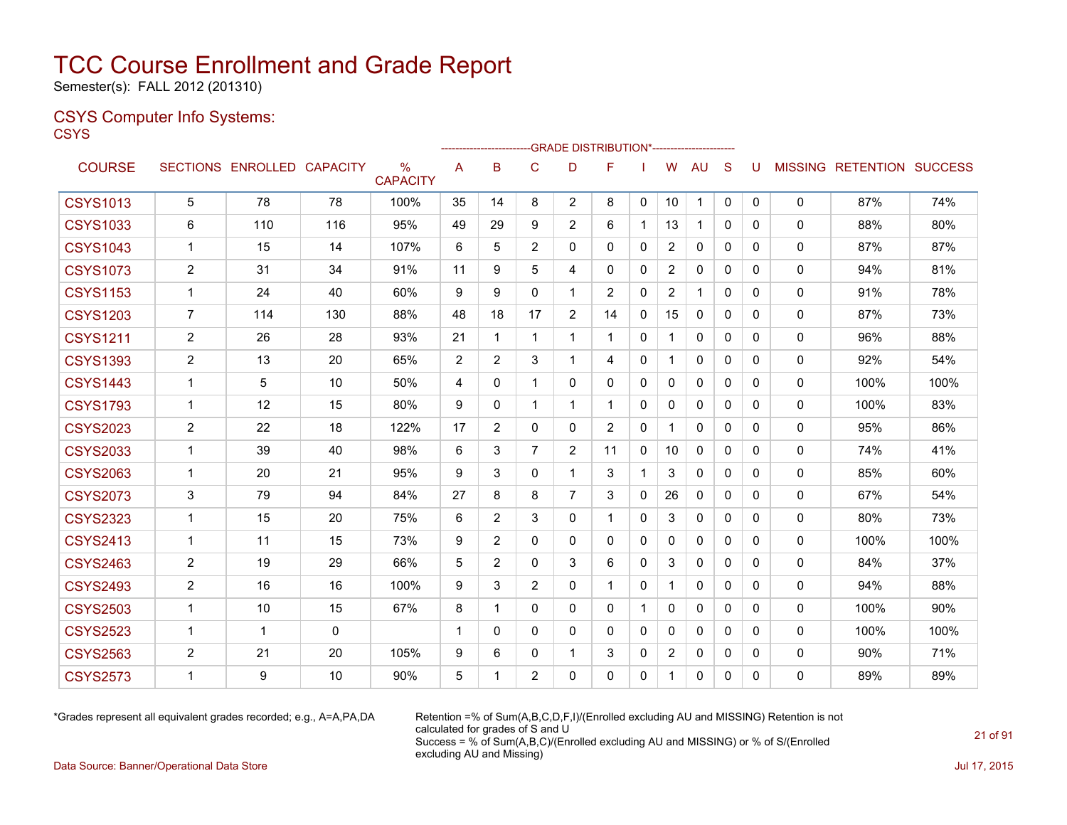# TCC Course Enrollment and Grade Report

Semester(s): FALL 2012 (201310)

## CSYS Computer Info Systems:

CSYS

| COURSE | SECTIONS | ENROLLED | CAPACITY | % CAPACITY | A | B | C | D | F | I | W | AU | S | U | MISSING | RETENTION | SUCCESS |
|---|---|---|---|---|---|---|---|---|---|---|---|---|---|---|---|---|---|
| | | | | | GRADE DISTRIBUTION* | | | | | | | | | | | | |
| CSYS1013 | 5 | 78 | 78 | 100% | 35 | 14 | 8 | 2 | 8 | 0 | 10 | 1 | 0 | 0 | 0 | 87% | 74% |
| CSYS1033 | 6 | 110 | 116 | 95% | 49 | 29 | 9 | 2 | 6 | 1 | 13 | 1 | 0 | 0 | 0 | 88% | 80% |
| CSYS1043 | 1 | 15 | 14 | 107% | 6 | 5 | 2 | 0 | 0 | 0 | 2 | 0 | 0 | 0 | 0 | 87% | 87% |
| CSYS1073 | 2 | 31 | 34 | 91% | 11 | 9 | 5 | 4 | 0 | 0 | 2 | 0 | 0 | 0 | 0 | 94% | 81% |
| CSYS1153 | 1 | 24 | 40 | 60% | 9 | 9 | 0 | 1 | 2 | 0 | 2 | 1 | 0 | 0 | 0 | 91% | 78% |
| CSYS1203 | 7 | 114 | 130 | 88% | 48 | 18 | 17 | 2 | 14 | 0 | 15 | 0 | 0 | 0 | 0 | 87% | 73% |
| CSYS1211 | 2 | 26 | 28 | 93% | 21 | 1 | 1 | 1 | 1 | 0 | 1 | 0 | 0 | 0 | 0 | 96% | 88% |
| CSYS1393 | 2 | 13 | 20 | 65% | 2 | 2 | 3 | 1 | 4 | 0 | 1 | 0 | 0 | 0 | 0 | 92% | 54% |
| CSYS1443 | 1 | 5 | 10 | 50% | 4 | 0 | 1 | 0 | 0 | 0 | 0 | 0 | 0 | 0 | 0 | 100% | 100% |
| CSYS1793 | 1 | 12 | 15 | 80% | 9 | 0 | 1 | 1 | 1 | 0 | 0 | 0 | 0 | 0 | 0 | 100% | 83% |
| CSYS2023 | 2 | 22 | 18 | 122% | 17 | 2 | 0 | 0 | 2 | 0 | 1 | 0 | 0 | 0 | 0 | 95% | 86% |
| CSYS2033 | 1 | 39 | 40 | 98% | 6 | 3 | 7 | 2 | 11 | 0 | 10 | 0 | 0 | 0 | 0 | 74% | 41% |
| CSYS2063 | 1 | 20 | 21 | 95% | 9 | 3 | 0 | 1 | 3 | 1 | 3 | 0 | 0 | 0 | 0 | 85% | 60% |
| CSYS2073 | 3 | 79 | 94 | 84% | 27 | 8 | 8 | 7 | 3 | 0 | 26 | 0 | 0 | 0 | 0 | 67% | 54% |
| CSYS2323 | 1 | 15 | 20 | 75% | 6 | 2 | 3 | 0 | 1 | 0 | 3 | 0 | 0 | 0 | 0 | 80% | 73% |
| CSYS2413 | 1 | 11 | 15 | 73% | 9 | 2 | 0 | 0 | 0 | 0 | 0 | 0 | 0 | 0 | 0 | 100% | 100% |
| CSYS2463 | 2 | 19 | 29 | 66% | 5 | 2 | 0 | 3 | 6 | 0 | 3 | 0 | 0 | 0 | 0 | 84% | 37% |
| CSYS2493 | 2 | 16 | 16 | 100% | 9 | 3 | 2 | 0 | 1 | 0 | 1 | 0 | 0 | 0 | 0 | 94% | 88% |
| CSYS2503 | 1 | 10 | 15 | 67% | 8 | 1 | 0 | 0 | 0 | 1 | 0 | 0 | 0 | 0 | 0 | 100% | 90% |
| CSYS2523 | 1 | 1 | 0 | | 1 | 0 | 0 | 0 | 0 | 0 | 0 | 0 | 0 | 0 | 0 | 100% | 100% |
| CSYS2563 | 2 | 21 | 20 | 105% | 9 | 6 | 0 | 1 | 3 | 0 | 2 | 0 | 0 | 0 | 0 | 90% | 71% |
| CSYS2573 | 1 | 9 | 10 | 90% | 5 | 1 | 2 | 0 | 0 | 0 | 1 | 0 | 0 | 0 | 0 | 89% | 89% |

*Grades represent all equivalent grades recorded; e.g., A=A,PA,DA

Retention =% of Sum(A,B,C,D,F,I)/(Enrolled excluding AU and MISSING) Retention is not calculated for grades of S and U
Success = % of Sum(A,B,C)/(Enrolled excluding AU and MISSING) or % of S/(Enrolled excluding AU and Missing)

Data Source: Banner/Operational Data Store

Jul 17, 2015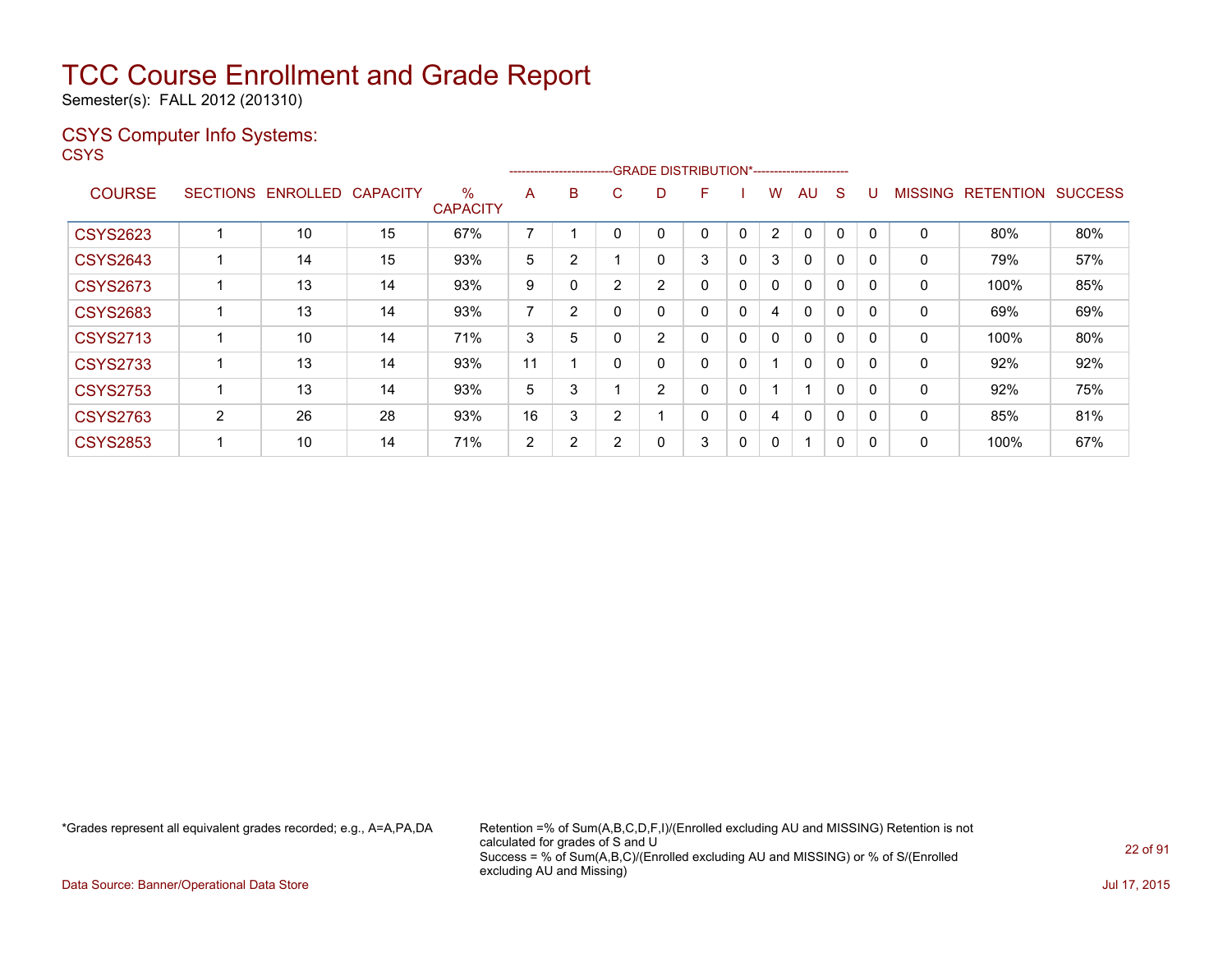# TCC Course Enrollment and Grade Report

Semester(s): FALL 2012 (201310)

## CSYS Computer Info Systems:

CSYS

| COURSE | SECTIONS | ENROLLED | CAPACITY | % CAPACITY | A | B | C | D | F | I | W | AU | S | U | MISSING | RETENTION | SUCCESS |
|---|---|---|---|---|---|---|---|---|---|---|---|---|---|---|---|---|---|
| | | | | | GRADE DISTRIBUTION* | | | | | | | | | | | | |
| CSYS2623 | 1 | 10 | 15 | 67% | 7 | 1 | 0 | 0 | 0 | 0 | 2 | 0 | 0 | 0 | 0 | 80% | 80% |
| CSYS2643 | 1 | 14 | 15 | 93% | 5 | 2 | 1 | 0 | 3 | 0 | 3 | 0 | 0 | 0 | 0 | 79% | 57% |
| CSYS2673 | 1 | 13 | 14 | 93% | 9 | 0 | 2 | 2 | 0 | 0 | 0 | 0 | 0 | 0 | 0 | 100% | 85% |
| CSYS2683 | 1 | 13 | 14 | 93% | 7 | 2 | 0 | 0 | 0 | 0 | 4 | 0 | 0 | 0 | 0 | 69% | 69% |
| CSYS2713 | 1 | 10 | 14 | 71% | 3 | 5 | 0 | 2 | 0 | 0 | 0 | 0 | 0 | 0 | 0 | 100% | 80% |
| CSYS2733 | 1 | 13 | 14 | 93% | 11 | 1 | 0 | 0 | 0 | 0 | 1 | 0 | 0 | 0 | 0 | 92% | 92% |
| CSYS2753 | 1 | 13 | 14 | 93% | 5 | 3 | 1 | 2 | 0 | 0 | 1 | 1 | 0 | 0 | 0 | 92% | 75% |
| CSYS2763 | 2 | 26 | 28 | 93% | 16 | 3 | 2 | 1 | 0 | 0 | 4 | 0 | 0 | 0 | 0 | 85% | 81% |
| CSYS2853 | 1 | 10 | 14 | 71% | 2 | 2 | 2 | 0 | 3 | 0 | 0 | 1 | 0 | 0 | 0 | 100% | 67% |

*Grades represent all equivalent grades recorded; e.g., A=A,PA,DA

Retention =% of Sum(A,B,C,D,F,I)/(Enrolled excluding AU and MISSING) Retention is not calculated for grades of S and U
Success = % of Sum(A,B,C)/(Enrolled excluding AU and MISSING) or % of S/(Enrolled excluding AU and Missing)

Data Source: Banner/Operational Data Store

Jul 17, 2015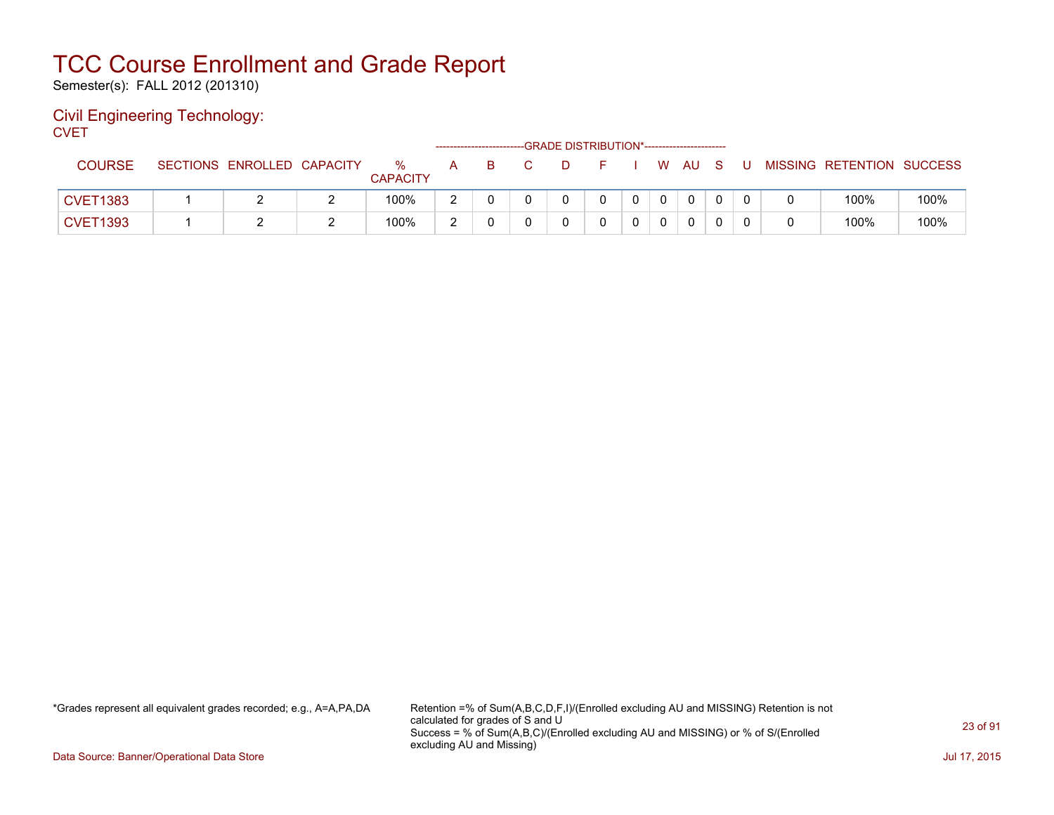# TCC Course Enrollment and Grade Report

Semester(s): FALL 2012 (201310)

## Civil Engineering Technology:

CVET

| COURSE | SECTIONS | ENROLLED | CAPACITY | % CAPACITY | GRADE DISTRIBUTION* A | B | C | D | F | I | W | AU | S | U | MISSING | RETENTION | SUCCESS |
|---|---|---|---|---|---|---|---|---|---|---|---|---|---|---|---|---|---|
| CVET1383 | 1 | 2 | 2 | 100% | 2 | 0 | 0 | 0 | 0 | 0 | 0 | 0 | 0 | 0 | 0 | 100% | 100% |
| CVET1393 | 1 | 2 | 2 | 100% | 2 | 0 | 0 | 0 | 0 | 0 | 0 | 0 | 0 | 0 | 0 | 100% | 100% |

*Grades represent all equivalent grades recorded; e.g., A=A,PA,DA

Retention =% of Sum(A,B,C,D,F,I)/(Enrolled excluding AU and MISSING) Retention is not calculated for grades of S and U
Success = % of Sum(A,B,C)/(Enrolled excluding AU and MISSING) or % of S/(Enrolled excluding AU and Missing)

Data Source: Banner/Operational Data Store

Jul 17, 2015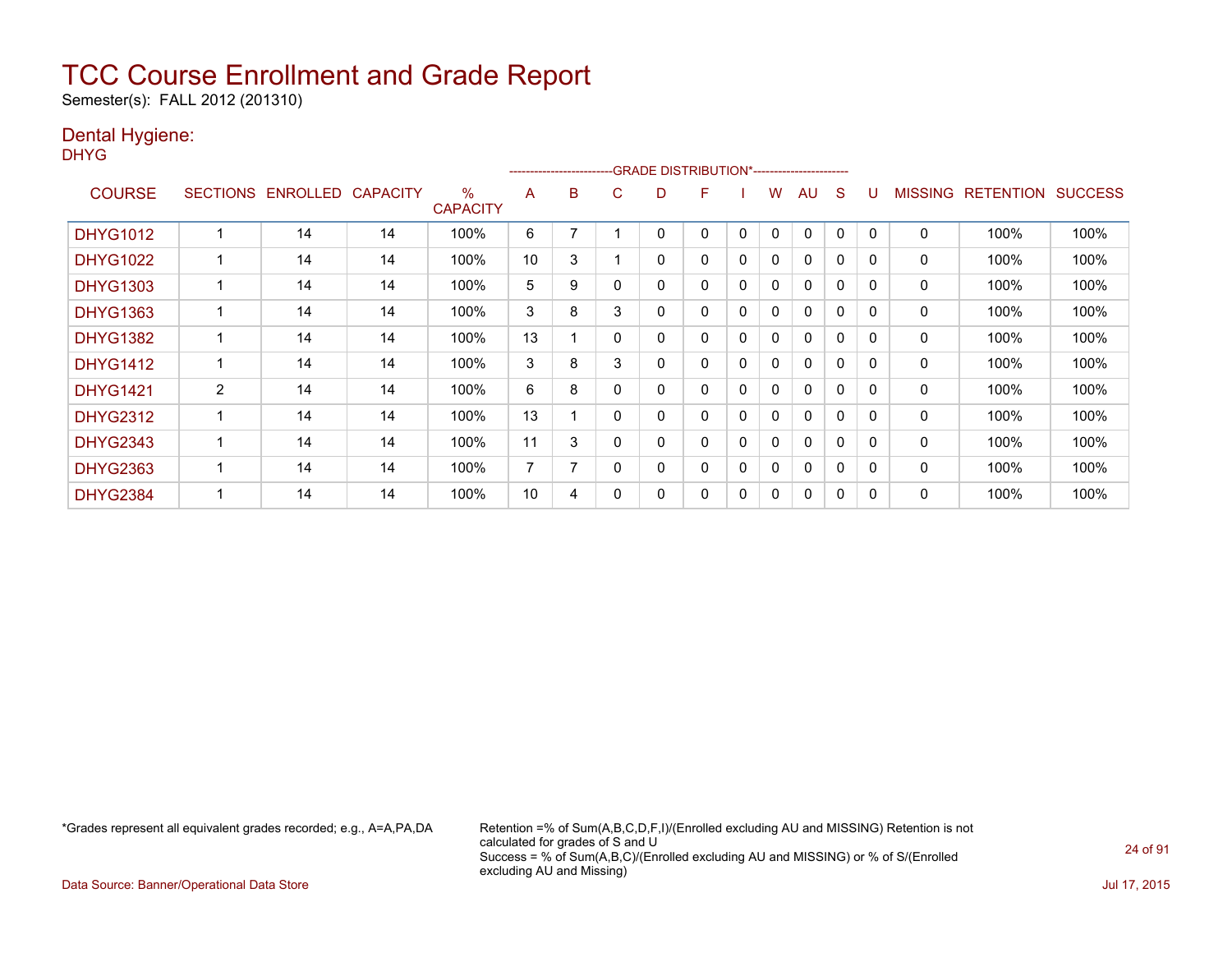# TCC Course Enrollment and Grade Report

Semester(s): FALL 2012 (201310)

## Dental Hygiene:

DHYG

| COURSE | SECTIONS | ENROLLED | CAPACITY | % CAPACITY | A | B | C | D | F | I | W | AU | S | U | MISSING | RETENTION | SUCCESS |
|---|---|---|---|---|---|---|---|---|---|---|---|---|---|---|---|---|---|
| | | | | | GRADE DISTRIBUTION* | | | | | | | | | | | | |
| DHYG1012 | 1 | 14 | 14 | 100% | 6 | 7 | 1 | 0 | 0 | 0 | 0 | 0 | 0 | 0 | 0 | 100% | 100% |
| DHYG1022 | 1 | 14 | 14 | 100% | 10 | 3 | 1 | 0 | 0 | 0 | 0 | 0 | 0 | 0 | 0 | 100% | 100% |
| DHYG1303 | 1 | 14 | 14 | 100% | 5 | 9 | 0 | 0 | 0 | 0 | 0 | 0 | 0 | 0 | 0 | 100% | 100% |
| DHYG1363 | 1 | 14 | 14 | 100% | 3 | 8 | 3 | 0 | 0 | 0 | 0 | 0 | 0 | 0 | 0 | 100% | 100% |
| DHYG1382 | 1 | 14 | 14 | 100% | 13 | 1 | 0 | 0 | 0 | 0 | 0 | 0 | 0 | 0 | 0 | 100% | 100% |
| DHYG1412 | 1 | 14 | 14 | 100% | 3 | 8 | 3 | 0 | 0 | 0 | 0 | 0 | 0 | 0 | 0 | 100% | 100% |
| DHYG1421 | 2 | 14 | 14 | 100% | 6 | 8 | 0 | 0 | 0 | 0 | 0 | 0 | 0 | 0 | 0 | 100% | 100% |
| DHYG2312 | 1 | 14 | 14 | 100% | 13 | 1 | 0 | 0 | 0 | 0 | 0 | 0 | 0 | 0 | 0 | 100% | 100% |
| DHYG2343 | 1 | 14 | 14 | 100% | 11 | 3 | 0 | 0 | 0 | 0 | 0 | 0 | 0 | 0 | 0 | 100% | 100% |
| DHYG2363 | 1 | 14 | 14 | 100% | 7 | 7 | 0 | 0 | 0 | 0 | 0 | 0 | 0 | 0 | 0 | 100% | 100% |
| DHYG2384 | 1 | 14 | 14 | 100% | 10 | 4 | 0 | 0 | 0 | 0 | 0 | 0 | 0 | 0 | 0 | 100% | 100% |

*Grades represent all equivalent grades recorded; e.g., A=A,PA,DA

Retention =% of Sum(A,B,C,D,F,I)/(Enrolled excluding AU and MISSING) Retention is not calculated for grades of S and U
Success = % of Sum(A,B,C)/(Enrolled excluding AU and MISSING) or % of S/(Enrolled excluding AU and Missing)

Data Source: Banner/Operational Data Store

Jul 17, 2015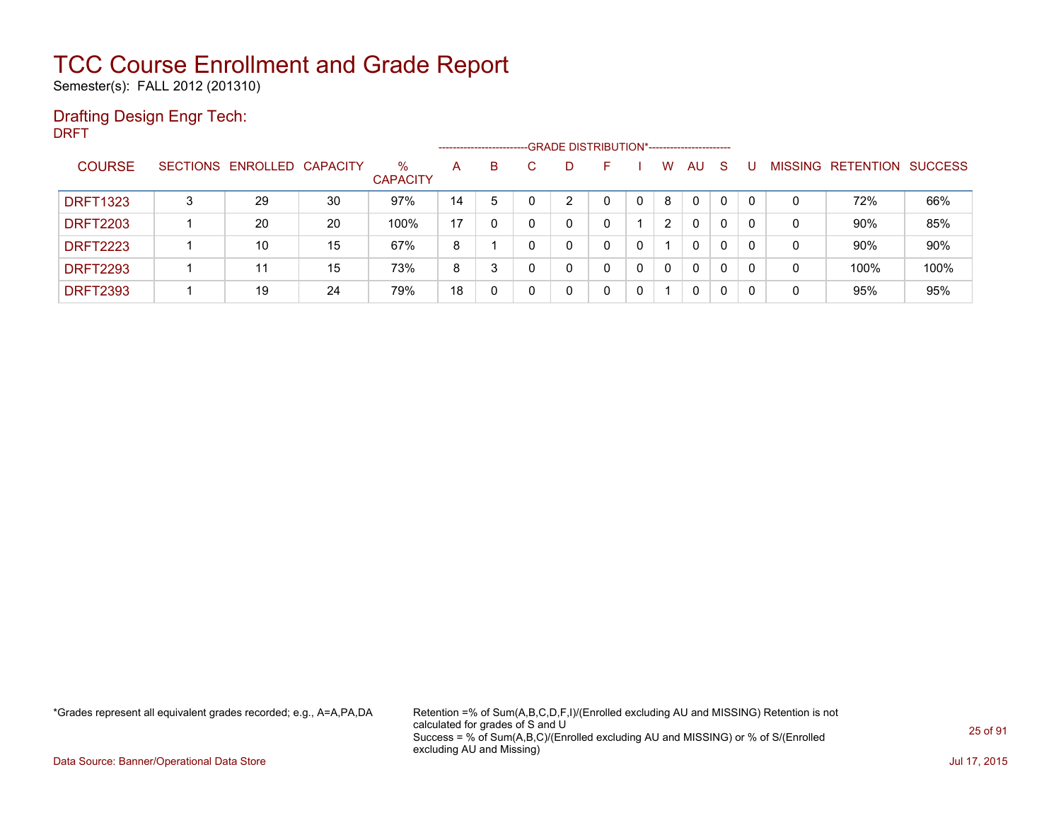# TCC Course Enrollment and Grade Report

Semester(s): FALL 2012 (201310)

## Drafting Design Engr Tech:

DRFT

| COURSE | SECTIONS | ENROLLED | CAPACITY | % CAPACITY | A | B | C | D | F | I | W | AU | S | U | MISSING | RETENTION | SUCCESS |
|---|---|---|---|---|---|---|---|---|---|---|---|---|---|---|---|---|---|
| | | | | | GRADE DISTRIBUTION* | | | | | | | | | | | | |
| DRFT1323 | 3 | 29 | 30 | 97% | 14 | 5 | 0 | 2 | 0 | 0 | 8 | 0 | 0 | 0 | 0 | 72% | 66% |
| DRFT2203 | 1 | 20 | 20 | 100% | 17 | 0 | 0 | 0 | 0 | 1 | 2 | 0 | 0 | 0 | 0 | 90% | 85% |
| DRFT2223 | 1 | 10 | 15 | 67% | 8 | 1 | 0 | 0 | 0 | 0 | 1 | 0 | 0 | 0 | 0 | 90% | 90% |
| DRFT2293 | 1 | 11 | 15 | 73% | 8 | 3 | 0 | 0 | 0 | 0 | 0 | 0 | 0 | 0 | 0 | 100% | 100% |
| DRFT2393 | 1 | 19 | 24 | 79% | 18 | 0 | 0 | 0 | 0 | 0 | 1 | 0 | 0 | 0 | 0 | 95% | 95% |

*Grades represent all equivalent grades recorded; e.g., A=A,PA,DA

Retention =% of Sum(A,B,C,D,F,I)/(Enrolled excluding AU and MISSING) Retention is not calculated for grades of S and U
Success = % of Sum(A,B,C)/(Enrolled excluding AU and MISSING) or % of S/(Enrolled excluding AU and Missing)

Data Source: Banner/Operational Data Store

Jul 17, 2015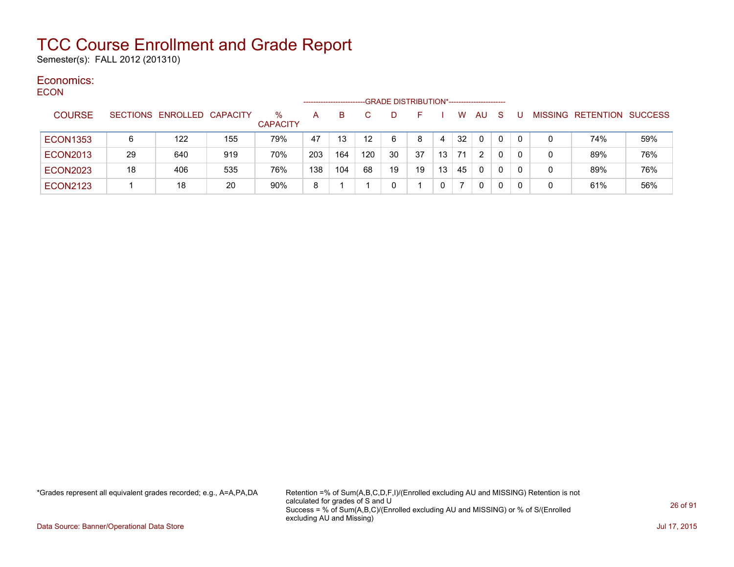# TCC Course Enrollment and Grade Report

Semester(s): FALL 2012 (201310)

## Economics:

### ECON

| COURSE | SECTIONS | ENROLLED | CAPACITY | % CAPACITY | A | B | C | D | F | I | W | AU | S | U | MISSING | RETENTION | SUCCESS |
|---|---|---|---|---|---|---|---|---|---|---|---|---|---|---|---|---|---|
| | | | | | GRADE DISTRIBUTION* | | | | | | | | | | | | |
| ECON1353 | 6 | 122 | 155 | 79% | 47 | 13 | 12 | 6 | 8 | 4 | 32 | 0 | 0 | 0 | 0 | 74% | 59% |
| ECON2013 | 29 | 640 | 919 | 70% | 203 | 164 | 120 | 30 | 37 | 13 | 71 | 2 | 0 | 0 | 0 | 89% | 76% |
| ECON2023 | 18 | 406 | 535 | 76% | 138 | 104 | 68 | 19 | 19 | 13 | 45 | 0 | 0 | 0 | 0 | 89% | 76% |
| ECON2123 | 1 | 18 | 20 | 90% | 8 | 1 | 1 | 0 | 1 | 0 | 7 | 0 | 0 | 0 | 0 | 61% | 56% |

*Grades represent all equivalent grades recorded; e.g., A=A,PA,DA

Retention =% of Sum(A,B,C,D,F,I)/(Enrolled excluding AU and MISSING) Retention is not calculated for grades of S and U
Success = % of Sum(A,B,C)/(Enrolled excluding AU and MISSING) or % of S/(Enrolled excluding AU and Missing)

Data Source: Banner/Operational Data Store

Jul 17, 2015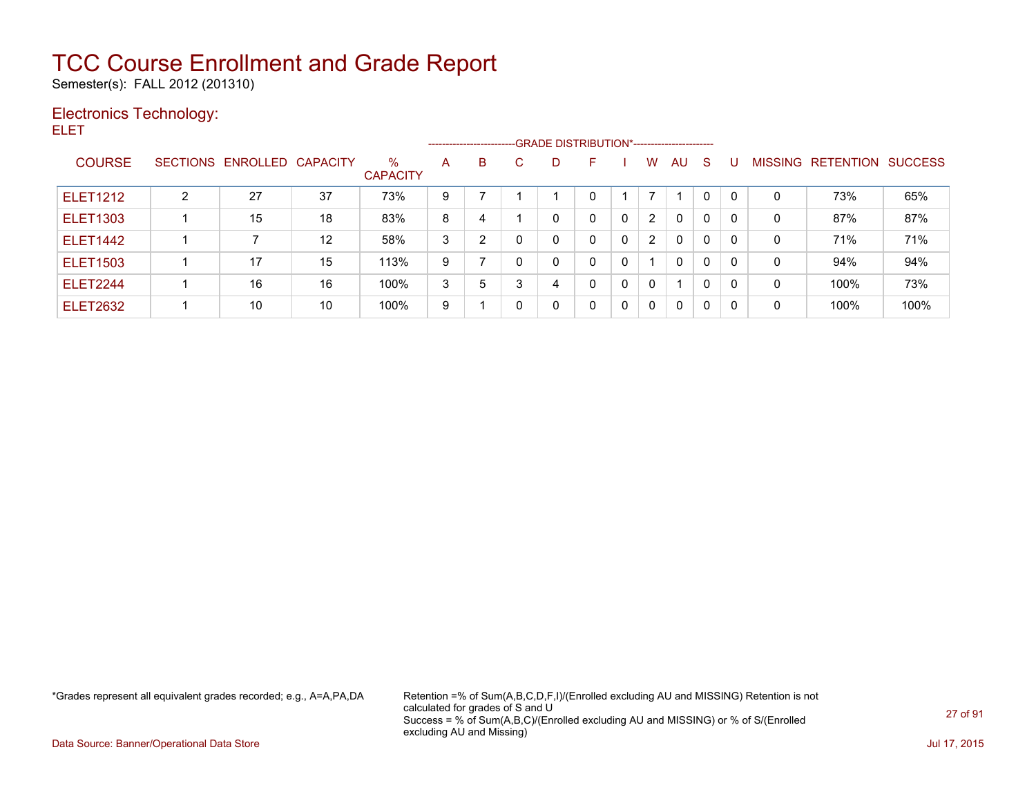# TCC Course Enrollment and Grade Report

Semester(s): FALL 2012 (201310)

## Electronics Technology:

ELET

| COURSE | SECTIONS | ENROLLED | CAPACITY | % CAPACITY | A | B | C | D | F | I | W | AU | S | U | MISSING | RETENTION | SUCCESS |
|---|---|---|---|---|---|---|---|---|---|---|---|---|---|---|---|---|---|
| | | | | | GRADE DISTRIBUTION* | | | | | | | | | | | | |
| ELET1212 | 2 | 27 | 37 | 73% | 9 | 7 | 1 | 1 | 0 | 1 | 7 | 1 | 0 | 0 | 0 | 73% | 65% |
| ELET1303 | 1 | 15 | 18 | 83% | 8 | 4 | 1 | 0 | 0 | 0 | 2 | 0 | 0 | 0 | 0 | 87% | 87% |
| ELET1442 | 1 | 7 | 12 | 58% | 3 | 2 | 0 | 0 | 0 | 0 | 2 | 0 | 0 | 0 | 0 | 71% | 71% |
| ELET1503 | 1 | 17 | 15 | 113% | 9 | 7 | 0 | 0 | 0 | 0 | 1 | 0 | 0 | 0 | 0 | 94% | 94% |
| ELET2244 | 1 | 16 | 16 | 100% | 3 | 5 | 3 | 4 | 0 | 0 | 0 | 1 | 0 | 0 | 0 | 100% | 73% |
| ELET2632 | 1 | 10 | 10 | 100% | 9 | 1 | 0 | 0 | 0 | 0 | 0 | 0 | 0 | 0 | 0 | 100% | 100% |

*Grades represent all equivalent grades recorded; e.g., A=A,PA,DA

Retention =% of Sum(A,B,C,D,F,I)/(Enrolled excluding AU and MISSING) Retention is not calculated for grades of S and U
Success = % of Sum(A,B,C)/(Enrolled excluding AU and MISSING) or % of S/(Enrolled excluding AU and Missing)

Data Source: Banner/Operational Data Store

Jul 17, 2015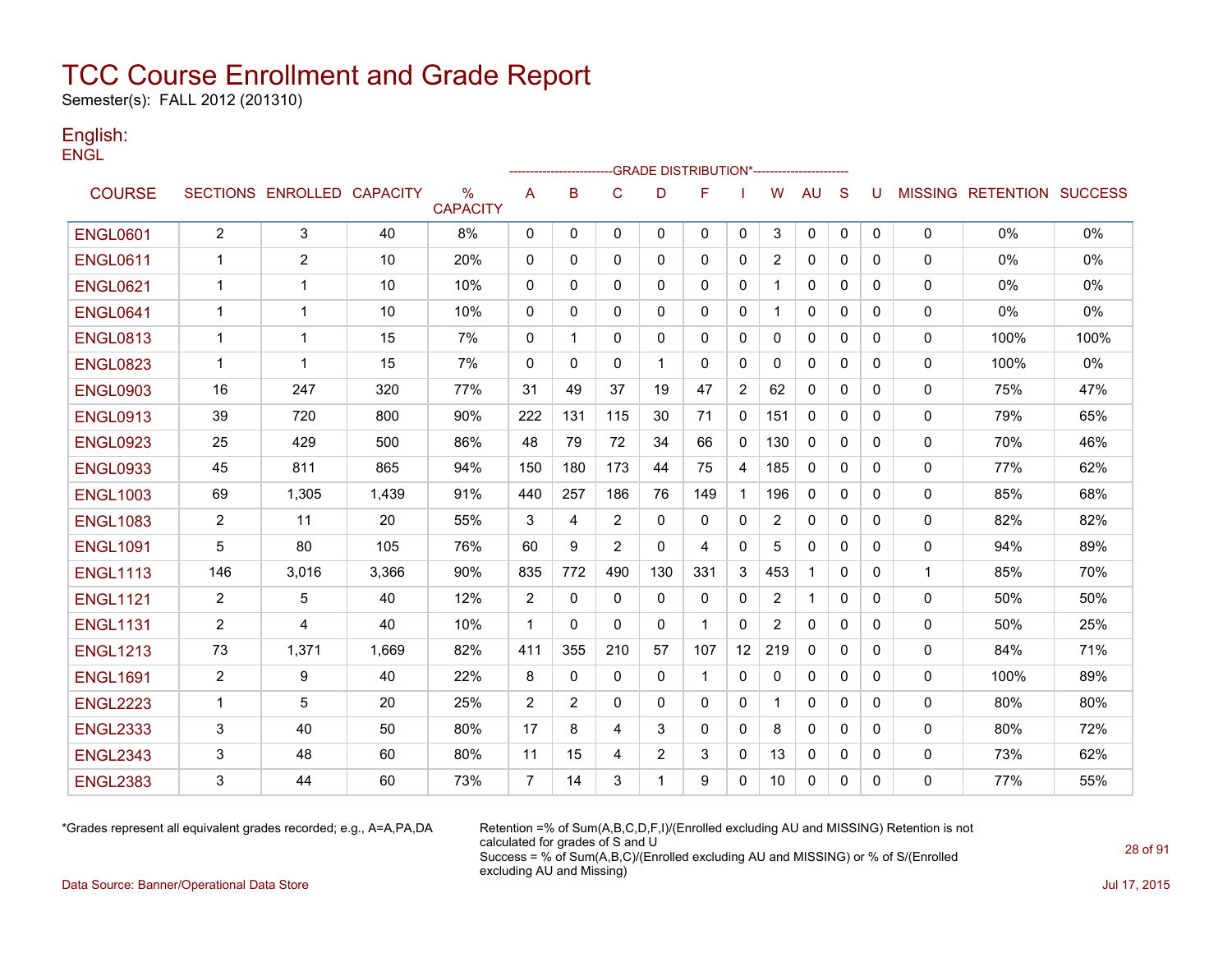# TCC Course Enrollment and Grade Report

Semester(s): FALL 2012 (201310)

## English:

ENGL

| COURSE | SECTIONS | ENROLLED | CAPACITY | % CAPACITY | A | B | C | D | F | I | W | AU | S | U | MISSING | RETENTION | SUCCESS |
|---|---|---|---|---|---|---|---|---|---|---|---|---|---|---|---|---|---|
| | | | | | GRADE DISTRIBUTION* | | | | | | | | | | | | |
| ENGL0601 | 2 | 3 | 40 | 8% | 0 | 0 | 0 | 0 | 0 | 0 | 3 | 0 | 0 | 0 | 0 | 0% | 0% |
| ENGL0611 | 1 | 2 | 10 | 20% | 0 | 0 | 0 | 0 | 0 | 0 | 2 | 0 | 0 | 0 | 0 | 0% | 0% |
| ENGL0621 | 1 | 1 | 10 | 10% | 0 | 0 | 0 | 0 | 0 | 0 | 1 | 0 | 0 | 0 | 0 | 0% | 0% |
| ENGL0641 | 1 | 1 | 10 | 10% | 0 | 0 | 0 | 0 | 0 | 0 | 1 | 0 | 0 | 0 | 0 | 0% | 0% |
| ENGL0813 | 1 | 1 | 15 | 7% | 0 | 1 | 0 | 0 | 0 | 0 | 0 | 0 | 0 | 0 | 0 | 100% | 100% |
| ENGL0823 | 1 | 1 | 15 | 7% | 0 | 0 | 0 | 1 | 0 | 0 | 0 | 0 | 0 | 0 | 0 | 100% | 0% |
| ENGL0903 | 16 | 247 | 320 | 77% | 31 | 49 | 37 | 19 | 47 | 2 | 62 | 0 | 0 | 0 | 0 | 75% | 47% |
| ENGL0913 | 39 | 720 | 800 | 90% | 222 | 131 | 115 | 30 | 71 | 0 | 151 | 0 | 0 | 0 | 0 | 79% | 65% |
| ENGL0923 | 25 | 429 | 500 | 86% | 48 | 79 | 72 | 34 | 66 | 0 | 130 | 0 | 0 | 0 | 0 | 70% | 46% |
| ENGL0933 | 45 | 811 | 865 | 94% | 150 | 180 | 173 | 44 | 75 | 4 | 185 | 0 | 0 | 0 | 0 | 77% | 62% |
| ENGL1003 | 69 | 1,305 | 1,439 | 91% | 440 | 257 | 186 | 76 | 149 | 1 | 196 | 0 | 0 | 0 | 0 | 85% | 68% |
| ENGL1083 | 2 | 11 | 20 | 55% | 3 | 4 | 2 | 0 | 0 | 0 | 2 | 0 | 0 | 0 | 0 | 82% | 82% |
| ENGL1091 | 5 | 80 | 105 | 76% | 60 | 9 | 2 | 0 | 4 | 0 | 5 | 0 | 0 | 0 | 0 | 94% | 89% |
| ENGL1113 | 146 | 3,016 | 3,366 | 90% | 835 | 772 | 490 | 130 | 331 | 3 | 453 | 1 | 0 | 0 | 1 | 85% | 70% |
| ENGL1121 | 2 | 5 | 40 | 12% | 2 | 0 | 0 | 0 | 0 | 0 | 2 | 1 | 0 | 0 | 0 | 50% | 50% |
| ENGL1131 | 2 | 4 | 40 | 10% | 1 | 0 | 0 | 0 | 1 | 0 | 2 | 0 | 0 | 0 | 0 | 50% | 25% |
| ENGL1213 | 73 | 1,371 | 1,669 | 82% | 411 | 355 | 210 | 57 | 107 | 12 | 219 | 0 | 0 | 0 | 0 | 84% | 71% |
| ENGL1691 | 2 | 9 | 40 | 22% | 8 | 0 | 0 | 0 | 1 | 0 | 0 | 0 | 0 | 0 | 0 | 100% | 89% |
| ENGL2223 | 1 | 5 | 20 | 25% | 2 | 2 | 0 | 0 | 0 | 0 | 1 | 0 | 0 | 0 | 0 | 80% | 80% |
| ENGL2333 | 3 | 40 | 50 | 80% | 17 | 8 | 4 | 3 | 0 | 0 | 8 | 0 | 0 | 0 | 0 | 80% | 72% |
| ENGL2343 | 3 | 48 | 60 | 80% | 11 | 15 | 4 | 2 | 3 | 0 | 13 | 0 | 0 | 0 | 0 | 73% | 62% |
| ENGL2383 | 3 | 44 | 60 | 73% | 7 | 14 | 3 | 1 | 9 | 0 | 10 | 0 | 0 | 0 | 0 | 77% | 55% |

*Grades represent all equivalent grades recorded; e.g., A=A,PA,DA

Retention =% of Sum(A,B,C,D,F,I)/(Enrolled excluding AU and MISSING) Retention is not calculated for grades of S and U
Success = % of Sum(A,B,C)/(Enrolled excluding AU and MISSING) or % of S/(Enrolled excluding AU and Missing)

Data Source: Banner/Operational Data Store

Jul 17, 2015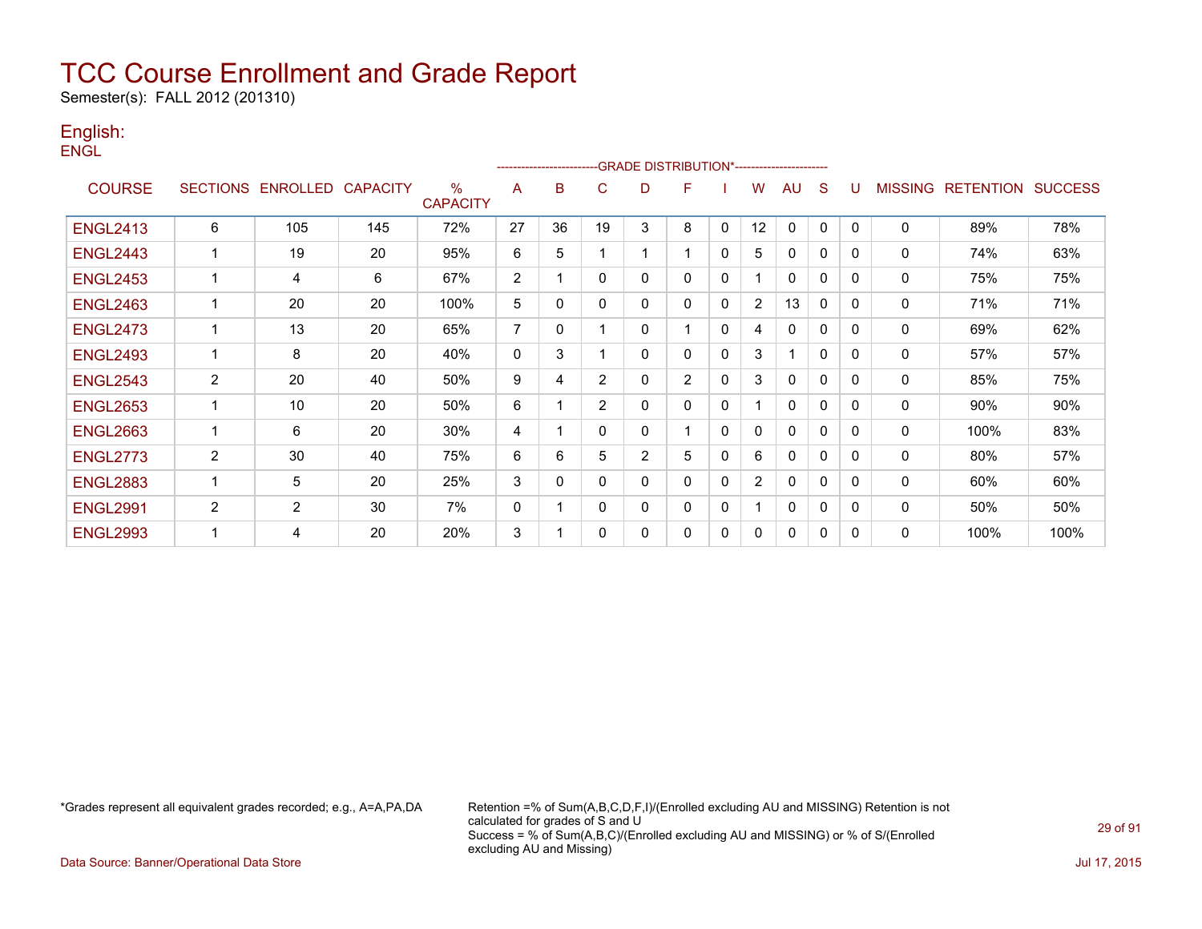# TCC Course Enrollment and Grade Report

Semester(s): FALL 2012 (201310)

## English:

ENGL

| COURSE | SECTIONS | ENROLLED | CAPACITY | % CAPACITY | A | B | C | D | F | I | W | AU | S | U | MISSING | RETENTION | SUCCESS |
|---|---|---|---|---|---|---|---|---|---|---|---|---|---|---|---|---|---|
| | | | | | GRADE DISTRIBUTION* | | | | | | | | | | | | |
| ENGL2413 | 6 | 105 | 145 | 72% | 27 | 36 | 19 | 3 | 8 | 0 | 12 | 0 | 0 | 0 | 0 | 89% | 78% |
| ENGL2443 | 1 | 19 | 20 | 95% | 6 | 5 | 1 | 1 | 1 | 0 | 5 | 0 | 0 | 0 | 0 | 74% | 63% |
| ENGL2453 | 1 | 4 | 6 | 67% | 2 | 1 | 0 | 0 | 0 | 0 | 1 | 0 | 0 | 0 | 0 | 75% | 75% |
| ENGL2463 | 1 | 20 | 20 | 100% | 5 | 0 | 0 | 0 | 0 | 0 | 2 | 13 | 0 | 0 | 0 | 71% | 71% |
| ENGL2473 | 1 | 13 | 20 | 65% | 7 | 0 | 1 | 0 | 1 | 0 | 4 | 0 | 0 | 0 | 0 | 69% | 62% |
| ENGL2493 | 1 | 8 | 20 | 40% | 0 | 3 | 1 | 0 | 0 | 0 | 3 | 1 | 0 | 0 | 0 | 57% | 57% |
| ENGL2543 | 2 | 20 | 40 | 50% | 9 | 4 | 2 | 0 | 2 | 0 | 3 | 0 | 0 | 0 | 0 | 85% | 75% |
| ENGL2653 | 1 | 10 | 20 | 50% | 6 | 1 | 2 | 0 | 0 | 0 | 1 | 0 | 0 | 0 | 0 | 90% | 90% |
| ENGL2663 | 1 | 6 | 20 | 30% | 4 | 1 | 0 | 0 | 1 | 0 | 0 | 0 | 0 | 0 | 0 | 100% | 83% |
| ENGL2773 | 2 | 30 | 40 | 75% | 6 | 6 | 5 | 2 | 5 | 0 | 6 | 0 | 0 | 0 | 0 | 80% | 57% |
| ENGL2883 | 1 | 5 | 20 | 25% | 3 | 0 | 0 | 0 | 0 | 0 | 2 | 0 | 0 | 0 | 0 | 60% | 60% |
| ENGL2991 | 2 | 2 | 30 | 7% | 0 | 1 | 0 | 0 | 0 | 0 | 1 | 0 | 0 | 0 | 0 | 50% | 50% |
| ENGL2993 | 1 | 4 | 20 | 20% | 3 | 1 | 0 | 0 | 0 | 0 | 0 | 0 | 0 | 0 | 0 | 100% | 100% |

*Grades represent all equivalent grades recorded; e.g., A=A,PA,DA

Retention =% of Sum(A,B,C,D,F,I)/(Enrolled excluding AU and MISSING) Retention is not calculated for grades of S and U
Success = % of Sum(A,B,C)/(Enrolled excluding AU and MISSING) or % of S/(Enrolled excluding AU and Missing)

Data Source: Banner/Operational Data Store

Jul 17, 2015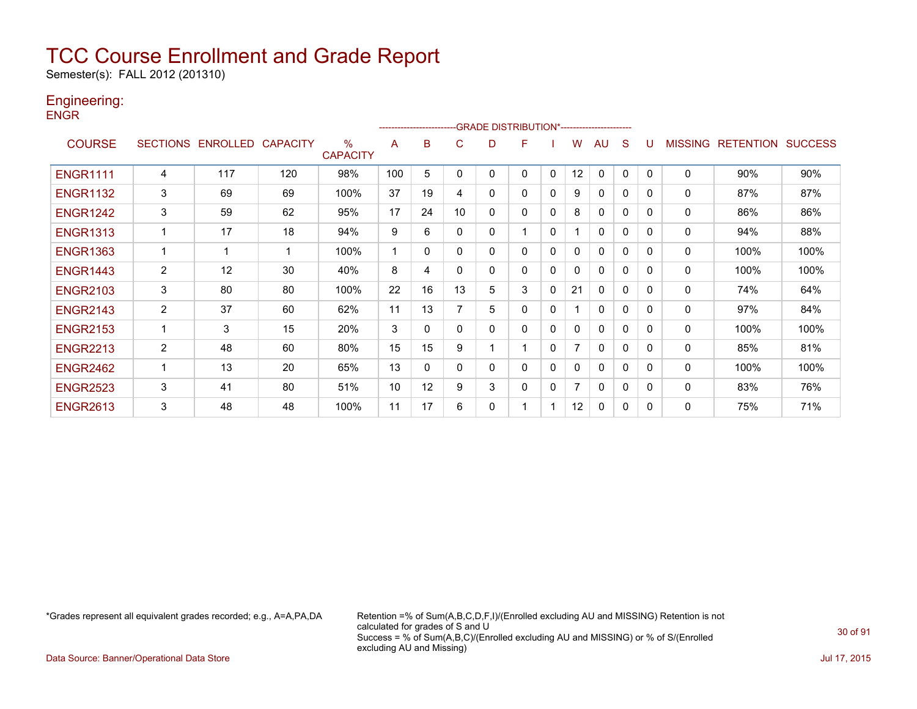# TCC Course Enrollment and Grade Report

Semester(s): FALL 2012 (201310)

## Engineering:

ENGR

| COURSE | SECTIONS | ENROLLED | CAPACITY | % CAPACITY | A | B | C | D | F | I | W | AU | S | U | MISSING | RETENTION | SUCCESS |
|---|---|---|---|---|---|---|---|---|---|---|---|---|---|---|---|---|---|
| | | | | | GRADE DISTRIBUTION* | | | | | | | | | | | | |
| ENGR1111 | 4 | 117 | 120 | 98% | 100 | 5 | 0 | 0 | 0 | 0 | 12 | 0 | 0 | 0 | 0 | 90% | 90% |
| ENGR1132 | 3 | 69 | 69 | 100% | 37 | 19 | 4 | 0 | 0 | 0 | 9 | 0 | 0 | 0 | 0 | 87% | 87% |
| ENGR1242 | 3 | 59 | 62 | 95% | 17 | 24 | 10 | 0 | 0 | 0 | 8 | 0 | 0 | 0 | 0 | 86% | 86% |
| ENGR1313 | 1 | 17 | 18 | 94% | 9 | 6 | 0 | 0 | 1 | 0 | 1 | 0 | 0 | 0 | 0 | 94% | 88% |
| ENGR1363 | 1 | 1 | 1 | 100% | 1 | 0 | 0 | 0 | 0 | 0 | 0 | 0 | 0 | 0 | 0 | 100% | 100% |
| ENGR1443 | 2 | 12 | 30 | 40% | 8 | 4 | 0 | 0 | 0 | 0 | 0 | 0 | 0 | 0 | 0 | 100% | 100% |
| ENGR2103 | 3 | 80 | 80 | 100% | 22 | 16 | 13 | 5 | 3 | 0 | 21 | 0 | 0 | 0 | 0 | 74% | 64% |
| ENGR2143 | 2 | 37 | 60 | 62% | 11 | 13 | 7 | 5 | 0 | 0 | 1 | 0 | 0 | 0 | 0 | 97% | 84% |
| ENGR2153 | 1 | 3 | 15 | 20% | 3 | 0 | 0 | 0 | 0 | 0 | 0 | 0 | 0 | 0 | 0 | 100% | 100% |
| ENGR2213 | 2 | 48 | 60 | 80% | 15 | 15 | 9 | 1 | 1 | 0 | 7 | 0 | 0 | 0 | 0 | 85% | 81% |
| ENGR2462 | 1 | 13 | 20 | 65% | 13 | 0 | 0 | 0 | 0 | 0 | 0 | 0 | 0 | 0 | 0 | 100% | 100% |
| ENGR2523 | 3 | 41 | 80 | 51% | 10 | 12 | 9 | 3 | 0 | 0 | 7 | 0 | 0 | 0 | 0 | 83% | 76% |
| ENGR2613 | 3 | 48 | 48 | 100% | 11 | 17 | 6 | 0 | 1 | 1 | 12 | 0 | 0 | 0 | 0 | 75% | 71% |

*Grades represent all equivalent grades recorded; e.g., A=A,PA,DA

Retention =% of Sum(A,B,C,D,F,I)/(Enrolled excluding AU and MISSING) Retention is not calculated for grades of S and U
Success = % of Sum(A,B,C)/(Enrolled excluding AU and MISSING) or % of S/(Enrolled excluding AU and Missing)

Data Source: Banner/Operational Data Store

Jul 17, 2015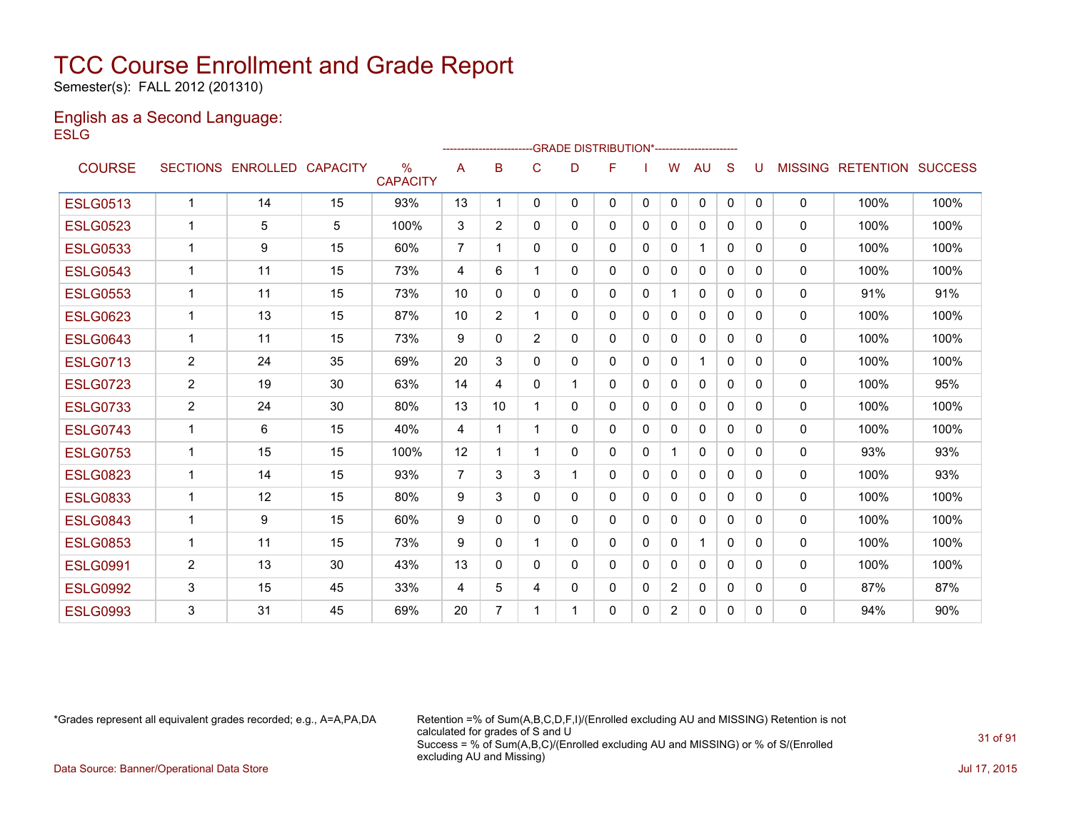# TCC Course Enrollment and Grade Report

Semester(s): FALL 2012 (201310)

## English as a Second Language:

ESLG

| COURSE | SECTIONS | ENROLLED | CAPACITY | % CAPACITY | A | B | C | D | F | I | W | AU | S | U | MISSING | RETENTION | SUCCESS |
|---|---|---|---|---|---|---|---|---|---|---|---|---|---|---|---|---|---|
| | | | | | GRADE DISTRIBUTION* | | | | | | | | | | | | |
| ESLG0513 | 1 | 14 | 15 | 93% | 13 | 1 | 0 | 0 | 0 | 0 | 0 | 0 | 0 | 0 | 0 | 100% | 100% |
| ESLG0523 | 1 | 5 | 5 | 100% | 3 | 2 | 0 | 0 | 0 | 0 | 0 | 0 | 0 | 0 | 0 | 100% | 100% |
| ESLG0533 | 1 | 9 | 15 | 60% | 7 | 1 | 0 | 0 | 0 | 0 | 0 | 1 | 0 | 0 | 0 | 100% | 100% |
| ESLG0543 | 1 | 11 | 15 | 73% | 4 | 6 | 1 | 0 | 0 | 0 | 0 | 0 | 0 | 0 | 0 | 100% | 100% |
| ESLG0553 | 1 | 11 | 15 | 73% | 10 | 0 | 0 | 0 | 0 | 0 | 1 | 0 | 0 | 0 | 0 | 91% | 91% |
| ESLG0623 | 1 | 13 | 15 | 87% | 10 | 2 | 1 | 0 | 0 | 0 | 0 | 0 | 0 | 0 | 0 | 100% | 100% |
| ESLG0643 | 1 | 11 | 15 | 73% | 9 | 0 | 2 | 0 | 0 | 0 | 0 | 0 | 0 | 0 | 0 | 100% | 100% |
| ESLG0713 | 2 | 24 | 35 | 69% | 20 | 3 | 0 | 0 | 0 | 0 | 0 | 1 | 0 | 0 | 0 | 100% | 100% |
| ESLG0723 | 2 | 19 | 30 | 63% | 14 | 4 | 0 | 1 | 0 | 0 | 0 | 0 | 0 | 0 | 0 | 100% | 95% |
| ESLG0733 | 2 | 24 | 30 | 80% | 13 | 10 | 1 | 0 | 0 | 0 | 0 | 0 | 0 | 0 | 0 | 100% | 100% |
| ESLG0743 | 1 | 6 | 15 | 40% | 4 | 1 | 1 | 0 | 0 | 0 | 0 | 0 | 0 | 0 | 0 | 100% | 100% |
| ESLG0753 | 1 | 15 | 15 | 100% | 12 | 1 | 1 | 0 | 0 | 0 | 1 | 0 | 0 | 0 | 0 | 93% | 93% |
| ESLG0823 | 1 | 14 | 15 | 93% | 7 | 3 | 3 | 1 | 0 | 0 | 0 | 0 | 0 | 0 | 0 | 100% | 93% |
| ESLG0833 | 1 | 12 | 15 | 80% | 9 | 3 | 0 | 0 | 0 | 0 | 0 | 0 | 0 | 0 | 0 | 100% | 100% |
| ESLG0843 | 1 | 9 | 15 | 60% | 9 | 0 | 0 | 0 | 0 | 0 | 0 | 0 | 0 | 0 | 0 | 100% | 100% |
| ESLG0853 | 1 | 11 | 15 | 73% | 9 | 0 | 1 | 0 | 0 | 0 | 0 | 1 | 0 | 0 | 0 | 100% | 100% |
| ESLG0991 | 2 | 13 | 30 | 43% | 13 | 0 | 0 | 0 | 0 | 0 | 0 | 0 | 0 | 0 | 0 | 100% | 100% |
| ESLG0992 | 3 | 15 | 45 | 33% | 4 | 5 | 4 | 0 | 0 | 0 | 2 | 0 | 0 | 0 | 0 | 87% | 87% |
| ESLG0993 | 3 | 31 | 45 | 69% | 20 | 7 | 1 | 1 | 0 | 0 | 2 | 0 | 0 | 0 | 0 | 94% | 90% |

*Grades represent all equivalent grades recorded; e.g., A=A,PA,DA

Retention =% of Sum(A,B,C,D,F,I)/(Enrolled excluding AU and MISSING) Retention is not calculated for grades of S and U
Success = % of Sum(A,B,C)/(Enrolled excluding AU and MISSING) or % of S/(Enrolled excluding AU and Missing)

Data Source: Banner/Operational Data Store

Jul 17, 2015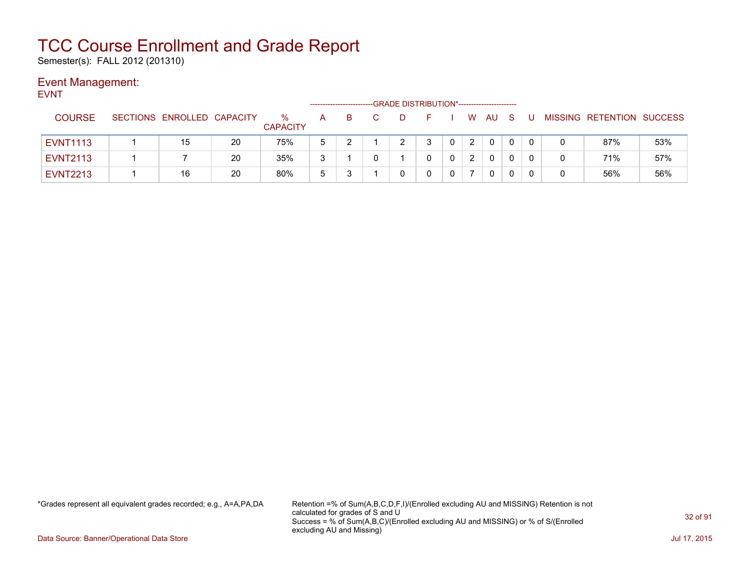# TCC Course Enrollment and Grade Report

Semester(s): FALL 2012 (201310)

## Event Management:

EVNT

| COURSE | SECTIONS | ENROLLED | CAPACITY | % CAPACITY | A | B | C | D | F | I | W | AU | S | U | MISSING | RETENTION | SUCCESS |
|---|---|---|---|---|---|---|---|---|---|---|---|---|---|---|---|---|---|
| | | | | | GRADE DISTRIBUTION* | | | | | | | | | | | | |
| EVNT1113 | 1 | 15 | 20 | 75% | 5 | 2 | 1 | 2 | 3 | 0 | 2 | 0 | 0 | 0 | 0 | 87% | 53% |
| EVNT2113 | 1 | 7 | 20 | 35% | 3 | 1 | 0 | 1 | 0 | 0 | 2 | 0 | 0 | 0 | 0 | 71% | 57% |
| EVNT2213 | 1 | 16 | 20 | 80% | 5 | 3 | 1 | 0 | 0 | 0 | 7 | 0 | 0 | 0 | 0 | 56% | 56% |

*Grades represent all equivalent grades recorded; e.g., A=A,PA,DA

Retention =% of Sum(A,B,C,D,F,I)/(Enrolled excluding AU and MISSING) Retention is not calculated for grades of S and U

Success = % of Sum(A,B,C)/(Enrolled excluding AU and MISSING) or % of S/(Enrolled excluding AU and Missing)

Data Source: Banner/Operational Data Store

Jul 17, 2015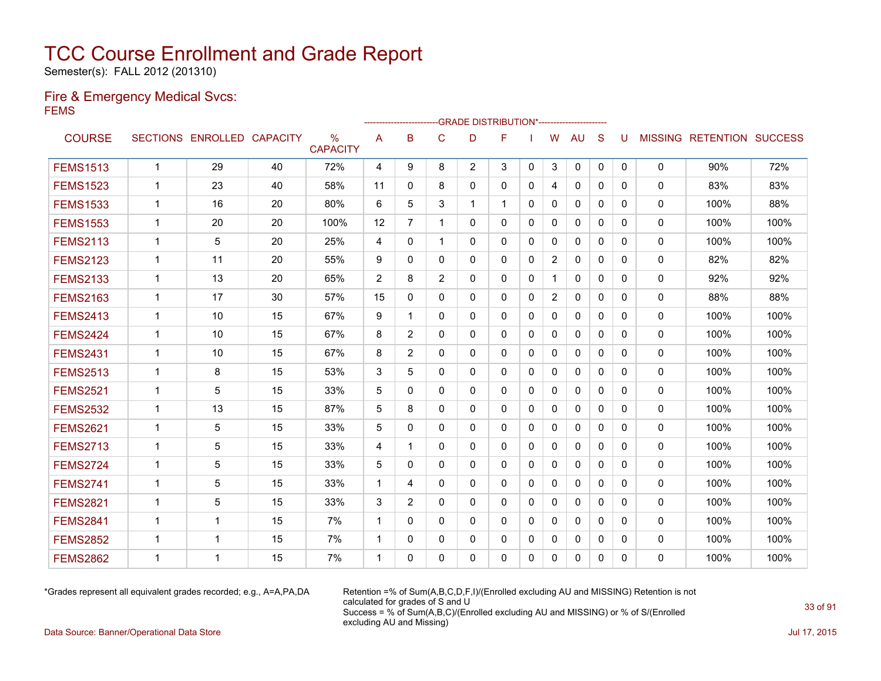# TCC Course Enrollment and Grade Report

Semester(s): FALL 2012 (201310)

## Fire & Emergency Medical Svcs:

FEMS

| COURSE | SECTIONS | ENROLLED | CAPACITY | % CAPACITY | A | B | C | D | F | I | W | AU | S | U | MISSING | RETENTION | SUCCESS |
|---|---|---|---|---|---|---|---|---|---|---|---|---|---|---|---|---|---|
| | | | | | GRADE DISTRIBUTION* | | | | | | | | | | | | |
| FEMS1513 | 1 | 29 | 40 | 72% | 4 | 9 | 8 | 2 | 3 | 0 | 3 | 0 | 0 | 0 | 0 | 90% | 72% |
| FEMS1523 | 1 | 23 | 40 | 58% | 11 | 0 | 8 | 0 | 0 | 0 | 4 | 0 | 0 | 0 | 0 | 83% | 83% |
| FEMS1533 | 1 | 16 | 20 | 80% | 6 | 5 | 3 | 1 | 1 | 0 | 0 | 0 | 0 | 0 | 0 | 100% | 88% |
| FEMS1553 | 1 | 20 | 20 | 100% | 12 | 7 | 1 | 0 | 0 | 0 | 0 | 0 | 0 | 0 | 0 | 100% | 100% |
| FEMS2113 | 1 | 5 | 20 | 25% | 4 | 0 | 1 | 0 | 0 | 0 | 0 | 0 | 0 | 0 | 0 | 100% | 100% |
| FEMS2123 | 1 | 11 | 20 | 55% | 9 | 0 | 0 | 0 | 0 | 0 | 2 | 0 | 0 | 0 | 0 | 82% | 82% |
| FEMS2133 | 1 | 13 | 20 | 65% | 2 | 8 | 2 | 0 | 0 | 0 | 1 | 0 | 0 | 0 | 0 | 92% | 92% |
| FEMS2163 | 1 | 17 | 30 | 57% | 15 | 0 | 0 | 0 | 0 | 0 | 2 | 0 | 0 | 0 | 0 | 88% | 88% |
| FEMS2413 | 1 | 10 | 15 | 67% | 9 | 1 | 0 | 0 | 0 | 0 | 0 | 0 | 0 | 0 | 0 | 100% | 100% |
| FEMS2424 | 1 | 10 | 15 | 67% | 8 | 2 | 0 | 0 | 0 | 0 | 0 | 0 | 0 | 0 | 0 | 100% | 100% |
| FEMS2431 | 1 | 10 | 15 | 67% | 8 | 2 | 0 | 0 | 0 | 0 | 0 | 0 | 0 | 0 | 0 | 100% | 100% |
| FEMS2513 | 1 | 8 | 15 | 53% | 3 | 5 | 0 | 0 | 0 | 0 | 0 | 0 | 0 | 0 | 0 | 100% | 100% |
| FEMS2521 | 1 | 5 | 15 | 33% | 5 | 0 | 0 | 0 | 0 | 0 | 0 | 0 | 0 | 0 | 0 | 100% | 100% |
| FEMS2532 | 1 | 13 | 15 | 87% | 5 | 8 | 0 | 0 | 0 | 0 | 0 | 0 | 0 | 0 | 0 | 100% | 100% |
| FEMS2621 | 1 | 5 | 15 | 33% | 5 | 0 | 0 | 0 | 0 | 0 | 0 | 0 | 0 | 0 | 0 | 100% | 100% |
| FEMS2713 | 1 | 5 | 15 | 33% | 4 | 1 | 0 | 0 | 0 | 0 | 0 | 0 | 0 | 0 | 0 | 100% | 100% |
| FEMS2724 | 1 | 5 | 15 | 33% | 5 | 0 | 0 | 0 | 0 | 0 | 0 | 0 | 0 | 0 | 0 | 100% | 100% |
| FEMS2741 | 1 | 5 | 15 | 33% | 1 | 4 | 0 | 0 | 0 | 0 | 0 | 0 | 0 | 0 | 0 | 100% | 100% |
| FEMS2821 | 1 | 5 | 15 | 33% | 3 | 2 | 0 | 0 | 0 | 0 | 0 | 0 | 0 | 0 | 0 | 100% | 100% |
| FEMS2841 | 1 | 1 | 15 | 7% | 1 | 0 | 0 | 0 | 0 | 0 | 0 | 0 | 0 | 0 | 0 | 100% | 100% |
| FEMS2852 | 1 | 1 | 15 | 7% | 1 | 0 | 0 | 0 | 0 | 0 | 0 | 0 | 0 | 0 | 0 | 100% | 100% |
| FEMS2862 | 1 | 1 | 15 | 7% | 1 | 0 | 0 | 0 | 0 | 0 | 0 | 0 | 0 | 0 | 0 | 100% | 100% |

*Grades represent all equivalent grades recorded; e.g., A=A,PA,DA

Retention =% of Sum(A,B,C,D,F,I)/(Enrolled excluding AU and MISSING) Retention is not calculated for grades of S and U
Success = % of Sum(A,B,C)/(Enrolled excluding AU and MISSING) or % of S/(Enrolled excluding AU and Missing)

Data Source: Banner/Operational Data Store

Jul 17, 2015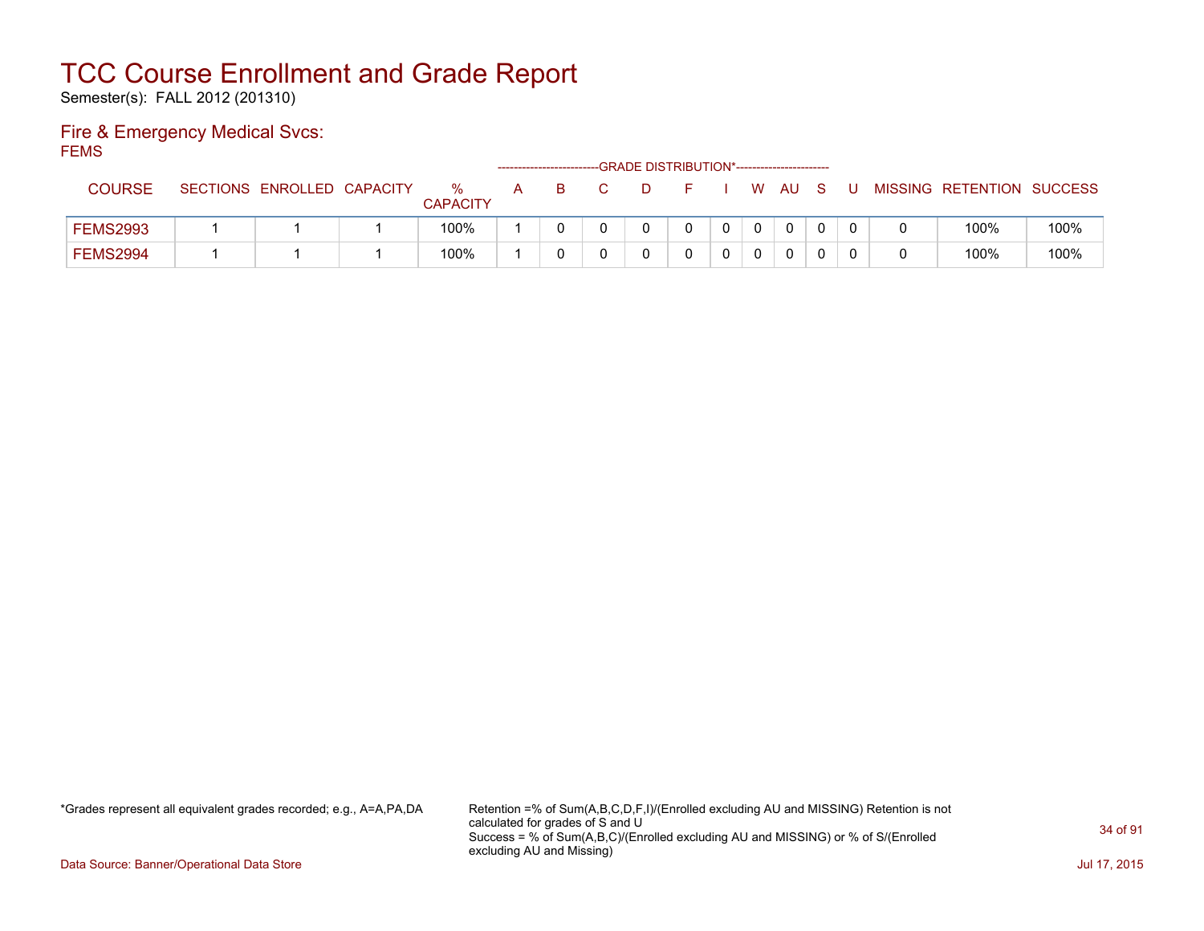# TCC Course Enrollment and Grade Report

Semester(s): FALL 2012 (201310)

## Fire & Emergency Medical Svcs:

FEMS

| COURSE | SECTIONS | ENROLLED | CAPACITY | % CAPACITY | A | B | C | D | F | I | W | AU | S | U | MISSING | RETENTION | SUCCESS |
|---|---|---|---|---|---|---|---|---|---|---|---|---|---|---|---|---|---|
| | | | | | GRADE DISTRIBUTION* | | | | | | | | | | | | |
| FEMS2993 | 1 | 1 | 1 | 100% | 1 | 0 | 0 | 0 | 0 | 0 | 0 | 0 | 0 | 0 | 0 | 100% | 100% |
| FEMS2994 | 1 | 1 | 1 | 100% | 1 | 0 | 0 | 0 | 0 | 0 | 0 | 0 | 0 | 0 | 0 | 100% | 100% |

*Grades represent all equivalent grades recorded; e.g., A=A,PA,DA

Retention =% of Sum(A,B,C,D,F,I)/(Enrolled excluding AU and MISSING) Retention is not calculated for grades of S and U
Success = % of Sum(A,B,C)/(Enrolled excluding AU and MISSING) or % of S/(Enrolled excluding AU and Missing)

Data Source: Banner/Operational Data Store

Jul 17, 2015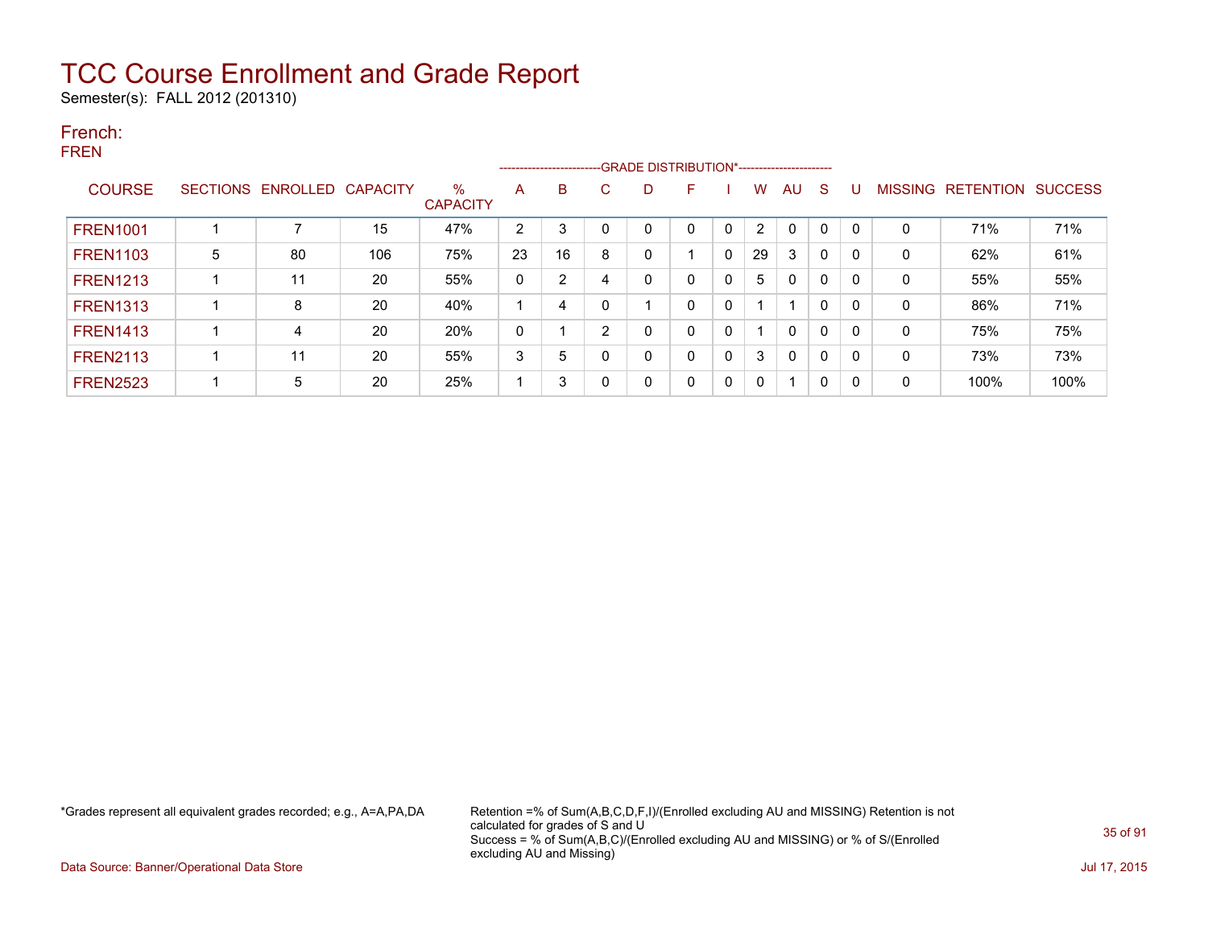# TCC Course Enrollment and Grade Report

Semester(s): FALL 2012 (201310)

## French:

### FREN

| COURSE | SECTIONS | ENROLLED | CAPACITY | % CAPACITY | A | B | C | D | F | I | W | AU | S | U | MISSING | RETENTION | SUCCESS |
|---|---|---|---|---|---|---|---|---|---|---|---|---|---|---|---|---|---|
| | | | | | GRADE DISTRIBUTION* | | | | | | | | | | | | |
| FREN1001 | 1 | 7 | 15 | 47% | 2 | 3 | 0 | 0 | 0 | 0 | 2 | 0 | 0 | 0 | 0 | 71% | 71% |
| FREN1103 | 5 | 80 | 106 | 75% | 23 | 16 | 8 | 0 | 1 | 0 | 29 | 3 | 0 | 0 | 0 | 62% | 61% |
| FREN1213 | 1 | 11 | 20 | 55% | 0 | 2 | 4 | 0 | 0 | 0 | 5 | 0 | 0 | 0 | 0 | 55% | 55% |
| FREN1313 | 1 | 8 | 20 | 40% | 1 | 4 | 0 | 1 | 0 | 0 | 1 | 1 | 0 | 0 | 0 | 86% | 71% |
| FREN1413 | 1 | 4 | 20 | 20% | 0 | 1 | 2 | 0 | 0 | 0 | 1 | 0 | 0 | 0 | 0 | 75% | 75% |
| FREN2113 | 1 | 11 | 20 | 55% | 3 | 5 | 0 | 0 | 0 | 0 | 3 | 0 | 0 | 0 | 0 | 73% | 73% |
| FREN2523 | 1 | 5 | 20 | 25% | 1 | 3 | 0 | 0 | 0 | 0 | 0 | 1 | 0 | 0 | 0 | 100% | 100% |

*Grades represent all equivalent grades recorded; e.g., A=A,PA,DA

Retention =% of Sum(A,B,C,D,F,I)/(Enrolled excluding AU and MISSING) Retention is not calculated for grades of S and U
Success = % of Sum(A,B,C)/(Enrolled excluding AU and MISSING) or % of S/(Enrolled excluding AU and Missing)

Data Source: Banner/Operational Data Store

Jul 17, 2015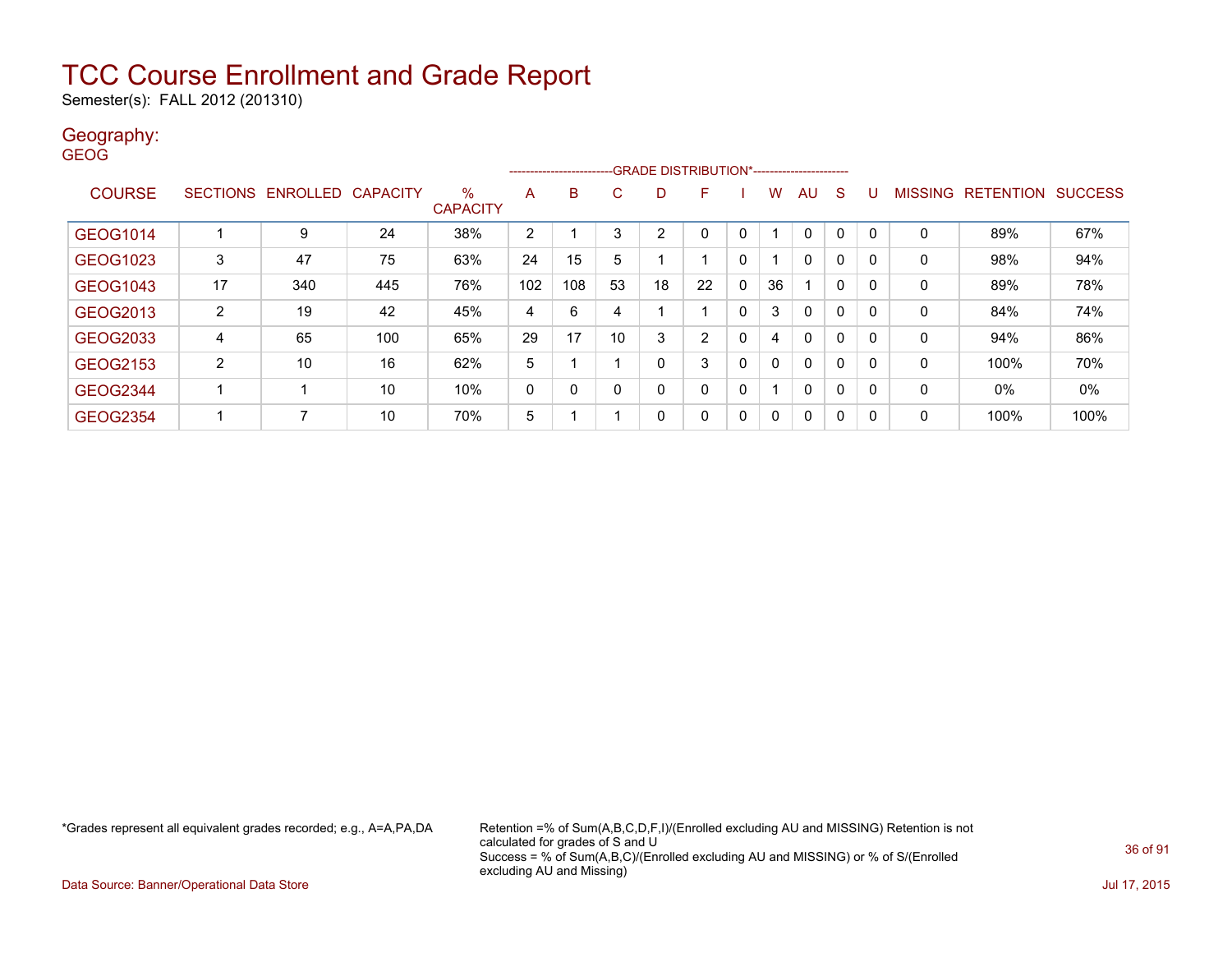# TCC Course Enrollment and Grade Report

Semester(s): FALL 2012 (201310)

## Geography:

GEOG

| COURSE | SECTIONS | ENROLLED | CAPACITY | % CAPACITY | A | B | C | D | F | I | W | AU | S | U | MISSING | RETENTION | SUCCESS |
|---|---|---|---|---|---|---|---|---|---|---|---|---|---|---|---|---|---|
| | | | | | GRADE DISTRIBUTION* | | | | | | | | | | | | |
| GEOG1014 | 1 | 9 | 24 | 38% | 2 | 1 | 3 | 2 | 0 | 0 | 1 | 0 | 0 | 0 | 0 | 89% | 67% |
| GEOG1023 | 3 | 47 | 75 | 63% | 24 | 15 | 5 | 1 | 1 | 0 | 1 | 0 | 0 | 0 | 0 | 98% | 94% |
| GEOG1043 | 17 | 340 | 445 | 76% | 102 | 108 | 53 | 18 | 22 | 0 | 36 | 1 | 0 | 0 | 0 | 89% | 78% |
| GEOG2013 | 2 | 19 | 42 | 45% | 4 | 6 | 4 | 1 | 1 | 0 | 3 | 0 | 0 | 0 | 0 | 84% | 74% |
| GEOG2033 | 4 | 65 | 100 | 65% | 29 | 17 | 10 | 3 | 2 | 0 | 4 | 0 | 0 | 0 | 0 | 94% | 86% |
| GEOG2153 | 2 | 10 | 16 | 62% | 5 | 1 | 1 | 0 | 3 | 0 | 0 | 0 | 0 | 0 | 0 | 100% | 70% |
| GEOG2344 | 1 | 1 | 10 | 10% | 0 | 0 | 0 | 0 | 0 | 0 | 1 | 0 | 0 | 0 | 0 | 0% | 0% |
| GEOG2354 | 1 | 7 | 10 | 70% | 5 | 1 | 1 | 0 | 0 | 0 | 0 | 0 | 0 | 0 | 0 | 100% | 100% |

*Grades represent all equivalent grades recorded; e.g., A=A,PA,DA

Retention =% of Sum(A,B,C,D,F,I)/(Enrolled excluding AU and MISSING) Retention is not calculated for grades of S and U
Success = % of Sum(A,B,C)/(Enrolled excluding AU and MISSING) or % of S/(Enrolled excluding AU and Missing)

Data Source: Banner/Operational Data Store

Jul 17, 2015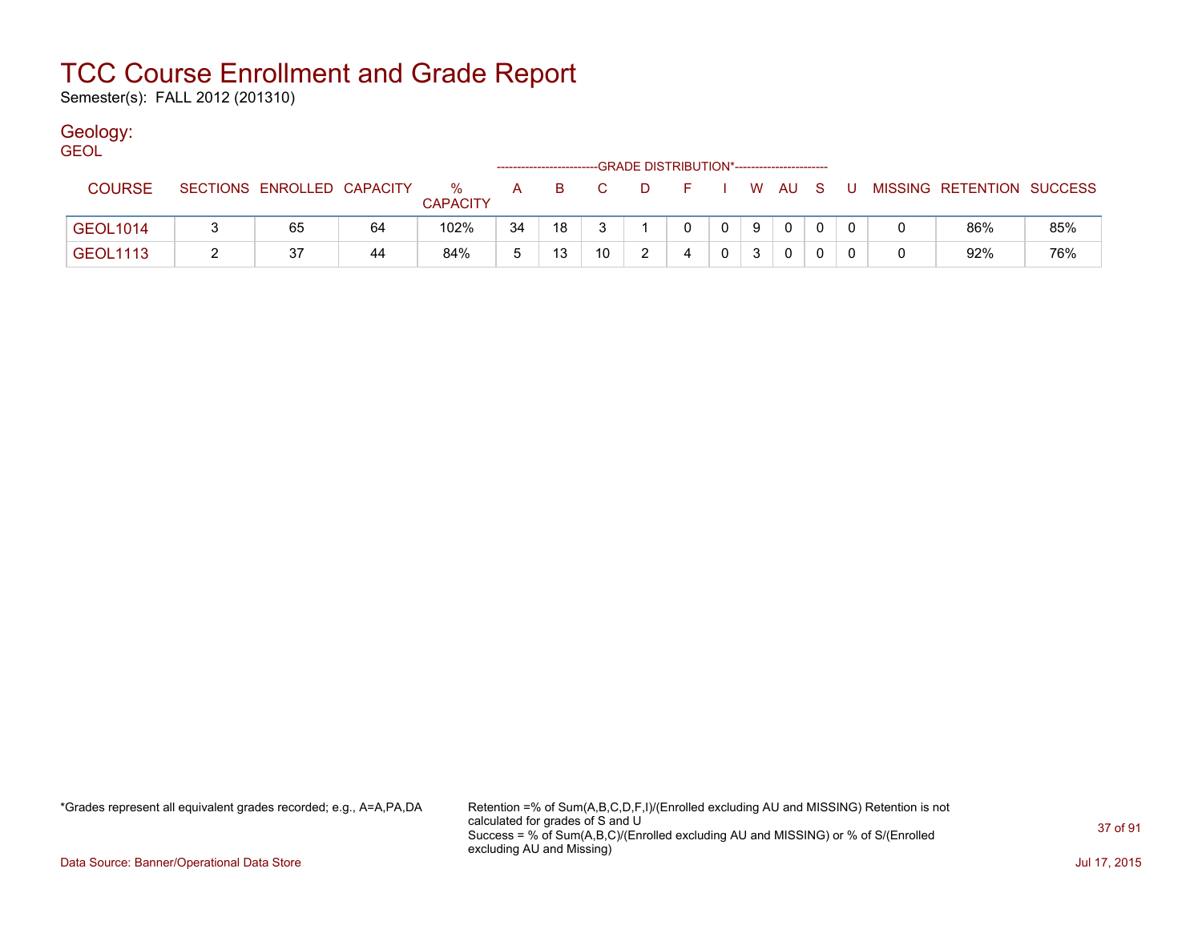# TCC Course Enrollment and Grade Report

Semester(s): FALL 2012 (201310)

## Geology:

GEOL

| COURSE | SECTIONS | ENROLLED | CAPACITY | % CAPACITY | A | B | C | D | F | I | W | AU | S | U | MISSING | RETENTION | SUCCESS |
|---|---|---|---|---|---|---|---|---|---|---|---|---|---|---|---|---|---|
| | | | | | GRADE DISTRIBUTION* | | | | | | | | | | | | |
| GEOL1014 | 3 | 65 | 64 | 102% | 34 | 18 | 3 | 1 | 0 | 0 | 9 | 0 | 0 | 0 | 0 | 86% | 85% |
| GEOL1113 | 2 | 37 | 44 | 84% | 5 | 13 | 10 | 2 | 4 | 0 | 3 | 0 | 0 | 0 | 0 | 92% | 76% |

*Grades represent all equivalent grades recorded; e.g., A=A,PA,DA

Retention =% of Sum(A,B,C,D,F,I)/(Enrolled excluding AU and MISSING) Retention is not calculated for grades of S and U
Success = % of Sum(A,B,C)/(Enrolled excluding AU and MISSING) or % of S/(Enrolled excluding AU and Missing)

Data Source: Banner/Operational Data Store

Jul 17, 2015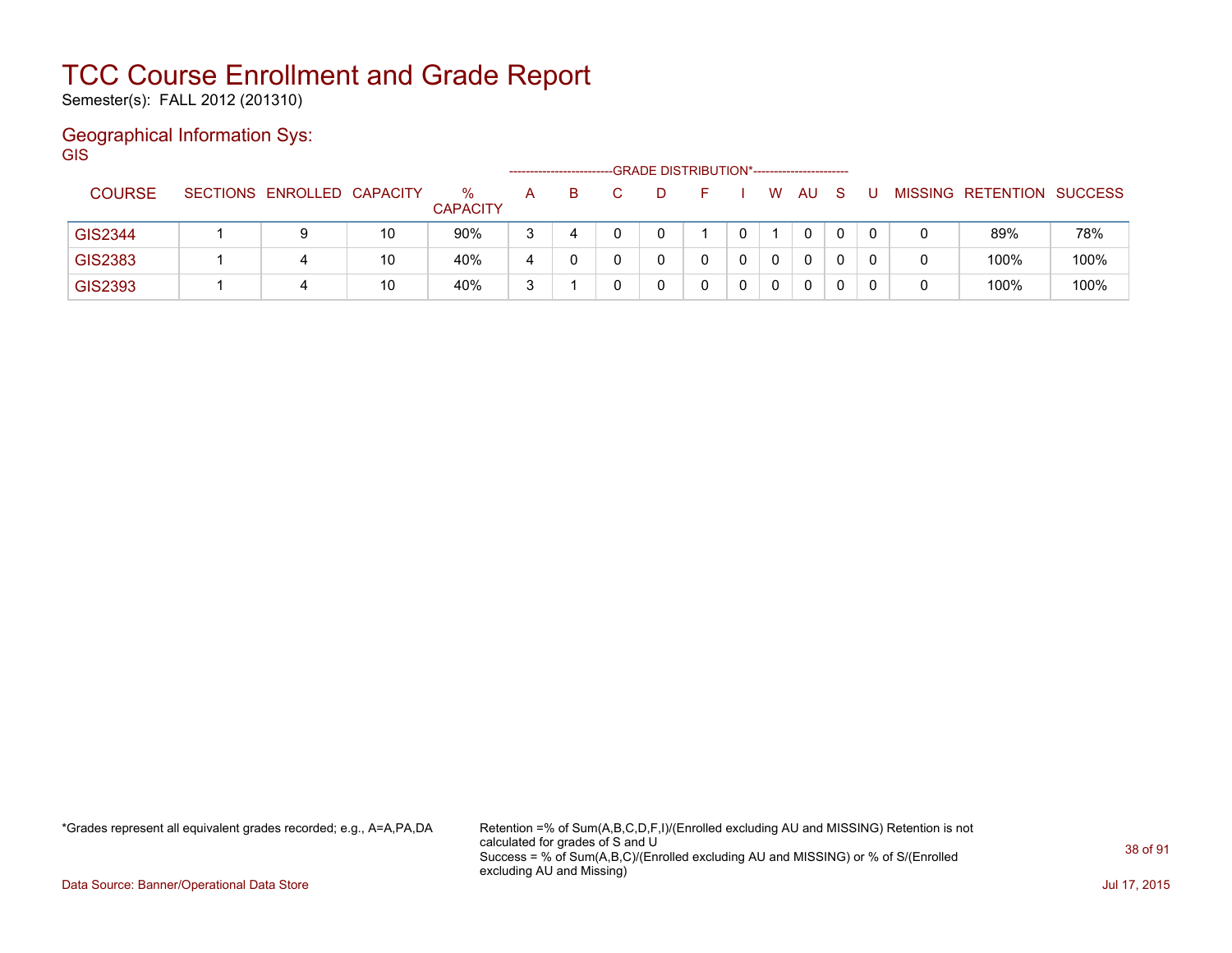# TCC Course Enrollment and Grade Report

Semester(s): FALL 2012 (201310)

## Geographical Information Sys:

GIS

| COURSE | SECTIONS | ENROLLED | CAPACITY | % CAPACITY | A | B | C | D | F | I | W | AU | S | U | MISSING | RETENTION | SUCCESS |
|---|---|---|---|---|---|---|---|---|---|---|---|---|---|---|---|---|---|
| | | | | | GRADE DISTRIBUTION* | | | | | | | | | | | | |
| GIS2344 | 1 | 9 | 10 | 90% | 3 | 4 | 0 | 0 | 1 | 0 | 1 | 0 | 0 | 0 | 0 | 89% | 78% |
| GIS2383 | 1 | 4 | 10 | 40% | 4 | 0 | 0 | 0 | 0 | 0 | 0 | 0 | 0 | 0 | 0 | 100% | 100% |
| GIS2393 | 1 | 4 | 10 | 40% | 3 | 1 | 0 | 0 | 0 | 0 | 0 | 0 | 0 | 0 | 0 | 100% | 100% |

*Grades represent all equivalent grades recorded; e.g., A=A,PA,DA

Retention =% of Sum(A,B,C,D,F,I)/(Enrolled excluding AU and MISSING) Retention is not calculated for grades of S and U
Success = % of Sum(A,B,C)/(Enrolled excluding AU and MISSING) or % of S/(Enrolled excluding AU and Missing)

Data Source: Banner/Operational Data Store

Jul 17, 2015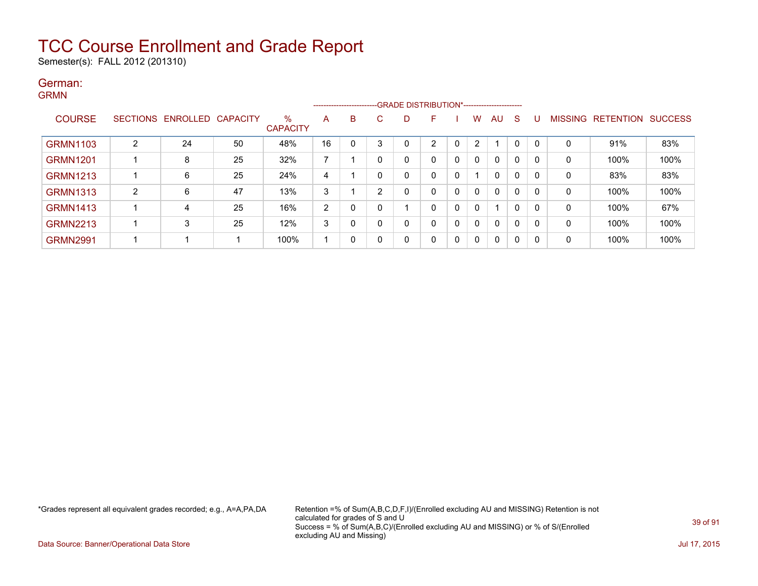# TCC Course Enrollment and Grade Report

Semester(s): FALL 2012 (201310)

## German:

GRMN

| COURSE | SECTIONS | ENROLLED | CAPACITY | % CAPACITY | A | B | C | D | F | I | W | AU | S | U | MISSING | RETENTION | SUCCESS |
|---|---|---|---|---|---|---|---|---|---|---|---|---|---|---|---|---|---|
| | | | | | GRADE DISTRIBUTION* | | | | | | | | | | | | |
| GRMN1103 | 2 | 24 | 50 | 48% | 16 | 0 | 3 | 0 | 2 | 0 | 2 | 1 | 0 | 0 | 0 | 91% | 83% |
| GRMN1201 | 1 | 8 | 25 | 32% | 7 | 1 | 0 | 0 | 0 | 0 | 0 | 0 | 0 | 0 | 0 | 100% | 100% |
| GRMN1213 | 1 | 6 | 25 | 24% | 4 | 1 | 0 | 0 | 0 | 0 | 1 | 0 | 0 | 0 | 0 | 83% | 83% |
| GRMN1313 | 2 | 6 | 47 | 13% | 3 | 1 | 2 | 0 | 0 | 0 | 0 | 0 | 0 | 0 | 0 | 100% | 100% |
| GRMN1413 | 1 | 4 | 25 | 16% | 2 | 0 | 0 | 1 | 0 | 0 | 0 | 1 | 0 | 0 | 0 | 100% | 67% |
| GRMN2213 | 1 | 3 | 25 | 12% | 3 | 0 | 0 | 0 | 0 | 0 | 0 | 0 | 0 | 0 | 0 | 100% | 100% |
| GRMN2991 | 1 | 1 | 1 | 100% | 1 | 0 | 0 | 0 | 0 | 0 | 0 | 0 | 0 | 0 | 0 | 100% | 100% |

*Grades represent all equivalent grades recorded; e.g., A=A,PA,DA

Retention =% of Sum(A,B,C,D,F,I)/(Enrolled excluding AU and MISSING) Retention is not calculated for grades of S and U
Success = % of Sum(A,B,C)/(Enrolled excluding AU and MISSING) or % of S/(Enrolled excluding AU and Missing)

Data Source: Banner/Operational Data Store

Jul 17, 2015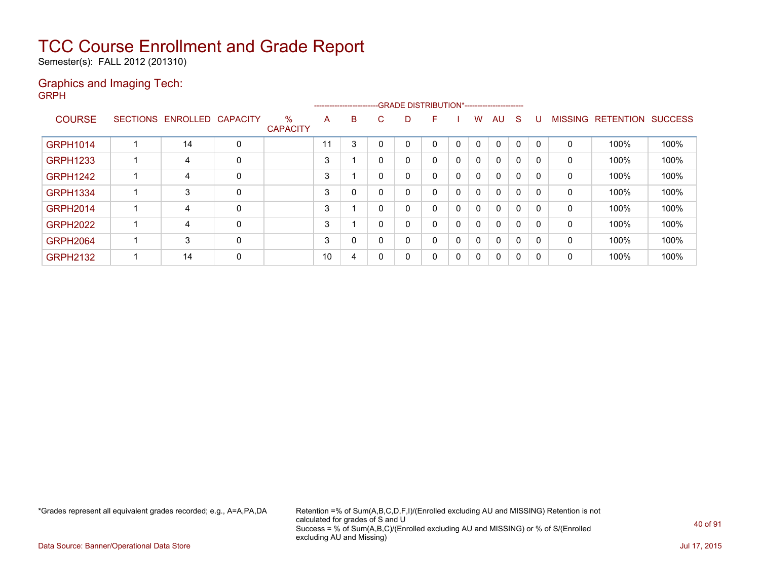# TCC Course Enrollment and Grade Report

Semester(s): FALL 2012 (201310)

## Graphics and Imaging Tech:

GRPH

| COURSE | SECTIONS | ENROLLED | CAPACITY | % CAPACITY | A | B | C | D | F | I | W | AU | S | U | MISSING | RETENTION | SUCCESS |
|---|---|---|---|---|---|---|---|---|---|---|---|---|---|---|---|---|---|
| | | | | | GRADE DISTRIBUTION* | | | | | | | | | | | | |
| GRPH1014 | 1 | 14 | 0 | | 11 | 3 | 0 | 0 | 0 | 0 | 0 | 0 | 0 | 0 | 0 | 100% | 100% |
| GRPH1233 | 1 | 4 | 0 | | 3 | 1 | 0 | 0 | 0 | 0 | 0 | 0 | 0 | 0 | 0 | 100% | 100% |
| GRPH1242 | 1 | 4 | 0 | | 3 | 1 | 0 | 0 | 0 | 0 | 0 | 0 | 0 | 0 | 0 | 100% | 100% |
| GRPH1334 | 1 | 3 | 0 | | 3 | 0 | 0 | 0 | 0 | 0 | 0 | 0 | 0 | 0 | 0 | 100% | 100% |
| GRPH2014 | 1 | 4 | 0 | | 3 | 1 | 0 | 0 | 0 | 0 | 0 | 0 | 0 | 0 | 0 | 100% | 100% |
| GRPH2022 | 1 | 4 | 0 | | 3 | 1 | 0 | 0 | 0 | 0 | 0 | 0 | 0 | 0 | 0 | 100% | 100% |
| GRPH2064 | 1 | 3 | 0 | | 3 | 0 | 0 | 0 | 0 | 0 | 0 | 0 | 0 | 0 | 0 | 100% | 100% |
| GRPH2132 | 1 | 14 | 0 | | 10 | 4 | 0 | 0 | 0 | 0 | 0 | 0 | 0 | 0 | 0 | 100% | 100% |

*Grades represent all equivalent grades recorded; e.g., A=A,PA,DA

Retention =% of Sum(A,B,C,D,F,I)/(Enrolled excluding AU and MISSING) Retention is not calculated for grades of S and U
Success = % of Sum(A,B,C)/(Enrolled excluding AU and MISSING) or % of S/(Enrolled excluding AU and Missing)

Data Source: Banner/Operational Data Store

Jul 17, 2015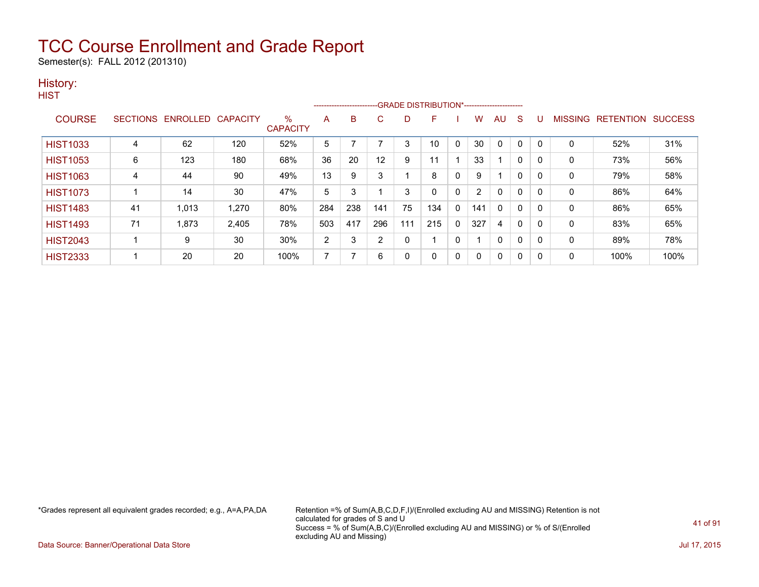# TCC Course Enrollment and Grade Report

Semester(s): FALL 2012 (201310)

## History:

### HIST

| COURSE | SECTIONS | ENROLLED | CAPACITY | % CAPACITY | A | B | C | D | F | I | W | AU | S | U | MISSING | RETENTION | SUCCESS |
|---|---|---|---|---|---|---|---|---|---|---|---|---|---|---|---|---|---|
| | | | | | GRADE DISTRIBUTION* | | | | | | | | | | | | |
| HIST1033 | 4 | 62 | 120 | 52% | 5 | 7 | 7 | 3 | 10 | 0 | 30 | 0 | 0 | 0 | 0 | 52% | 31% |
| HIST1053 | 6 | 123 | 180 | 68% | 36 | 20 | 12 | 9 | 11 | 1 | 33 | 1 | 0 | 0 | 0 | 73% | 56% |
| HIST1063 | 4 | 44 | 90 | 49% | 13 | 9 | 3 | 1 | 8 | 0 | 9 | 1 | 0 | 0 | 0 | 79% | 58% |
| HIST1073 | 1 | 14 | 30 | 47% | 5 | 3 | 1 | 3 | 0 | 0 | 2 | 0 | 0 | 0 | 0 | 86% | 64% |
| HIST1483 | 41 | 1,013 | 1,270 | 80% | 284 | 238 | 141 | 75 | 134 | 0 | 141 | 0 | 0 | 0 | 0 | 86% | 65% |
| HIST1493 | 71 | 1,873 | 2,405 | 78% | 503 | 417 | 296 | 111 | 215 | 0 | 327 | 4 | 0 | 0 | 0 | 83% | 65% |
| HIST2043 | 1 | 9 | 30 | 30% | 2 | 3 | 2 | 0 | 1 | 0 | 1 | 0 | 0 | 0 | 0 | 89% | 78% |
| HIST2333 | 1 | 20 | 20 | 100% | 7 | 7 | 6 | 0 | 0 | 0 | 0 | 0 | 0 | 0 | 0 | 100% | 100% |

*Grades represent all equivalent grades recorded; e.g., A=A,PA,DA

Retention =% of Sum(A,B,C,D,F,I)/(Enrolled excluding AU and MISSING) Retention is not calculated for grades of S and U
Success = % of Sum(A,B,C)/(Enrolled excluding AU and MISSING) or % of S/(Enrolled excluding AU and Missing)

Data Source: Banner/Operational Data Store

Jul 17, 2015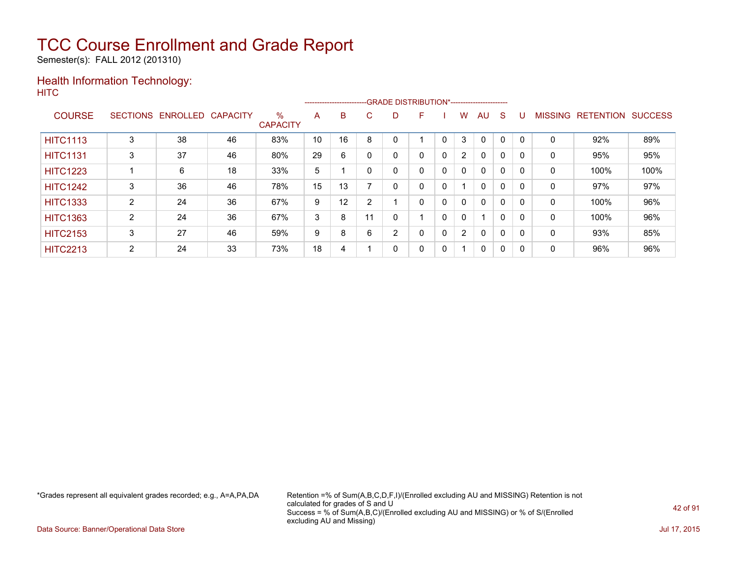# TCC Course Enrollment and Grade Report

Semester(s): FALL 2012 (201310)

## Health Information Technology:

HITC

| COURSE | SECTIONS | ENROLLED | CAPACITY | % CAPACITY | A | B | C | D | F | I | W | AU | S | U | MISSING | RETENTION | SUCCESS |
|---|---|---|---|---|---|---|---|---|---|---|---|---|---|---|---|---|---|
| | | | | | GRADE DISTRIBUTION* | | | | | | | | | | | | |
| HITC1113 | 3 | 38 | 46 | 83% | 10 | 16 | 8 | 0 | 1 | 0 | 3 | 0 | 0 | 0 | 0 | 92% | 89% |
| HITC1131 | 3 | 37 | 46 | 80% | 29 | 6 | 0 | 0 | 0 | 0 | 2 | 0 | 0 | 0 | 0 | 95% | 95% |
| HITC1223 | 1 | 6 | 18 | 33% | 5 | 1 | 0 | 0 | 0 | 0 | 0 | 0 | 0 | 0 | 0 | 100% | 100% |
| HITC1242 | 3 | 36 | 46 | 78% | 15 | 13 | 7 | 0 | 0 | 0 | 1 | 0 | 0 | 0 | 0 | 97% | 97% |
| HITC1333 | 2 | 24 | 36 | 67% | 9 | 12 | 2 | 1 | 0 | 0 | 0 | 0 | 0 | 0 | 0 | 100% | 96% |
| HITC1363 | 2 | 24 | 36 | 67% | 3 | 8 | 11 | 0 | 1 | 0 | 0 | 1 | 0 | 0 | 0 | 100% | 96% |
| HITC2153 | 3 | 27 | 46 | 59% | 9 | 8 | 6 | 2 | 0 | 0 | 2 | 0 | 0 | 0 | 0 | 93% | 85% |
| HITC2213 | 2 | 24 | 33 | 73% | 18 | 4 | 1 | 0 | 0 | 0 | 1 | 0 | 0 | 0 | 0 | 96% | 96% |

*Grades represent all equivalent grades recorded; e.g., A=A,PA,DA

Retention =% of Sum(A,B,C,D,F,I)/(Enrolled excluding AU and MISSING) Retention is not calculated for grades of S and U
Success = % of Sum(A,B,C)/(Enrolled excluding AU and MISSING) or % of S/(Enrolled excluding AU and Missing)

Data Source: Banner/Operational Data Store

Jul 17, 2015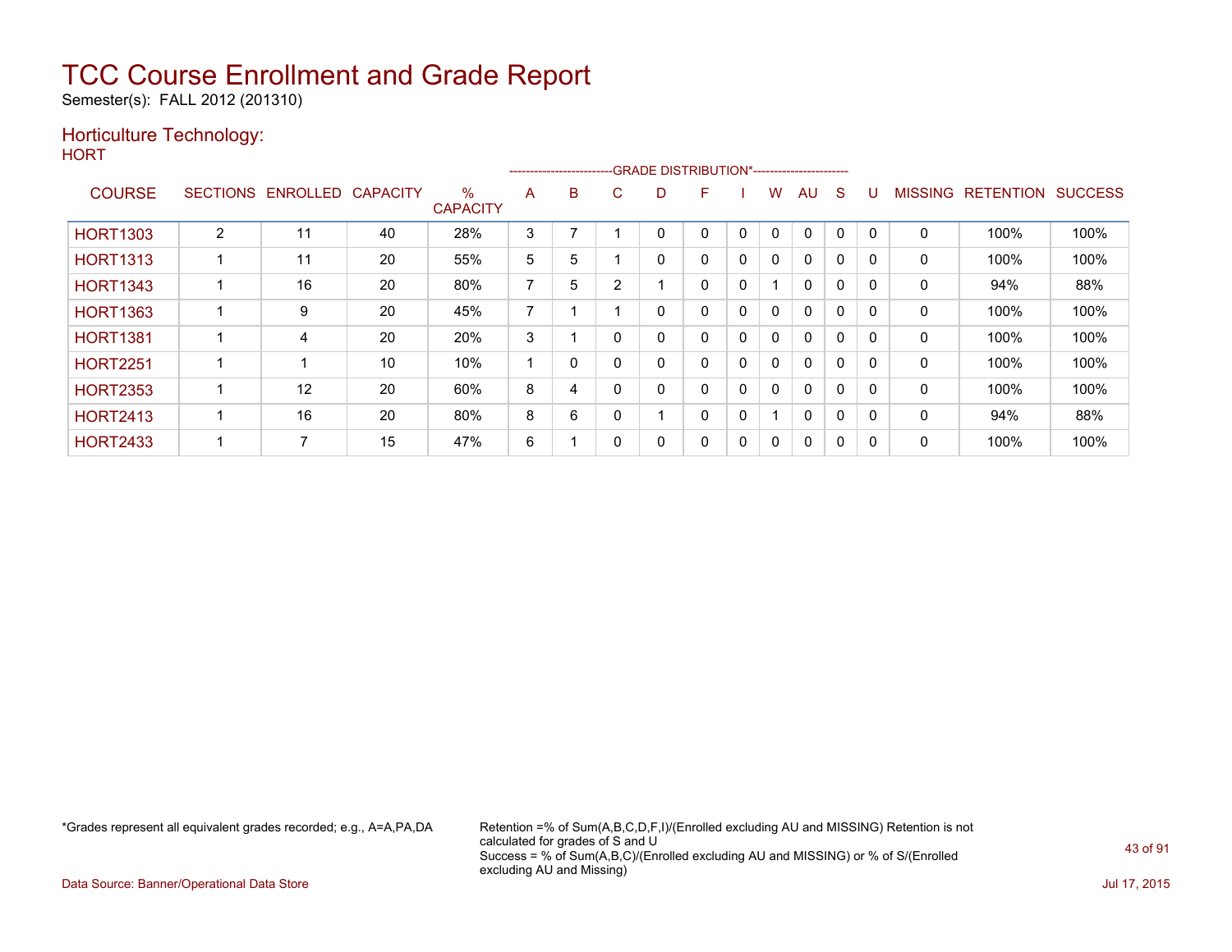# TCC Course Enrollment and Grade Report

Semester(s): FALL 2012 (201310)

## Horticulture Technology:

HORT

| COURSE | SECTIONS | ENROLLED | CAPACITY | % CAPACITY | A | B | C | D | F | I | W | AU | S | U | MISSING | RETENTION | SUCCESS |
|---|---|---|---|---|---|---|---|---|---|---|---|---|---|---|---|---|---|
| | | | | | GRADE DISTRIBUTION* | | | | | | | | | | | | |
| HORT1303 | 2 | 11 | 40 | 28% | 3 | 7 | 1 | 0 | 0 | 0 | 0 | 0 | 0 | 0 | 0 | 100% | 100% |
| HORT1313 | 1 | 11 | 20 | 55% | 5 | 5 | 1 | 0 | 0 | 0 | 0 | 0 | 0 | 0 | 0 | 100% | 100% |
| HORT1343 | 1 | 16 | 20 | 80% | 7 | 5 | 2 | 1 | 0 | 0 | 1 | 0 | 0 | 0 | 0 | 94% | 88% |
| HORT1363 | 1 | 9 | 20 | 45% | 7 | 1 | 1 | 0 | 0 | 0 | 0 | 0 | 0 | 0 | 0 | 100% | 100% |
| HORT1381 | 1 | 4 | 20 | 20% | 3 | 1 | 0 | 0 | 0 | 0 | 0 | 0 | 0 | 0 | 0 | 100% | 100% |
| HORT2251 | 1 | 1 | 10 | 10% | 1 | 0 | 0 | 0 | 0 | 0 | 0 | 0 | 0 | 0 | 0 | 100% | 100% |
| HORT2353 | 1 | 12 | 20 | 60% | 8 | 4 | 0 | 0 | 0 | 0 | 0 | 0 | 0 | 0 | 0 | 100% | 100% |
| HORT2413 | 1 | 16 | 20 | 80% | 8 | 6 | 0 | 1 | 0 | 0 | 1 | 0 | 0 | 0 | 0 | 94% | 88% |
| HORT2433 | 1 | 7 | 15 | 47% | 6 | 1 | 0 | 0 | 0 | 0 | 0 | 0 | 0 | 0 | 0 | 100% | 100% |

*Grades represent all equivalent grades recorded; e.g., A=A,PA,DA

Retention =% of Sum(A,B,C,D,F,I)/(Enrolled excluding AU and MISSING) Retention is not calculated for grades of S and U
Success = % of Sum(A,B,C)/(Enrolled excluding AU and MISSING) or % of S/(Enrolled excluding AU and Missing)

Data Source: Banner/Operational Data Store

Jul 17, 2015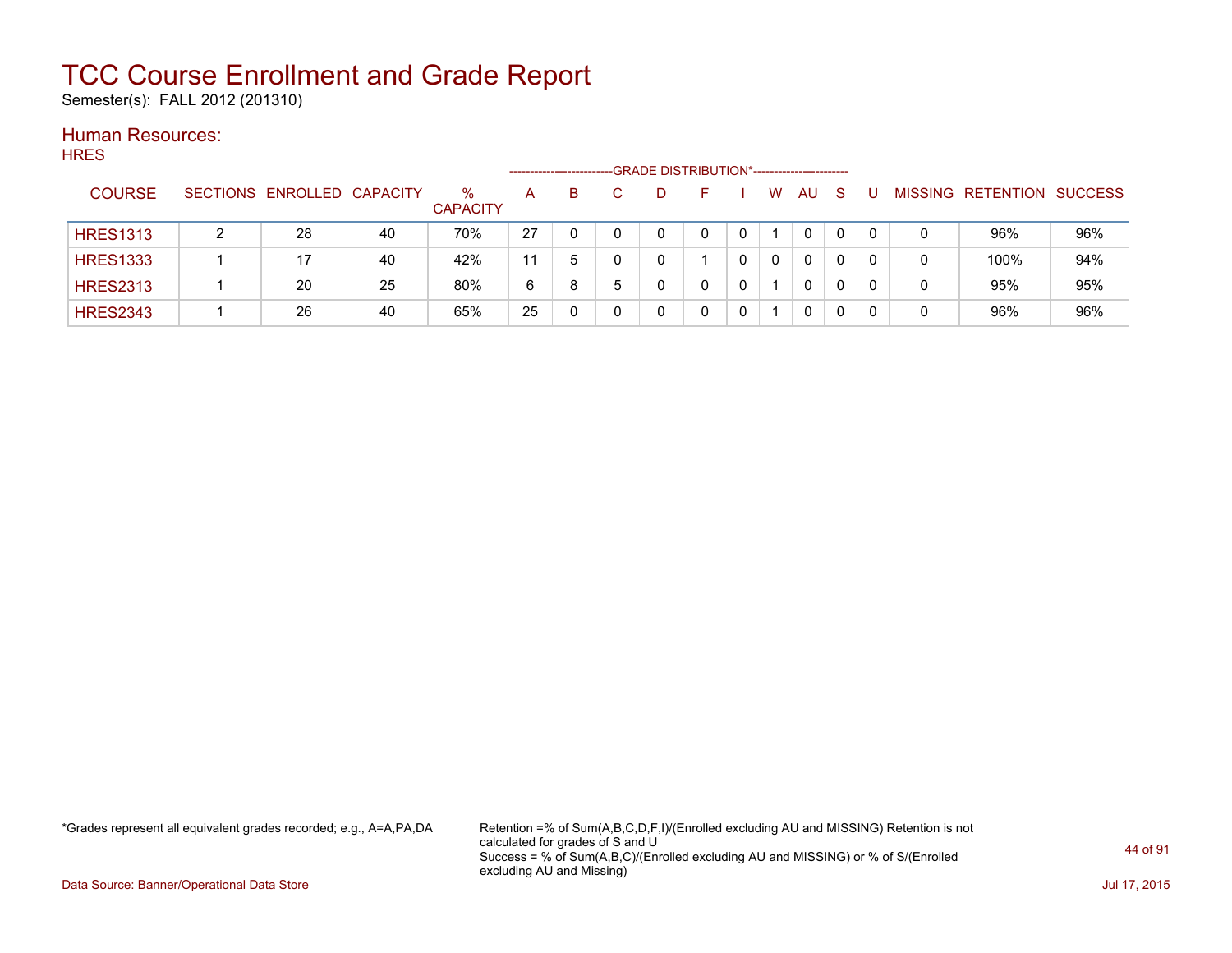# TCC Course Enrollment and Grade Report

Semester(s): FALL 2012 (201310)

## Human Resources:

HRES

| COURSE | SECTIONS | ENROLLED | CAPACITY | % CAPACITY | A | B | C | D | F | I | W | AU | S | U | MISSING | RETENTION | SUCCESS |
|---|---|---|---|---|---|---|---|---|---|---|---|---|---|---|---|---|---|
| | | | | | GRADE DISTRIBUTION* | | | | | | | | | | | | |
| HRES1313 | 2 | 28 | 40 | 70% | 27 | 0 | 0 | 0 | 0 | 0 | 1 | 0 | 0 | 0 | 0 | 96% | 96% |
| HRES1333 | 1 | 17 | 40 | 42% | 11 | 5 | 0 | 0 | 1 | 0 | 0 | 0 | 0 | 0 | 0 | 100% | 94% |
| HRES2313 | 1 | 20 | 25 | 80% | 6 | 8 | 5 | 0 | 0 | 0 | 1 | 0 | 0 | 0 | 0 | 95% | 95% |
| HRES2343 | 1 | 26 | 40 | 65% | 25 | 0 | 0 | 0 | 0 | 0 | 1 | 0 | 0 | 0 | 0 | 96% | 96% |

*Grades represent all equivalent grades recorded; e.g., A=A,PA,DA

Retention =% of Sum(A,B,C,D,F,I)/(Enrolled excluding AU and MISSING) Retention is not calculated for grades of S and U
Success = % of Sum(A,B,C)/(Enrolled excluding AU and MISSING) or % of S/(Enrolled excluding AU and Missing)

Data Source: Banner/Operational Data Store

Jul 17, 2015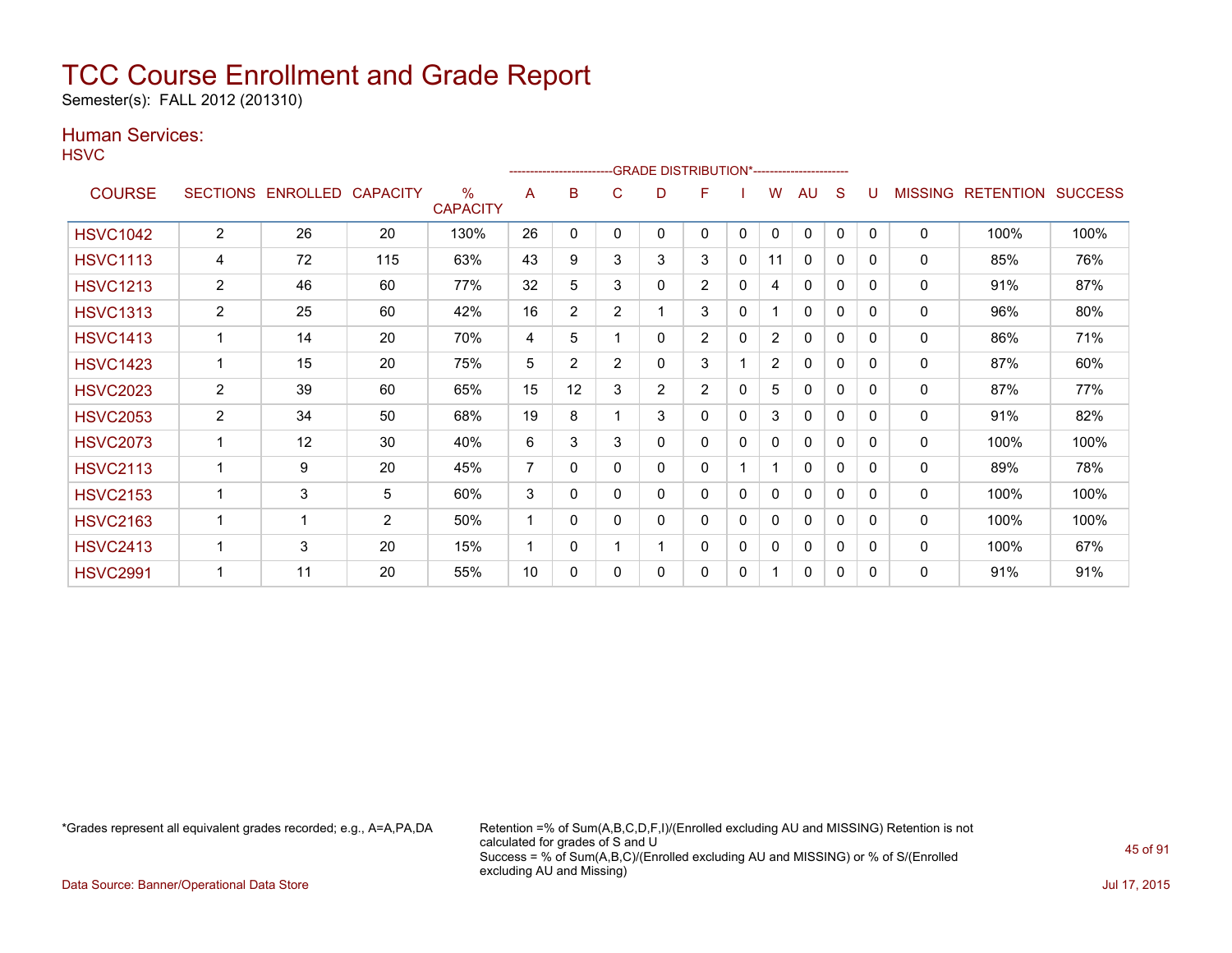# TCC Course Enrollment and Grade Report

Semester(s): FALL 2012 (201310)

## Human Services:

HSVC

| COURSE | SECTIONS | ENROLLED | CAPACITY | % CAPACITY | A | B | C | D | F | I | W | AU | S | U | MISSING | RETENTION | SUCCESS |
|---|---|---|---|---|---|---|---|---|---|---|---|---|---|---|---|---|---|
| | | | | | GRADE DISTRIBUTION* | | | | | | | | | | | | |
| HSVC1042 | 2 | 26 | 20 | 130% | 26 | 0 | 0 | 0 | 0 | 0 | 0 | 0 | 0 | 0 | 0 | 100% | 100% |
| HSVC1113 | 4 | 72 | 115 | 63% | 43 | 9 | 3 | 3 | 3 | 0 | 11 | 0 | 0 | 0 | 0 | 85% | 76% |
| HSVC1213 | 2 | 46 | 60 | 77% | 32 | 5 | 3 | 0 | 2 | 0 | 4 | 0 | 0 | 0 | 0 | 91% | 87% |
| HSVC1313 | 2 | 25 | 60 | 42% | 16 | 2 | 2 | 1 | 3 | 0 | 1 | 0 | 0 | 0 | 0 | 96% | 80% |
| HSVC1413 | 1 | 14 | 20 | 70% | 4 | 5 | 1 | 0 | 2 | 0 | 2 | 0 | 0 | 0 | 0 | 86% | 71% |
| HSVC1423 | 1 | 15 | 20 | 75% | 5 | 2 | 2 | 0 | 3 | 1 | 2 | 0 | 0 | 0 | 0 | 87% | 60% |
| HSVC2023 | 2 | 39 | 60 | 65% | 15 | 12 | 3 | 2 | 2 | 0 | 5 | 0 | 0 | 0 | 0 | 87% | 77% |
| HSVC2053 | 2 | 34 | 50 | 68% | 19 | 8 | 1 | 3 | 0 | 0 | 3 | 0 | 0 | 0 | 0 | 91% | 82% |
| HSVC2073 | 1 | 12 | 30 | 40% | 6 | 3 | 3 | 0 | 0 | 0 | 0 | 0 | 0 | 0 | 0 | 100% | 100% |
| HSVC2113 | 1 | 9 | 20 | 45% | 7 | 0 | 0 | 0 | 0 | 1 | 1 | 0 | 0 | 0 | 0 | 89% | 78% |
| HSVC2153 | 1 | 3 | 5 | 60% | 3 | 0 | 0 | 0 | 0 | 0 | 0 | 0 | 0 | 0 | 0 | 100% | 100% |
| HSVC2163 | 1 | 1 | 2 | 50% | 1 | 0 | 0 | 0 | 0 | 0 | 0 | 0 | 0 | 0 | 0 | 100% | 100% |
| HSVC2413 | 1 | 3 | 20 | 15% | 1 | 0 | 1 | 1 | 0 | 0 | 0 | 0 | 0 | 0 | 0 | 100% | 67% |
| HSVC2991 | 1 | 11 | 20 | 55% | 10 | 0 | 0 | 0 | 0 | 0 | 1 | 0 | 0 | 0 | 0 | 91% | 91% |

*Grades represent all equivalent grades recorded; e.g., A=A,PA,DA

Retention =% of Sum(A,B,C,D,F,I)/(Enrolled excluding AU and MISSING) Retention is not calculated for grades of S and U
Success = % of Sum(A,B,C)/(Enrolled excluding AU and MISSING) or % of S/(Enrolled excluding AU and Missing)

Data Source: Banner/Operational Data Store

Jul 17, 2015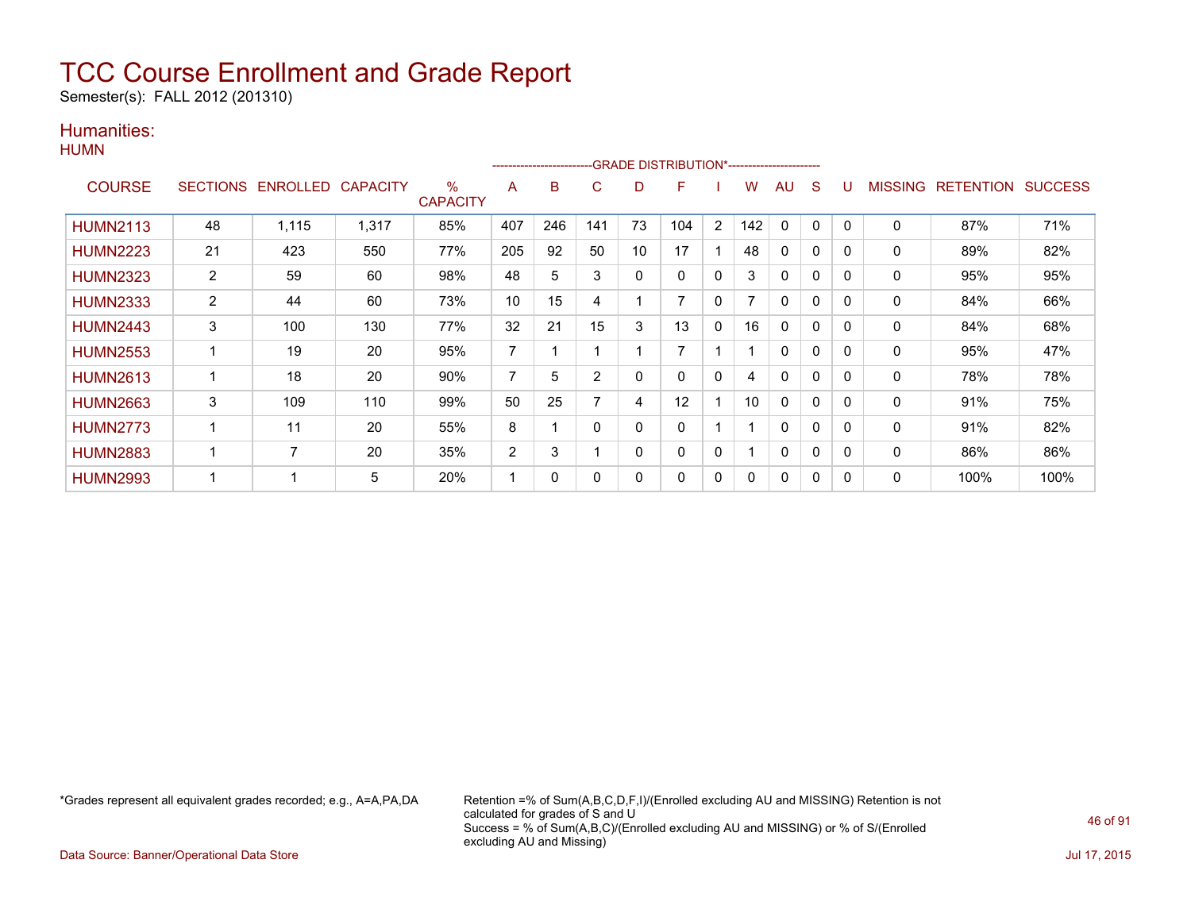# TCC Course Enrollment and Grade Report

Semester(s): FALL 2012 (201310)

## Humanities:

### HUMN

| COURSE | SECTIONS | ENROLLED | CAPACITY | % CAPACITY | A | B | C | D | F | I | W | AU | S | U | MISSING | RETENTION | SUCCESS |
|---|---|---|---|---|---|---|---|---|---|---|---|---|---|---|---|---|---|
| | | | | | GRADE DISTRIBUTION* | | | | | | | | | | | | |
| HUMN2113 | 48 | 1,115 | 1,317 | 85% | 407 | 246 | 141 | 73 | 104 | 2 | 142 | 0 | 0 | 0 | 0 | 87% | 71% |
| HUMN2223 | 21 | 423 | 550 | 77% | 205 | 92 | 50 | 10 | 17 | 1 | 48 | 0 | 0 | 0 | 0 | 89% | 82% |
| HUMN2323 | 2 | 59 | 60 | 98% | 48 | 5 | 3 | 0 | 0 | 0 | 3 | 0 | 0 | 0 | 0 | 95% | 95% |
| HUMN2333 | 2 | 44 | 60 | 73% | 10 | 15 | 4 | 1 | 7 | 0 | 7 | 0 | 0 | 0 | 0 | 84% | 66% |
| HUMN2443 | 3 | 100 | 130 | 77% | 32 | 21 | 15 | 3 | 13 | 0 | 16 | 0 | 0 | 0 | 0 | 84% | 68% |
| HUMN2553 | 1 | 19 | 20 | 95% | 7 | 1 | 1 | 1 | 7 | 1 | 1 | 0 | 0 | 0 | 0 | 95% | 47% |
| HUMN2613 | 1 | 18 | 20 | 90% | 7 | 5 | 2 | 0 | 0 | 0 | 4 | 0 | 0 | 0 | 0 | 78% | 78% |
| HUMN2663 | 3 | 109 | 110 | 99% | 50 | 25 | 7 | 4 | 12 | 1 | 10 | 0 | 0 | 0 | 0 | 91% | 75% |
| HUMN2773 | 1 | 11 | 20 | 55% | 8 | 1 | 0 | 0 | 0 | 1 | 1 | 0 | 0 | 0 | 0 | 91% | 82% |
| HUMN2883 | 1 | 7 | 20 | 35% | 2 | 3 | 1 | 0 | 0 | 0 | 1 | 0 | 0 | 0 | 0 | 86% | 86% |
| HUMN2993 | 1 | 1 | 5 | 20% | 1 | 0 | 0 | 0 | 0 | 0 | 0 | 0 | 0 | 0 | 0 | 100% | 100% |

*Grades represent all equivalent grades recorded; e.g., A=A,PA,DA

Retention =% of Sum(A,B,C,D,F,I)/(Enrolled excluding AU and MISSING) Retention is not calculated for grades of S and U
Success = % of Sum(A,B,C)/(Enrolled excluding AU and MISSING) or % of S/(Enrolled excluding AU and Missing)

Data Source: Banner/Operational Data Store

Jul 17, 2015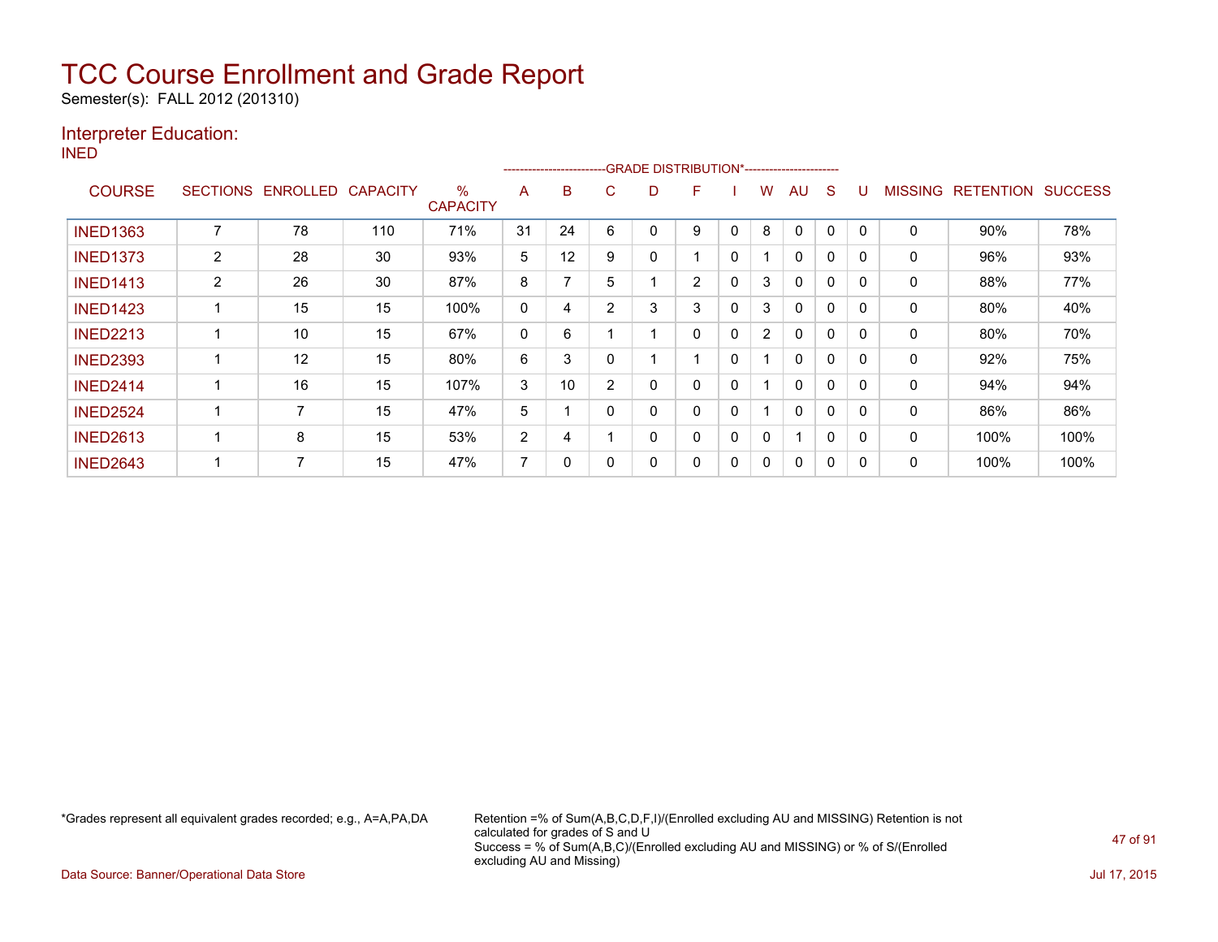# TCC Course Enrollment and Grade Report

Semester(s): FALL 2012 (201310)

## Interpreter Education:

### INED

| COURSE | SECTIONS | ENROLLED | CAPACITY | % CAPACITY | GRADE DISTRIBUTION* | | | | | | | | | | MISSING | RETENTION | SUCCESS |
|---|---|---|---|---|---|---|---|---|---|---|---|---|---|---|---|---|---|
| | | | | | A | B | C | D | F | I | W | AU | S | U | | | |
| INED1363 | 7 | 78 | 110 | 71% | 31 | 24 | 6 | 0 | 9 | 0 | 8 | 0 | 0 | 0 | 0 | 90% | 78% |
| INED1373 | 2 | 28 | 30 | 93% | 5 | 12 | 9 | 0 | 1 | 0 | 1 | 0 | 0 | 0 | 0 | 96% | 93% |
| INED1413 | 2 | 26 | 30 | 87% | 8 | 7 | 5 | 1 | 2 | 0 | 3 | 0 | 0 | 0 | 0 | 88% | 77% |
| INED1423 | 1 | 15 | 15 | 100% | 0 | 4 | 2 | 3 | 3 | 0 | 3 | 0 | 0 | 0 | 0 | 80% | 40% |
| INED2213 | 1 | 10 | 15 | 67% | 0 | 6 | 1 | 1 | 0 | 0 | 2 | 0 | 0 | 0 | 0 | 80% | 70% |
| INED2393 | 1 | 12 | 15 | 80% | 6 | 3 | 0 | 1 | 1 | 0 | 1 | 0 | 0 | 0 | 0 | 92% | 75% |
| INED2414 | 1 | 16 | 15 | 107% | 3 | 10 | 2 | 0 | 0 | 0 | 1 | 0 | 0 | 0 | 0 | 94% | 94% |
| INED2524 | 1 | 7 | 15 | 47% | 5 | 1 | 0 | 0 | 0 | 0 | 1 | 0 | 0 | 0 | 0 | 86% | 86% |
| INED2613 | 1 | 8 | 15 | 53% | 2 | 4 | 1 | 0 | 0 | 0 | 0 | 1 | 0 | 0 | 0 | 100% | 100% |
| INED2643 | 1 | 7 | 15 | 47% | 7 | 0 | 0 | 0 | 0 | 0 | 0 | 0 | 0 | 0 | 0 | 100% | 100% |

*Grades represent all equivalent grades recorded; e.g., A=A,PA,DA

Retention =% of Sum(A,B,C,D,F,I)/(Enrolled excluding AU and MISSING) Retention is not calculated for grades of S and U
Success = % of Sum(A,B,C)/(Enrolled excluding AU and MISSING) or % of S/(Enrolled excluding AU and Missing)

Data Source: Banner/Operational Data Store

Jul 17, 2015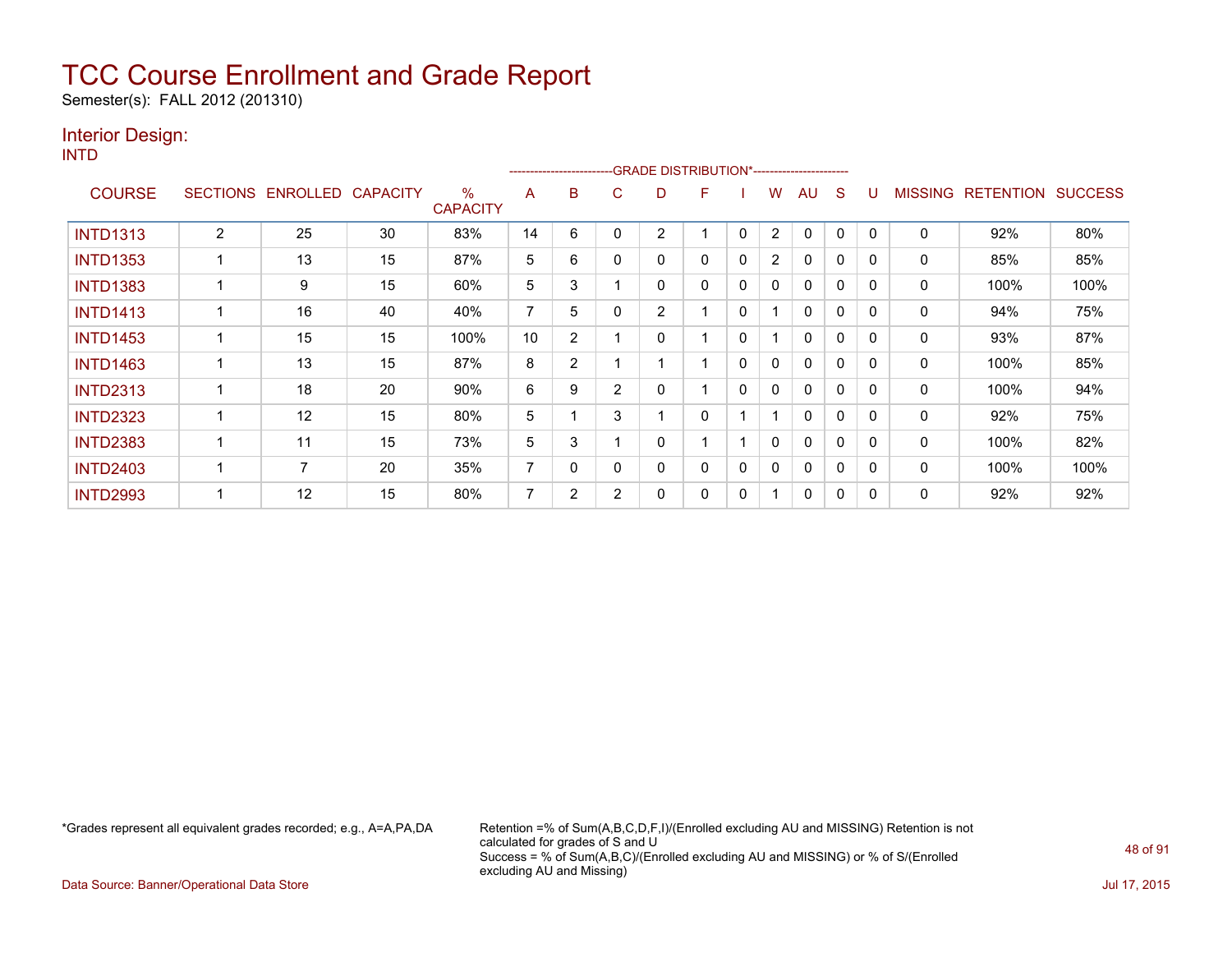# TCC Course Enrollment and Grade Report

Semester(s): FALL 2012 (201310)

## Interior Design:

INTD

| COURSE | SECTIONS | ENROLLED | CAPACITY | % CAPACITY | A | B | C | D | F | I | W | AU | S | U | MISSING | RETENTION | SUCCESS |
|---|---|---|---|---|---|---|---|---|---|---|---|---|---|---|---|---|---|
| | | | | | GRADE DISTRIBUTION* | | | | | | | | | | | | |
| INTD1313 | 2 | 25 | 30 | 83% | 14 | 6 | 0 | 2 | 1 | 0 | 2 | 0 | 0 | 0 | 0 | 92% | 80% |
| INTD1353 | 1 | 13 | 15 | 87% | 5 | 6 | 0 | 0 | 0 | 0 | 2 | 0 | 0 | 0 | 0 | 85% | 85% |
| INTD1383 | 1 | 9 | 15 | 60% | 5 | 3 | 1 | 0 | 0 | 0 | 0 | 0 | 0 | 0 | 0 | 100% | 100% |
| INTD1413 | 1 | 16 | 40 | 40% | 7 | 5 | 0 | 2 | 1 | 0 | 1 | 0 | 0 | 0 | 0 | 94% | 75% |
| INTD1453 | 1 | 15 | 15 | 100% | 10 | 2 | 1 | 0 | 1 | 0 | 1 | 0 | 0 | 0 | 0 | 93% | 87% |
| INTD1463 | 1 | 13 | 15 | 87% | 8 | 2 | 1 | 1 | 1 | 0 | 0 | 0 | 0 | 0 | 0 | 100% | 85% |
| INTD2313 | 1 | 18 | 20 | 90% | 6 | 9 | 2 | 0 | 1 | 0 | 0 | 0 | 0 | 0 | 0 | 100% | 94% |
| INTD2323 | 1 | 12 | 15 | 80% | 5 | 1 | 3 | 1 | 0 | 1 | 1 | 0 | 0 | 0 | 0 | 92% | 75% |
| INTD2383 | 1 | 11 | 15 | 73% | 5 | 3 | 1 | 0 | 1 | 1 | 0 | 0 | 0 | 0 | 0 | 100% | 82% |
| INTD2403 | 1 | 7 | 20 | 35% | 7 | 0 | 0 | 0 | 0 | 0 | 0 | 0 | 0 | 0 | 0 | 100% | 100% |
| INTD2993 | 1 | 12 | 15 | 80% | 7 | 2 | 2 | 0 | 0 | 0 | 1 | 0 | 0 | 0 | 0 | 92% | 92% |

*Grades represent all equivalent grades recorded; e.g., A=A,PA,DA

Retention =% of Sum(A,B,C,D,F,I)/(Enrolled excluding AU and MISSING) Retention is not calculated for grades of S and U
Success = % of Sum(A,B,C)/(Enrolled excluding AU and MISSING) or % of S/(Enrolled excluding AU and Missing)

Data Source: Banner/Operational Data Store

Jul 17, 2015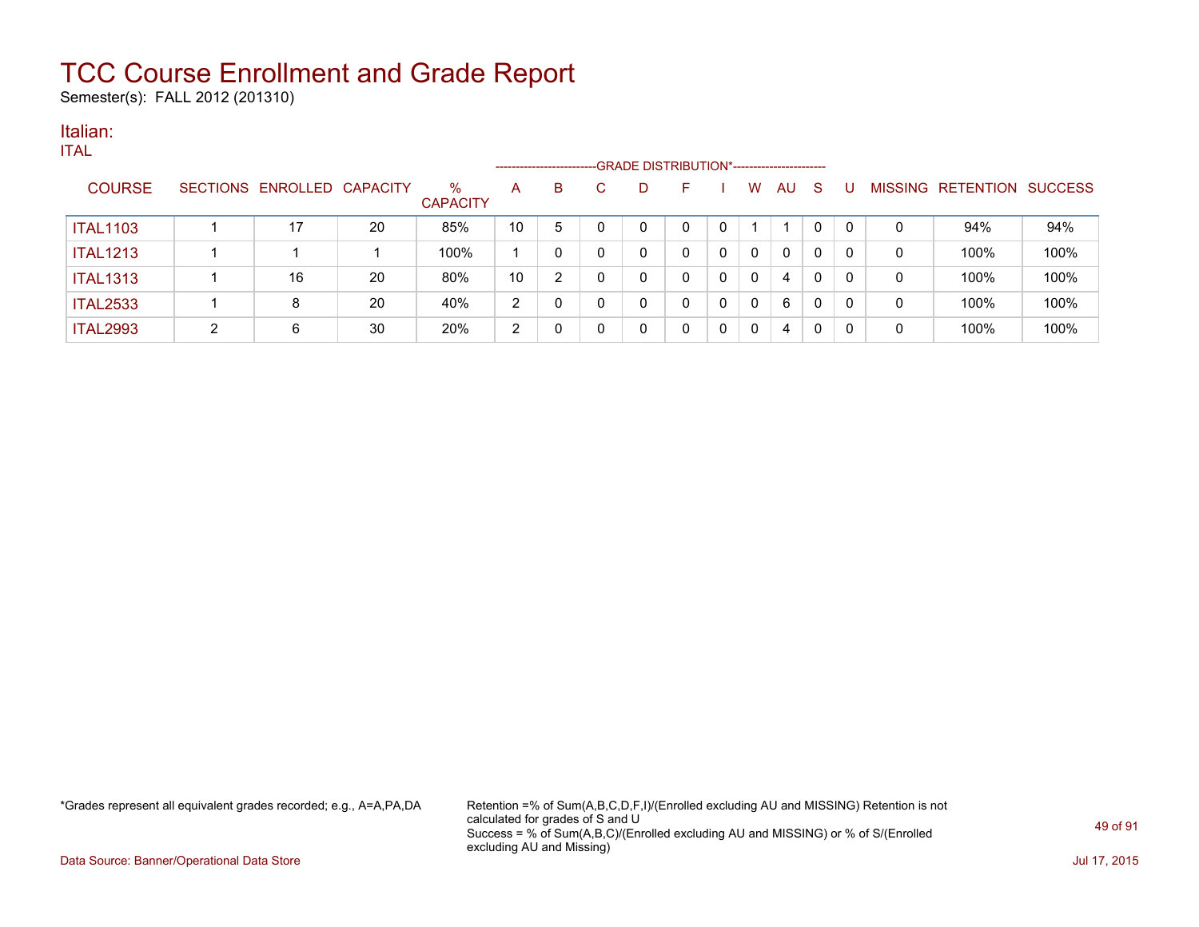# TCC Course Enrollment and Grade Report

Semester(s): FALL 2012 (201310)

## Italian:

ITAL

| COURSE | SECTIONS | ENROLLED | CAPACITY | % CAPACITY | A | B | C | D | F | I | W | AU | S | U | MISSING | RETENTION | SUCCESS |
|---|---|---|---|---|---|---|---|---|---|---|---|---|---|---|---|---|---|
| | | | | | GRADE DISTRIBUTION* | | | | | | | | | | | | |
| ITAL1103 | 1 | 17 | 20 | 85% | 10 | 5 | 0 | 0 | 0 | 0 | 1 | 1 | 0 | 0 | 0 | 94% | 94% |
| ITAL1213 | 1 | 1 | 1 | 100% | 1 | 0 | 0 | 0 | 0 | 0 | 0 | 0 | 0 | 0 | 0 | 100% | 100% |
| ITAL1313 | 1 | 16 | 20 | 80% | 10 | 2 | 0 | 0 | 0 | 0 | 0 | 4 | 0 | 0 | 0 | 100% | 100% |
| ITAL2533 | 1 | 8 | 20 | 40% | 2 | 0 | 0 | 0 | 0 | 0 | 0 | 6 | 0 | 0 | 0 | 100% | 100% |
| ITAL2993 | 2 | 6 | 30 | 20% | 2 | 0 | 0 | 0 | 0 | 0 | 0 | 4 | 0 | 0 | 0 | 100% | 100% |

*Grades represent all equivalent grades recorded; e.g., A=A,PA,DA

Retention =% of Sum(A,B,C,D,F,I)/(Enrolled excluding AU and MISSING) Retention is not calculated for grades of S and U
Success = % of Sum(A,B,C)/(Enrolled excluding AU and MISSING) or % of S/(Enrolled excluding AU and Missing)

Data Source: Banner/Operational Data Store

Jul 17, 2015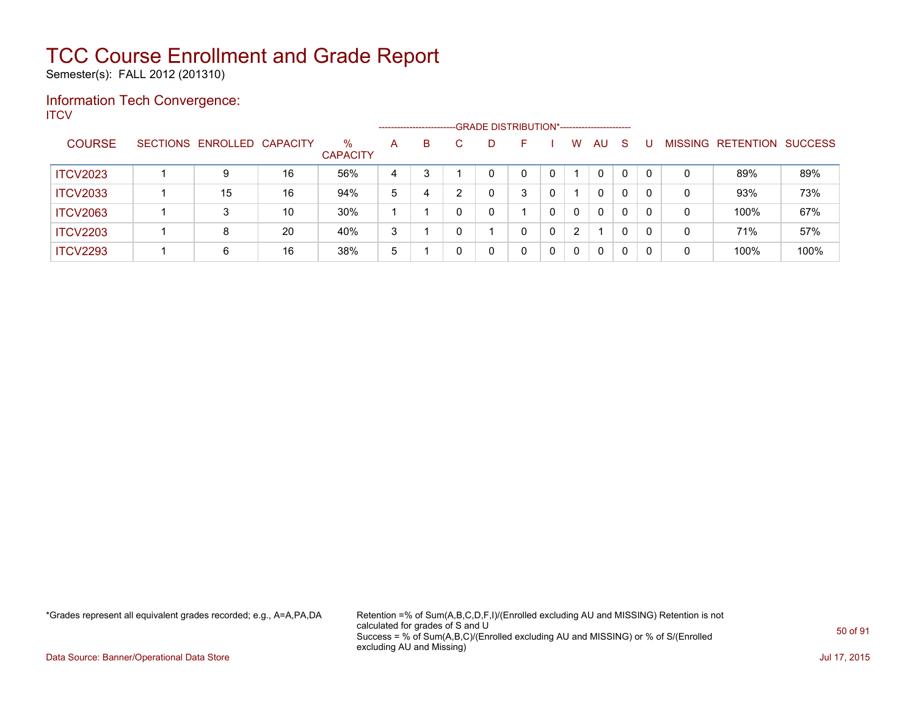# TCC Course Enrollment and Grade Report

Semester(s): FALL 2012 (201310)

## Information Tech Convergence:

ITCV

| COURSE | SECTIONS | ENROLLED | CAPACITY | % CAPACITY | A | B | C | D | F | I | W | AU | S | U | MISSING | RETENTION | SUCCESS |
|---|---|---|---|---|---|---|---|---|---|---|---|---|---|---|---|---|---|
| | | | | | GRADE DISTRIBUTION* | | | | | | | | | | | | |
| ITCV2023 | 1 | 9 | 16 | 56% | 4 | 3 | 1 | 0 | 0 | 0 | 1 | 0 | 0 | 0 | 0 | 89% | 89% |
| ITCV2033 | 1 | 15 | 16 | 94% | 5 | 4 | 2 | 0 | 3 | 0 | 1 | 0 | 0 | 0 | 0 | 93% | 73% |
| ITCV2063 | 1 | 3 | 10 | 30% | 1 | 1 | 0 | 0 | 1 | 0 | 0 | 0 | 0 | 0 | 0 | 100% | 67% |
| ITCV2203 | 1 | 8 | 20 | 40% | 3 | 1 | 0 | 1 | 0 | 0 | 2 | 1 | 0 | 0 | 0 | 71% | 57% |
| ITCV2293 | 1 | 6 | 16 | 38% | 5 | 1 | 0 | 0 | 0 | 0 | 0 | 0 | 0 | 0 | 0 | 100% | 100% |

*Grades represent all equivalent grades recorded; e.g., A=A,PA,DA

Retention =% of Sum(A,B,C,D,F,I)/(Enrolled excluding AU and MISSING) Retention is not calculated for grades of S and U
Success = % of Sum(A,B,C)/(Enrolled excluding AU and MISSING) or % of S/(Enrolled excluding AU and Missing)

Data Source: Banner/Operational Data Store

Jul 17, 2015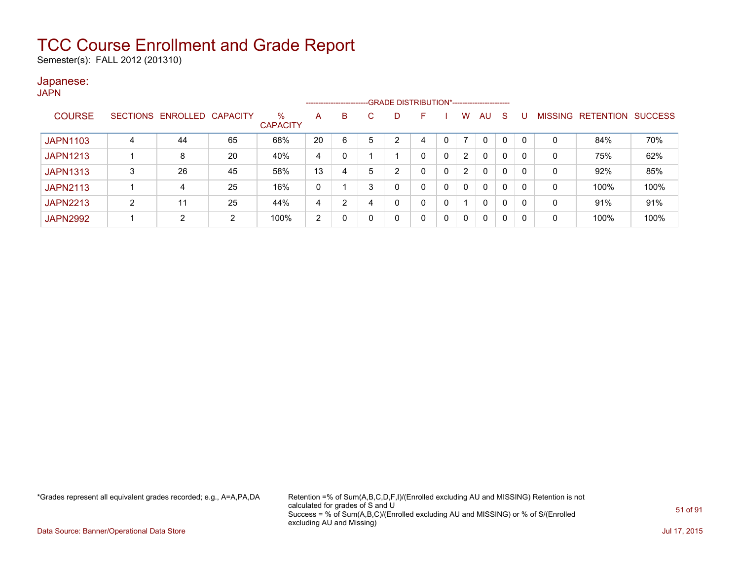# TCC Course Enrollment and Grade Report

Semester(s): FALL 2012 (201310)

## Japanese:

JAPN

| COURSE | SECTIONS | ENROLLED | CAPACITY | % CAPACITY | A | B | C | D | F | I | W | AU | S | U | MISSING | RETENTION | SUCCESS |
|---|---|---|---|---|---|---|---|---|---|---|---|---|---|---|---|---|---|
| | | | | | GRADE DISTRIBUTION* | | | | | | | | | | | | |
| JAPN1103 | 4 | 44 | 65 | 68% | 20 | 6 | 5 | 2 | 4 | 0 | 7 | 0 | 0 | 0 | 0 | 84% | 70% |
| JAPN1213 | 1 | 8 | 20 | 40% | 4 | 0 | 1 | 1 | 0 | 0 | 2 | 0 | 0 | 0 | 0 | 75% | 62% |
| JAPN1313 | 3 | 26 | 45 | 58% | 13 | 4 | 5 | 2 | 0 | 0 | 2 | 0 | 0 | 0 | 0 | 92% | 85% |
| JAPN2113 | 1 | 4 | 25 | 16% | 0 | 1 | 3 | 0 | 0 | 0 | 0 | 0 | 0 | 0 | 0 | 100% | 100% |
| JAPN2213 | 2 | 11 | 25 | 44% | 4 | 2 | 4 | 0 | 0 | 0 | 1 | 0 | 0 | 0 | 0 | 91% | 91% |
| JAPN2992 | 1 | 2 | 2 | 100% | 2 | 0 | 0 | 0 | 0 | 0 | 0 | 0 | 0 | 0 | 0 | 100% | 100% |

*Grades represent all equivalent grades recorded; e.g., A=A,PA,DA

Retention =% of Sum(A,B,C,D,F,I)/(Enrolled excluding AU and MISSING) Retention is not calculated for grades of S and U
Success = % of Sum(A,B,C)/(Enrolled excluding AU and MISSING) or % of S/(Enrolled excluding AU and Missing)

Data Source: Banner/Operational Data Store

Jul 17, 2015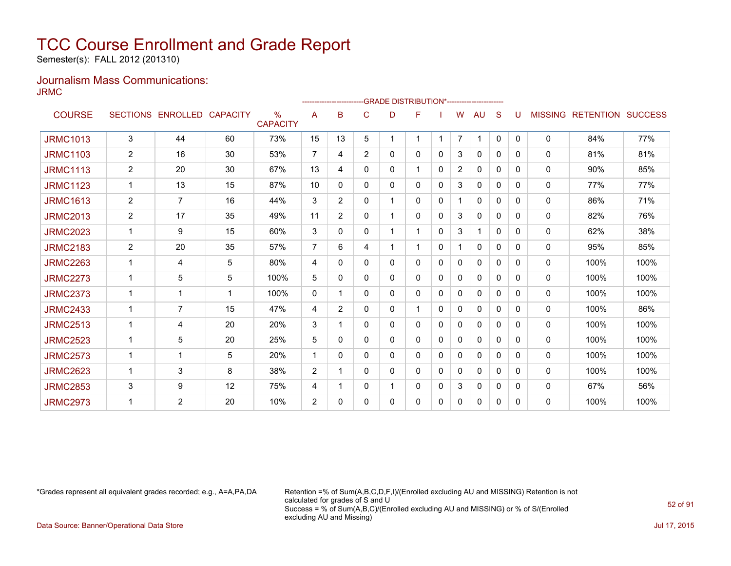# TCC Course Enrollment and Grade Report

Semester(s): FALL 2012 (201310)

## Journalism Mass Communications:

JRMC

| COURSE | SECTIONS | ENROLLED | CAPACITY | % CAPACITY | A | B | C | D | F | I | W | AU | S | U | MISSING | RETENTION | SUCCESS |
|---|---|---|---|---|---|---|---|---|---|---|---|---|---|---|---|---|---|
| | | | | | GRADE DISTRIBUTION* | | | | | | | | | | | | |
| JRMC1013 | 3 | 44 | 60 | 73% | 15 | 13 | 5 | 1 | 1 | 1 | 7 | 1 | 0 | 0 | 0 | 84% | 77% |
| JRMC1103 | 2 | 16 | 30 | 53% | 7 | 4 | 2 | 0 | 0 | 0 | 3 | 0 | 0 | 0 | 0 | 81% | 81% |
| JRMC1113 | 2 | 20 | 30 | 67% | 13 | 4 | 0 | 0 | 1 | 0 | 2 | 0 | 0 | 0 | 0 | 90% | 85% |
| JRMC1123 | 1 | 13 | 15 | 87% | 10 | 0 | 0 | 0 | 0 | 0 | 3 | 0 | 0 | 0 | 0 | 77% | 77% |
| JRMC1613 | 2 | 7 | 16 | 44% | 3 | 2 | 0 | 1 | 0 | 0 | 1 | 0 | 0 | 0 | 0 | 86% | 71% |
| JRMC2013 | 2 | 17 | 35 | 49% | 11 | 2 | 0 | 1 | 0 | 0 | 3 | 0 | 0 | 0 | 0 | 82% | 76% |
| JRMC2023 | 1 | 9 | 15 | 60% | 3 | 0 | 0 | 1 | 1 | 0 | 3 | 1 | 0 | 0 | 0 | 62% | 38% |
| JRMC2183 | 2 | 20 | 35 | 57% | 7 | 6 | 4 | 1 | 1 | 0 | 1 | 0 | 0 | 0 | 0 | 95% | 85% |
| JRMC2263 | 1 | 4 | 5 | 80% | 4 | 0 | 0 | 0 | 0 | 0 | 0 | 0 | 0 | 0 | 0 | 100% | 100% |
| JRMC2273 | 1 | 5 | 5 | 100% | 5 | 0 | 0 | 0 | 0 | 0 | 0 | 0 | 0 | 0 | 0 | 100% | 100% |
| JRMC2373 | 1 | 1 | 1 | 100% | 0 | 1 | 0 | 0 | 0 | 0 | 0 | 0 | 0 | 0 | 0 | 100% | 100% |
| JRMC2433 | 1 | 7 | 15 | 47% | 4 | 2 | 0 | 0 | 1 | 0 | 0 | 0 | 0 | 0 | 0 | 100% | 86% |
| JRMC2513 | 1 | 4 | 20 | 20% | 3 | 1 | 0 | 0 | 0 | 0 | 0 | 0 | 0 | 0 | 0 | 100% | 100% |
| JRMC2523 | 1 | 5 | 20 | 25% | 5 | 0 | 0 | 0 | 0 | 0 | 0 | 0 | 0 | 0 | 0 | 100% | 100% |
| JRMC2573 | 1 | 1 | 5 | 20% | 1 | 0 | 0 | 0 | 0 | 0 | 0 | 0 | 0 | 0 | 0 | 100% | 100% |
| JRMC2623 | 1 | 3 | 8 | 38% | 2 | 1 | 0 | 0 | 0 | 0 | 0 | 0 | 0 | 0 | 0 | 100% | 100% |
| JRMC2853 | 3 | 9 | 12 | 75% | 4 | 1 | 0 | 1 | 0 | 0 | 3 | 0 | 0 | 0 | 0 | 67% | 56% |
| JRMC2973 | 1 | 2 | 20 | 10% | 2 | 0 | 0 | 0 | 0 | 0 | 0 | 0 | 0 | 0 | 0 | 100% | 100% |

*Grades represent all equivalent grades recorded; e.g., A=A,PA,DA

Retention =% of Sum(A,B,C,D,F,I)/(Enrolled excluding AU and MISSING) Retention is not calculated for grades of S and U
Success = % of Sum(A,B,C)/(Enrolled excluding AU and MISSING) or % of S/(Enrolled excluding AU and Missing)

Data Source: Banner/Operational Data Store

Jul 17, 2015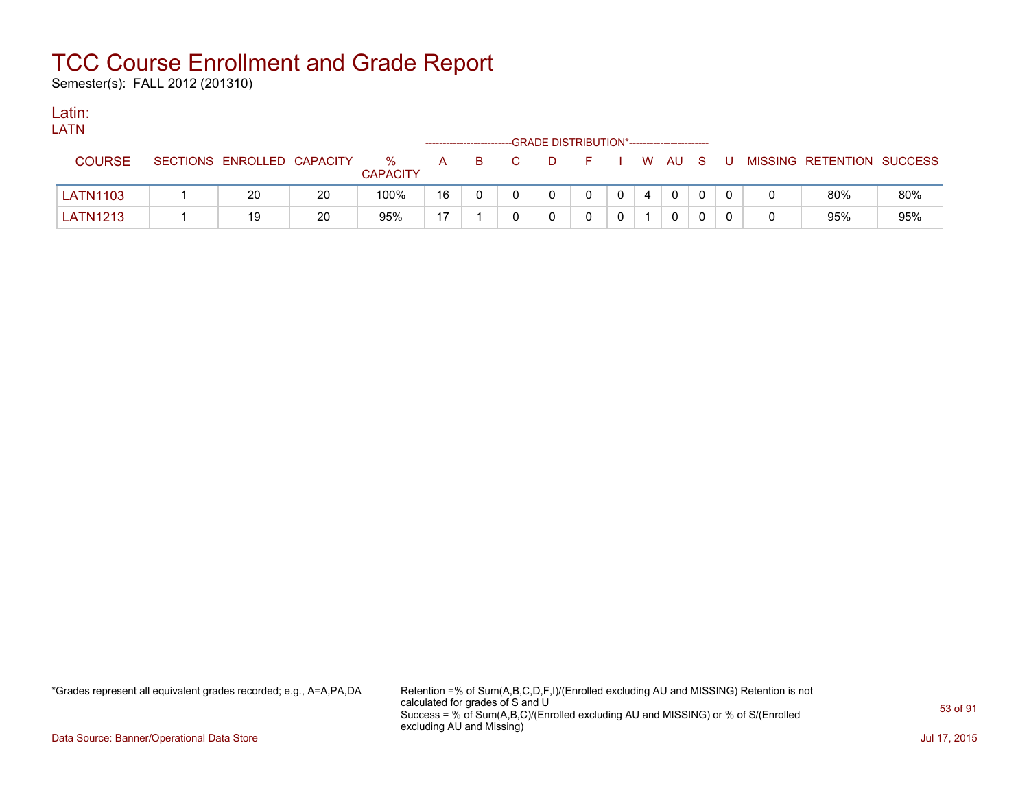# TCC Course Enrollment and Grade Report

Semester(s): FALL 2012 (201310)

## Latin:

LATN

| COURSE | SECTIONS | ENROLLED | CAPACITY | % CAPACITY | A | B | C | D | F | I | W | AU | S | U | MISSING | RETENTION | SUCCESS |
|---|---|---|---|---|---|---|---|---|---|---|---|---|---|---|---|---|---|
| | | | | | GRADE DISTRIBUTION* | | | | | | | | | | | | |
| LATN1103 | 1 | 20 | 20 | 100% | 16 | 0 | 0 | 0 | 0 | 0 | 4 | 0 | 0 | 0 | 0 | 80% | 80% |
| LATN1213 | 1 | 19 | 20 | 95% | 17 | 1 | 0 | 0 | 0 | 0 | 1 | 0 | 0 | 0 | 0 | 95% | 95% |

*Grades represent all equivalent grades recorded; e.g., A=A,PA,DA

Retention =% of Sum(A,B,C,D,F,I)/(Enrolled excluding AU and MISSING) Retention is not calculated for grades of S and U
Success = % of Sum(A,B,C)/(Enrolled excluding AU and MISSING) or % of S/(Enrolled excluding AU and Missing)

Data Source: Banner/Operational Data Store

Jul 17, 2015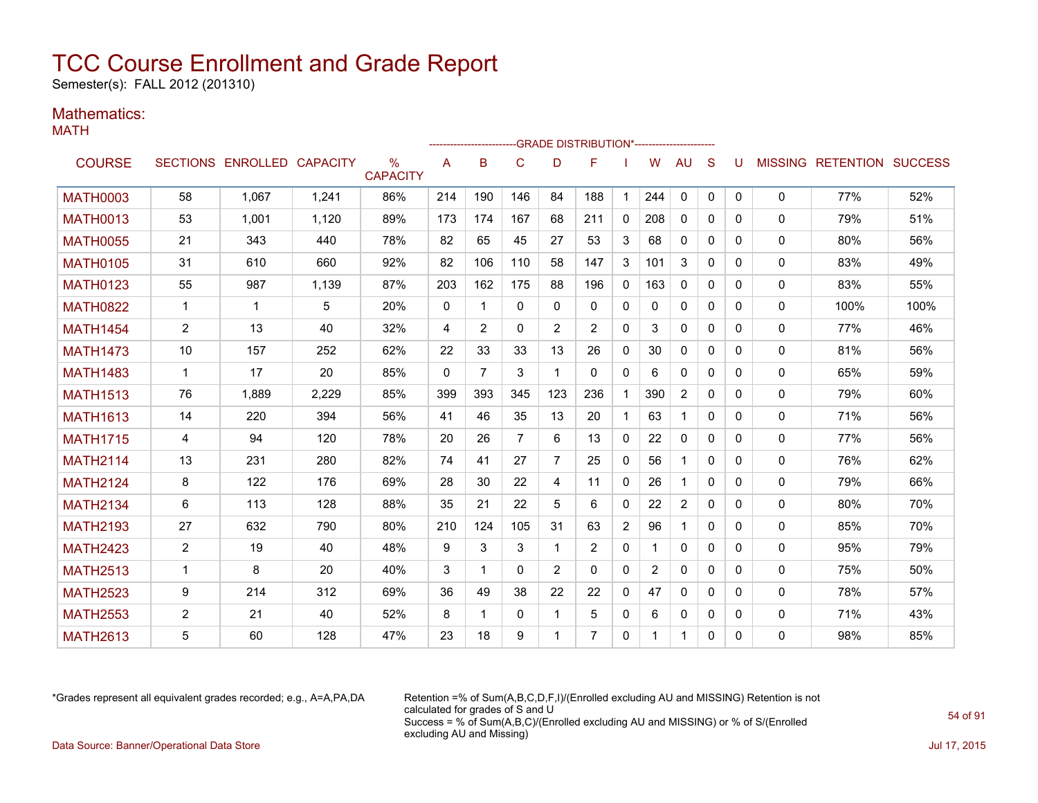# TCC Course Enrollment and Grade Report

Semester(s): FALL 2012 (201310)

## Mathematics:

### MATH

| COURSE | SECTIONS | ENROLLED | CAPACITY | % CAPACITY | A | B | C | D | F | I | W | AU | S | U | MISSING | RETENTION | SUCCESS |
|---|---|---|---|---|---|---|---|---|---|---|---|---|---|---|---|---|---|
| | | | | | GRADE DISTRIBUTION* | | | | | | | | | | | | |
| MATH0003 | 58 | 1,067 | 1,241 | 86% | 214 | 190 | 146 | 84 | 188 | 1 | 244 | 0 | 0 | 0 | 0 | 77% | 52% |
| MATH0013 | 53 | 1,001 | 1,120 | 89% | 173 | 174 | 167 | 68 | 211 | 0 | 208 | 0 | 0 | 0 | 0 | 79% | 51% |
| MATH0055 | 21 | 343 | 440 | 78% | 82 | 65 | 45 | 27 | 53 | 3 | 68 | 0 | 0 | 0 | 0 | 80% | 56% |
| MATH0105 | 31 | 610 | 660 | 92% | 82 | 106 | 110 | 58 | 147 | 3 | 101 | 3 | 0 | 0 | 0 | 83% | 49% |
| MATH0123 | 55 | 987 | 1,139 | 87% | 203 | 162 | 175 | 88 | 196 | 0 | 163 | 0 | 0 | 0 | 0 | 83% | 55% |
| MATH0822 | 1 | 1 | 5 | 20% | 0 | 1 | 0 | 0 | 0 | 0 | 0 | 0 | 0 | 0 | 0 | 100% | 100% |
| MATH1454 | 2 | 13 | 40 | 32% | 4 | 2 | 0 | 2 | 2 | 0 | 3 | 0 | 0 | 0 | 0 | 77% | 46% |
| MATH1473 | 10 | 157 | 252 | 62% | 22 | 33 | 33 | 13 | 26 | 0 | 30 | 0 | 0 | 0 | 0 | 81% | 56% |
| MATH1483 | 1 | 17 | 20 | 85% | 0 | 7 | 3 | 1 | 0 | 0 | 6 | 0 | 0 | 0 | 0 | 65% | 59% |
| MATH1513 | 76 | 1,889 | 2,229 | 85% | 399 | 393 | 345 | 123 | 236 | 1 | 390 | 2 | 0 | 0 | 0 | 79% | 60% |
| MATH1613 | 14 | 220 | 394 | 56% | 41 | 46 | 35 | 13 | 20 | 1 | 63 | 1 | 0 | 0 | 0 | 71% | 56% |
| MATH1715 | 4 | 94 | 120 | 78% | 20 | 26 | 7 | 6 | 13 | 0 | 22 | 0 | 0 | 0 | 0 | 77% | 56% |
| MATH2114 | 13 | 231 | 280 | 82% | 74 | 41 | 27 | 7 | 25 | 0 | 56 | 1 | 0 | 0 | 0 | 76% | 62% |
| MATH2124 | 8 | 122 | 176 | 69% | 28 | 30 | 22 | 4 | 11 | 0 | 26 | 1 | 0 | 0 | 0 | 79% | 66% |
| MATH2134 | 6 | 113 | 128 | 88% | 35 | 21 | 22 | 5 | 6 | 0 | 22 | 2 | 0 | 0 | 0 | 80% | 70% |
| MATH2193 | 27 | 632 | 790 | 80% | 210 | 124 | 105 | 31 | 63 | 2 | 96 | 1 | 0 | 0 | 0 | 85% | 70% |
| MATH2423 | 2 | 19 | 40 | 48% | 9 | 3 | 3 | 1 | 2 | 0 | 1 | 0 | 0 | 0 | 0 | 95% | 79% |
| MATH2513 | 1 | 8 | 20 | 40% | 3 | 1 | 0 | 2 | 0 | 0 | 2 | 0 | 0 | 0 | 0 | 75% | 50% |
| MATH2523 | 9 | 214 | 312 | 69% | 36 | 49 | 38 | 22 | 22 | 0 | 47 | 0 | 0 | 0 | 0 | 78% | 57% |
| MATH2553 | 2 | 21 | 40 | 52% | 8 | 1 | 0 | 1 | 5 | 0 | 6 | 0 | 0 | 0 | 0 | 71% | 43% |
| MATH2613 | 5 | 60 | 128 | 47% | 23 | 18 | 9 | 1 | 7 | 0 | 1 | 1 | 0 | 0 | 0 | 98% | 85% |

*Grades represent all equivalent grades recorded; e.g., A=A,PA,DA

Retention =% of Sum(A,B,C,D,F,I)/(Enrolled excluding AU and MISSING) Retention is not calculated for grades of S and U
Success = % of Sum(A,B,C)/(Enrolled excluding AU and MISSING) or % of S/(Enrolled excluding AU and Missing)

Data Source: Banner/Operational Data Store

Jul 17, 2015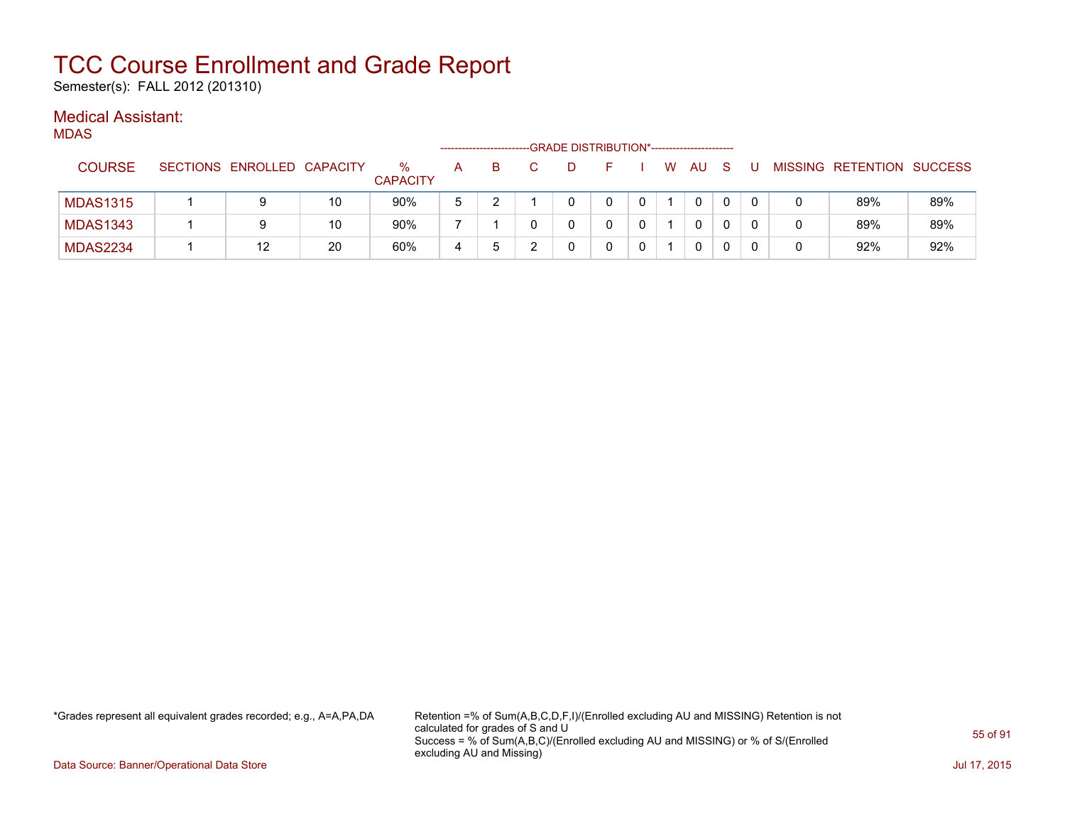# TCC Course Enrollment and Grade Report

Semester(s): FALL 2012 (201310)

## Medical Assistant:

MDAS

| COURSE | SECTIONS | ENROLLED | CAPACITY | % CAPACITY | A | B | C | D | F | I | W | AU | S | U | MISSING | RETENTION | SUCCESS |
|---|---|---|---|---|---|---|---|---|---|---|---|---|---|---|---|---|---|
| | | | | | GRADE DISTRIBUTION* | | | | | | | | | | | | |
| MDAS1315 | 1 | 9 | 10 | 90% | 5 | 2 | 1 | 0 | 0 | 0 | 1 | 0 | 0 | 0 | 0 | 89% | 89% |
| MDAS1343 | 1 | 9 | 10 | 90% | 7 | 1 | 0 | 0 | 0 | 0 | 1 | 0 | 0 | 0 | 0 | 89% | 89% |
| MDAS2234 | 1 | 12 | 20 | 60% | 4 | 5 | 2 | 0 | 0 | 0 | 1 | 0 | 0 | 0 | 0 | 92% | 92% |

*Grades represent all equivalent grades recorded; e.g., A=A,PA,DA

Retention =% of Sum(A,B,C,D,F,I)/(Enrolled excluding AU and MISSING) Retention is not calculated for grades of S and U
Success = % of Sum(A,B,C)/(Enrolled excluding AU and MISSING) or % of S/(Enrolled excluding AU and Missing)

Data Source: Banner/Operational Data Store

Jul 17, 2015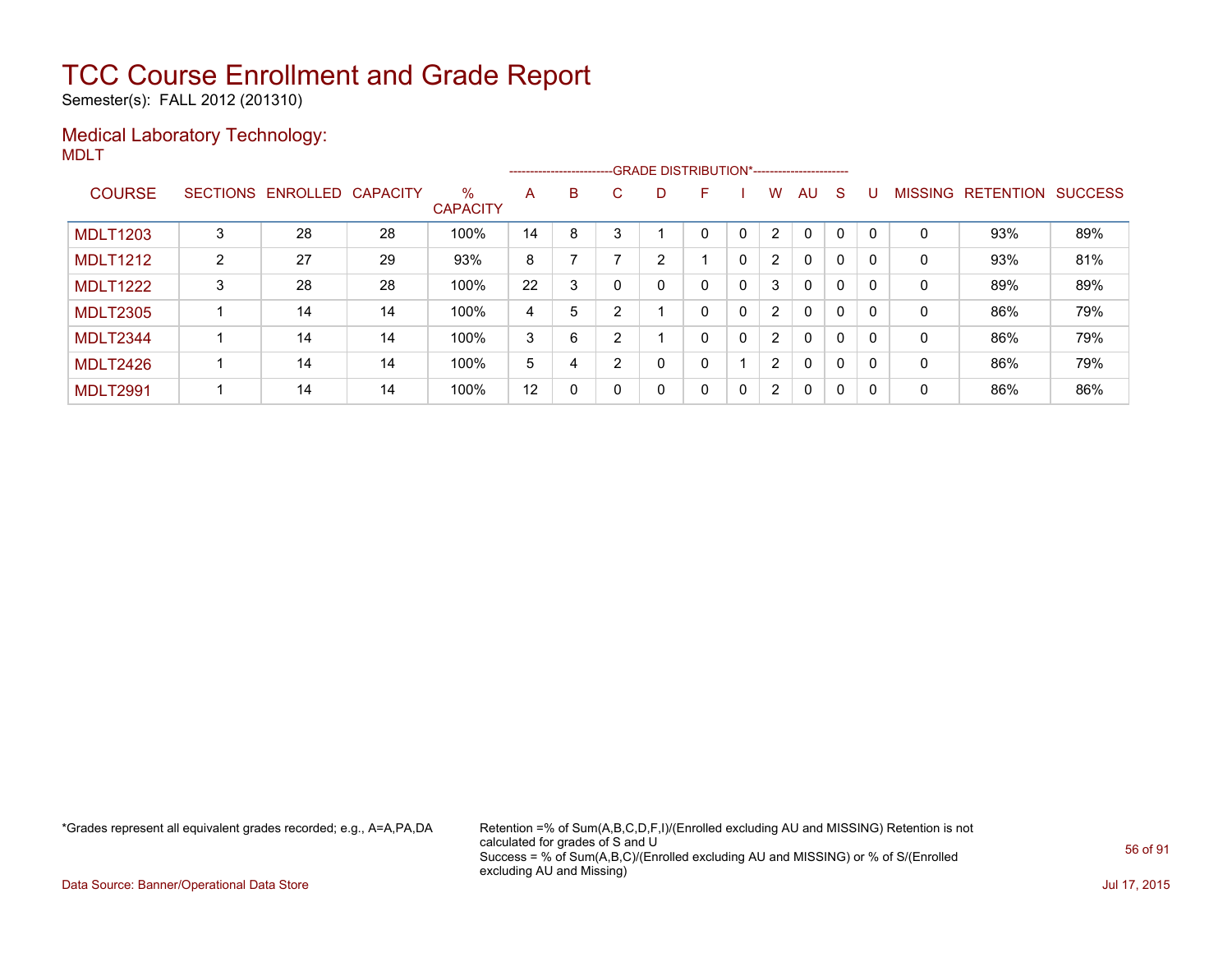# TCC Course Enrollment and Grade Report

Semester(s): FALL 2012 (201310)

## Medical Laboratory Technology:

MDLT

| COURSE | SECTIONS | ENROLLED | CAPACITY | % CAPACITY | A | B | C | D | F | I | W | AU | S | U | MISSING | RETENTION | SUCCESS |
|---|---|---|---|---|---|---|---|---|---|---|---|---|---|---|---|---|---|
| | | | | | GRADE DISTRIBUTION* | | | | | | | | | | | | |
| MDLT1203 | 3 | 28 | 28 | 100% | 14 | 8 | 3 | 1 | 0 | 0 | 2 | 0 | 0 | 0 | 0 | 93% | 89% |
| MDLT1212 | 2 | 27 | 29 | 93% | 8 | 7 | 7 | 2 | 1 | 0 | 2 | 0 | 0 | 0 | 0 | 93% | 81% |
| MDLT1222 | 3 | 28 | 28 | 100% | 22 | 3 | 0 | 0 | 0 | 0 | 3 | 0 | 0 | 0 | 0 | 89% | 89% |
| MDLT2305 | 1 | 14 | 14 | 100% | 4 | 5 | 2 | 1 | 0 | 0 | 2 | 0 | 0 | 0 | 0 | 86% | 79% |
| MDLT2344 | 1 | 14 | 14 | 100% | 3 | 6 | 2 | 1 | 0 | 0 | 2 | 0 | 0 | 0 | 0 | 86% | 79% |
| MDLT2426 | 1 | 14 | 14 | 100% | 5 | 4 | 2 | 0 | 0 | 1 | 2 | 0 | 0 | 0 | 0 | 86% | 79% |
| MDLT2991 | 1 | 14 | 14 | 100% | 12 | 0 | 0 | 0 | 0 | 0 | 2 | 0 | 0 | 0 | 0 | 86% | 86% |

*Grades represent all equivalent grades recorded; e.g., A=A,PA,DA

Retention =% of Sum(A,B,C,D,F,I)/(Enrolled excluding AU and MISSING) Retention is not calculated for grades of S and U
Success = % of Sum(A,B,C)/(Enrolled excluding AU and MISSING) or % of S/(Enrolled excluding AU and Missing)

Data Source: Banner/Operational Data Store

Jul 17, 2015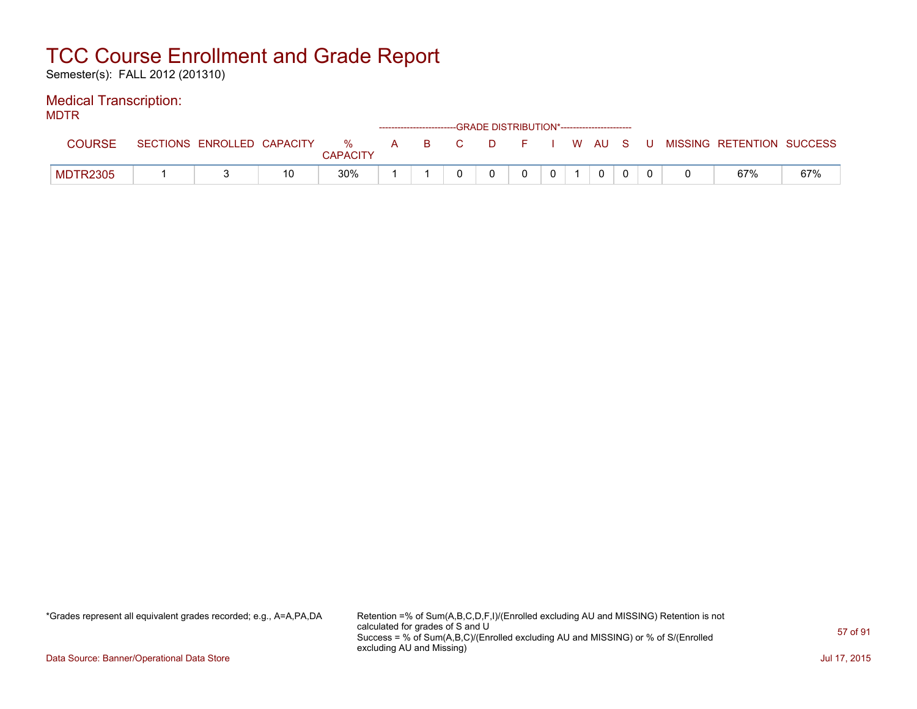# TCC Course Enrollment and Grade Report

Semester(s): FALL 2012 (201310)

## Medical Transcription:

MDTR

| COURSE | SECTIONS | ENROLLED | CAPACITY | % CAPACITY | A | B | C | D | F | I | W | AU | S | U | MISSING | RETENTION | SUCCESS |
|---|---|---|---|---|---|---|---|---|---|---|---|---|---|---|---|---|---|
| | | | | | GRADE DISTRIBUTION* | | | | | | | | | | | | |
| MDTR2305 | 1 | 3 | 10 | 30% | 1 | 1 | 0 | 0 | 0 | 0 | 1 | 0 | 0 | 0 | 0 | 67% | 67% |

*Grades represent all equivalent grades recorded; e.g., A=A,PA,DA

Retention =% of Sum(A,B,C,D,F,I)/(Enrolled excluding AU and MISSING) Retention is not calculated for grades of S and U
Success = % of Sum(A,B,C)/(Enrolled excluding AU and MISSING) or % of S/(Enrolled excluding AU and Missing)

Data Source: Banner/Operational Data Store

Jul 17, 2015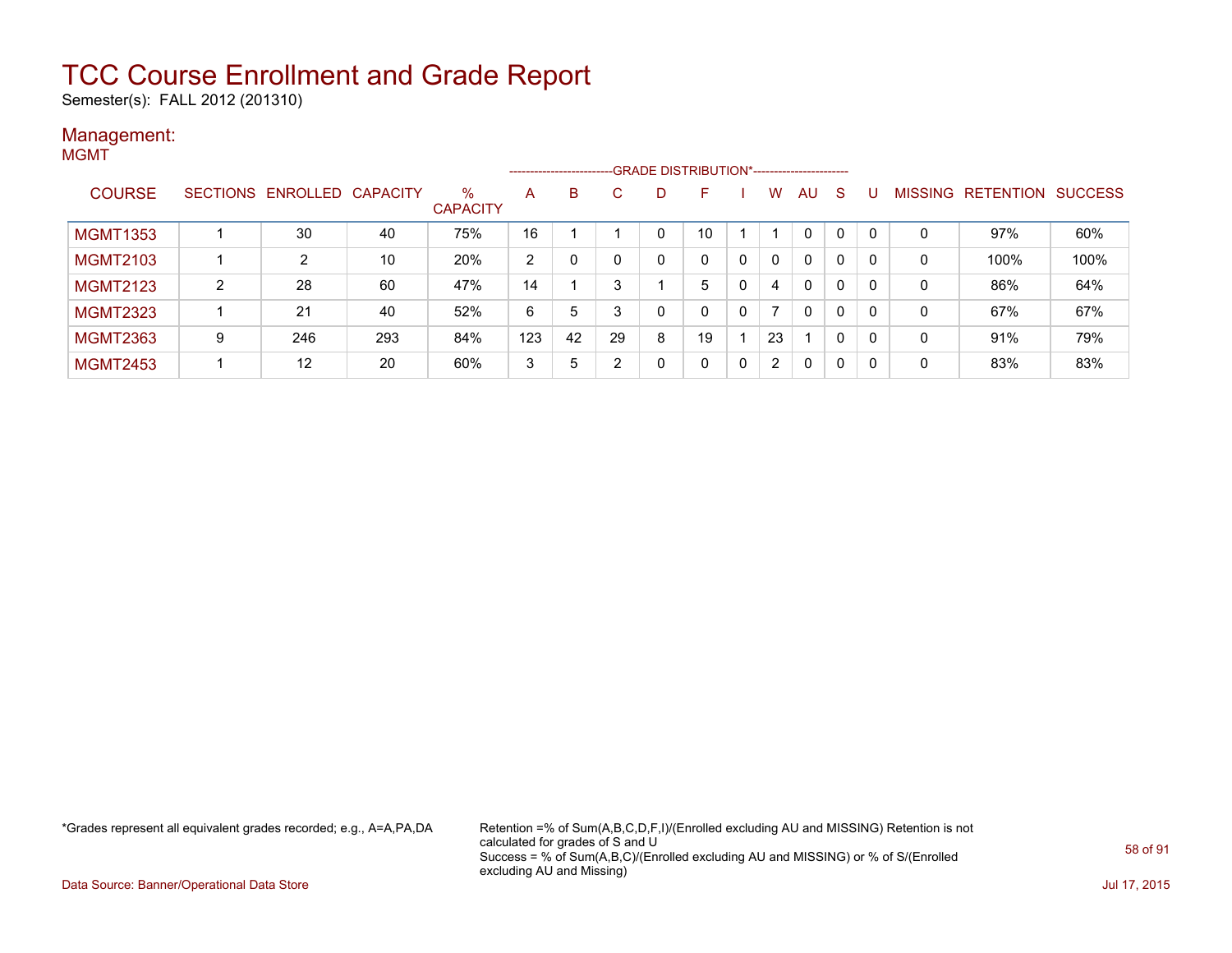# TCC Course Enrollment and Grade Report

Semester(s): FALL 2012 (201310)

## Management:

MGMT

| COURSE | SECTIONS | ENROLLED | CAPACITY | % CAPACITY | A | B | C | D | F | I | W | AU | S | U | MISSING | RETENTION | SUCCESS |
|---|---|---|---|---|---|---|---|---|---|---|---|---|---|---|---|---|---|
| | | | | | GRADE DISTRIBUTION* | | | | | | | | | | | | |
| MGMT1353 | 1 | 30 | 40 | 75% | 16 | 1 | 1 | 0 | 10 | 1 | 1 | 0 | 0 | 0 | 0 | 97% | 60% |
| MGMT2103 | 1 | 2 | 10 | 20% | 2 | 0 | 0 | 0 | 0 | 0 | 0 | 0 | 0 | 0 | 0 | 100% | 100% |
| MGMT2123 | 2 | 28 | 60 | 47% | 14 | 1 | 3 | 1 | 5 | 0 | 4 | 0 | 0 | 0 | 0 | 86% | 64% |
| MGMT2323 | 1 | 21 | 40 | 52% | 6 | 5 | 3 | 0 | 0 | 0 | 7 | 0 | 0 | 0 | 0 | 67% | 67% |
| MGMT2363 | 9 | 246 | 293 | 84% | 123 | 42 | 29 | 8 | 19 | 1 | 23 | 1 | 0 | 0 | 0 | 91% | 79% |
| MGMT2453 | 1 | 12 | 20 | 60% | 3 | 5 | 2 | 0 | 0 | 0 | 2 | 0 | 0 | 0 | 0 | 83% | 83% |

*Grades represent all equivalent grades recorded; e.g., A=A,PA,DA

Retention =% of Sum(A,B,C,D,F,I)/(Enrolled excluding AU and MISSING) Retention is not calculated for grades of S and U
Success = % of Sum(A,B,C)/(Enrolled excluding AU and MISSING) or % of S/(Enrolled excluding AU and Missing)

Data Source: Banner/Operational Data Store

Jul 17, 2015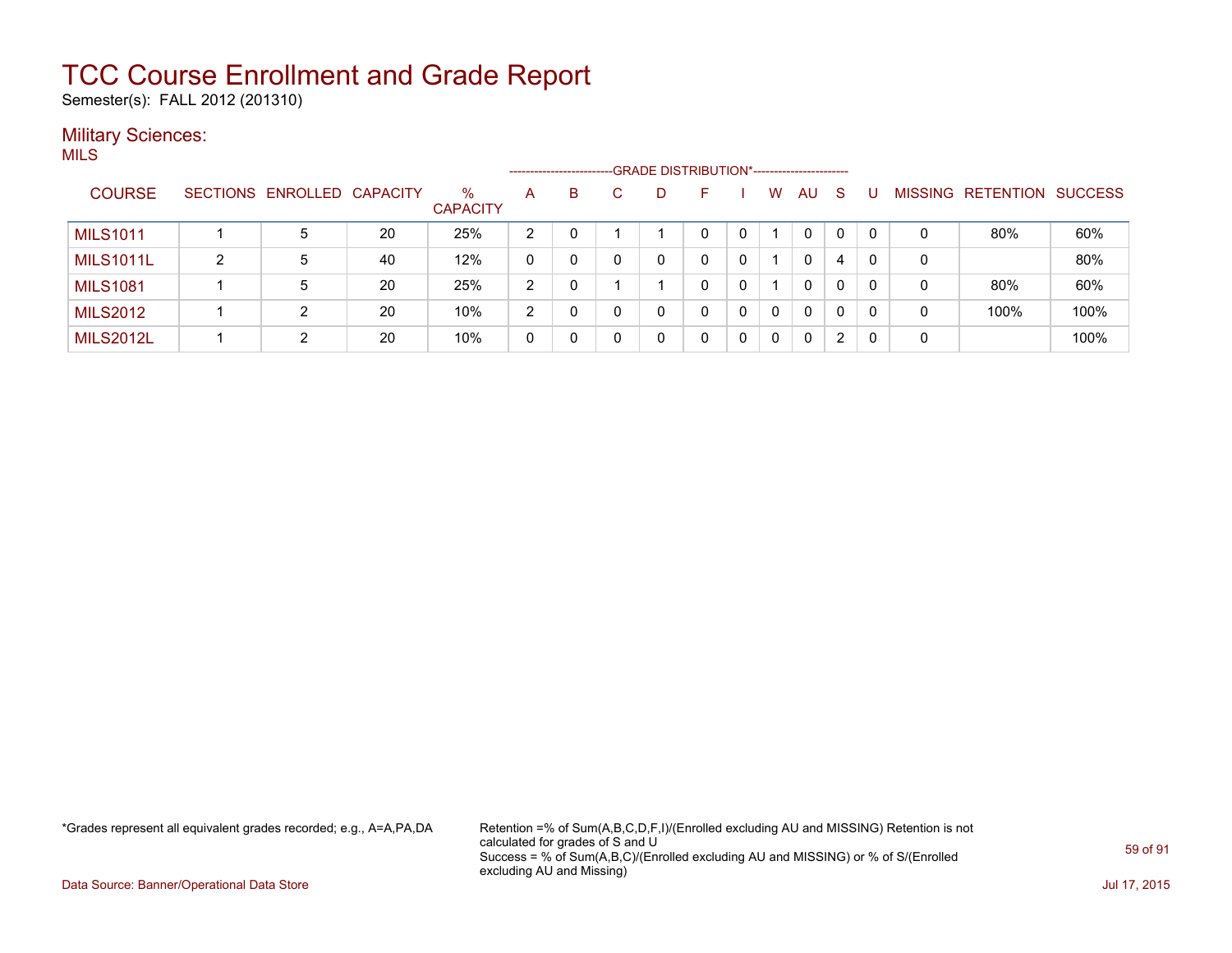# TCC Course Enrollment and Grade Report

Semester(s): FALL 2012 (201310)

## Military Sciences:

MILS

| COURSE | SECTIONS | ENROLLED | CAPACITY | % CAPACITY | A | B | C | D | F | I | W | AU | S | U | MISSING | RETENTION | SUCCESS |
|---|---|---|---|---|---|---|---|---|---|---|---|---|---|---|---|---|---|
| | | | | | GRADE DISTRIBUTION* | | | | | | | | | | | | |
| MILS1011 | 1 | 5 | 20 | 25% | 2 | 0 | 1 | 1 | 0 | 0 | 1 | 0 | 0 | 0 | 0 | 80% | 60% |
| MILS1011L | 2 | 5 | 40 | 12% | 0 | 0 | 0 | 0 | 0 | 0 | 1 | 0 | 4 | 0 | 0 | | 80% |
| MILS1081 | 1 | 5 | 20 | 25% | 2 | 0 | 1 | 1 | 0 | 0 | 1 | 0 | 0 | 0 | 0 | 80% | 60% |
| MILS2012 | 1 | 2 | 20 | 10% | 2 | 0 | 0 | 0 | 0 | 0 | 0 | 0 | 0 | 0 | 0 | 100% | 100% |
| MILS2012L | 1 | 2 | 20 | 10% | 0 | 0 | 0 | 0 | 0 | 0 | 0 | 0 | 2 | 0 | 0 | | 100% |

*Grades represent all equivalent grades recorded; e.g., A=A,PA,DA

Retention =% of Sum(A,B,C,D,F,I)/(Enrolled excluding AU and MISSING) Retention is not calculated for grades of S and U
Success = % of Sum(A,B,C)/(Enrolled excluding AU and MISSING) or % of S/(Enrolled excluding AU and Missing)

Data Source: Banner/Operational Data Store

Jul 17, 2015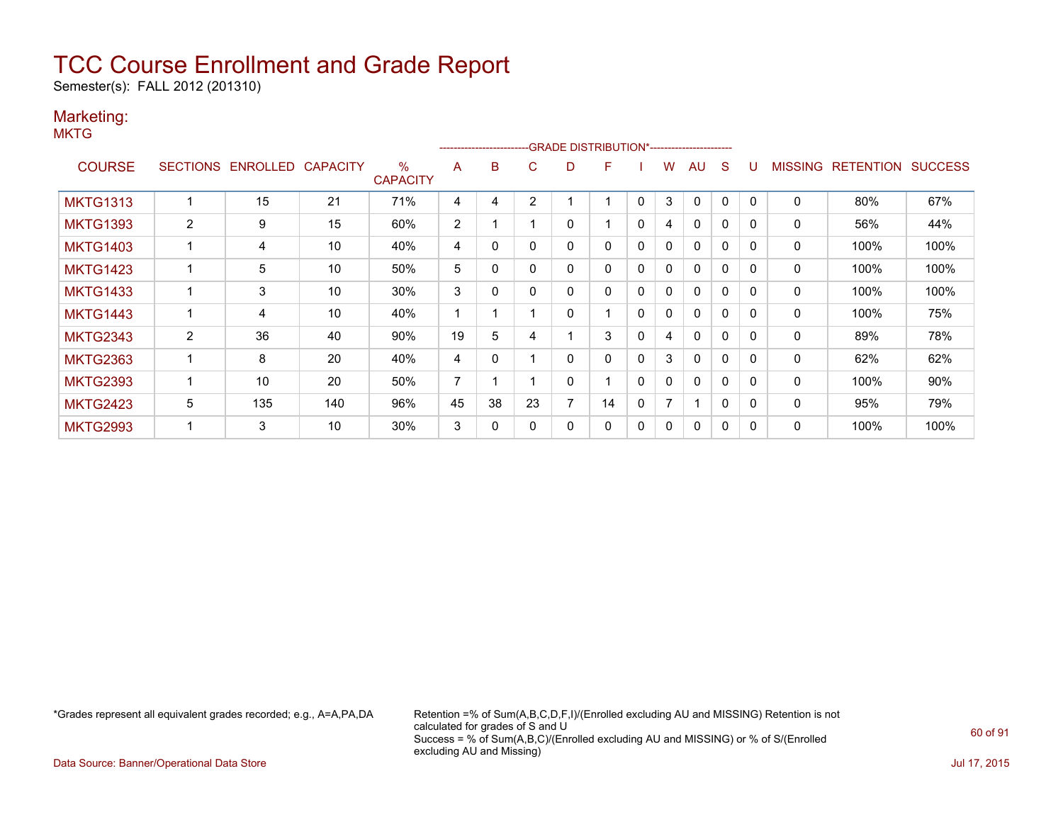# TCC Course Enrollment and Grade Report

Semester(s): FALL 2012 (201310)

## Marketing:

MKTG

| COURSE | SECTIONS | ENROLLED | CAPACITY | % CAPACITY | A | B | C | D | F | I | W | AU | S | U | MISSING | RETENTION | SUCCESS |
|---|---|---|---|---|---|---|---|---|---|---|---|---|---|---|---|---|---|
| MKTG1313 | 1 | 15 | 21 | 71% | 4 | 4 | 2 | 1 | 1 | 0 | 3 | 0 | 0 | 0 | 0 | 80% | 67% |
| MKTG1393 | 2 | 9 | 15 | 60% | 2 | 1 | 1 | 0 | 1 | 0 | 4 | 0 | 0 | 0 | 0 | 56% | 44% |
| MKTG1403 | 1 | 4 | 10 | 40% | 4 | 0 | 0 | 0 | 0 | 0 | 0 | 0 | 0 | 0 | 0 | 100% | 100% |
| MKTG1423 | 1 | 5 | 10 | 50% | 5 | 0 | 0 | 0 | 0 | 0 | 0 | 0 | 0 | 0 | 0 | 100% | 100% |
| MKTG1433 | 1 | 3 | 10 | 30% | 3 | 0 | 0 | 0 | 0 | 0 | 0 | 0 | 0 | 0 | 0 | 100% | 100% |
| MKTG1443 | 1 | 4 | 10 | 40% | 1 | 1 | 1 | 0 | 1 | 0 | 0 | 0 | 0 | 0 | 0 | 100% | 75% |
| MKTG2343 | 2 | 36 | 40 | 90% | 19 | 5 | 4 | 1 | 3 | 0 | 4 | 0 | 0 | 0 | 0 | 89% | 78% |
| MKTG2363 | 1 | 8 | 20 | 40% | 4 | 0 | 1 | 0 | 0 | 0 | 3 | 0 | 0 | 0 | 0 | 62% | 62% |
| MKTG2393 | 1 | 10 | 20 | 50% | 7 | 1 | 1 | 0 | 1 | 0 | 0 | 0 | 0 | 0 | 0 | 100% | 90% |
| MKTG2423 | 5 | 135 | 140 | 96% | 45 | 38 | 23 | 7 | 14 | 0 | 7 | 1 | 0 | 0 | 0 | 95% | 79% |
| MKTG2993 | 1 | 3 | 10 | 30% | 3 | 0 | 0 | 0 | 0 | 0 | 0 | 0 | 0 | 0 | 0 | 100% | 100% |

*Grades represent all equivalent grades recorded; e.g., A=A,PA,DA

Retention =% of Sum(A,B,C,D,F,I)/(Enrolled excluding AU and MISSING) Retention is not calculated for grades of S and U

Success = % of Sum(A,B,C)/(Enrolled excluding AU and MISSING) or % of S/(Enrolled excluding AU and Missing)

Data Source: Banner/Operational Data Store

Jul 17, 2015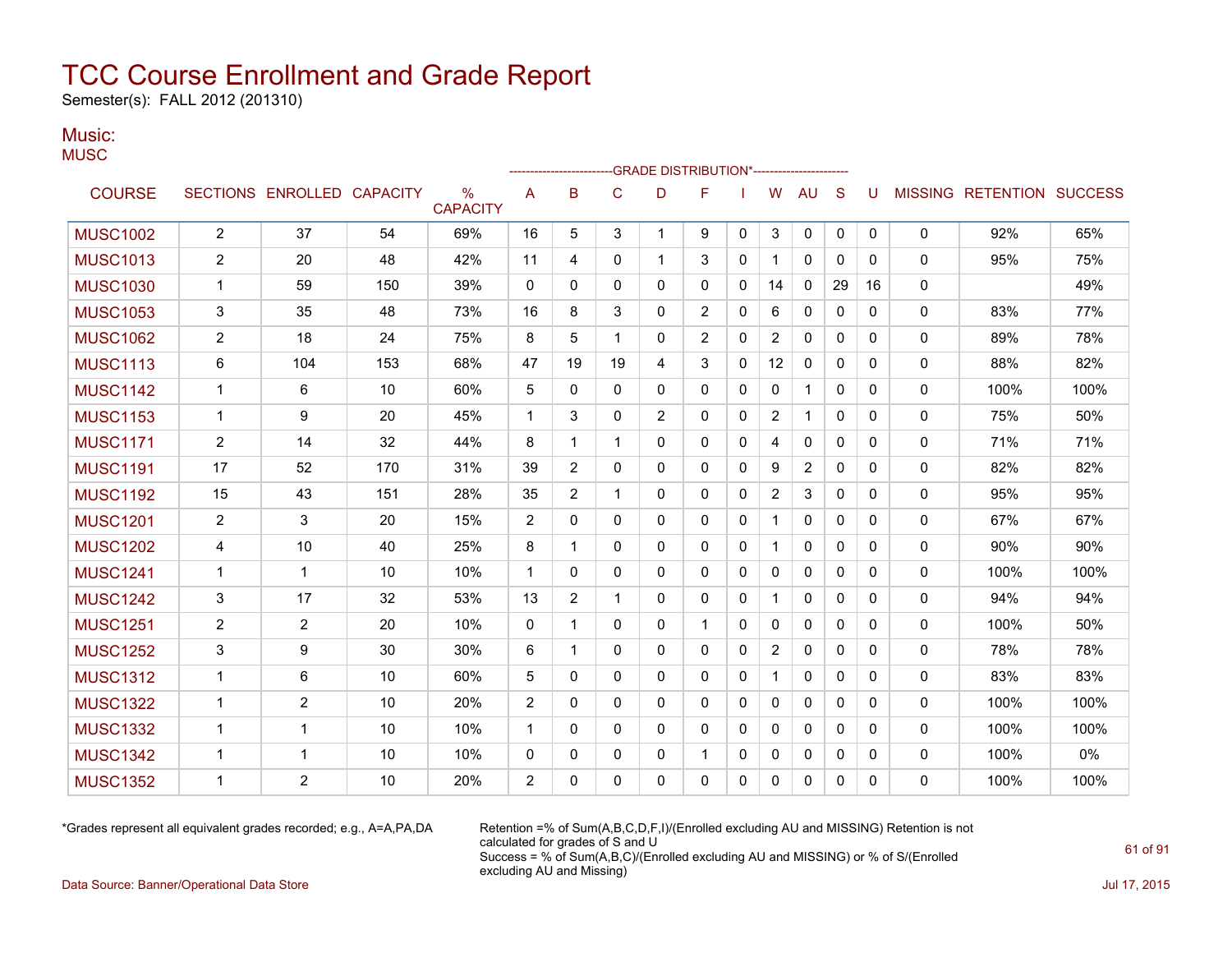# TCC Course Enrollment and Grade Report

Semester(s): FALL 2012 (201310)

## Music:

MUSC

| COURSE | SECTIONS | ENROLLED | CAPACITY | % CAPACITY | A | B | C | D | F | I | W | AU | S | U | MISSING | RETENTION | SUCCESS |
|---|---|---|---|---|---|---|---|---|---|---|---|---|---|---|---|---|---|
| | | | | | GRADE DISTRIBUTION* | | | | | | | | | | | | |
| MUSC1002 | 2 | 37 | 54 | 69% | 16 | 5 | 3 | 1 | 9 | 0 | 3 | 0 | 0 | 0 | 0 | 92% | 65% |
| MUSC1013 | 2 | 20 | 48 | 42% | 11 | 4 | 0 | 1 | 3 | 0 | 1 | 0 | 0 | 0 | 0 | 95% | 75% |
| MUSC1030 | 1 | 59 | 150 | 39% | 0 | 0 | 0 | 0 | 0 | 0 | 14 | 0 | 29 | 16 | 0 | | 49% |
| MUSC1053 | 3 | 35 | 48 | 73% | 16 | 8 | 3 | 0 | 2 | 0 | 6 | 0 | 0 | 0 | 0 | 83% | 77% |
| MUSC1062 | 2 | 18 | 24 | 75% | 8 | 5 | 1 | 0 | 2 | 0 | 2 | 0 | 0 | 0 | 0 | 89% | 78% |
| MUSC1113 | 6 | 104 | 153 | 68% | 47 | 19 | 19 | 4 | 3 | 0 | 12 | 0 | 0 | 0 | 0 | 88% | 82% |
| MUSC1142 | 1 | 6 | 10 | 60% | 5 | 0 | 0 | 0 | 0 | 0 | 0 | 1 | 0 | 0 | 0 | 100% | 100% |
| MUSC1153 | 1 | 9 | 20 | 45% | 1 | 3 | 0 | 2 | 0 | 0 | 2 | 1 | 0 | 0 | 0 | 75% | 50% |
| MUSC1171 | 2 | 14 | 32 | 44% | 8 | 1 | 1 | 0 | 0 | 0 | 4 | 0 | 0 | 0 | 0 | 71% | 71% |
| MUSC1191 | 17 | 52 | 170 | 31% | 39 | 2 | 0 | 0 | 0 | 0 | 9 | 2 | 0 | 0 | 0 | 82% | 82% |
| MUSC1192 | 15 | 43 | 151 | 28% | 35 | 2 | 1 | 0 | 0 | 0 | 2 | 3 | 0 | 0 | 0 | 95% | 95% |
| MUSC1201 | 2 | 3 | 20 | 15% | 2 | 0 | 0 | 0 | 0 | 0 | 1 | 0 | 0 | 0 | 0 | 67% | 67% |
| MUSC1202 | 4 | 10 | 40 | 25% | 8 | 1 | 0 | 0 | 0 | 0 | 1 | 0 | 0 | 0 | 0 | 90% | 90% |
| MUSC1241 | 1 | 1 | 10 | 10% | 1 | 0 | 0 | 0 | 0 | 0 | 0 | 0 | 0 | 0 | 0 | 100% | 100% |
| MUSC1242 | 3 | 17 | 32 | 53% | 13 | 2 | 1 | 0 | 0 | 0 | 1 | 0 | 0 | 0 | 0 | 94% | 94% |
| MUSC1251 | 2 | 2 | 20 | 10% | 0 | 1 | 0 | 0 | 1 | 0 | 0 | 0 | 0 | 0 | 0 | 100% | 50% |
| MUSC1252 | 3 | 9 | 30 | 30% | 6 | 1 | 0 | 0 | 0 | 0 | 2 | 0 | 0 | 0 | 0 | 78% | 78% |
| MUSC1312 | 1 | 6 | 10 | 60% | 5 | 0 | 0 | 0 | 0 | 0 | 1 | 0 | 0 | 0 | 0 | 83% | 83% |
| MUSC1322 | 1 | 2 | 10 | 20% | 2 | 0 | 0 | 0 | 0 | 0 | 0 | 0 | 0 | 0 | 0 | 100% | 100% |
| MUSC1332 | 1 | 1 | 10 | 10% | 1 | 0 | 0 | 0 | 0 | 0 | 0 | 0 | 0 | 0 | 0 | 100% | 100% |
| MUSC1342 | 1 | 1 | 10 | 10% | 0 | 0 | 0 | 0 | 1 | 0 | 0 | 0 | 0 | 0 | 0 | 100% | 0% |
| MUSC1352 | 1 | 2 | 10 | 20% | 2 | 0 | 0 | 0 | 0 | 0 | 0 | 0 | 0 | 0 | 0 | 100% | 100% |

*Grades represent all equivalent grades recorded; e.g., A=A,PA,DA

Retention =% of Sum(A,B,C,D,F,I)/(Enrolled excluding AU and MISSING) Retention is not calculated for grades of S and U
Success = % of Sum(A,B,C)/(Enrolled excluding AU and MISSING) or % of S/(Enrolled excluding AU and Missing)

Data Source: Banner/Operational Data Store

Jul 17, 2015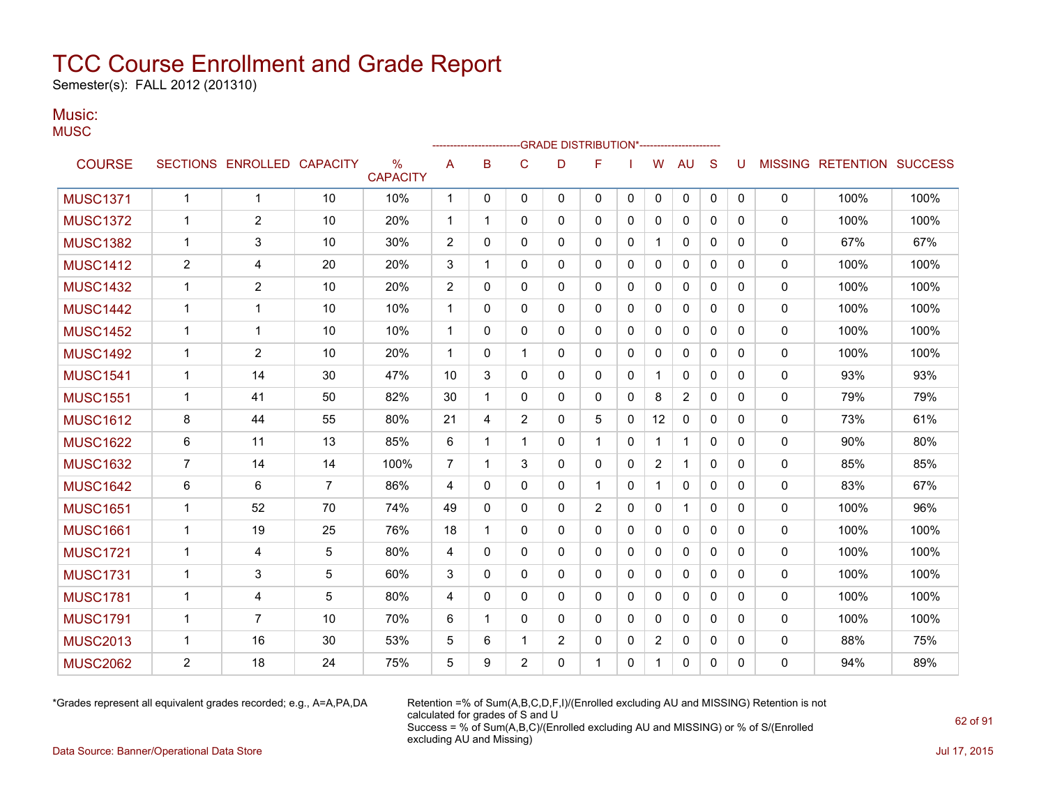# TCC Course Enrollment and Grade Report

Semester(s): FALL 2012 (201310)

## Music:

MUSC

| COURSE | SECTIONS | ENROLLED | CAPACITY | % CAPACITY | A | B | C | D | F | I | W | AU | S | U | MISSING | RETENTION | SUCCESS |
|---|---|---|---|---|---|---|---|---|---|---|---|---|---|---|---|---|---|
| | | | | | GRADE DISTRIBUTION* | | | | | | | | | | | | |
| MUSC1371 | 1 | 1 | 10 | 10% | 1 | 0 | 0 | 0 | 0 | 0 | 0 | 0 | 0 | 0 | 0 | 100% | 100% |
| MUSC1372 | 1 | 2 | 10 | 20% | 1 | 1 | 0 | 0 | 0 | 0 | 0 | 0 | 0 | 0 | 0 | 100% | 100% |
| MUSC1382 | 1 | 3 | 10 | 30% | 2 | 0 | 0 | 0 | 0 | 0 | 1 | 0 | 0 | 0 | 0 | 67% | 67% |
| MUSC1412 | 2 | 4 | 20 | 20% | 3 | 1 | 0 | 0 | 0 | 0 | 0 | 0 | 0 | 0 | 0 | 100% | 100% |
| MUSC1432 | 1 | 2 | 10 | 20% | 2 | 0 | 0 | 0 | 0 | 0 | 0 | 0 | 0 | 0 | 0 | 100% | 100% |
| MUSC1442 | 1 | 1 | 10 | 10% | 1 | 0 | 0 | 0 | 0 | 0 | 0 | 0 | 0 | 0 | 0 | 100% | 100% |
| MUSC1452 | 1 | 1 | 10 | 10% | 1 | 0 | 0 | 0 | 0 | 0 | 0 | 0 | 0 | 0 | 0 | 100% | 100% |
| MUSC1492 | 1 | 2 | 10 | 20% | 1 | 0 | 1 | 0 | 0 | 0 | 0 | 0 | 0 | 0 | 0 | 100% | 100% |
| MUSC1541 | 1 | 14 | 30 | 47% | 10 | 3 | 0 | 0 | 0 | 0 | 1 | 0 | 0 | 0 | 0 | 93% | 93% |
| MUSC1551 | 1 | 41 | 50 | 82% | 30 | 1 | 0 | 0 | 0 | 0 | 8 | 2 | 0 | 0 | 0 | 79% | 79% |
| MUSC1612 | 8 | 44 | 55 | 80% | 21 | 4 | 2 | 0 | 5 | 0 | 12 | 0 | 0 | 0 | 0 | 73% | 61% |
| MUSC1622 | 6 | 11 | 13 | 85% | 6 | 1 | 1 | 0 | 1 | 0 | 1 | 1 | 0 | 0 | 0 | 90% | 80% |
| MUSC1632 | 7 | 14 | 14 | 100% | 7 | 1 | 3 | 0 | 0 | 0 | 2 | 1 | 0 | 0 | 0 | 85% | 85% |
| MUSC1642 | 6 | 6 | 7 | 86% | 4 | 0 | 0 | 0 | 1 | 0 | 1 | 0 | 0 | 0 | 0 | 83% | 67% |
| MUSC1651 | 1 | 52 | 70 | 74% | 49 | 0 | 0 | 0 | 2 | 0 | 0 | 1 | 0 | 0 | 0 | 100% | 96% |
| MUSC1661 | 1 | 19 | 25 | 76% | 18 | 1 | 0 | 0 | 0 | 0 | 0 | 0 | 0 | 0 | 0 | 100% | 100% |
| MUSC1721 | 1 | 4 | 5 | 80% | 4 | 0 | 0 | 0 | 0 | 0 | 0 | 0 | 0 | 0 | 0 | 100% | 100% |
| MUSC1731 | 1 | 3 | 5 | 60% | 3 | 0 | 0 | 0 | 0 | 0 | 0 | 0 | 0 | 0 | 0 | 100% | 100% |
| MUSC1781 | 1 | 4 | 5 | 80% | 4 | 0 | 0 | 0 | 0 | 0 | 0 | 0 | 0 | 0 | 0 | 100% | 100% |
| MUSC1791 | 1 | 7 | 10 | 70% | 6 | 1 | 0 | 0 | 0 | 0 | 0 | 0 | 0 | 0 | 0 | 100% | 100% |
| MUSC2013 | 1 | 16 | 30 | 53% | 5 | 6 | 1 | 2 | 0 | 0 | 2 | 0 | 0 | 0 | 0 | 88% | 75% |
| MUSC2062 | 2 | 18 | 24 | 75% | 5 | 9 | 2 | 0 | 1 | 0 | 1 | 0 | 0 | 0 | 0 | 94% | 89% |

*Grades represent all equivalent grades recorded; e.g., A=A,PA,DA

Retention =% of Sum(A,B,C,D,F,I)/(Enrolled excluding AU and MISSING) Retention is not calculated for grades of S and U
Success = % of Sum(A,B,C)/(Enrolled excluding AU and MISSING) or % of S/(Enrolled excluding AU and Missing)

Data Source: Banner/Operational Data Store

Jul 17, 2015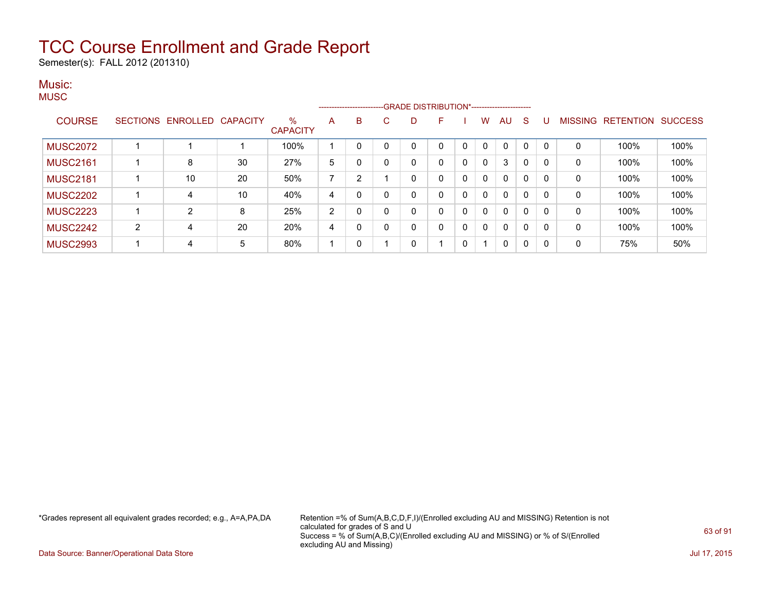# TCC Course Enrollment and Grade Report

Semester(s): FALL 2012 (201310)

## Music:

MUSC

| COURSE | SECTIONS | ENROLLED | CAPACITY | % CAPACITY | A | B | C | D | F | I | W | AU | S | U | MISSING | RETENTION | SUCCESS |
|---|---|---|---|---|---|---|---|---|---|---|---|---|---|---|---|---|---|
| | | | | | GRADE DISTRIBUTION* | | | | | | | | | | | | |
| MUSC2072 | 1 | 1 | 1 | 100% | 1 | 0 | 0 | 0 | 0 | 0 | 0 | 0 | 0 | 0 | 0 | 100% | 100% |
| MUSC2161 | 1 | 8 | 30 | 27% | 5 | 0 | 0 | 0 | 0 | 0 | 0 | 3 | 0 | 0 | 0 | 100% | 100% |
| MUSC2181 | 1 | 10 | 20 | 50% | 7 | 2 | 1 | 0 | 0 | 0 | 0 | 0 | 0 | 0 | 0 | 100% | 100% |
| MUSC2202 | 1 | 4 | 10 | 40% | 4 | 0 | 0 | 0 | 0 | 0 | 0 | 0 | 0 | 0 | 0 | 100% | 100% |
| MUSC2223 | 1 | 2 | 8 | 25% | 2 | 0 | 0 | 0 | 0 | 0 | 0 | 0 | 0 | 0 | 0 | 100% | 100% |
| MUSC2242 | 2 | 4 | 20 | 20% | 4 | 0 | 0 | 0 | 0 | 0 | 0 | 0 | 0 | 0 | 0 | 100% | 100% |
| MUSC2993 | 1 | 4 | 5 | 80% | 1 | 0 | 1 | 0 | 1 | 0 | 1 | 0 | 0 | 0 | 0 | 75% | 50% |

*Grades represent all equivalent grades recorded; e.g., A=A,PA,DA

Retention =% of Sum(A,B,C,D,F,I)/(Enrolled excluding AU and MISSING) Retention is not calculated for grades of S and U
Success = % of Sum(A,B,C)/(Enrolled excluding AU and MISSING) or % of S/(Enrolled excluding AU and Missing)

Data Source: Banner/Operational Data Store

Jul 17, 2015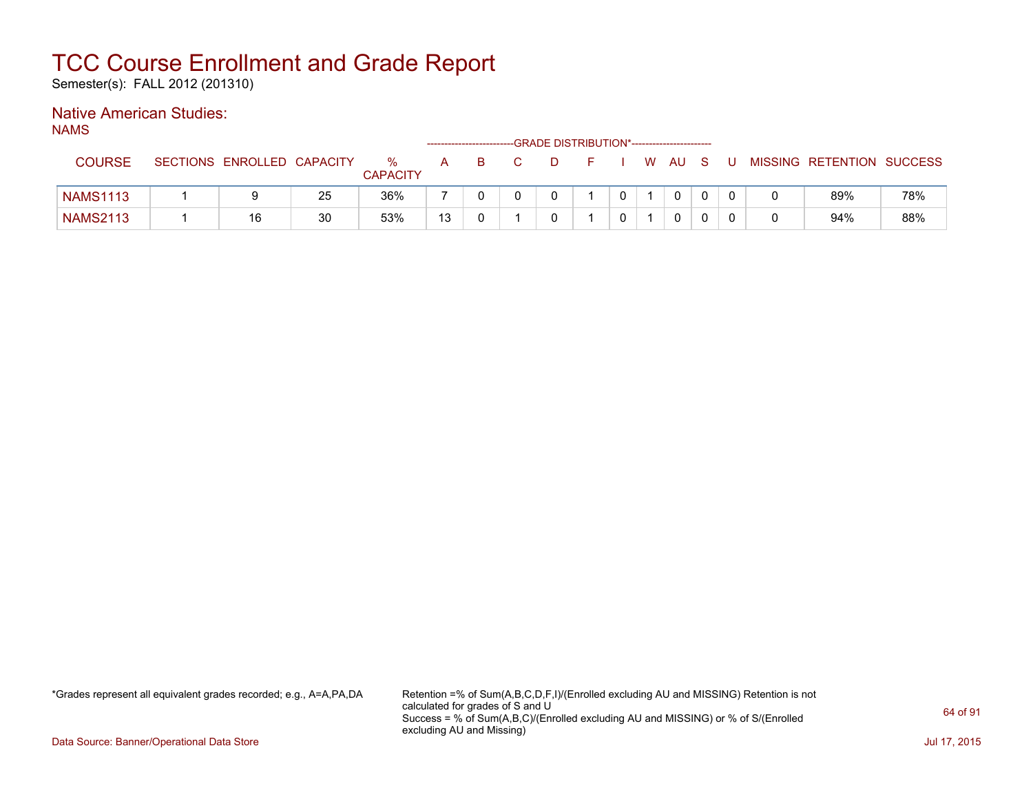# TCC Course Enrollment and Grade Report

Semester(s): FALL 2012 (201310)

## Native American Studies:

NAMS

| COURSE | SECTIONS | ENROLLED | CAPACITY | % CAPACITY | A | B | C | D | F | I | W | AU | S | U | MISSING | RETENTION | SUCCESS |
|---|---|---|---|---|---|---|---|---|---|---|---|---|---|---|---|---|---|
| NAMS1113 | 1 | 9 | 25 | 36% | 7 | 0 | 0 | 0 | 1 | 0 | 1 | 0 | 0 | 0 | 0 | 89% | 78% |
| NAMS2113 | 1 | 16 | 30 | 53% | 13 | 0 | 1 | 0 | 1 | 0 | 1 | 0 | 0 | 0 | 0 | 94% | 88% |

(A through U columns: GRADE DISTRIBUTION*)

*Grades represent all equivalent grades recorded; e.g., A=A,PA,DA

Retention =% of Sum(A,B,C,D,F,I)/(Enrolled excluding AU and MISSING) Retention is not calculated for grades of S and U
Success = % of Sum(A,B,C)/(Enrolled excluding AU and MISSING) or % of S/(Enrolled excluding AU and Missing)

Data Source: Banner/Operational Data Store

Jul 17, 2015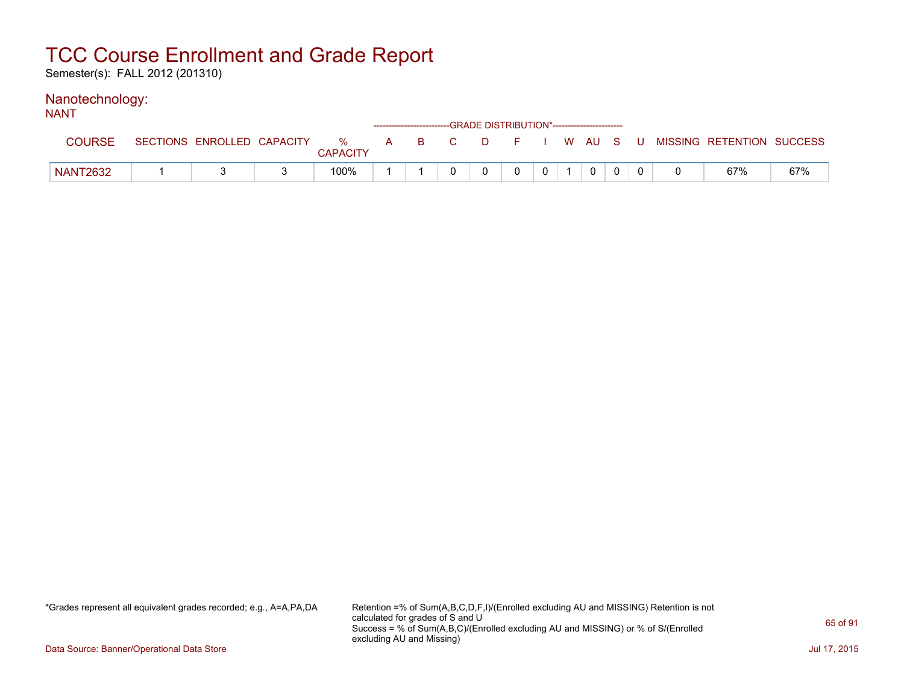# TCC Course Enrollment and Grade Report

Semester(s): FALL 2012 (201310)

## Nanotechnology:

NANT

| COURSE | SECTIONS | ENROLLED | CAPACITY | % CAPACITY | GRADE DISTRIBUTION* A | B | C | D | F | I | W | AU | S | U | MISSING | RETENTION | SUCCESS |
|---|---|---|---|---|---|---|---|---|---|---|---|---|---|---|---|---|---|
| NANT2632 | 1 | 3 | 3 | 100% | 1 | 1 | 0 | 0 | 0 | 0 | 1 | 0 | 0 | 0 | 0 | 67% | 67% |

*Grades represent all equivalent grades recorded; e.g., A=A,PA,DA

Retention =% of Sum(A,B,C,D,F,I)/(Enrolled excluding AU and MISSING) Retention is not calculated for grades of S and U

Success = % of Sum(A,B,C)/(Enrolled excluding AU and MISSING) or % of S/(Enrolled excluding AU and Missing)

Data Source: Banner/Operational Data Store

Jul 17, 2015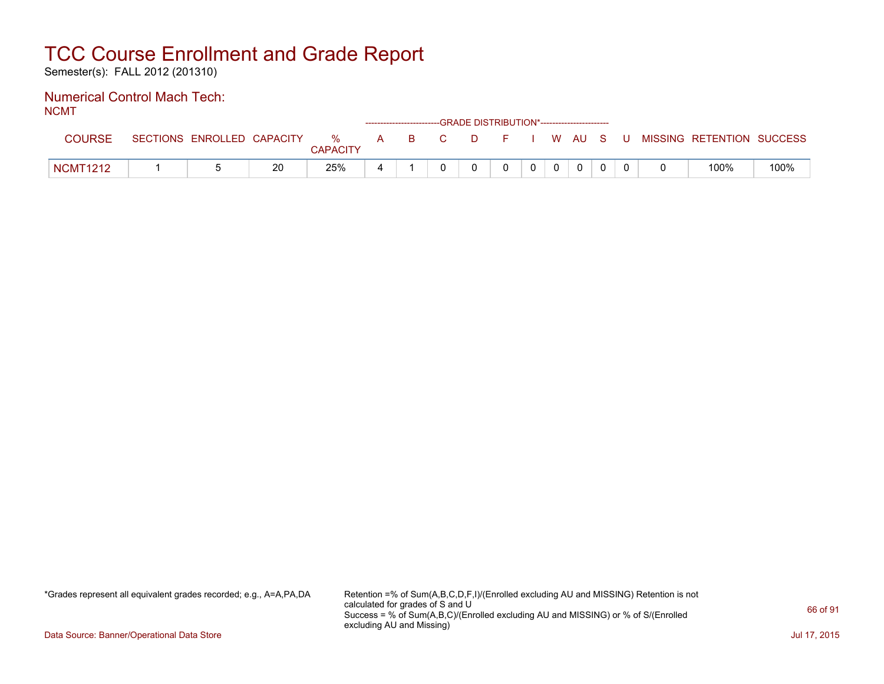# TCC Course Enrollment and Grade Report

Semester(s): FALL 2012 (201310)

## Numerical Control Mach Tech:

NCMT

| COURSE | SECTIONS | ENROLLED | CAPACITY | % CAPACITY | A | B | C | D | F | I | W | AU | S | U | MISSING | RETENTION | SUCCESS |
|---|---|---|---|---|---|---|---|---|---|---|---|---|---|---|---|---|---|
| | | | | | GRADE DISTRIBUTION* | | | | | | | | | | | | |
| NCMT1212 | 1 | 5 | 20 | 25% | 4 | 1 | 0 | 0 | 0 | 0 | 0 | 0 | 0 | 0 | 0 | 100% | 100% |

*Grades represent all equivalent grades recorded; e.g., A=A,PA,DA

Retention =% of Sum(A,B,C,D,F,I)/(Enrolled excluding AU and MISSING) Retention is not calculated for grades of S and U
Success = % of Sum(A,B,C)/(Enrolled excluding AU and MISSING) or % of S/(Enrolled excluding AU and Missing)

Data Source: Banner/Operational Data Store

Jul 17, 2015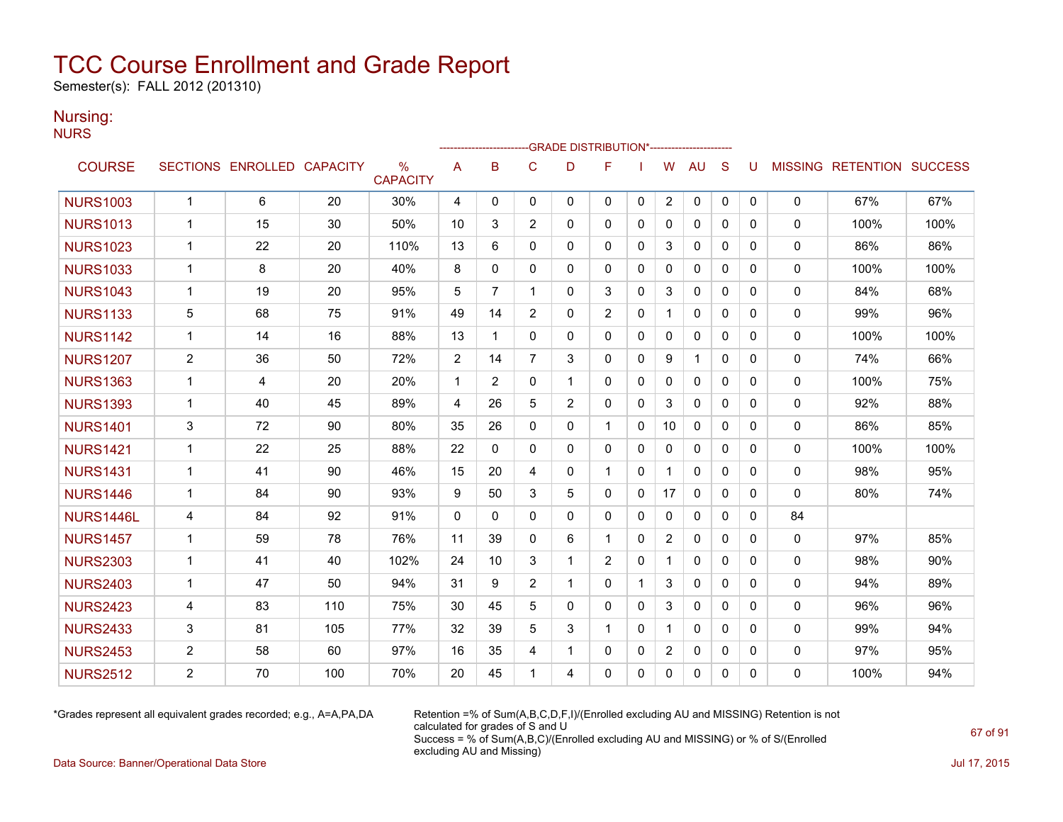# TCC Course Enrollment and Grade Report

Semester(s): FALL 2012 (201310)

## Nursing:

NURS

| COURSE | SECTIONS | ENROLLED | CAPACITY | % CAPACITY | A | B | C | D | F | I | W | AU | S | U | MISSING | RETENTION | SUCCESS |
|---|---|---|---|---|---|---|---|---|---|---|---|---|---|---|---|---|---|
| | | | | | GRADE DISTRIBUTION* | | | | | | | | | | | | |
| NURS1003 | 1 | 6 | 20 | 30% | 4 | 0 | 0 | 0 | 0 | 0 | 2 | 0 | 0 | 0 | 0 | 67% | 67% |
| NURS1013 | 1 | 15 | 30 | 50% | 10 | 3 | 2 | 0 | 0 | 0 | 0 | 0 | 0 | 0 | 0 | 100% | 100% |
| NURS1023 | 1 | 22 | 20 | 110% | 13 | 6 | 0 | 0 | 0 | 0 | 3 | 0 | 0 | 0 | 0 | 86% | 86% |
| NURS1033 | 1 | 8 | 20 | 40% | 8 | 0 | 0 | 0 | 0 | 0 | 0 | 0 | 0 | 0 | 0 | 100% | 100% |
| NURS1043 | 1 | 19 | 20 | 95% | 5 | 7 | 1 | 0 | 3 | 0 | 3 | 0 | 0 | 0 | 0 | 84% | 68% |
| NURS1133 | 5 | 68 | 75 | 91% | 49 | 14 | 2 | 0 | 2 | 0 | 1 | 0 | 0 | 0 | 0 | 99% | 96% |
| NURS1142 | 1 | 14 | 16 | 88% | 13 | 1 | 0 | 0 | 0 | 0 | 0 | 0 | 0 | 0 | 0 | 100% | 100% |
| NURS1207 | 2 | 36 | 50 | 72% | 2 | 14 | 7 | 3 | 0 | 0 | 9 | 1 | 0 | 0 | 0 | 74% | 66% |
| NURS1363 | 1 | 4 | 20 | 20% | 1 | 2 | 0 | 1 | 0 | 0 | 0 | 0 | 0 | 0 | 0 | 100% | 75% |
| NURS1393 | 1 | 40 | 45 | 89% | 4 | 26 | 5 | 2 | 0 | 0 | 3 | 0 | 0 | 0 | 0 | 92% | 88% |
| NURS1401 | 3 | 72 | 90 | 80% | 35 | 26 | 0 | 0 | 1 | 0 | 10 | 0 | 0 | 0 | 0 | 86% | 85% |
| NURS1421 | 1 | 22 | 25 | 88% | 22 | 0 | 0 | 0 | 0 | 0 | 0 | 0 | 0 | 0 | 0 | 100% | 100% |
| NURS1431 | 1 | 41 | 90 | 46% | 15 | 20 | 4 | 0 | 1 | 0 | 1 | 0 | 0 | 0 | 0 | 98% | 95% |
| NURS1446 | 1 | 84 | 90 | 93% | 9 | 50 | 3 | 5 | 0 | 0 | 17 | 0 | 0 | 0 | 0 | 80% | 74% |
| NURS1446L | 4 | 84 | 92 | 91% | 0 | 0 | 0 | 0 | 0 | 0 | 0 | 0 | 0 | 0 | 84 | | |
| NURS1457 | 1 | 59 | 78 | 76% | 11 | 39 | 0 | 6 | 1 | 0 | 2 | 0 | 0 | 0 | 0 | 97% | 85% |
| NURS2303 | 1 | 41 | 40 | 102% | 24 | 10 | 3 | 1 | 2 | 0 | 1 | 0 | 0 | 0 | 0 | 98% | 90% |
| NURS2403 | 1 | 47 | 50 | 94% | 31 | 9 | 2 | 1 | 0 | 1 | 3 | 0 | 0 | 0 | 0 | 94% | 89% |
| NURS2423 | 4 | 83 | 110 | 75% | 30 | 45 | 5 | 0 | 0 | 0 | 3 | 0 | 0 | 0 | 0 | 96% | 96% |
| NURS2433 | 3 | 81 | 105 | 77% | 32 | 39 | 5 | 3 | 1 | 0 | 1 | 0 | 0 | 0 | 0 | 99% | 94% |
| NURS2453 | 2 | 58 | 60 | 97% | 16 | 35 | 4 | 1 | 0 | 0 | 2 | 0 | 0 | 0 | 0 | 97% | 95% |
| NURS2512 | 2 | 70 | 100 | 70% | 20 | 45 | 1 | 4 | 0 | 0 | 0 | 0 | 0 | 0 | 0 | 100% | 94% |

*Grades represent all equivalent grades recorded; e.g., A=A,PA,DA

Retention =% of Sum(A,B,C,D,F,I)/(Enrolled excluding AU and MISSING) Retention is not calculated for grades of S and U
Success = % of Sum(A,B,C)/(Enrolled excluding AU and MISSING) or % of S/(Enrolled excluding AU and Missing)

Data Source: Banner/Operational Data Store

Jul 17, 2015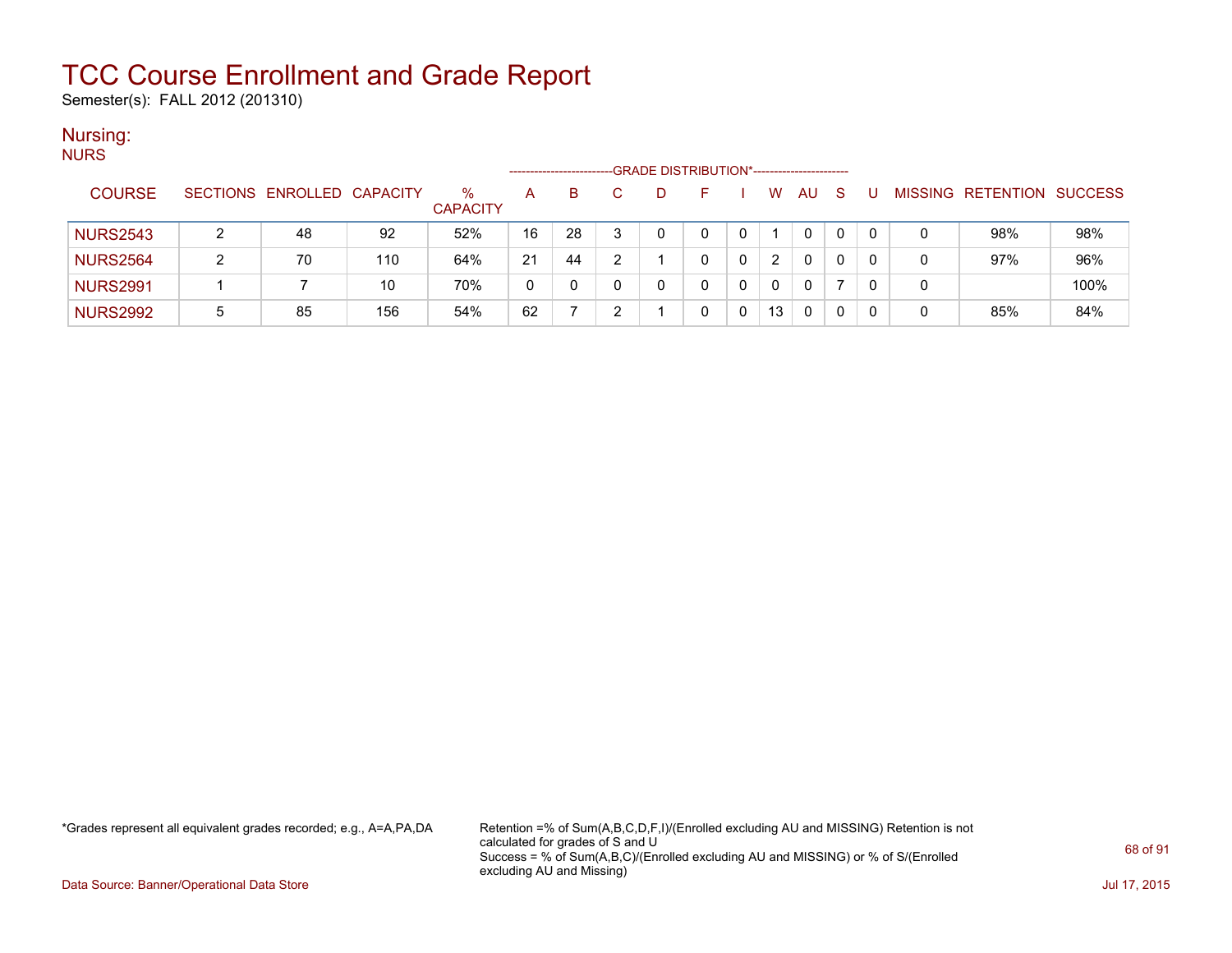# TCC Course Enrollment and Grade Report

Semester(s): FALL 2012 (201310)

## Nursing:

NURS

| COURSE | SECTIONS | ENROLLED | CAPACITY | % CAPACITY | A | B | C | D | F | I | W | AU | S | U | MISSING | RETENTION | SUCCESS |
|---|---|---|---|---|---|---|---|---|---|---|---|---|---|---|---|---|---|
| | | | | | GRADE DISTRIBUTION* | | | | | | | | | | | | |
| NURS2543 | 2 | 48 | 92 | 52% | 16 | 28 | 3 | 0 | 0 | 0 | 1 | 0 | 0 | 0 | 0 | 98% | 98% |
| NURS2564 | 2 | 70 | 110 | 64% | 21 | 44 | 2 | 1 | 0 | 0 | 2 | 0 | 0 | 0 | 0 | 97% | 96% |
| NURS2991 | 1 | 7 | 10 | 70% | 0 | 0 | 0 | 0 | 0 | 0 | 0 | 0 | 7 | 0 | 0 | | 100% |
| NURS2992 | 5 | 85 | 156 | 54% | 62 | 7 | 2 | 1 | 0 | 0 | 13 | 0 | 0 | 0 | 0 | 85% | 84% |

*Grades represent all equivalent grades recorded; e.g., A=A,PA,DA

Retention =% of Sum(A,B,C,D,F,I)/(Enrolled excluding AU and MISSING) Retention is not calculated for grades of S and U
Success = % of Sum(A,B,C)/(Enrolled excluding AU and MISSING) or % of S/(Enrolled excluding AU and Missing)

Data Source: Banner/Operational Data Store

Jul 17, 2015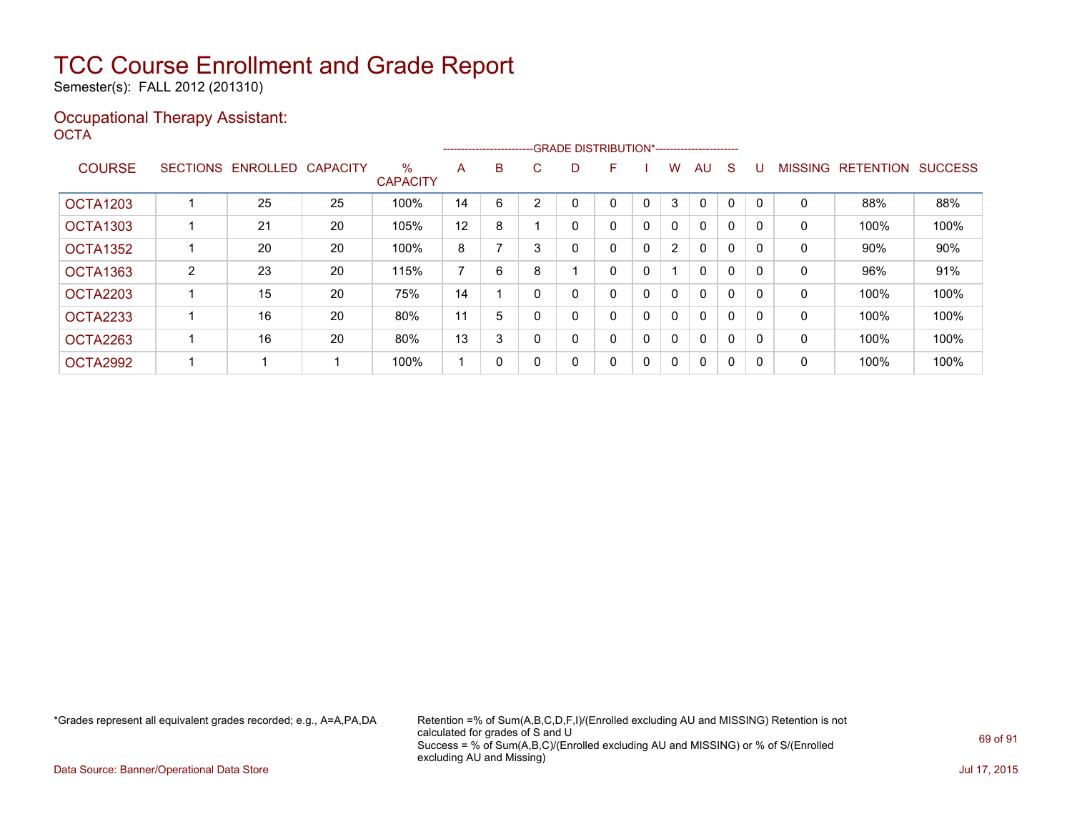# TCC Course Enrollment and Grade Report

Semester(s): FALL 2012 (201310)

## Occupational Therapy Assistant:

### OCTA

| COURSE | SECTIONS | ENROLLED | CAPACITY | % CAPACITY | A | B | C | D | F | I | W | AU | S | U | MISSING | RETENTION | SUCCESS |
|---|---|---|---|---|---|---|---|---|---|---|---|---|---|---|---|---|---|
| | | | | | GRADE DISTRIBUTION* | | | | | | | | | | | | |
| OCTA1203 | 1 | 25 | 25 | 100% | 14 | 6 | 2 | 0 | 0 | 0 | 3 | 0 | 0 | 0 | 0 | 88% | 88% |
| OCTA1303 | 1 | 21 | 20 | 105% | 12 | 8 | 1 | 0 | 0 | 0 | 0 | 0 | 0 | 0 | 0 | 100% | 100% |
| OCTA1352 | 1 | 20 | 20 | 100% | 8 | 7 | 3 | 0 | 0 | 0 | 2 | 0 | 0 | 0 | 0 | 90% | 90% |
| OCTA1363 | 2 | 23 | 20 | 115% | 7 | 6 | 8 | 1 | 0 | 0 | 1 | 0 | 0 | 0 | 0 | 96% | 91% |
| OCTA2203 | 1 | 15 | 20 | 75% | 14 | 1 | 0 | 0 | 0 | 0 | 0 | 0 | 0 | 0 | 0 | 100% | 100% |
| OCTA2233 | 1 | 16 | 20 | 80% | 11 | 5 | 0 | 0 | 0 | 0 | 0 | 0 | 0 | 0 | 0 | 100% | 100% |
| OCTA2263 | 1 | 16 | 20 | 80% | 13 | 3 | 0 | 0 | 0 | 0 | 0 | 0 | 0 | 0 | 0 | 100% | 100% |
| OCTA2992 | 1 | 1 | 1 | 100% | 1 | 0 | 0 | 0 | 0 | 0 | 0 | 0 | 0 | 0 | 0 | 100% | 100% |

*Grades represent all equivalent grades recorded; e.g., A=A,PA,DA

Retention =% of Sum(A,B,C,D,F,I)/(Enrolled excluding AU and MISSING) Retention is not calculated for grades of S and U
Success = % of Sum(A,B,C)/(Enrolled excluding AU and MISSING) or % of S/(Enrolled excluding AU and Missing)

Data Source: Banner/Operational Data Store

Jul 17, 2015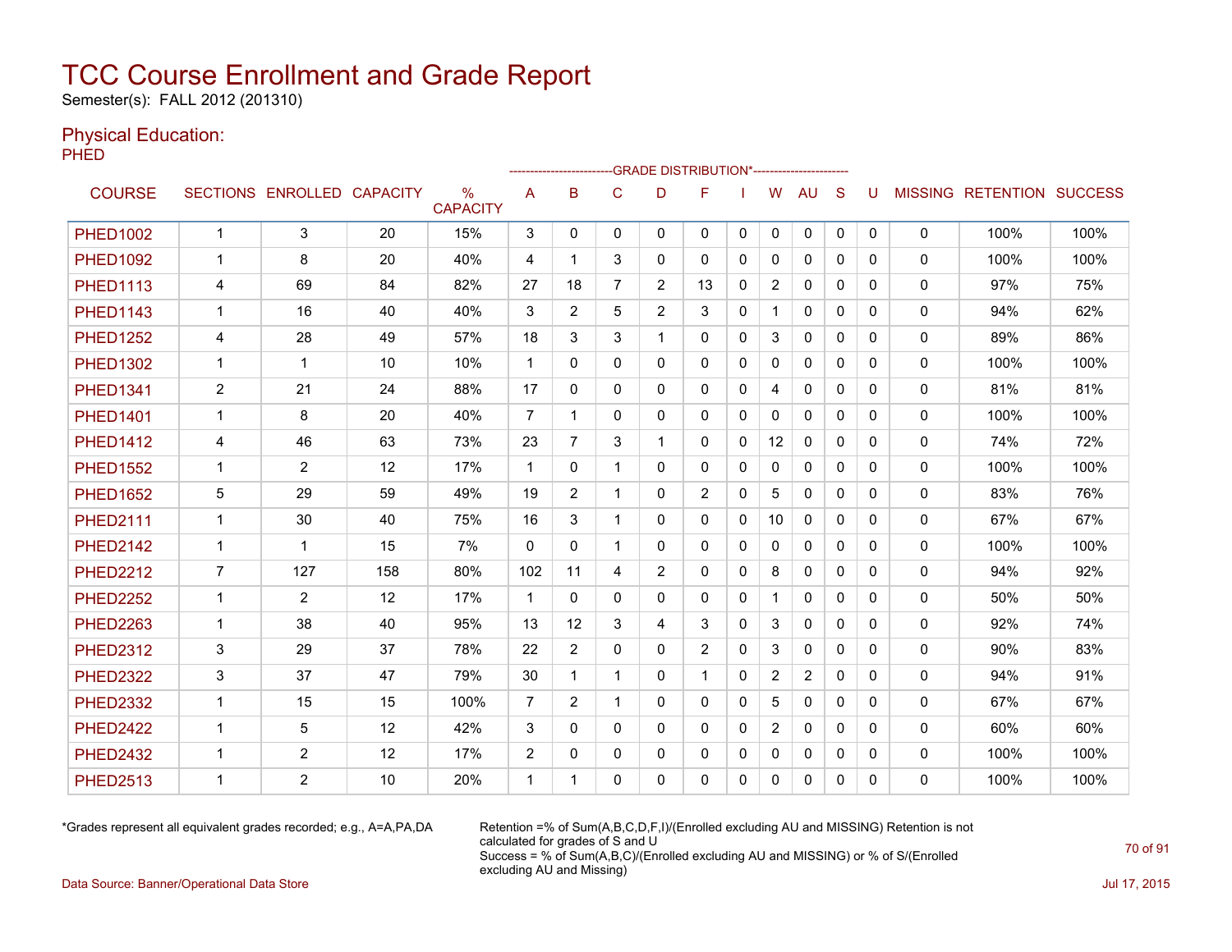# TCC Course Enrollment and Grade Report

Semester(s): FALL 2012 (201310)

## Physical Education:

PHED

| COURSE | SECTIONS | ENROLLED | CAPACITY | % CAPACITY | A | B | C | D | F | I | W | AU | S | U | MISSING | RETENTION | SUCCESS |
|---|---|---|---|---|---|---|---|---|---|---|---|---|---|---|---|---|---|
| | | | | | GRADE DISTRIBUTION* | | | | | | | | | | | | |
| PHED1002 | 1 | 3 | 20 | 15% | 3 | 0 | 0 | 0 | 0 | 0 | 0 | 0 | 0 | 0 | 0 | 100% | 100% |
| PHED1092 | 1 | 8 | 20 | 40% | 4 | 1 | 3 | 0 | 0 | 0 | 0 | 0 | 0 | 0 | 0 | 100% | 100% |
| PHED1113 | 4 | 69 | 84 | 82% | 27 | 18 | 7 | 2 | 13 | 0 | 2 | 0 | 0 | 0 | 0 | 97% | 75% |
| PHED1143 | 1 | 16 | 40 | 40% | 3 | 2 | 5 | 2 | 3 | 0 | 1 | 0 | 0 | 0 | 0 | 94% | 62% |
| PHED1252 | 4 | 28 | 49 | 57% | 18 | 3 | 3 | 1 | 0 | 0 | 3 | 0 | 0 | 0 | 0 | 89% | 86% |
| PHED1302 | 1 | 1 | 10 | 10% | 1 | 0 | 0 | 0 | 0 | 0 | 0 | 0 | 0 | 0 | 0 | 100% | 100% |
| PHED1341 | 2 | 21 | 24 | 88% | 17 | 0 | 0 | 0 | 0 | 0 | 4 | 0 | 0 | 0 | 0 | 81% | 81% |
| PHED1401 | 1 | 8 | 20 | 40% | 7 | 1 | 0 | 0 | 0 | 0 | 0 | 0 | 0 | 0 | 0 | 100% | 100% |
| PHED1412 | 4 | 46 | 63 | 73% | 23 | 7 | 3 | 1 | 0 | 0 | 12 | 0 | 0 | 0 | 0 | 74% | 72% |
| PHED1552 | 1 | 2 | 12 | 17% | 1 | 0 | 1 | 0 | 0 | 0 | 0 | 0 | 0 | 0 | 0 | 100% | 100% |
| PHED1652 | 5 | 29 | 59 | 49% | 19 | 2 | 1 | 0 | 2 | 0 | 5 | 0 | 0 | 0 | 0 | 83% | 76% |
| PHED2111 | 1 | 30 | 40 | 75% | 16 | 3 | 1 | 0 | 0 | 0 | 10 | 0 | 0 | 0 | 0 | 67% | 67% |
| PHED2142 | 1 | 1 | 15 | 7% | 0 | 0 | 1 | 0 | 0 | 0 | 0 | 0 | 0 | 0 | 0 | 100% | 100% |
| PHED2212 | 7 | 127 | 158 | 80% | 102 | 11 | 4 | 2 | 0 | 0 | 8 | 0 | 0 | 0 | 0 | 94% | 92% |
| PHED2252 | 1 | 2 | 12 | 17% | 1 | 0 | 0 | 0 | 0 | 0 | 1 | 0 | 0 | 0 | 0 | 50% | 50% |
| PHED2263 | 1 | 38 | 40 | 95% | 13 | 12 | 3 | 4 | 3 | 0 | 3 | 0 | 0 | 0 | 0 | 92% | 74% |
| PHED2312 | 3 | 29 | 37 | 78% | 22 | 2 | 0 | 0 | 2 | 0 | 3 | 0 | 0 | 0 | 0 | 90% | 83% |
| PHED2322 | 3 | 37 | 47 | 79% | 30 | 1 | 1 | 0 | 1 | 0 | 2 | 2 | 0 | 0 | 0 | 94% | 91% |
| PHED2332 | 1 | 15 | 15 | 100% | 7 | 2 | 1 | 0 | 0 | 0 | 5 | 0 | 0 | 0 | 0 | 67% | 67% |
| PHED2422 | 1 | 5 | 12 | 42% | 3 | 0 | 0 | 0 | 0 | 0 | 2 | 0 | 0 | 0 | 0 | 60% | 60% |
| PHED2432 | 1 | 2 | 12 | 17% | 2 | 0 | 0 | 0 | 0 | 0 | 0 | 0 | 0 | 0 | 0 | 100% | 100% |
| PHED2513 | 1 | 2 | 10 | 20% | 1 | 1 | 0 | 0 | 0 | 0 | 0 | 0 | 0 | 0 | 0 | 100% | 100% |

*Grades represent all equivalent grades recorded; e.g., A=A,PA,DA

Retention =% of Sum(A,B,C,D,F,I)/(Enrolled excluding AU and MISSING) Retention is not calculated for grades of S and U
Success = % of Sum(A,B,C)/(Enrolled excluding AU and MISSING) or % of S/(Enrolled excluding AU and Missing)

Data Source: Banner/Operational Data Store

Jul 17, 2015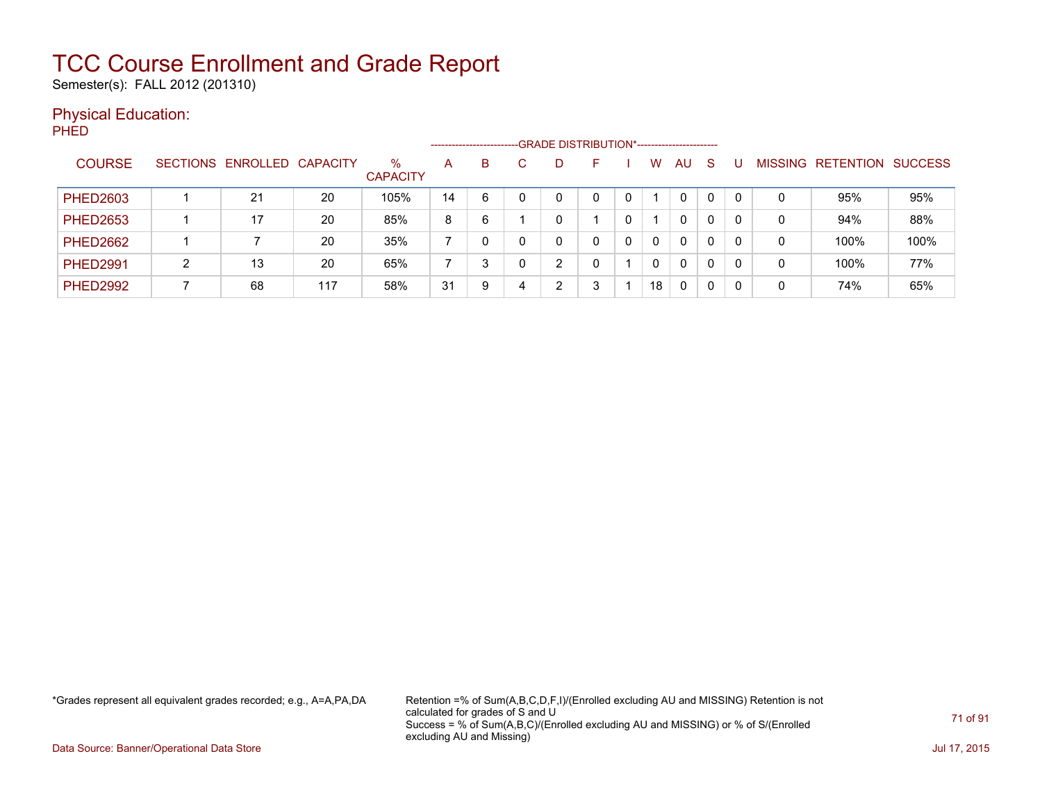# TCC Course Enrollment and Grade Report

Semester(s): FALL 2012 (201310)

## Physical Education:

### PHED

| COURSE | SECTIONS | ENROLLED | CAPACITY | % CAPACITY | A | B | C | D | F | I | W | AU | S | U | MISSING | RETENTION | SUCCESS |
|---|---|---|---|---|---|---|---|---|---|---|---|---|---|---|---|---|---|
| | | | | | GRADE DISTRIBUTION* | | | | | | | | | | | | |
| PHED2603 | 1 | 21 | 20 | 105% | 14 | 6 | 0 | 0 | 0 | 0 | 1 | 0 | 0 | 0 | 0 | 95% | 95% |
| PHED2653 | 1 | 17 | 20 | 85% | 8 | 6 | 1 | 0 | 1 | 0 | 1 | 0 | 0 | 0 | 0 | 94% | 88% |
| PHED2662 | 1 | 7 | 20 | 35% | 7 | 0 | 0 | 0 | 0 | 0 | 0 | 0 | 0 | 0 | 0 | 100% | 100% |
| PHED2991 | 2 | 13 | 20 | 65% | 7 | 3 | 0 | 2 | 0 | 1 | 0 | 0 | 0 | 0 | 0 | 100% | 77% |
| PHED2992 | 7 | 68 | 117 | 58% | 31 | 9 | 4 | 2 | 3 | 1 | 18 | 0 | 0 | 0 | 0 | 74% | 65% |

*Grades represent all equivalent grades recorded; e.g., A=A,PA,DA

Retention =% of Sum(A,B,C,D,F,I)/(Enrolled excluding AU and MISSING) Retention is not calculated for grades of S and U
Success = % of Sum(A,B,C)/(Enrolled excluding AU and MISSING) or % of S/(Enrolled excluding AU and Missing)

Data Source: Banner/Operational Data Store

Jul 17, 2015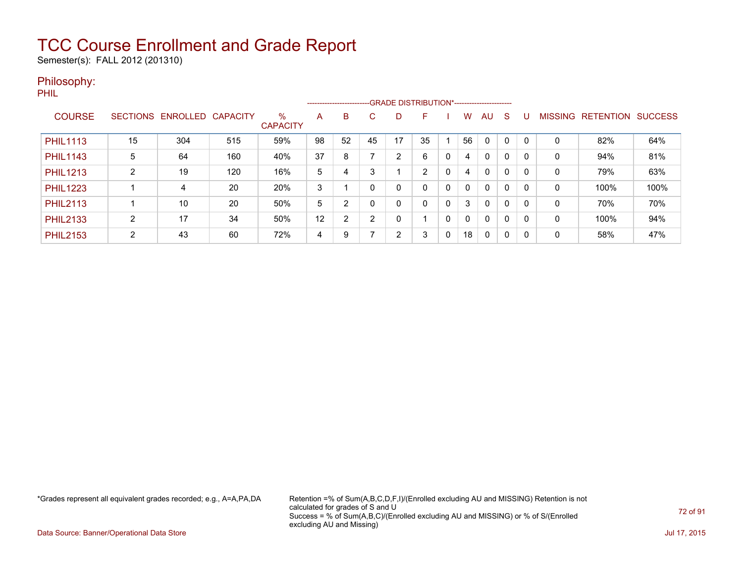# TCC Course Enrollment and Grade Report

Semester(s): FALL 2012 (201310)

## Philosophy:

PHIL

| COURSE | SECTIONS | ENROLLED | CAPACITY | % CAPACITY | A | B | C | D | F | I | W | AU | S | U | MISSING | RETENTION | SUCCESS |
|---|---|---|---|---|---|---|---|---|---|---|---|---|---|---|---|---|---|
| | | | | | GRADE DISTRIBUTION* | | | | | | | | | | | | |
| PHIL1113 | 15 | 304 | 515 | 59% | 98 | 52 | 45 | 17 | 35 | 1 | 56 | 0 | 0 | 0 | 0 | 82% | 64% |
| PHIL1143 | 5 | 64 | 160 | 40% | 37 | 8 | 7 | 2 | 6 | 0 | 4 | 0 | 0 | 0 | 0 | 94% | 81% |
| PHIL1213 | 2 | 19 | 120 | 16% | 5 | 4 | 3 | 1 | 2 | 0 | 4 | 0 | 0 | 0 | 0 | 79% | 63% |
| PHIL1223 | 1 | 4 | 20 | 20% | 3 | 1 | 0 | 0 | 0 | 0 | 0 | 0 | 0 | 0 | 0 | 100% | 100% |
| PHIL2113 | 1 | 10 | 20 | 50% | 5 | 2 | 0 | 0 | 0 | 0 | 3 | 0 | 0 | 0 | 0 | 70% | 70% |
| PHIL2133 | 2 | 17 | 34 | 50% | 12 | 2 | 2 | 0 | 1 | 0 | 0 | 0 | 0 | 0 | 0 | 100% | 94% |
| PHIL2153 | 2 | 43 | 60 | 72% | 4 | 9 | 7 | 2 | 3 | 0 | 18 | 0 | 0 | 0 | 0 | 58% | 47% |

*Grades represent all equivalent grades recorded; e.g., A=A,PA,DA

Retention =% of Sum(A,B,C,D,F,I)/(Enrolled excluding AU and MISSING) Retention is not calculated for grades of S and U
Success = % of Sum(A,B,C)/(Enrolled excluding AU and MISSING) or % of S/(Enrolled excluding AU and Missing)

Data Source: Banner/Operational Data Store

Jul 17, 2015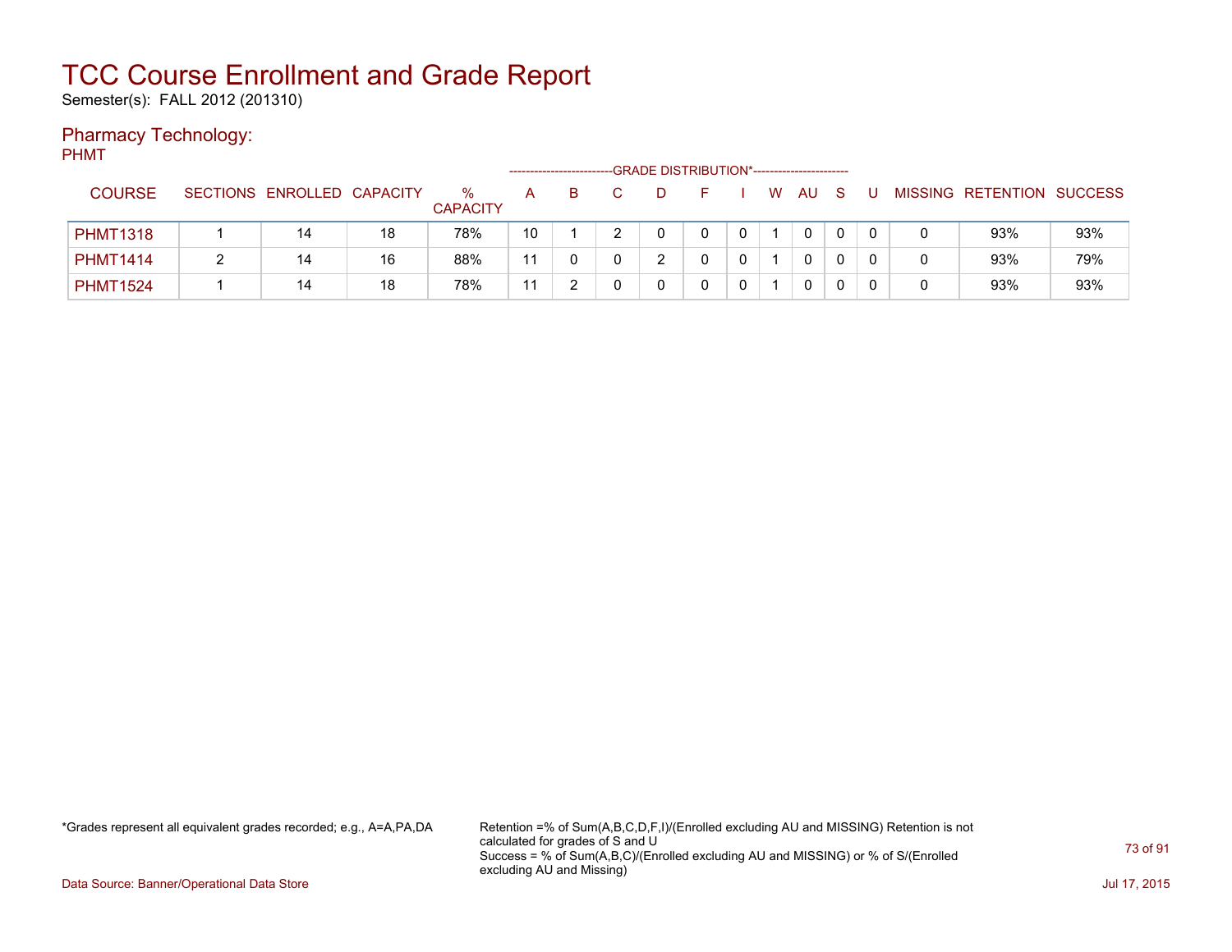# TCC Course Enrollment and Grade Report

Semester(s): FALL 2012 (201310)

## Pharmacy Technology:

PHMT

| COURSE | SECTIONS | ENROLLED | CAPACITY | % CAPACITY | A | B | C | D | F | I | W | AU | S | U | MISSING | RETENTION | SUCCESS |
|---|---|---|---|---|---|---|---|---|---|---|---|---|---|---|---|---|---|
| | | | | | GRADE DISTRIBUTION* | | | | | | | | | | | | |
| PHMT1318 | 1 | 14 | 18 | 78% | 10 | 1 | 2 | 0 | 0 | 0 | 1 | 0 | 0 | 0 | 0 | 93% | 93% |
| PHMT1414 | 2 | 14 | 16 | 88% | 11 | 0 | 0 | 2 | 0 | 0 | 1 | 0 | 0 | 0 | 0 | 93% | 79% |
| PHMT1524 | 1 | 14 | 18 | 78% | 11 | 2 | 0 | 0 | 0 | 0 | 1 | 0 | 0 | 0 | 0 | 93% | 93% |

*Grades represent all equivalent grades recorded; e.g., A=A,PA,DA

Retention =% of Sum(A,B,C,D,F,I)/(Enrolled excluding AU and MISSING) Retention is not calculated for grades of S and U

Success = % of Sum(A,B,C)/(Enrolled excluding AU and MISSING) or % of S/(Enrolled excluding AU and Missing)

Data Source: Banner/Operational Data Store

Jul 17, 2015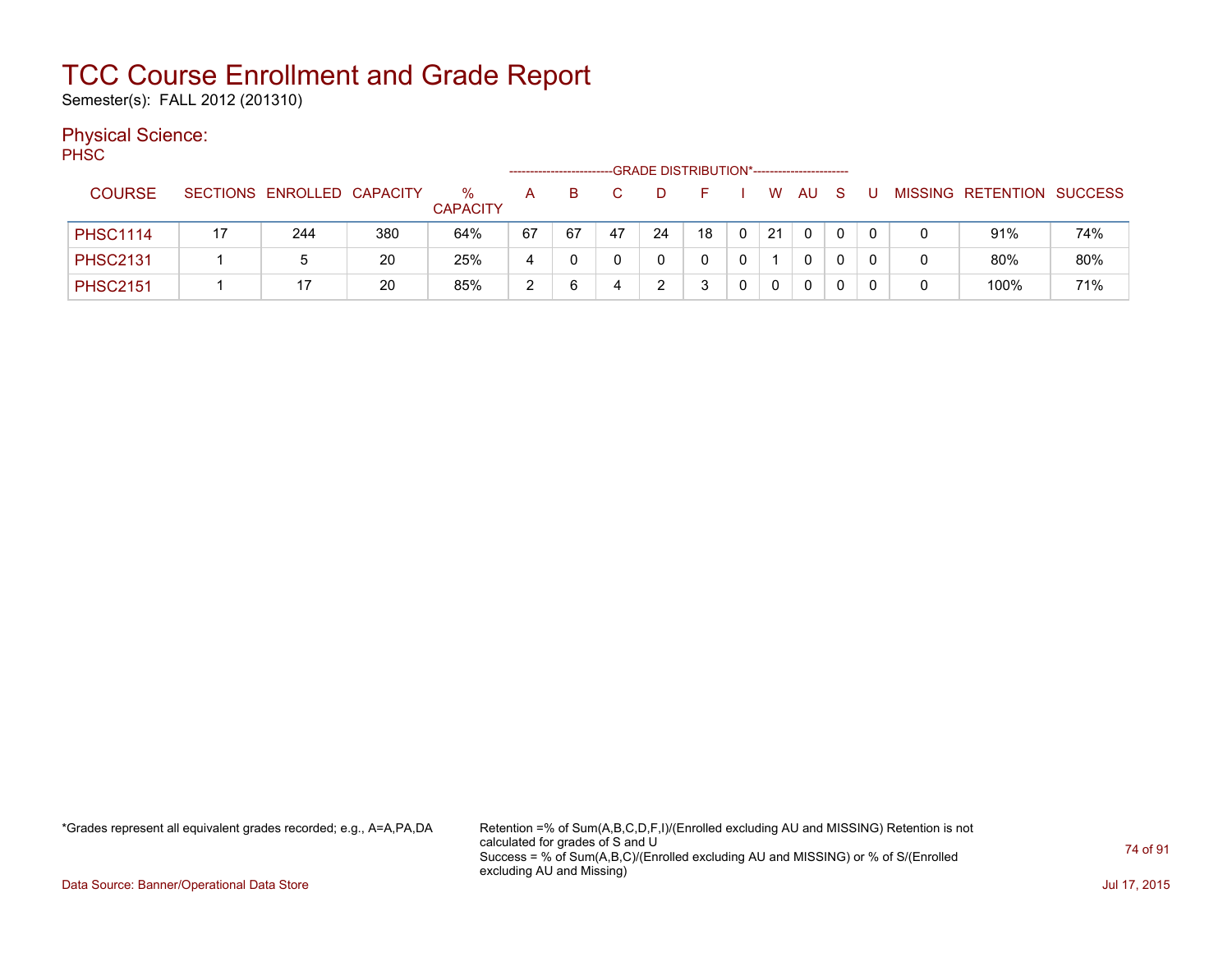# TCC Course Enrollment and Grade Report

Semester(s): FALL 2012 (201310)

## Physical Science:

PHSC

| COURSE | SECTIONS | ENROLLED | CAPACITY | % CAPACITY | A | B | C | D | F | I | W | AU | S | U | MISSING | RETENTION | SUCCESS |
|---|---|---|---|---|---|---|---|---|---|---|---|---|---|---|---|---|---|
| | | | | | GRADE DISTRIBUTION* | | | | | | | | | | | | |
| PHSC1114 | 17 | 244 | 380 | 64% | 67 | 67 | 47 | 24 | 18 | 0 | 21 | 0 | 0 | 0 | 0 | 91% | 74% |
| PHSC2131 | 1 | 5 | 20 | 25% | 4 | 0 | 0 | 0 | 0 | 0 | 1 | 0 | 0 | 0 | 0 | 80% | 80% |
| PHSC2151 | 1 | 17 | 20 | 85% | 2 | 6 | 4 | 2 | 3 | 0 | 0 | 0 | 0 | 0 | 0 | 100% | 71% |

*Grades represent all equivalent grades recorded; e.g., A=A,PA,DA

Retention =% of Sum(A,B,C,D,F,I)/(Enrolled excluding AU and MISSING) Retention is not calculated for grades of S and U

Success = % of Sum(A,B,C)/(Enrolled excluding AU and MISSING) or % of S/(Enrolled excluding AU and Missing)

Data Source: Banner/Operational Data Store

Jul 17, 2015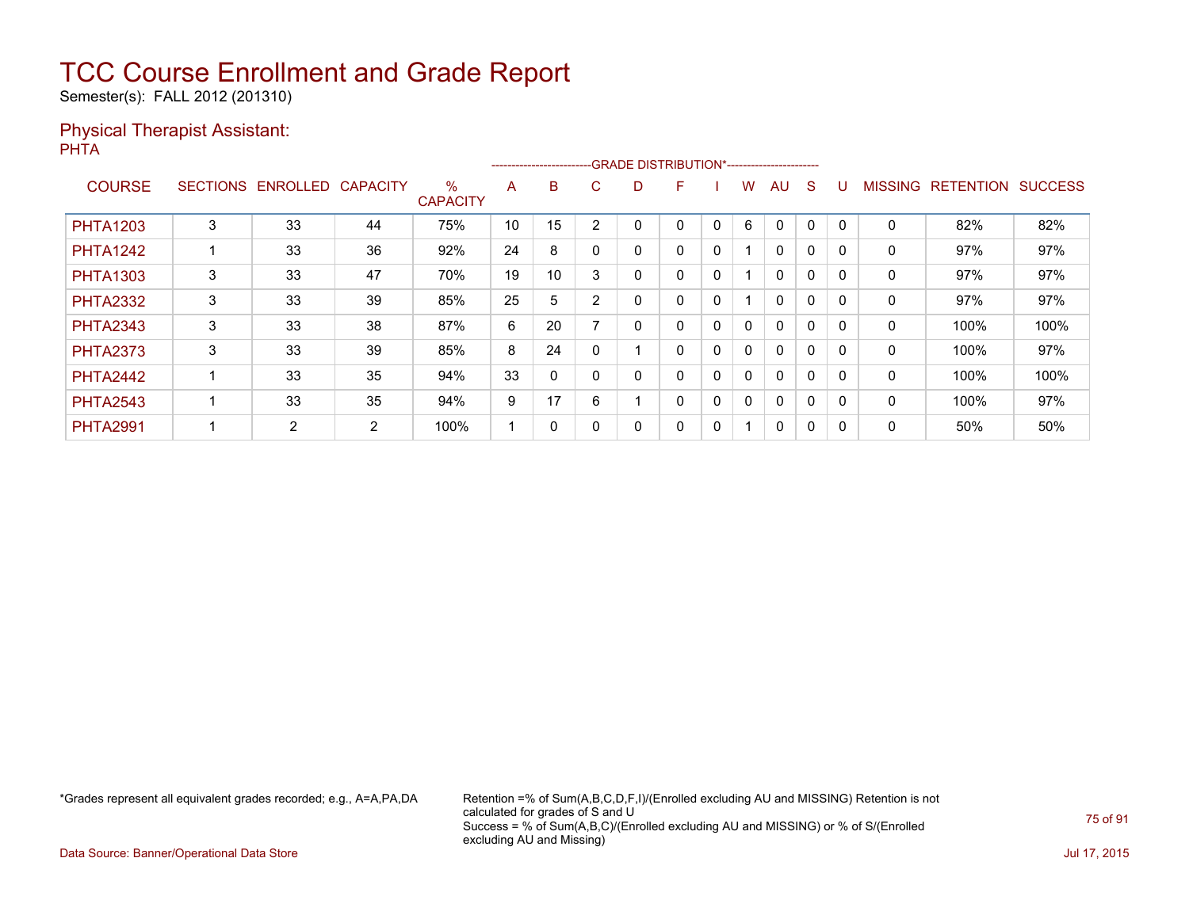# TCC Course Enrollment and Grade Report

Semester(s): FALL 2012 (201310)

## Physical Therapist Assistant:

PHTA

| COURSE | SECTIONS | ENROLLED | CAPACITY | % CAPACITY | A | B | C | D | F | I | W | AU | S | U | MISSING | RETENTION | SUCCESS |
|---|---|---|---|---|---|---|---|---|---|---|---|---|---|---|---|---|---|
| | | | | | GRADE DISTRIBUTION* | | | | | | | | | | | | |
| PHTA1203 | 3 | 33 | 44 | 75% | 10 | 15 | 2 | 0 | 0 | 0 | 6 | 0 | 0 | 0 | 0 | 82% | 82% |
| PHTA1242 | 1 | 33 | 36 | 92% | 24 | 8 | 0 | 0 | 0 | 0 | 1 | 0 | 0 | 0 | 0 | 97% | 97% |
| PHTA1303 | 3 | 33 | 47 | 70% | 19 | 10 | 3 | 0 | 0 | 0 | 1 | 0 | 0 | 0 | 0 | 97% | 97% |
| PHTA2332 | 3 | 33 | 39 | 85% | 25 | 5 | 2 | 0 | 0 | 0 | 1 | 0 | 0 | 0 | 0 | 97% | 97% |
| PHTA2343 | 3 | 33 | 38 | 87% | 6 | 20 | 7 | 0 | 0 | 0 | 0 | 0 | 0 | 0 | 0 | 100% | 100% |
| PHTA2373 | 3 | 33 | 39 | 85% | 8 | 24 | 0 | 1 | 0 | 0 | 0 | 0 | 0 | 0 | 0 | 100% | 97% |
| PHTA2442 | 1 | 33 | 35 | 94% | 33 | 0 | 0 | 0 | 0 | 0 | 0 | 0 | 0 | 0 | 0 | 100% | 100% |
| PHTA2543 | 1 | 33 | 35 | 94% | 9 | 17 | 6 | 1 | 0 | 0 | 0 | 0 | 0 | 0 | 0 | 100% | 97% |
| PHTA2991 | 1 | 2 | 2 | 100% | 1 | 0 | 0 | 0 | 0 | 0 | 1 | 0 | 0 | 0 | 0 | 50% | 50% |

*Grades represent all equivalent grades recorded; e.g., A=A,PA,DA

Retention =% of Sum(A,B,C,D,F,I)/(Enrolled excluding AU and MISSING) Retention is not calculated for grades of S and U
Success = % of Sum(A,B,C)/(Enrolled excluding AU and MISSING) or % of S/(Enrolled excluding AU and Missing)

Data Source: Banner/Operational Data Store

Jul 17, 2015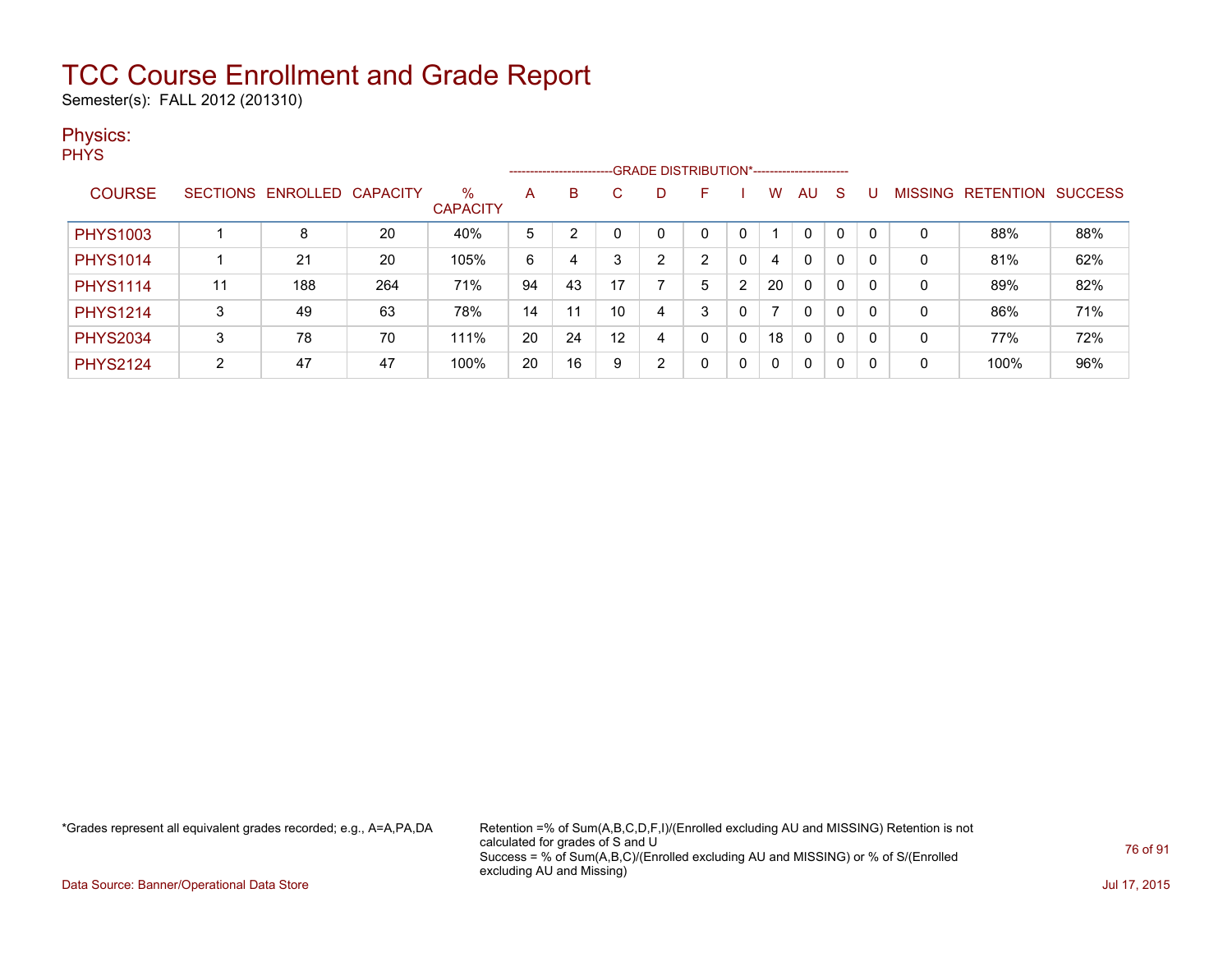# TCC Course Enrollment and Grade Report

Semester(s): FALL 2012 (201310)

## Physics:

PHYS

| COURSE | SECTIONS | ENROLLED | CAPACITY | % CAPACITY | A | B | C | D | F | I | W | AU | S | U | MISSING | RETENTION | SUCCESS |
|---|---|---|---|---|---|---|---|---|---|---|---|---|---|---|---|---|---|
| | | | | | GRADE DISTRIBUTION* | | | | | | | | | | | | |
| PHYS1003 | 1 | 8 | 20 | 40% | 5 | 2 | 0 | 0 | 0 | 0 | 1 | 0 | 0 | 0 | 0 | 88% | 88% |
| PHYS1014 | 1 | 21 | 20 | 105% | 6 | 4 | 3 | 2 | 2 | 0 | 4 | 0 | 0 | 0 | 0 | 81% | 62% |
| PHYS1114 | 11 | 188 | 264 | 71% | 94 | 43 | 17 | 7 | 5 | 2 | 20 | 0 | 0 | 0 | 0 | 89% | 82% |
| PHYS1214 | 3 | 49 | 63 | 78% | 14 | 11 | 10 | 4 | 3 | 0 | 7 | 0 | 0 | 0 | 0 | 86% | 71% |
| PHYS2034 | 3 | 78 | 70 | 111% | 20 | 24 | 12 | 4 | 0 | 0 | 18 | 0 | 0 | 0 | 0 | 77% | 72% |
| PHYS2124 | 2 | 47 | 47 | 100% | 20 | 16 | 9 | 2 | 0 | 0 | 0 | 0 | 0 | 0 | 0 | 100% | 96% |

*Grades represent all equivalent grades recorded; e.g., A=A,PA,DA

Retention =% of Sum(A,B,C,D,F,I)/(Enrolled excluding AU and MISSING) Retention is not calculated for grades of S and U
Success = % of Sum(A,B,C)/(Enrolled excluding AU and MISSING) or % of S/(Enrolled excluding AU and Missing)

Data Source: Banner/Operational Data Store

Jul 17, 2015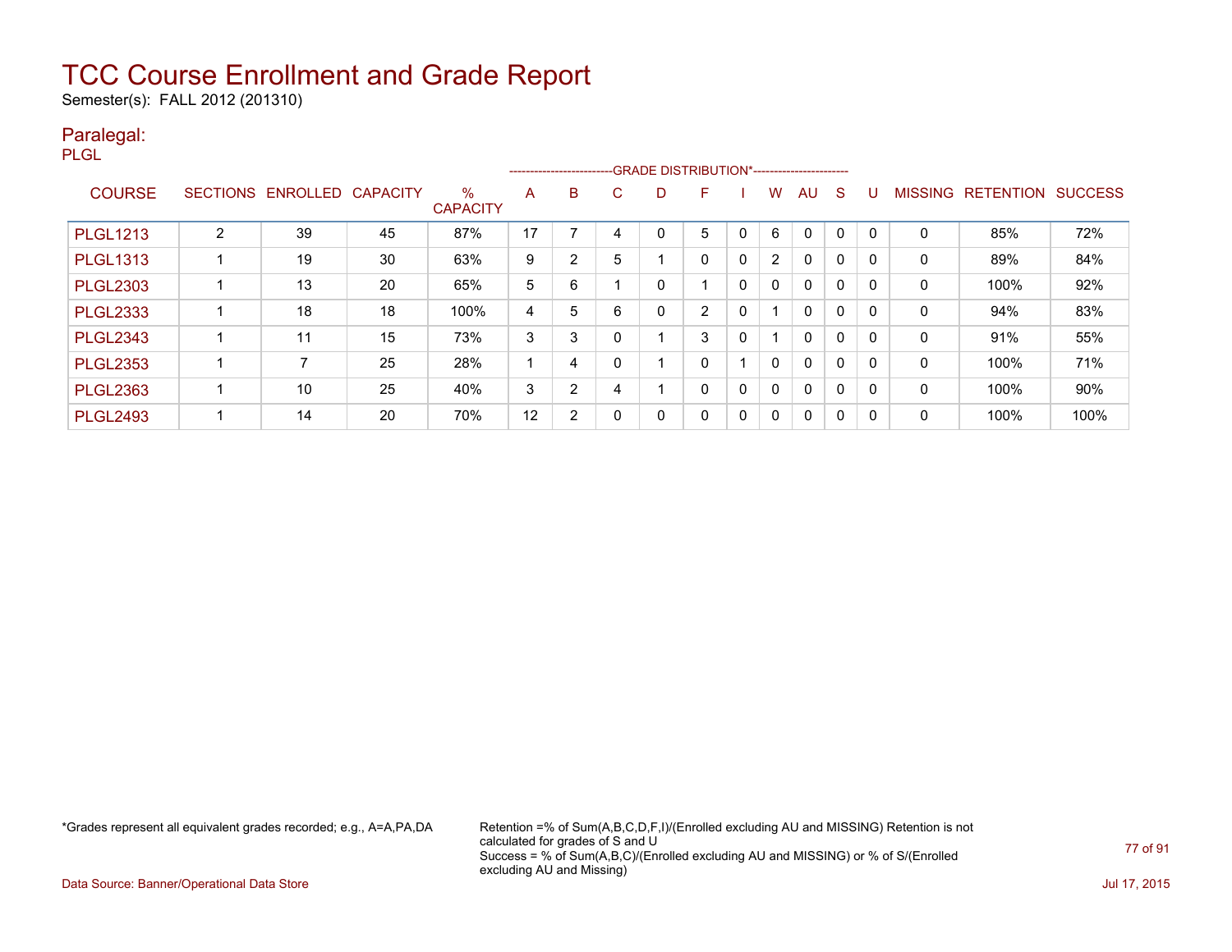# TCC Course Enrollment and Grade Report

Semester(s): FALL 2012 (201310)

## Paralegal:

PLGL

| COURSE | SECTIONS | ENROLLED | CAPACITY | % CAPACITY | A | B | C | D | F | I | W | AU | S | U | MISSING | RETENTION | SUCCESS |
|---|---|---|---|---|---|---|---|---|---|---|---|---|---|---|---|---|---|
| | | | | | GRADE DISTRIBUTION* | | | | | | | | | | | | |
| PLGL1213 | 2 | 39 | 45 | 87% | 17 | 7 | 4 | 0 | 5 | 0 | 6 | 0 | 0 | 0 | 0 | 85% | 72% |
| PLGL1313 | 1 | 19 | 30 | 63% | 9 | 2 | 5 | 1 | 0 | 0 | 2 | 0 | 0 | 0 | 0 | 89% | 84% |
| PLGL2303 | 1 | 13 | 20 | 65% | 5 | 6 | 1 | 0 | 1 | 0 | 0 | 0 | 0 | 0 | 0 | 100% | 92% |
| PLGL2333 | 1 | 18 | 18 | 100% | 4 | 5 | 6 | 0 | 2 | 0 | 1 | 0 | 0 | 0 | 0 | 94% | 83% |
| PLGL2343 | 1 | 11 | 15 | 73% | 3 | 3 | 0 | 1 | 3 | 0 | 1 | 0 | 0 | 0 | 0 | 91% | 55% |
| PLGL2353 | 1 | 7 | 25 | 28% | 1 | 4 | 0 | 1 | 0 | 1 | 0 | 0 | 0 | 0 | 0 | 100% | 71% |
| PLGL2363 | 1 | 10 | 25 | 40% | 3 | 2 | 4 | 1 | 0 | 0 | 0 | 0 | 0 | 0 | 0 | 100% | 90% |
| PLGL2493 | 1 | 14 | 20 | 70% | 12 | 2 | 0 | 0 | 0 | 0 | 0 | 0 | 0 | 0 | 0 | 100% | 100% |

*Grades represent all equivalent grades recorded; e.g., A=A,PA,DA

Retention =% of Sum(A,B,C,D,F,I)/(Enrolled excluding AU and MISSING) Retention is not calculated for grades of S and U
Success = % of Sum(A,B,C)/(Enrolled excluding AU and MISSING) or % of S/(Enrolled excluding AU and Missing)

Data Source: Banner/Operational Data Store

Jul 17, 2015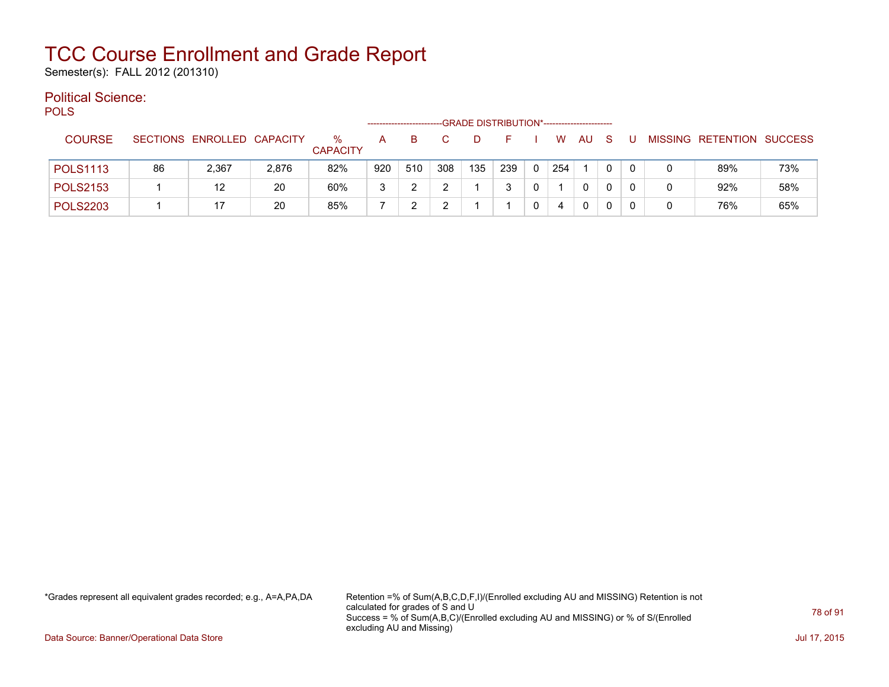# TCC Course Enrollment and Grade Report

Semester(s): FALL 2012 (201310)

## Political Science:

POLS

| COURSE | SECTIONS | ENROLLED | CAPACITY | % CAPACITY | A | B | C | D | F | I | W | AU | S | U | MISSING | RETENTION | SUCCESS |
|---|---|---|---|---|---|---|---|---|---|---|---|---|---|---|---|---|---|
| | | | | | GRADE DISTRIBUTION* | | | | | | | | | | | | |
| POLS1113 | 86 | 2,367 | 2,876 | 82% | 920 | 510 | 308 | 135 | 239 | 0 | 254 | 1 | 0 | 0 | 0 | 89% | 73% |
| POLS2153 | 1 | 12 | 20 | 60% | 3 | 2 | 2 | 1 | 3 | 0 | 1 | 0 | 0 | 0 | 0 | 92% | 58% |
| POLS2203 | 1 | 17 | 20 | 85% | 7 | 2 | 2 | 1 | 1 | 0 | 4 | 0 | 0 | 0 | 0 | 76% | 65% |

*Grades represent all equivalent grades recorded; e.g., A=A,PA,DA

Retention =% of Sum(A,B,C,D,F,I)/(Enrolled excluding AU and MISSING) Retention is not calculated for grades of S and U
Success = % of Sum(A,B,C)/(Enrolled excluding AU and MISSING) or % of S/(Enrolled excluding AU and Missing)

Data Source: Banner/Operational Data Store

Jul 17, 2015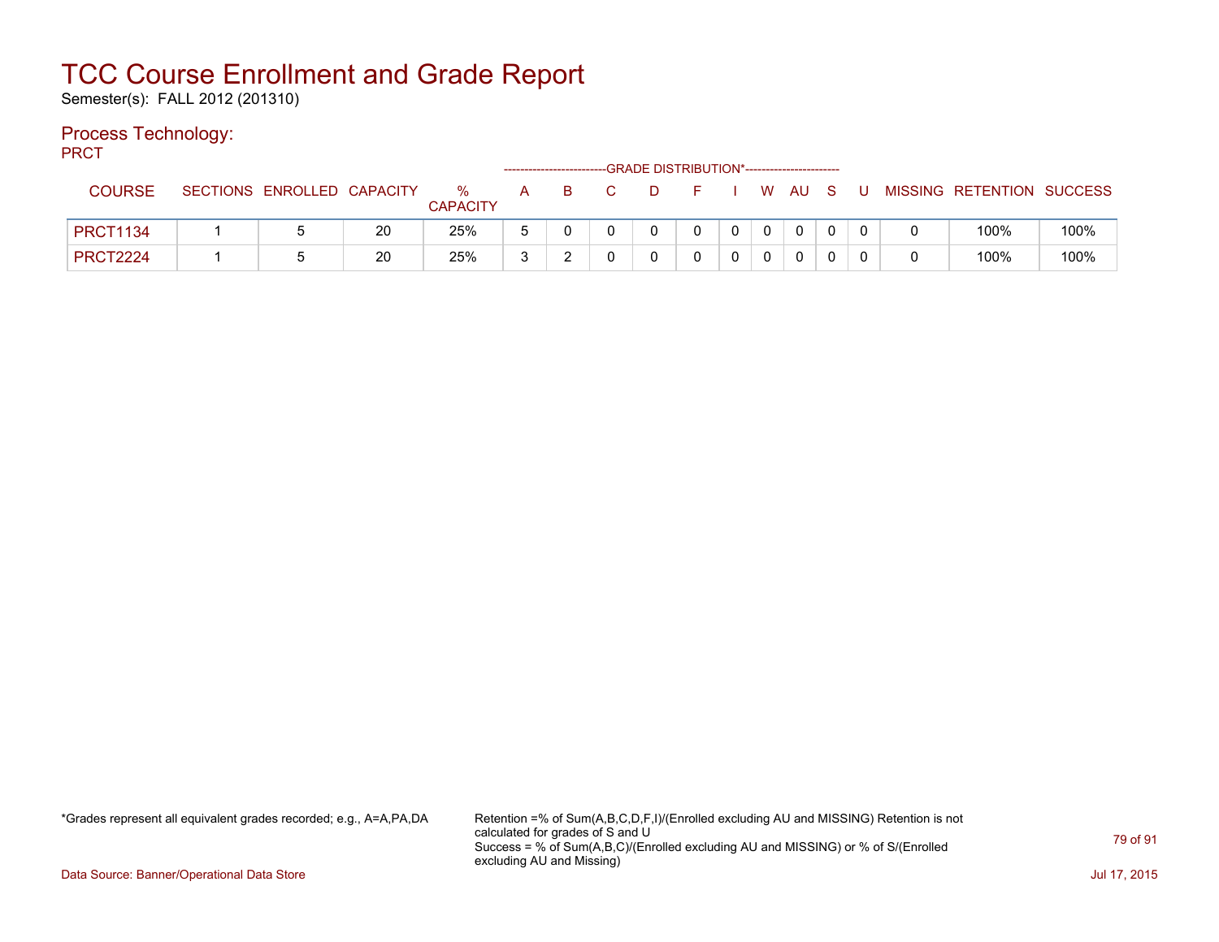# TCC Course Enrollment and Grade Report

Semester(s): FALL 2012 (201310)

## Process Technology:

PRCT

| COURSE | SECTIONS | ENROLLED | CAPACITY | % CAPACITY | A | B | C | D | F | I | W | AU | S | U | MISSING | RETENTION | SUCCESS |
|---|---|---|---|---|---|---|---|---|---|---|---|---|---|---|---|---|---|
| | | | | | GRADE DISTRIBUTION* | | | | | | | | | | | | |
| PRCT1134 | 1 | 5 | 20 | 25% | 5 | 0 | 0 | 0 | 0 | 0 | 0 | 0 | 0 | 0 | 0 | 100% | 100% |
| PRCT2224 | 1 | 5 | 20 | 25% | 3 | 2 | 0 | 0 | 0 | 0 | 0 | 0 | 0 | 0 | 0 | 100% | 100% |

*Grades represent all equivalent grades recorded; e.g., A=A,PA,DA

Retention =% of Sum(A,B,C,D,F,I)/(Enrolled excluding AU and MISSING) Retention is not calculated for grades of S and U
Success = % of Sum(A,B,C)/(Enrolled excluding AU and MISSING) or % of S/(Enrolled excluding AU and Missing)

Data Source: Banner/Operational Data Store

Jul 17, 2015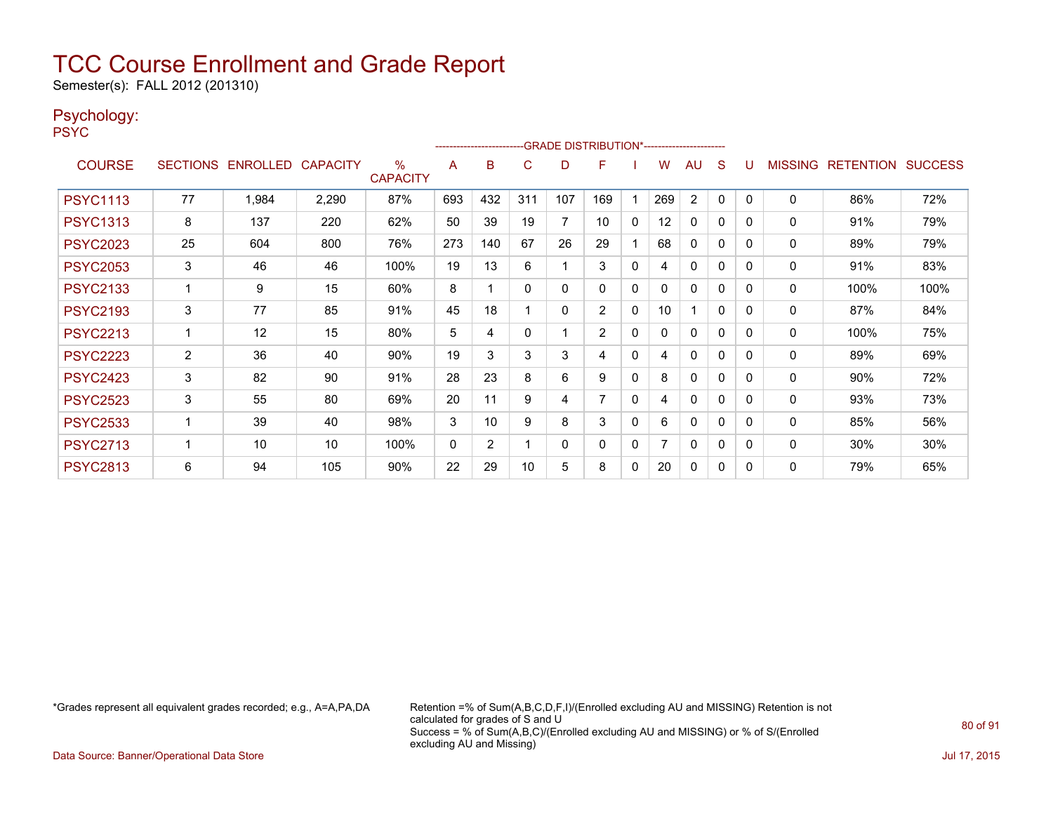# TCC Course Enrollment and Grade Report

Semester(s): FALL 2012 (201310)

## Psychology:

PSYC

| COURSE | SECTIONS | ENROLLED | CAPACITY | % CAPACITY | A | B | C | D | F | I | W | AU | S | U | MISSING | RETENTION | SUCCESS |
|---|---|---|---|---|---|---|---|---|---|---|---|---|---|---|---|---|---|
| | | | | | GRADE DISTRIBUTION* | | | | | | | | | | | | |
| PSYC1113 | 77 | 1,984 | 2,290 | 87% | 693 | 432 | 311 | 107 | 169 | 1 | 269 | 2 | 0 | 0 | 0 | 86% | 72% |
| PSYC1313 | 8 | 137 | 220 | 62% | 50 | 39 | 19 | 7 | 10 | 0 | 12 | 0 | 0 | 0 | 0 | 91% | 79% |
| PSYC2023 | 25 | 604 | 800 | 76% | 273 | 140 | 67 | 26 | 29 | 1 | 68 | 0 | 0 | 0 | 0 | 89% | 79% |
| PSYC2053 | 3 | 46 | 46 | 100% | 19 | 13 | 6 | 1 | 3 | 0 | 4 | 0 | 0 | 0 | 0 | 91% | 83% |
| PSYC2133 | 1 | 9 | 15 | 60% | 8 | 1 | 0 | 0 | 0 | 0 | 0 | 0 | 0 | 0 | 0 | 100% | 100% |
| PSYC2193 | 3 | 77 | 85 | 91% | 45 | 18 | 1 | 0 | 2 | 0 | 10 | 1 | 0 | 0 | 0 | 87% | 84% |
| PSYC2213 | 1 | 12 | 15 | 80% | 5 | 4 | 0 | 1 | 2 | 0 | 0 | 0 | 0 | 0 | 0 | 100% | 75% |
| PSYC2223 | 2 | 36 | 40 | 90% | 19 | 3 | 3 | 3 | 4 | 0 | 4 | 0 | 0 | 0 | 0 | 89% | 69% |
| PSYC2423 | 3 | 82 | 90 | 91% | 28 | 23 | 8 | 6 | 9 | 0 | 8 | 0 | 0 | 0 | 0 | 90% | 72% |
| PSYC2523 | 3 | 55 | 80 | 69% | 20 | 11 | 9 | 4 | 7 | 0 | 4 | 0 | 0 | 0 | 0 | 93% | 73% |
| PSYC2533 | 1 | 39 | 40 | 98% | 3 | 10 | 9 | 8 | 3 | 0 | 6 | 0 | 0 | 0 | 0 | 85% | 56% |
| PSYC2713 | 1 | 10 | 10 | 100% | 0 | 2 | 1 | 0 | 0 | 0 | 7 | 0 | 0 | 0 | 0 | 30% | 30% |
| PSYC2813 | 6 | 94 | 105 | 90% | 22 | 29 | 10 | 5 | 8 | 0 | 20 | 0 | 0 | 0 | 0 | 79% | 65% |

*Grades represent all equivalent grades recorded; e.g., A=A,PA,DA

Retention =% of Sum(A,B,C,D,F,I)/(Enrolled excluding AU and MISSING) Retention is not calculated for grades of S and U
Success = % of Sum(A,B,C)/(Enrolled excluding AU and MISSING) or % of S/(Enrolled excluding AU and Missing)

Data Source: Banner/Operational Data Store

Jul 17, 2015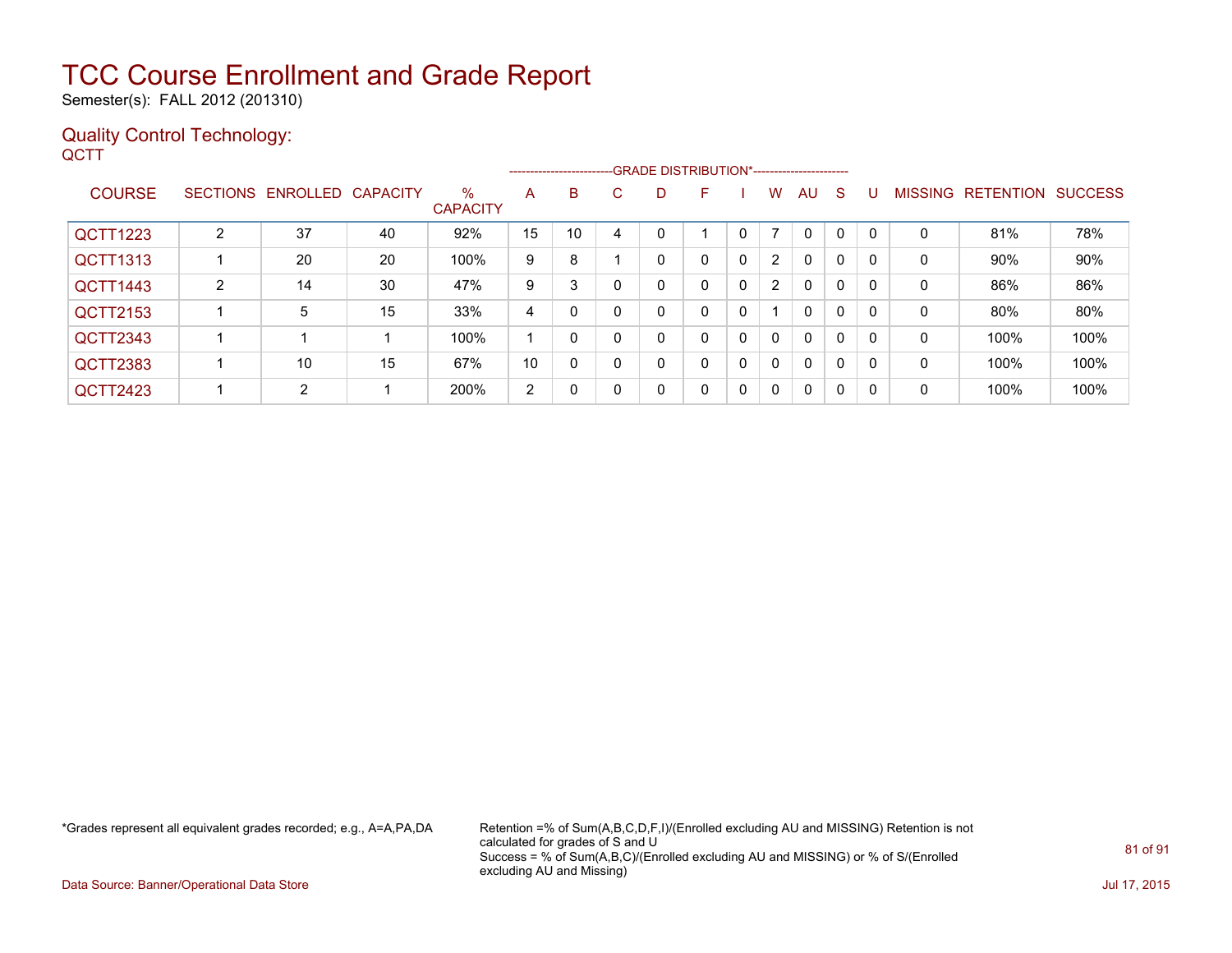# TCC Course Enrollment and Grade Report

Semester(s): FALL 2012 (201310)

## Quality Control Technology:

QCTT

| COURSE | SECTIONS | ENROLLED | CAPACITY | % CAPACITY | A | B | C | D | F | I | W | AU | S | U | MISSING | RETENTION | SUCCESS |
|---|---|---|---|---|---|---|---|---|---|---|---|---|---|---|---|---|---|
| | | | | | GRADE DISTRIBUTION* | | | | | | | | | | | | |
| QCTT1223 | 2 | 37 | 40 | 92% | 15 | 10 | 4 | 0 | 1 | 0 | 7 | 0 | 0 | 0 | 0 | 81% | 78% |
| QCTT1313 | 1 | 20 | 20 | 100% | 9 | 8 | 1 | 0 | 0 | 0 | 2 | 0 | 0 | 0 | 0 | 90% | 90% |
| QCTT1443 | 2 | 14 | 30 | 47% | 9 | 3 | 0 | 0 | 0 | 0 | 2 | 0 | 0 | 0 | 0 | 86% | 86% |
| QCTT2153 | 1 | 5 | 15 | 33% | 4 | 0 | 0 | 0 | 0 | 0 | 1 | 0 | 0 | 0 | 0 | 80% | 80% |
| QCTT2343 | 1 | 1 | 1 | 100% | 1 | 0 | 0 | 0 | 0 | 0 | 0 | 0 | 0 | 0 | 0 | 100% | 100% |
| QCTT2383 | 1 | 10 | 15 | 67% | 10 | 0 | 0 | 0 | 0 | 0 | 0 | 0 | 0 | 0 | 0 | 100% | 100% |
| QCTT2423 | 1 | 2 | 1 | 200% | 2 | 0 | 0 | 0 | 0 | 0 | 0 | 0 | 0 | 0 | 0 | 100% | 100% |

*Grades represent all equivalent grades recorded; e.g., A=A,PA,DA

Retention =% of Sum(A,B,C,D,F,I)/(Enrolled excluding AU and MISSING) Retention is not calculated for grades of S and U

Success = % of Sum(A,B,C)/(Enrolled excluding AU and MISSING) or % of S/(Enrolled excluding AU and Missing)

Data Source: Banner/Operational Data Store

Jul 17, 2015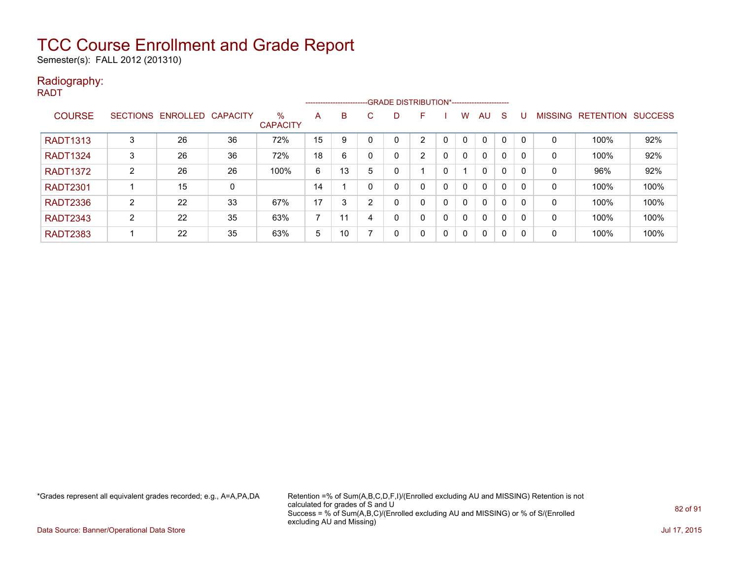# TCC Course Enrollment and Grade Report

Semester(s): FALL 2012 (201310)

## Radiography:

RADT

| COURSE | SECTIONS | ENROLLED | CAPACITY | % CAPACITY | A | B | C | D | F | I | W | AU | S | U | MISSING | RETENTION | SUCCESS |
|---|---|---|---|---|---|---|---|---|---|---|---|---|---|---|---|---|---|
| | | | | | GRADE DISTRIBUTION* | | | | | | | | | | | | |
| RADT1313 | 3 | 26 | 36 | 72% | 15 | 9 | 0 | 0 | 2 | 0 | 0 | 0 | 0 | 0 | 0 | 100% | 92% |
| RADT1324 | 3 | 26 | 36 | 72% | 18 | 6 | 0 | 0 | 2 | 0 | 0 | 0 | 0 | 0 | 0 | 100% | 92% |
| RADT1372 | 2 | 26 | 26 | 100% | 6 | 13 | 5 | 0 | 1 | 0 | 1 | 0 | 0 | 0 | 0 | 96% | 92% |
| RADT2301 | 1 | 15 | 0 | | 14 | 1 | 0 | 0 | 0 | 0 | 0 | 0 | 0 | 0 | 0 | 100% | 100% |
| RADT2336 | 2 | 22 | 33 | 67% | 17 | 3 | 2 | 0 | 0 | 0 | 0 | 0 | 0 | 0 | 0 | 100% | 100% |
| RADT2343 | 2 | 22 | 35 | 63% | 7 | 11 | 4 | 0 | 0 | 0 | 0 | 0 | 0 | 0 | 0 | 100% | 100% |
| RADT2383 | 1 | 22 | 35 | 63% | 5 | 10 | 7 | 0 | 0 | 0 | 0 | 0 | 0 | 0 | 0 | 100% | 100% |

*Grades represent all equivalent grades recorded; e.g., A=A,PA,DA

Retention =% of Sum(A,B,C,D,F,I)/(Enrolled excluding AU and MISSING) Retention is not calculated for grades of S and U
Success = % of Sum(A,B,C)/(Enrolled excluding AU and MISSING) or % of S/(Enrolled excluding AU and Missing)

Data Source: Banner/Operational Data Store

Jul 17, 2015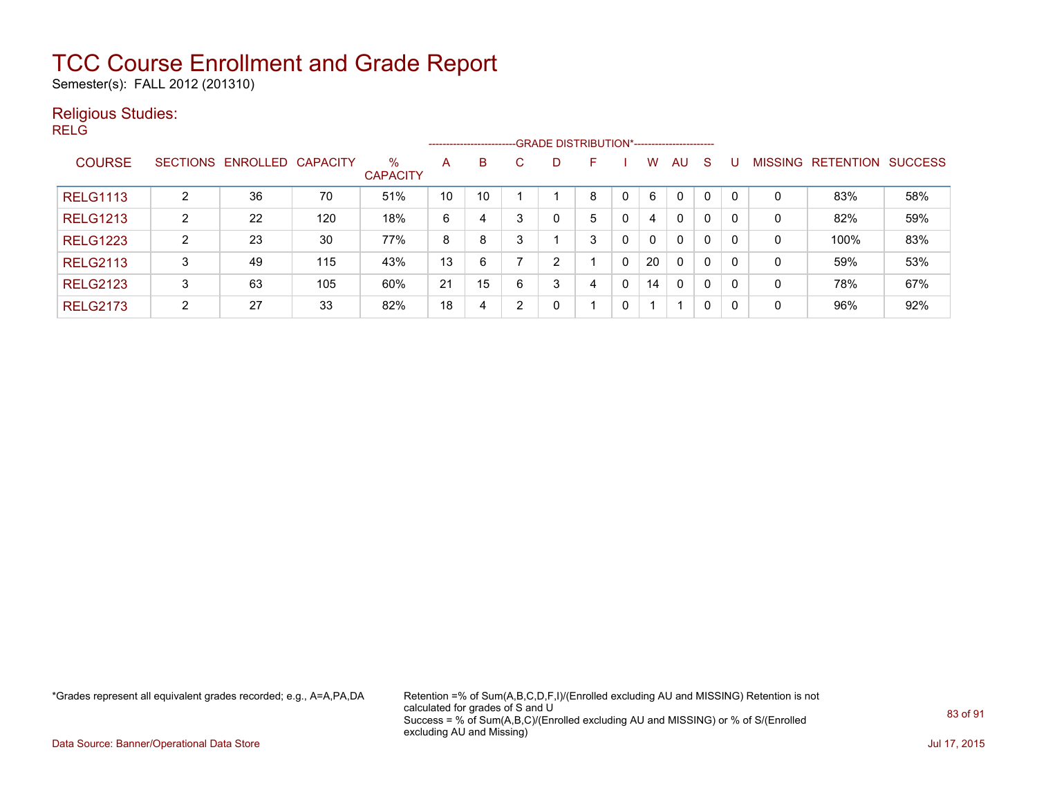# TCC Course Enrollment and Grade Report

Semester(s): FALL 2012 (201310)

## Religious Studies:

### RELG

| COURSE | SECTIONS | ENROLLED | CAPACITY | % CAPACITY | A | B | C | D | F | I | W | AU | S | U | MISSING | RETENTION | SUCCESS |
|---|---|---|---|---|---|---|---|---|---|---|---|---|---|---|---|---|---|
| | | | | | GRADE DISTRIBUTION* | | | | | | | | | | | | |
| RELG1113 | 2 | 36 | 70 | 51% | 10 | 10 | 1 | 1 | 8 | 0 | 6 | 0 | 0 | 0 | 0 | 83% | 58% |
| RELG1213 | 2 | 22 | 120 | 18% | 6 | 4 | 3 | 0 | 5 | 0 | 4 | 0 | 0 | 0 | 0 | 82% | 59% |
| RELG1223 | 2 | 23 | 30 | 77% | 8 | 8 | 3 | 1 | 3 | 0 | 0 | 0 | 0 | 0 | 0 | 100% | 83% |
| RELG2113 | 3 | 49 | 115 | 43% | 13 | 6 | 7 | 2 | 1 | 0 | 20 | 0 | 0 | 0 | 0 | 59% | 53% |
| RELG2123 | 3 | 63 | 105 | 60% | 21 | 15 | 6 | 3 | 4 | 0 | 14 | 0 | 0 | 0 | 0 | 78% | 67% |
| RELG2173 | 2 | 27 | 33 | 82% | 18 | 4 | 2 | 0 | 1 | 0 | 1 | 1 | 0 | 0 | 0 | 96% | 92% |

*Grades represent all equivalent grades recorded; e.g., A=A,PA,DA

Retention =% of Sum(A,B,C,D,F,I)/(Enrolled excluding AU and MISSING) Retention is not calculated for grades of S and U
Success = % of Sum(A,B,C)/(Enrolled excluding AU and MISSING) or % of S/(Enrolled excluding AU and Missing)

Data Source: Banner/Operational Data Store

Jul 17, 2015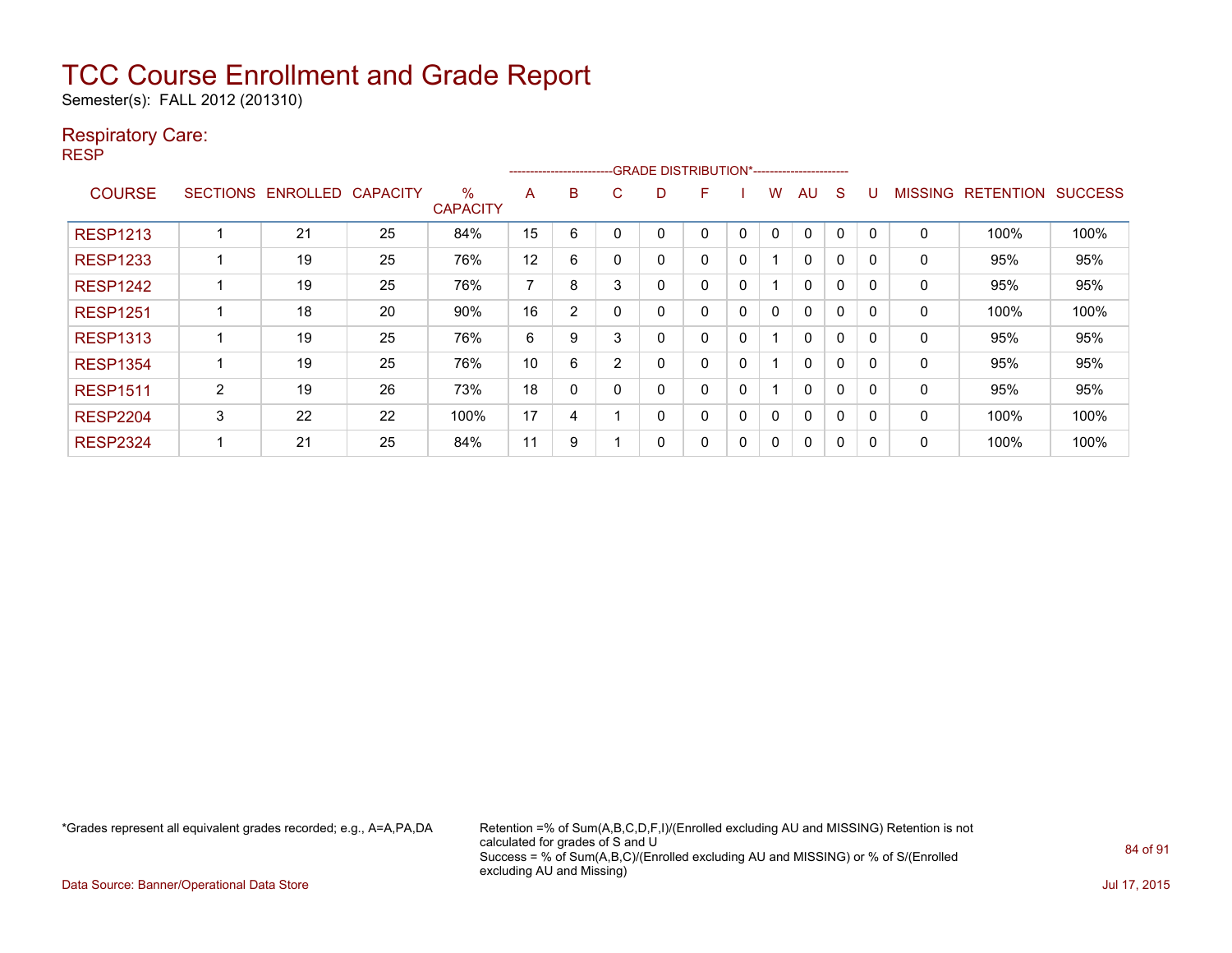# TCC Course Enrollment and Grade Report

Semester(s): FALL 2012 (201310)

## Respiratory Care:

RESP

| COURSE | SECTIONS | ENROLLED | CAPACITY | % CAPACITY | A | B | C | D | F | I | W | AU | S | U | MISSING | RETENTION | SUCCESS |
|---|---|---|---|---|---|---|---|---|---|---|---|---|---|---|---|---|---|
| | | | | | GRADE DISTRIBUTION* | | | | | | | | | | | | |
| RESP1213 | 1 | 21 | 25 | 84% | 15 | 6 | 0 | 0 | 0 | 0 | 0 | 0 | 0 | 0 | 0 | 100% | 100% |
| RESP1233 | 1 | 19 | 25 | 76% | 12 | 6 | 0 | 0 | 0 | 0 | 1 | 0 | 0 | 0 | 0 | 95% | 95% |
| RESP1242 | 1 | 19 | 25 | 76% | 7 | 8 | 3 | 0 | 0 | 0 | 1 | 0 | 0 | 0 | 0 | 95% | 95% |
| RESP1251 | 1 | 18 | 20 | 90% | 16 | 2 | 0 | 0 | 0 | 0 | 0 | 0 | 0 | 0 | 0 | 100% | 100% |
| RESP1313 | 1 | 19 | 25 | 76% | 6 | 9 | 3 | 0 | 0 | 0 | 1 | 0 | 0 | 0 | 0 | 95% | 95% |
| RESP1354 | 1 | 19 | 25 | 76% | 10 | 6 | 2 | 0 | 0 | 0 | 1 | 0 | 0 | 0 | 0 | 95% | 95% |
| RESP1511 | 2 | 19 | 26 | 73% | 18 | 0 | 0 | 0 | 0 | 0 | 1 | 0 | 0 | 0 | 0 | 95% | 95% |
| RESP2204 | 3 | 22 | 22 | 100% | 17 | 4 | 1 | 0 | 0 | 0 | 0 | 0 | 0 | 0 | 0 | 100% | 100% |
| RESP2324 | 1 | 21 | 25 | 84% | 11 | 9 | 1 | 0 | 0 | 0 | 0 | 0 | 0 | 0 | 0 | 100% | 100% |

*Grades represent all equivalent grades recorded; e.g., A=A,PA,DA

Retention =% of Sum(A,B,C,D,F,I)/(Enrolled excluding AU and MISSING) Retention is not calculated for grades of S and U
Success = % of Sum(A,B,C)/(Enrolled excluding AU and MISSING) or % of S/(Enrolled excluding AU and Missing)

Data Source: Banner/Operational Data Store

Jul 17, 2015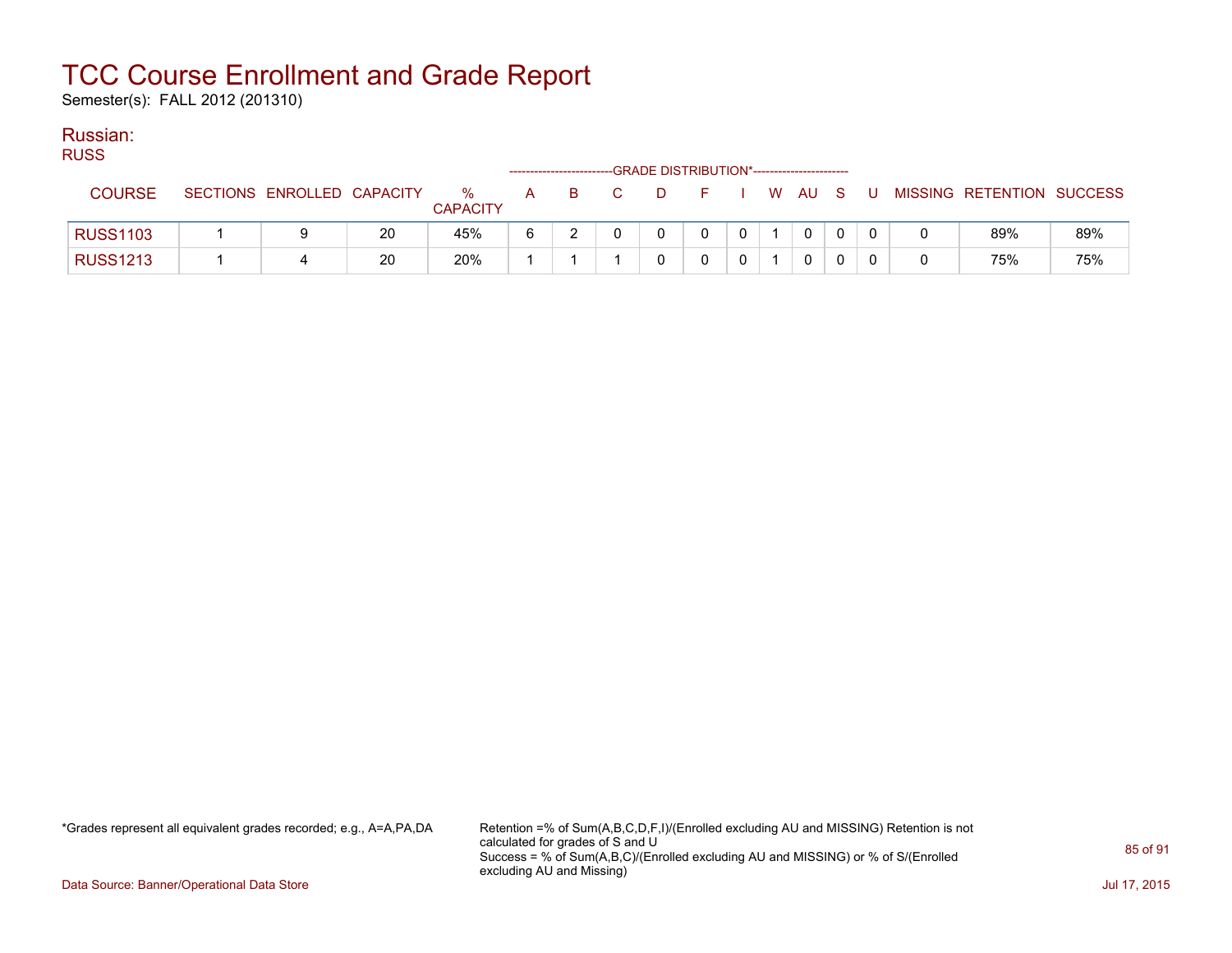# TCC Course Enrollment and Grade Report

Semester(s): FALL 2012 (201310)

## Russian:

RUSS

| COURSE | SECTIONS | ENROLLED | CAPACITY | % CAPACITY | A | B | C | D | F | I | W | AU | S | U | MISSING | RETENTION | SUCCESS |
|---|---|---|---|---|---|---|---|---|---|---|---|---|---|---|---|---|---|
| | | | | | GRADE DISTRIBUTION* | | | | | | | | | | | | |
| RUSS1103 | 1 | 9 | 20 | 45% | 6 | 2 | 0 | 0 | 0 | 0 | 1 | 0 | 0 | 0 | 0 | 89% | 89% |
| RUSS1213 | 1 | 4 | 20 | 20% | 1 | 1 | 1 | 0 | 0 | 0 | 1 | 0 | 0 | 0 | 0 | 75% | 75% |

*Grades represent all equivalent grades recorded; e.g., A=A,PA,DA

Retention =% of Sum(A,B,C,D,F,I)/(Enrolled excluding AU and MISSING) Retention is not calculated for grades of S and U
Success = % of Sum(A,B,C)/(Enrolled excluding AU and MISSING) or % of S/(Enrolled excluding AU and Missing)

Data Source: Banner/Operational Data Store

Jul 17, 2015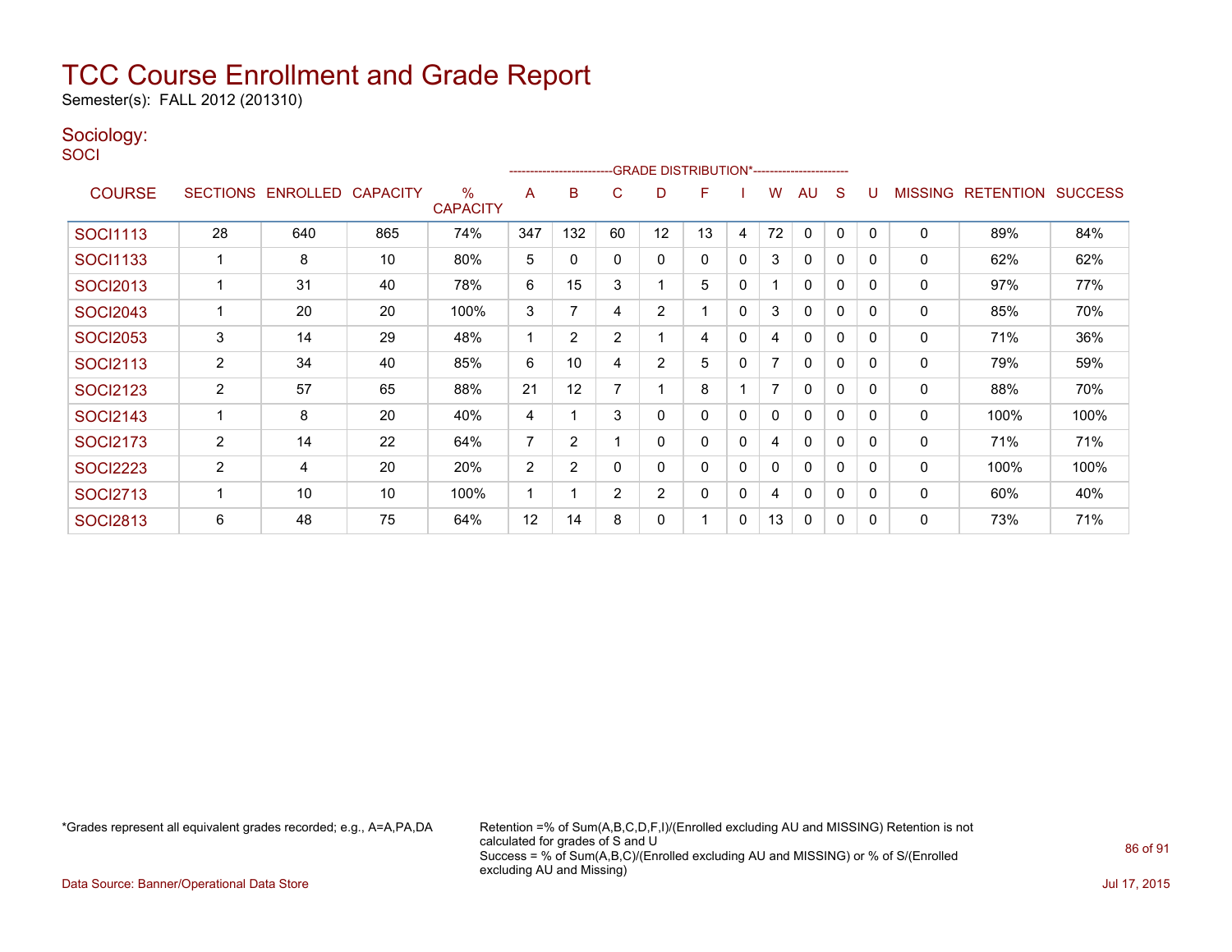# TCC Course Enrollment and Grade Report

Semester(s): FALL 2012 (201310)

## Sociology:

SOCI

| COURSE | SECTIONS | ENROLLED | CAPACITY | % CAPACITY | A | B | C | D | F | I | W | AU | S | U | MISSING | RETENTION | SUCCESS |
|---|---|---|---|---|---|---|---|---|---|---|---|---|---|---|---|---|---|
| | | | | | GRADE DISTRIBUTION* | | | | | | | | | | | | |
| SOCI1113 | 28 | 640 | 865 | 74% | 347 | 132 | 60 | 12 | 13 | 4 | 72 | 0 | 0 | 0 | 0 | 89% | 84% |
| SOCI1133 | 1 | 8 | 10 | 80% | 5 | 0 | 0 | 0 | 0 | 0 | 3 | 0 | 0 | 0 | 0 | 62% | 62% |
| SOCI2013 | 1 | 31 | 40 | 78% | 6 | 15 | 3 | 1 | 5 | 0 | 1 | 0 | 0 | 0 | 0 | 97% | 77% |
| SOCI2043 | 1 | 20 | 20 | 100% | 3 | 7 | 4 | 2 | 1 | 0 | 3 | 0 | 0 | 0 | 0 | 85% | 70% |
| SOCI2053 | 3 | 14 | 29 | 48% | 1 | 2 | 2 | 1 | 4 | 0 | 4 | 0 | 0 | 0 | 0 | 71% | 36% |
| SOCI2113 | 2 | 34 | 40 | 85% | 6 | 10 | 4 | 2 | 5 | 0 | 7 | 0 | 0 | 0 | 0 | 79% | 59% |
| SOCI2123 | 2 | 57 | 65 | 88% | 21 | 12 | 7 | 1 | 8 | 1 | 7 | 0 | 0 | 0 | 0 | 88% | 70% |
| SOCI2143 | 1 | 8 | 20 | 40% | 4 | 1 | 3 | 0 | 0 | 0 | 0 | 0 | 0 | 0 | 0 | 100% | 100% |
| SOCI2173 | 2 | 14 | 22 | 64% | 7 | 2 | 1 | 0 | 0 | 0 | 4 | 0 | 0 | 0 | 0 | 71% | 71% |
| SOCI2223 | 2 | 4 | 20 | 20% | 2 | 2 | 0 | 0 | 0 | 0 | 0 | 0 | 0 | 0 | 0 | 100% | 100% |
| SOCI2713 | 1 | 10 | 10 | 100% | 1 | 1 | 2 | 2 | 0 | 0 | 4 | 0 | 0 | 0 | 0 | 60% | 40% |
| SOCI2813 | 6 | 48 | 75 | 64% | 12 | 14 | 8 | 0 | 1 | 0 | 13 | 0 | 0 | 0 | 0 | 73% | 71% |

*Grades represent all equivalent grades recorded; e.g., A=A,PA,DA

Retention =% of Sum(A,B,C,D,F,I)/(Enrolled excluding AU and MISSING) Retention is not calculated for grades of S and U
Success = % of Sum(A,B,C)/(Enrolled excluding AU and MISSING) or % of S/(Enrolled excluding AU and Missing)

Data Source: Banner/Operational Data Store

Jul 17, 2015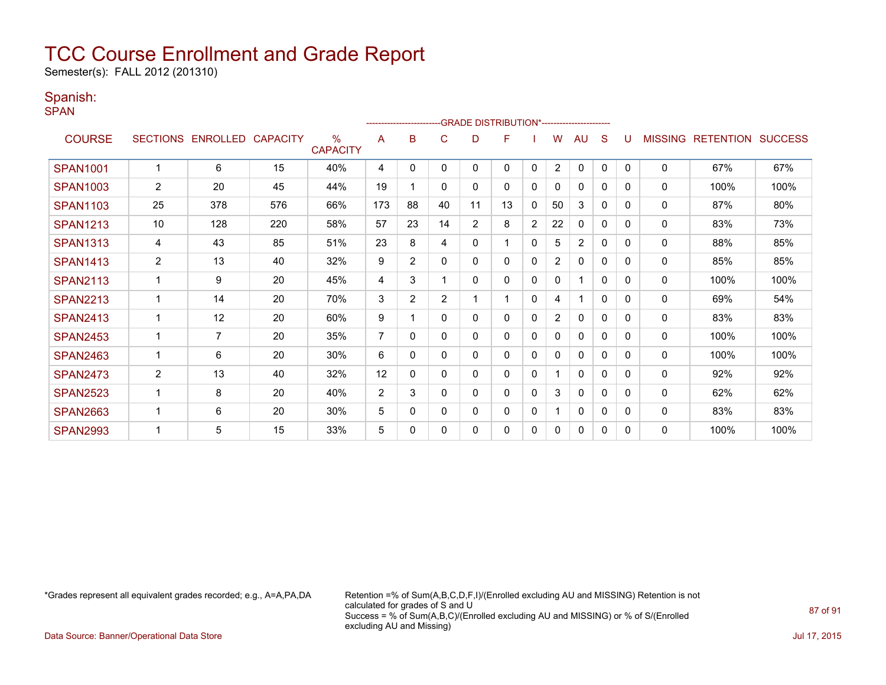# TCC Course Enrollment and Grade Report

Semester(s): FALL 2012 (201310)

## Spanish:

SPAN

| COURSE | SECTIONS | ENROLLED | CAPACITY | % CAPACITY | A | B | C | D | F | I | W | AU | S | U | MISSING | RETENTION | SUCCESS |
|---|---|---|---|---|---|---|---|---|---|---|---|---|---|---|---|---|---|
| | | | | | GRADE DISTRIBUTION* | | | | | | | | | | | | |
| SPAN1001 | 1 | 6 | 15 | 40% | 4 | 0 | 0 | 0 | 0 | 0 | 2 | 0 | 0 | 0 | 0 | 67% | 67% |
| SPAN1003 | 2 | 20 | 45 | 44% | 19 | 1 | 0 | 0 | 0 | 0 | 0 | 0 | 0 | 0 | 0 | 100% | 100% |
| SPAN1103 | 25 | 378 | 576 | 66% | 173 | 88 | 40 | 11 | 13 | 0 | 50 | 3 | 0 | 0 | 0 | 87% | 80% |
| SPAN1213 | 10 | 128 | 220 | 58% | 57 | 23 | 14 | 2 | 8 | 2 | 22 | 0 | 0 | 0 | 0 | 83% | 73% |
| SPAN1313 | 4 | 43 | 85 | 51% | 23 | 8 | 4 | 0 | 1 | 0 | 5 | 2 | 0 | 0 | 0 | 88% | 85% |
| SPAN1413 | 2 | 13 | 40 | 32% | 9 | 2 | 0 | 0 | 0 | 0 | 2 | 0 | 0 | 0 | 0 | 85% | 85% |
| SPAN2113 | 1 | 9 | 20 | 45% | 4 | 3 | 1 | 0 | 0 | 0 | 0 | 1 | 0 | 0 | 0 | 100% | 100% |
| SPAN2213 | 1 | 14 | 20 | 70% | 3 | 2 | 2 | 1 | 1 | 0 | 4 | 1 | 0 | 0 | 0 | 69% | 54% |
| SPAN2413 | 1 | 12 | 20 | 60% | 9 | 1 | 0 | 0 | 0 | 0 | 2 | 0 | 0 | 0 | 0 | 83% | 83% |
| SPAN2453 | 1 | 7 | 20 | 35% | 7 | 0 | 0 | 0 | 0 | 0 | 0 | 0 | 0 | 0 | 0 | 100% | 100% |
| SPAN2463 | 1 | 6 | 20 | 30% | 6 | 0 | 0 | 0 | 0 | 0 | 0 | 0 | 0 | 0 | 0 | 100% | 100% |
| SPAN2473 | 2 | 13 | 40 | 32% | 12 | 0 | 0 | 0 | 0 | 0 | 1 | 0 | 0 | 0 | 0 | 92% | 92% |
| SPAN2523 | 1 | 8 | 20 | 40% | 2 | 3 | 0 | 0 | 0 | 0 | 3 | 0 | 0 | 0 | 0 | 62% | 62% |
| SPAN2663 | 1 | 6 | 20 | 30% | 5 | 0 | 0 | 0 | 0 | 0 | 1 | 0 | 0 | 0 | 0 | 83% | 83% |
| SPAN2993 | 1 | 5 | 15 | 33% | 5 | 0 | 0 | 0 | 0 | 0 | 0 | 0 | 0 | 0 | 0 | 100% | 100% |

*Grades represent all equivalent grades recorded; e.g., A=A,PA,DA

Retention =% of Sum(A,B,C,D,F,I)/(Enrolled excluding AU and MISSING) Retention is not calculated for grades of S and U
Success = % of Sum(A,B,C)/(Enrolled excluding AU and MISSING) or % of S/(Enrolled excluding AU and Missing)

Data Source: Banner/Operational Data Store

Jul 17, 2015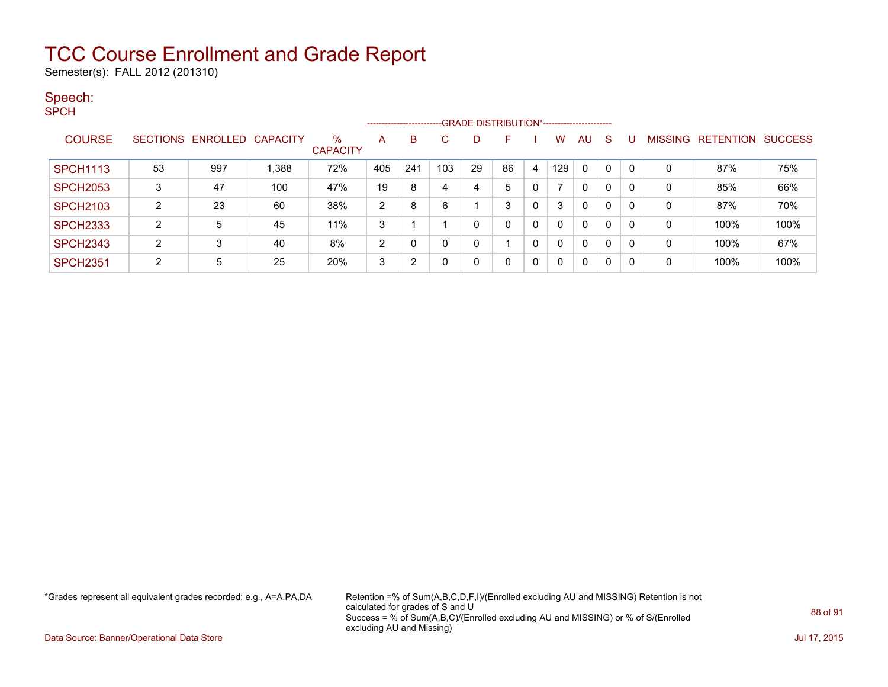# TCC Course Enrollment and Grade Report

Semester(s): FALL 2012 (201310)

## Speech:

SPCH

| COURSE | SECTIONS | ENROLLED | CAPACITY | % CAPACITY | A | B | C | D | F | I | W | AU | S | U | MISSING | RETENTION | SUCCESS |
|---|---|---|---|---|---|---|---|---|---|---|---|---|---|---|---|---|---|
| | | | | | GRADE DISTRIBUTION* | | | | | | | | | | | | |
| SPCH1113 | 53 | 997 | 1,388 | 72% | 405 | 241 | 103 | 29 | 86 | 4 | 129 | 0 | 0 | 0 | 0 | 87% | 75% |
| SPCH2053 | 3 | 47 | 100 | 47% | 19 | 8 | 4 | 4 | 5 | 0 | 7 | 0 | 0 | 0 | 0 | 85% | 66% |
| SPCH2103 | 2 | 23 | 60 | 38% | 2 | 8 | 6 | 1 | 3 | 0 | 3 | 0 | 0 | 0 | 0 | 87% | 70% |
| SPCH2333 | 2 | 5 | 45 | 11% | 3 | 1 | 1 | 0 | 0 | 0 | 0 | 0 | 0 | 0 | 0 | 100% | 100% |
| SPCH2343 | 2 | 3 | 40 | 8% | 2 | 0 | 0 | 0 | 1 | 0 | 0 | 0 | 0 | 0 | 0 | 100% | 67% |
| SPCH2351 | 2 | 5 | 25 | 20% | 3 | 2 | 0 | 0 | 0 | 0 | 0 | 0 | 0 | 0 | 0 | 100% | 100% |

*Grades represent all equivalent grades recorded; e.g., A=A,PA,DA

Retention =% of Sum(A,B,C,D,F,I)/(Enrolled excluding AU and MISSING) Retention is not calculated for grades of S and U
Success = % of Sum(A,B,C)/(Enrolled excluding AU and MISSING) or % of S/(Enrolled excluding AU and Missing)

Data Source: Banner/Operational Data Store

Jul 17, 2015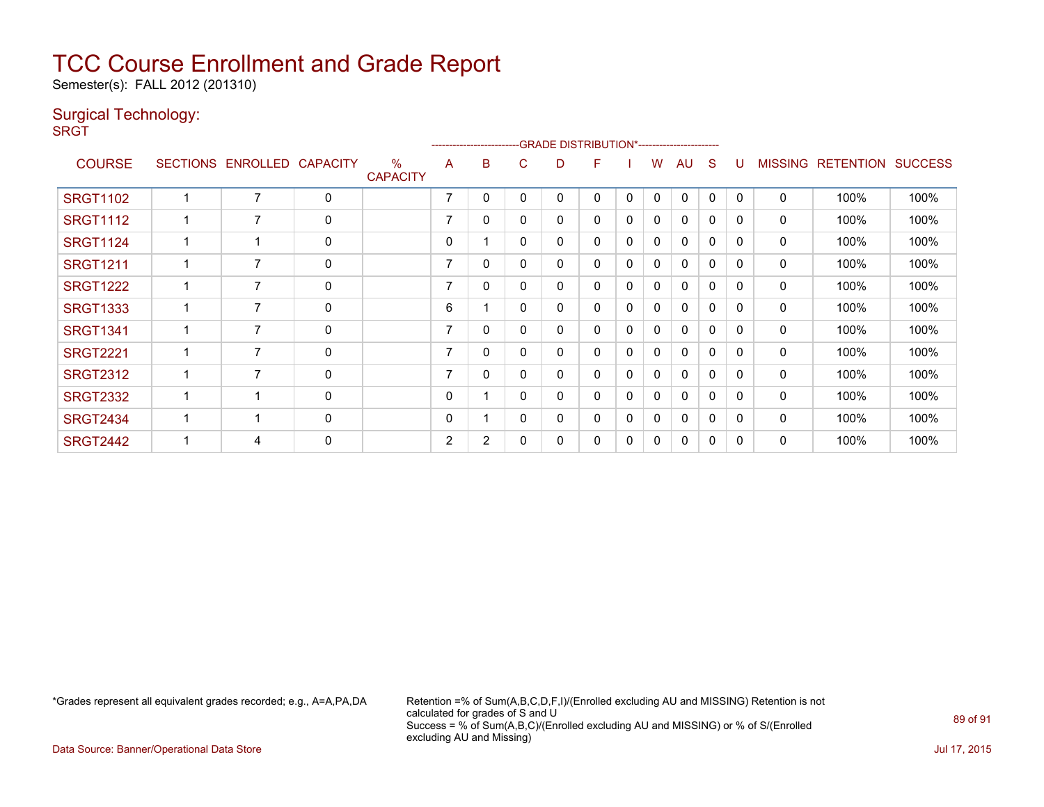# TCC Course Enrollment and Grade Report

Semester(s): FALL 2012 (201310)

## Surgical Technology:

SRGT

| COURSE | SECTIONS | ENROLLED | CAPACITY | % CAPACITY | A | B | C | D | F | I | W | AU | S | U | MISSING | RETENTION | SUCCESS |
|---|---|---|---|---|---|---|---|---|---|---|---|---|---|---|---|---|---|
| | | | | | GRADE DISTRIBUTION* | | | | | | | | | | | | |
| SRGT1102 | 1 | 7 | 0 | | 7 | 0 | 0 | 0 | 0 | 0 | 0 | 0 | 0 | 0 | 0 | 100% | 100% |
| SRGT1112 | 1 | 7 | 0 | | 7 | 0 | 0 | 0 | 0 | 0 | 0 | 0 | 0 | 0 | 0 | 100% | 100% |
| SRGT1124 | 1 | 1 | 0 | | 0 | 1 | 0 | 0 | 0 | 0 | 0 | 0 | 0 | 0 | 0 | 100% | 100% |
| SRGT1211 | 1 | 7 | 0 | | 7 | 0 | 0 | 0 | 0 | 0 | 0 | 0 | 0 | 0 | 0 | 100% | 100% |
| SRGT1222 | 1 | 7 | 0 | | 7 | 0 | 0 | 0 | 0 | 0 | 0 | 0 | 0 | 0 | 0 | 100% | 100% |
| SRGT1333 | 1 | 7 | 0 | | 6 | 1 | 0 | 0 | 0 | 0 | 0 | 0 | 0 | 0 | 0 | 100% | 100% |
| SRGT1341 | 1 | 7 | 0 | | 7 | 0 | 0 | 0 | 0 | 0 | 0 | 0 | 0 | 0 | 0 | 100% | 100% |
| SRGT2221 | 1 | 7 | 0 | | 7 | 0 | 0 | 0 | 0 | 0 | 0 | 0 | 0 | 0 | 0 | 100% | 100% |
| SRGT2312 | 1 | 7 | 0 | | 7 | 0 | 0 | 0 | 0 | 0 | 0 | 0 | 0 | 0 | 0 | 100% | 100% |
| SRGT2332 | 1 | 1 | 0 | | 0 | 1 | 0 | 0 | 0 | 0 | 0 | 0 | 0 | 0 | 0 | 100% | 100% |
| SRGT2434 | 1 | 1 | 0 | | 0 | 1 | 0 | 0 | 0 | 0 | 0 | 0 | 0 | 0 | 0 | 100% | 100% |
| SRGT2442 | 1 | 4 | 0 | | 2 | 2 | 0 | 0 | 0 | 0 | 0 | 0 | 0 | 0 | 0 | 100% | 100% |

*Grades represent all equivalent grades recorded; e.g., A=A,PA,DA

Retention =% of Sum(A,B,C,D,F,I)/(Enrolled excluding AU and MISSING) Retention is not calculated for grades of S and U
Success = % of Sum(A,B,C)/(Enrolled excluding AU and MISSING) or % of S/(Enrolled excluding AU and Missing)

Data Source: Banner/Operational Data Store

Jul 17, 2015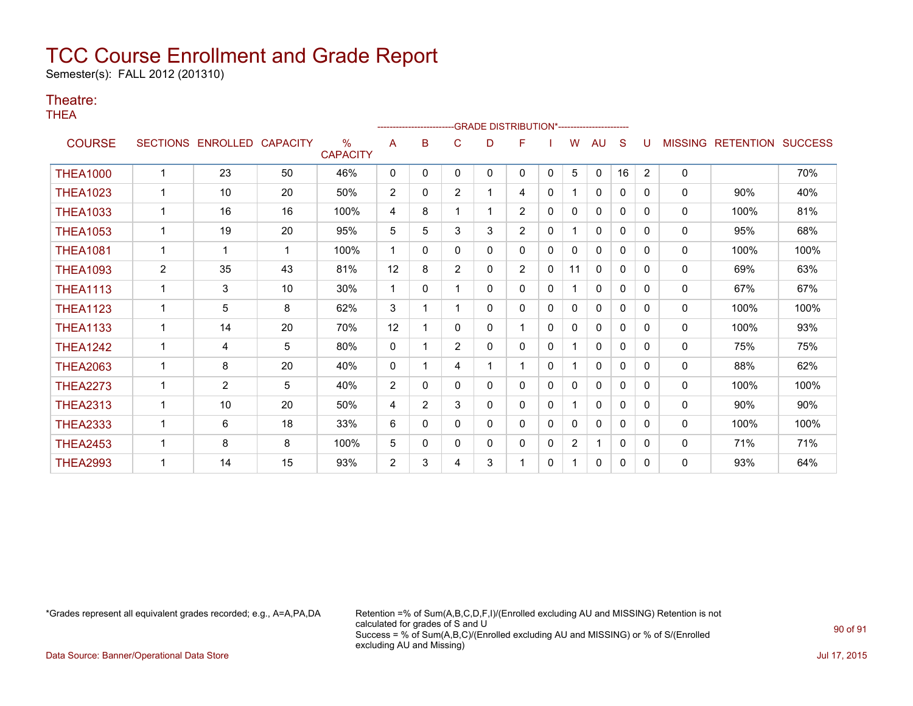# TCC Course Enrollment and Grade Report

Semester(s): FALL 2012 (201310)

## Theatre:

THEA

| COURSE | SECTIONS | ENROLLED | CAPACITY | % CAPACITY | A | B | C | D | F | I | W | AU | S | U | MISSING | RETENTION | SUCCESS |
|---|---|---|---|---|---|---|---|---|---|---|---|---|---|---|---|---|---|
| | | | | | GRADE DISTRIBUTION* | | | | | | | | | | | | |
| THEA1000 | 1 | 23 | 50 | 46% | 0 | 0 | 0 | 0 | 0 | 0 | 5 | 0 | 16 | 2 | 0 | | 70% |
| THEA1023 | 1 | 10 | 20 | 50% | 2 | 0 | 2 | 1 | 4 | 0 | 1 | 0 | 0 | 0 | 0 | 90% | 40% |
| THEA1033 | 1 | 16 | 16 | 100% | 4 | 8 | 1 | 1 | 2 | 0 | 0 | 0 | 0 | 0 | 0 | 100% | 81% |
| THEA1053 | 1 | 19 | 20 | 95% | 5 | 5 | 3 | 3 | 2 | 0 | 1 | 0 | 0 | 0 | 0 | 95% | 68% |
| THEA1081 | 1 | 1 | 1 | 100% | 1 | 0 | 0 | 0 | 0 | 0 | 0 | 0 | 0 | 0 | 0 | 100% | 100% |
| THEA1093 | 2 | 35 | 43 | 81% | 12 | 8 | 2 | 0 | 2 | 0 | 11 | 0 | 0 | 0 | 0 | 69% | 63% |
| THEA1113 | 1 | 3 | 10 | 30% | 1 | 0 | 1 | 0 | 0 | 0 | 1 | 0 | 0 | 0 | 0 | 67% | 67% |
| THEA1123 | 1 | 5 | 8 | 62% | 3 | 1 | 1 | 0 | 0 | 0 | 0 | 0 | 0 | 0 | 0 | 100% | 100% |
| THEA1133 | 1 | 14 | 20 | 70% | 12 | 1 | 0 | 0 | 1 | 0 | 0 | 0 | 0 | 0 | 0 | 100% | 93% |
| THEA1242 | 1 | 4 | 5 | 80% | 0 | 1 | 2 | 0 | 0 | 0 | 1 | 0 | 0 | 0 | 0 | 75% | 75% |
| THEA2063 | 1 | 8 | 20 | 40% | 0 | 1 | 4 | 1 | 1 | 0 | 1 | 0 | 0 | 0 | 0 | 88% | 62% |
| THEA2273 | 1 | 2 | 5 | 40% | 2 | 0 | 0 | 0 | 0 | 0 | 0 | 0 | 0 | 0 | 0 | 100% | 100% |
| THEA2313 | 1 | 10 | 20 | 50% | 4 | 2 | 3 | 0 | 0 | 0 | 1 | 0 | 0 | 0 | 0 | 90% | 90% |
| THEA2333 | 1 | 6 | 18 | 33% | 6 | 0 | 0 | 0 | 0 | 0 | 0 | 0 | 0 | 0 | 0 | 100% | 100% |
| THEA2453 | 1 | 8 | 8 | 100% | 5 | 0 | 0 | 0 | 0 | 0 | 2 | 1 | 0 | 0 | 0 | 71% | 71% |
| THEA2993 | 1 | 14 | 15 | 93% | 2 | 3 | 4 | 3 | 1 | 0 | 1 | 0 | 0 | 0 | 0 | 93% | 64% |

*Grades represent all equivalent grades recorded; e.g., A=A,PA,DA

Retention =% of Sum(A,B,C,D,F,I)/(Enrolled excluding AU and MISSING) Retention is not calculated for grades of S and U
Success = % of Sum(A,B,C)/(Enrolled excluding AU and MISSING) or % of S/(Enrolled excluding AU and Missing)

Data Source: Banner/Operational Data Store

Jul 17, 2015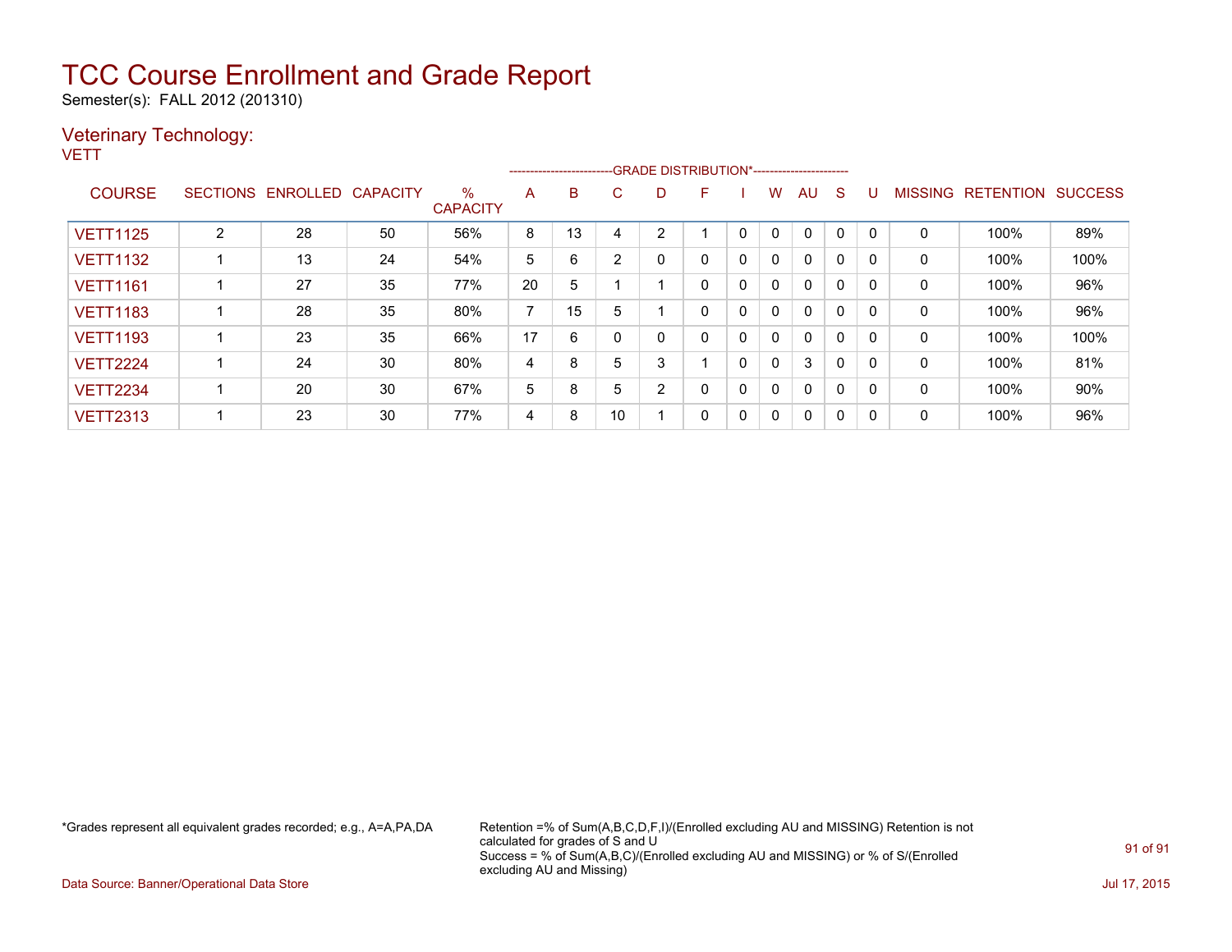# TCC Course Enrollment and Grade Report

Semester(s): FALL 2012 (201310)

## Veterinary Technology:

VETT

| COURSE | SECTIONS | ENROLLED | CAPACITY | % CAPACITY | A | B | C | D | F | I | W | AU | S | U | MISSING | RETENTION | SUCCESS |
|---|---|---|---|---|---|---|---|---|---|---|---|---|---|---|---|---|---|
| | | | | | GRADE DISTRIBUTION* | | | | | | | | | | | | |
| VETT1125 | 2 | 28 | 50 | 56% | 8 | 13 | 4 | 2 | 1 | 0 | 0 | 0 | 0 | 0 | 0 | 100% | 89% |
| VETT1132 | 1 | 13 | 24 | 54% | 5 | 6 | 2 | 0 | 0 | 0 | 0 | 0 | 0 | 0 | 0 | 100% | 100% |
| VETT1161 | 1 | 27 | 35 | 77% | 20 | 5 | 1 | 1 | 0 | 0 | 0 | 0 | 0 | 0 | 0 | 100% | 96% |
| VETT1183 | 1 | 28 | 35 | 80% | 7 | 15 | 5 | 1 | 0 | 0 | 0 | 0 | 0 | 0 | 0 | 100% | 96% |
| VETT1193 | 1 | 23 | 35 | 66% | 17 | 6 | 0 | 0 | 0 | 0 | 0 | 0 | 0 | 0 | 0 | 100% | 100% |
| VETT2224 | 1 | 24 | 30 | 80% | 4 | 8 | 5 | 3 | 1 | 0 | 0 | 3 | 0 | 0 | 0 | 100% | 81% |
| VETT2234 | 1 | 20 | 30 | 67% | 5 | 8 | 5 | 2 | 0 | 0 | 0 | 0 | 0 | 0 | 0 | 100% | 90% |
| VETT2313 | 1 | 23 | 30 | 77% | 4 | 8 | 10 | 1 | 0 | 0 | 0 | 0 | 0 | 0 | 0 | 100% | 96% |

*Grades represent all equivalent grades recorded; e.g., A=A,PA,DA

Retention =% of Sum(A,B,C,D,F,I)/(Enrolled excluding AU and MISSING) Retention is not calculated for grades of S and U
Success = % of Sum(A,B,C)/(Enrolled excluding AU and MISSING) or % of S/(Enrolled excluding AU and Missing)

Data Source: Banner/Operational Data Store

Jul 17, 2015